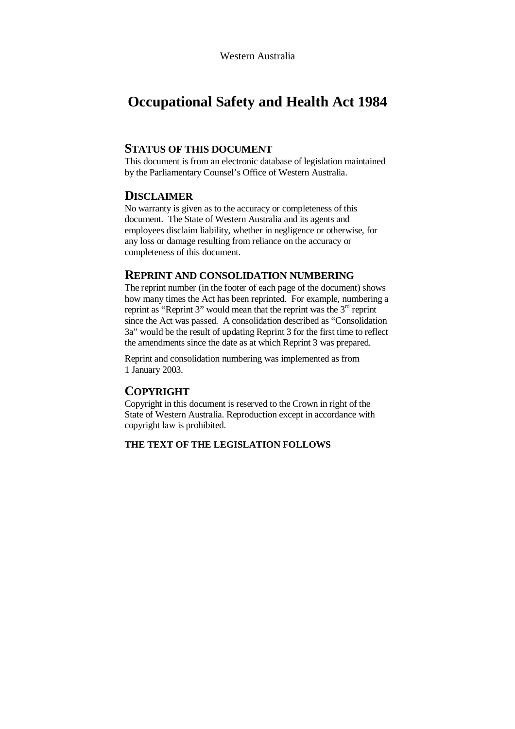Western Australia

# Occupational Safety and Health Act 1984

## STATUS OF THIS DOCUMENT

This document is from an electronic database of legislation maintained by the Parliamentary Counsel's Office of Western Australia.

## DISCLAIMER

No warranty is given as to the accuracy or completeness of this document. The State of Western Australia and its agents and employees disclaim liability, whether in negligence or otherwise, for any loss or damage resulting from reliance on the accuracy or completeness of this document.

## REPRINT AND CONSOLIDATION NUMBERING

The reprint number (in the footer of each page of the document) shows how many times the Act has been reprinted. For example, numbering a reprint as "Reprint 3" would mean that the reprint was the 3rd reprint since the Act was passed. A consolidation described as "Consolidation 3a" would be the result of updating Reprint 3 for the first time to reflect the amendments since the date as at which Reprint 3 was prepared.

Reprint and consolidation numbering was implemented as from 1 January 2003.

## COPYRIGHT

Copyright in this document is reserved to the Crown in right of the State of Western Australia. Reproduction except in accordance with copyright law is prohibited.

**THE TEXT OF THE LEGISLATION FOLLOWS**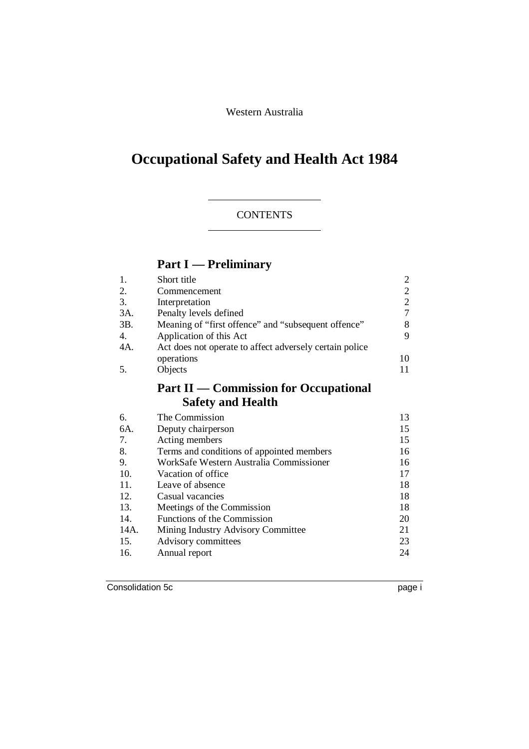Western Australia

# Occupational Safety and Health Act 1984

CONTENTS

## Part I — Preliminary

| | | |
|---|---|---|
| 1. | Short title | 2 |
| 2. | Commencement | 2 |
| 3. | Interpretation | 2 |
| 3A. | Penalty levels defined | 7 |
| 3B. | Meaning of "first offence" and "subsequent offence" | 8 |
| 4. | Application of this Act | 9 |
| 4A. | Act does not operate to affect adversely certain police operations | 10 |
| 5. | Objects | 11 |

## Part II — Commission for Occupational Safety and Health

| | | |
|---|---|---|
| 6. | The Commission | 13 |
| 6A. | Deputy chairperson | 15 |
| 7. | Acting members | 15 |
| 8. | Terms and conditions of appointed members | 16 |
| 9. | WorkSafe Western Australia Commissioner | 16 |
| 10. | Vacation of office | 17 |
| 11. | Leave of absence | 18 |
| 12. | Casual vacancies | 18 |
| 13. | Meetings of the Commission | 18 |
| 14. | Functions of the Commission | 20 |
| 14A. | Mining Industry Advisory Committee | 21 |
| 15. | Advisory committees | 23 |
| 16. | Annual report | 24 |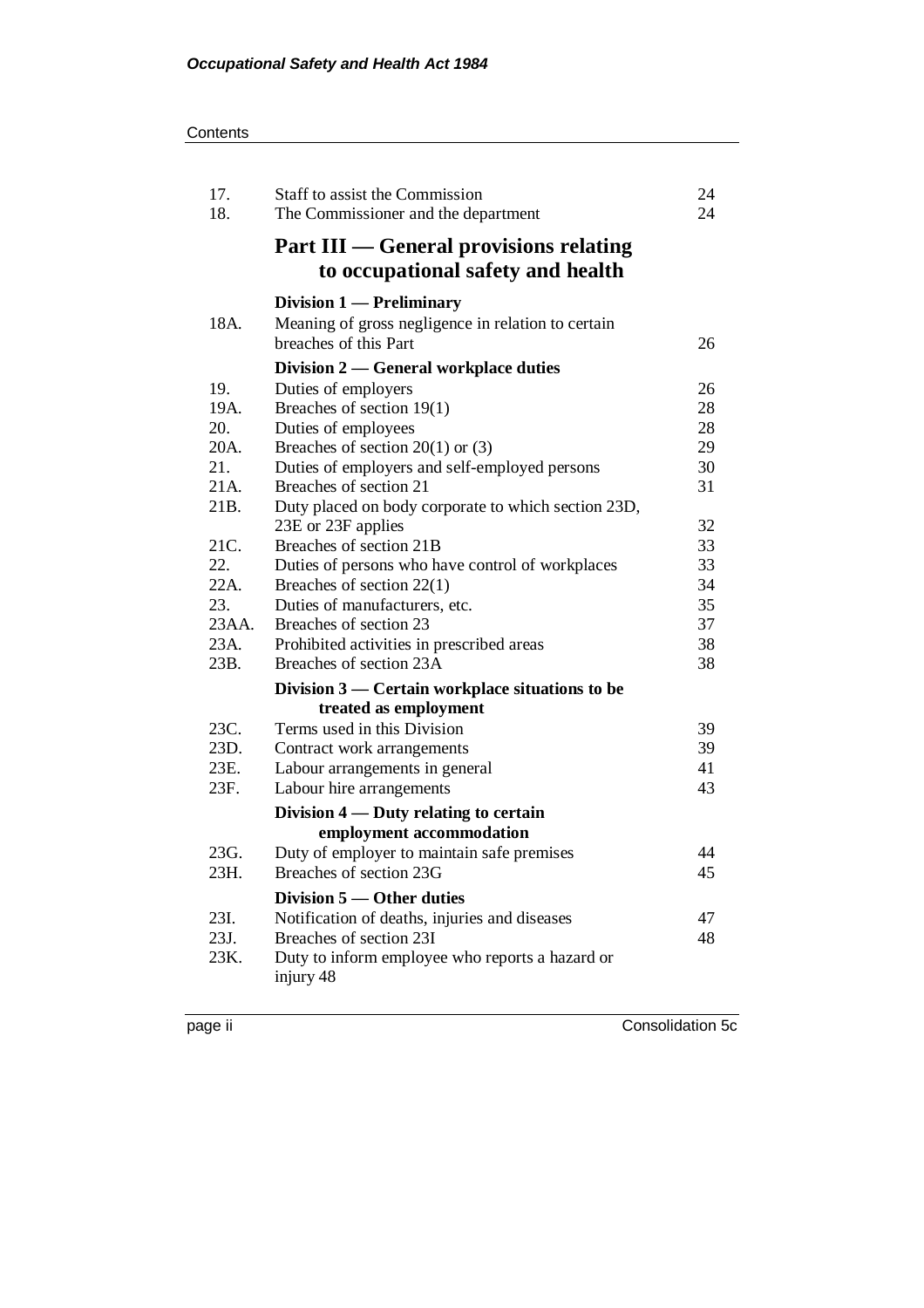| | | |
|---|---|---|
| 17. | Staff to assist the Commission | 24 |
| 18. | The Commissioner and the department | 24 |

## Part III — General provisions relating to occupational safety and health

### Division 1 — Preliminary

| | | |
|---|---|---|
| 18A. | Meaning of gross negligence in relation to certain breaches of this Part | 26 |

### Division 2 — General workplace duties

| | | |
|---|---|---|
| 19. | Duties of employers | 26 |
| 19A. | Breaches of section 19(1) | 28 |
| 20. | Duties of employees | 28 |
| 20A. | Breaches of section 20(1) or (3) | 29 |
| 21. | Duties of employers and self-employed persons | 30 |
| 21A. | Breaches of section 21 | 31 |
| 21B. | Duty placed on body corporate to which section 23D, 23E or 23F applies | 32 |
| 21C. | Breaches of section 21B | 33 |
| 22. | Duties of persons who have control of workplaces | 33 |
| 22A. | Breaches of section 22(1) | 34 |
| 23. | Duties of manufacturers, etc. | 35 |
| 23AA. | Breaches of section 23 | 37 |
| 23A. | Prohibited activities in prescribed areas | 38 |
| 23B. | Breaches of section 23A | 38 |

### Division 3 — Certain workplace situations to be treated as employment

| | | |
|---|---|---|
| 23C. | Terms used in this Division | 39 |
| 23D. | Contract work arrangements | 39 |
| 23E. | Labour arrangements in general | 41 |
| 23F. | Labour hire arrangements | 43 |

### Division 4 — Duty relating to certain employment accommodation

| | | |
|---|---|---|
| 23G. | Duty of employer to maintain safe premises | 44 |
| 23H. | Breaches of section 23G | 45 |

### Division 5 — Other duties

| | | |
|---|---|---|
| 23I. | Notification of deaths, injuries and diseases | 47 |
| 23J. | Breaches of section 23I | 48 |
| 23K. | Duty to inform employee who reports a hazard or injury | 48 |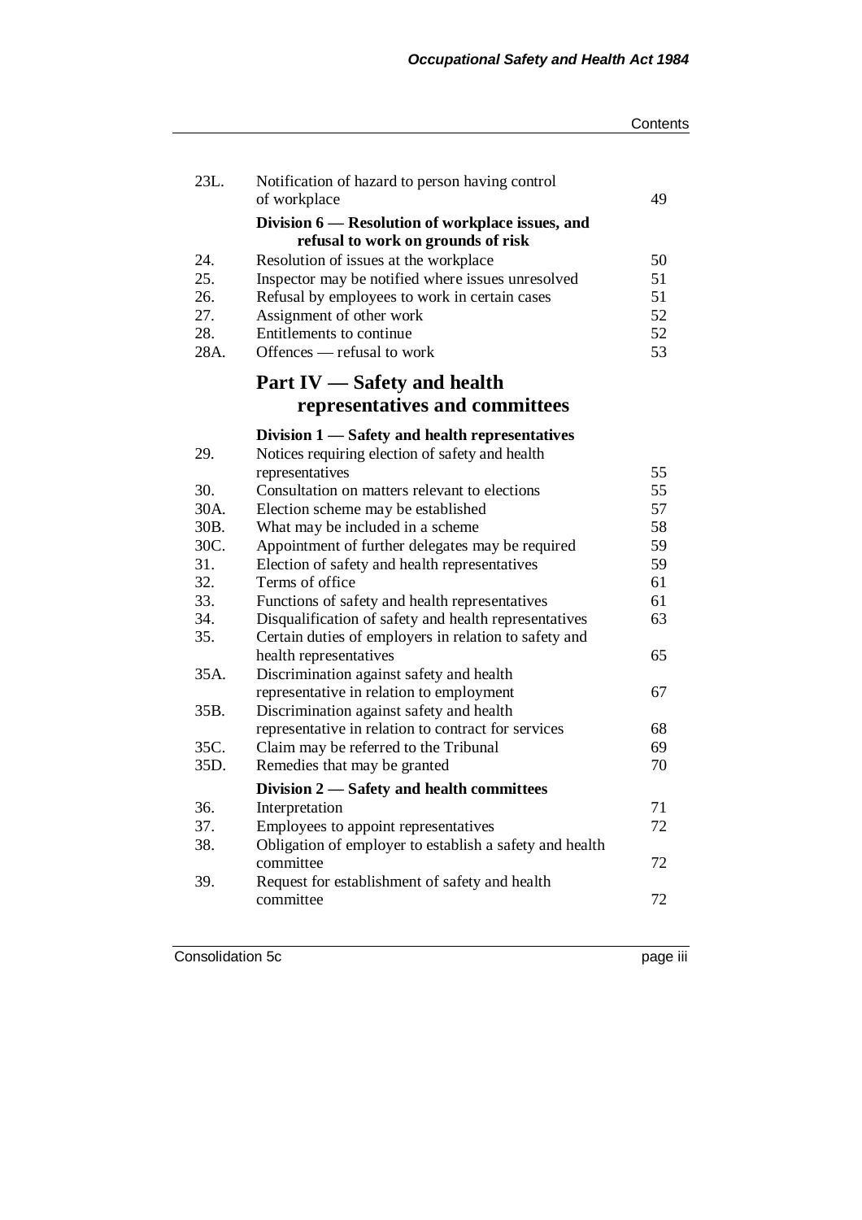| | | |
|---|---|---|
| 23L. | Notification of hazard to person having control of workplace | 49 |
| | **Division 6 — Resolution of workplace issues, and refusal to work on grounds of risk** | |
| 24. | Resolution of issues at the workplace | 50 |
| 25. | Inspector may be notified where issues unresolved | 51 |
| 26. | Refusal by employees to work in certain cases | 51 |
| 27. | Assignment of other work | 52 |
| 28. | Entitlements to continue | 52 |
| 28A. | Offences — refusal to work | 53 |

## Part IV — Safety and health representatives and committees

| | | |
|---|---|---|
| | **Division 1 — Safety and health representatives** | |
| 29. | Notices requiring election of safety and health representatives | 55 |
| 30. | Consultation on matters relevant to elections | 55 |
| 30A. | Election scheme may be established | 57 |
| 30B. | What may be included in a scheme | 58 |
| 30C. | Appointment of further delegates may be required | 59 |
| 31. | Election of safety and health representatives | 59 |
| 32. | Terms of office | 61 |
| 33. | Functions of safety and health representatives | 61 |
| 34. | Disqualification of safety and health representatives | 63 |
| 35. | Certain duties of employers in relation to safety and health representatives | 65 |
| 35A. | Discrimination against safety and health representative in relation to employment | 67 |
| 35B. | Discrimination against safety and health representative in relation to contract for services | 68 |
| 35C. | Claim may be referred to the Tribunal | 69 |
| 35D. | Remedies that may be granted | 70 |
| | **Division 2 — Safety and health committees** | |
| 36. | Interpretation | 71 |
| 37. | Employees to appoint representatives | 72 |
| 38. | Obligation of employer to establish a safety and health committee | 72 |
| 39. | Request for establishment of safety and health committee | 72 |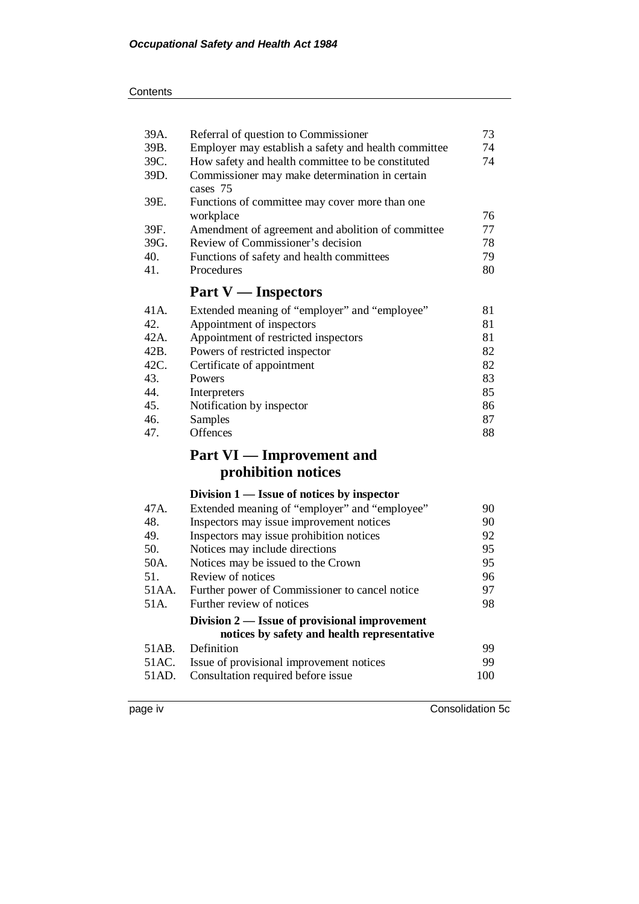| | | |
|---|---|---|
| 39A. | Referral of question to Commissioner | 73 |
| 39B. | Employer may establish a safety and health committee | 74 |
| 39C. | How safety and health committee to be constituted | 74 |
| 39D. | Commissioner may make determination in certain cases | 75 |
| 39E. | Functions of committee may cover more than one workplace | 76 |
| 39F. | Amendment of agreement and abolition of committee | 77 |
| 39G. | Review of Commissioner's decision | 78 |
| 40. | Functions of safety and health committees | 79 |
| 41. | Procedures | 80 |

## Part V — Inspectors

| | | |
|---|---|---|
| 41A. | Extended meaning of "employer" and "employee" | 81 |
| 42. | Appointment of inspectors | 81 |
| 42A. | Appointment of restricted inspectors | 81 |
| 42B. | Powers of restricted inspector | 82 |
| 42C. | Certificate of appointment | 82 |
| 43. | Powers | 83 |
| 44. | Interpreters | 85 |
| 45. | Notification by inspector | 86 |
| 46. | Samples | 87 |
| 47. | Offences | 88 |

## Part VI — Improvement and prohibition notices

### Division 1 — Issue of notices by inspector

| | | |
|---|---|---|
| 47A. | Extended meaning of "employer" and "employee" | 90 |
| 48. | Inspectors may issue improvement notices | 90 |
| 49. | Inspectors may issue prohibition notices | 92 |
| 50. | Notices may include directions | 95 |
| 50A. | Notices may be issued to the Crown | 95 |
| 51. | Review of notices | 96 |
| 51AA. | Further power of Commissioner to cancel notice | 97 |
| 51A. | Further review of notices | 98 |

### Division 2 — Issue of provisional improvement notices by safety and health representative

| | | |
|---|---|---|
| 51AB. | Definition | 99 |
| 51AC. | Issue of provisional improvement notices | 99 |
| 51AD. | Consultation required before issue | 100 |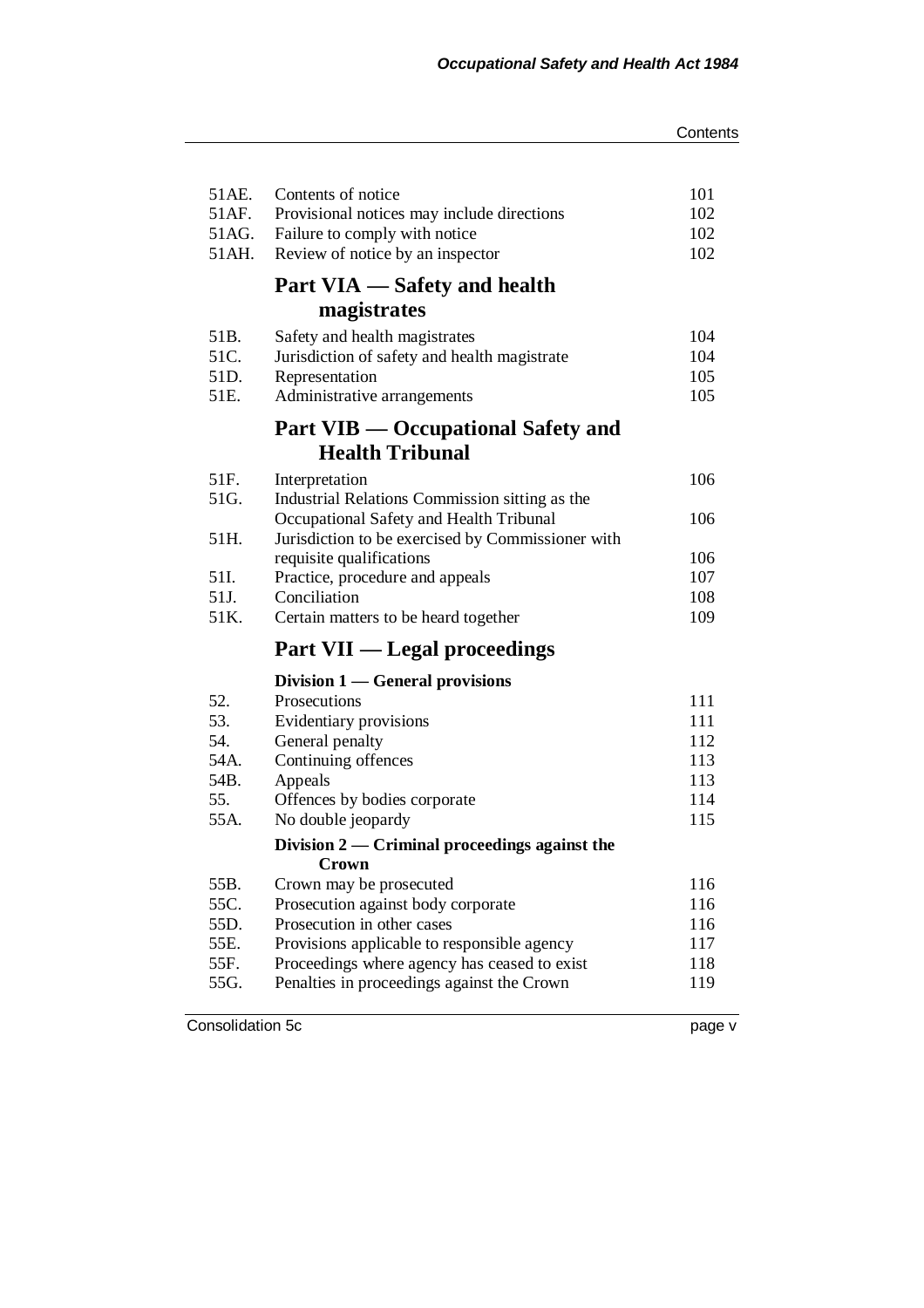| | | |
|---|---|---|
| 51AE. | Contents of notice | 101 |
| 51AF. | Provisional notices may include directions | 102 |
| 51AG. | Failure to comply with notice | 102 |
| 51AH. | Review of notice by an inspector | 102 |

## Part VIA — Safety and health magistrates

| | | |
|---|---|---|
| 51B. | Safety and health magistrates | 104 |
| 51C. | Jurisdiction of safety and health magistrate | 104 |
| 51D. | Representation | 105 |
| 51E. | Administrative arrangements | 105 |

## Part VIB — Occupational Safety and Health Tribunal

| | | |
|---|---|---|
| 51F. | Interpretation | 106 |
| 51G. | Industrial Relations Commission sitting as the Occupational Safety and Health Tribunal | 106 |
| 51H. | Jurisdiction to be exercised by Commissioner with requisite qualifications | 106 |
| 51I. | Practice, procedure and appeals | 107 |
| 51J. | Conciliation | 108 |
| 51K. | Certain matters to be heard together | 109 |

## Part VII — Legal proceedings

### Division 1 — General provisions

| | | |
|---|---|---|
| 52. | Prosecutions | 111 |
| 53. | Evidentiary provisions | 111 |
| 54. | General penalty | 112 |
| 54A. | Continuing offences | 113 |
| 54B. | Appeals | 113 |
| 55. | Offences by bodies corporate | 114 |
| 55A. | No double jeopardy | 115 |

### Division 2 — Criminal proceedings against the Crown

| | | |
|---|---|---|
| 55B. | Crown may be prosecuted | 116 |
| 55C. | Prosecution against body corporate | 116 |
| 55D. | Prosecution in other cases | 116 |
| 55E. | Provisions applicable to responsible agency | 117 |
| 55F. | Proceedings where agency has ceased to exist | 118 |
| 55G. | Penalties in proceedings against the Crown | 119 |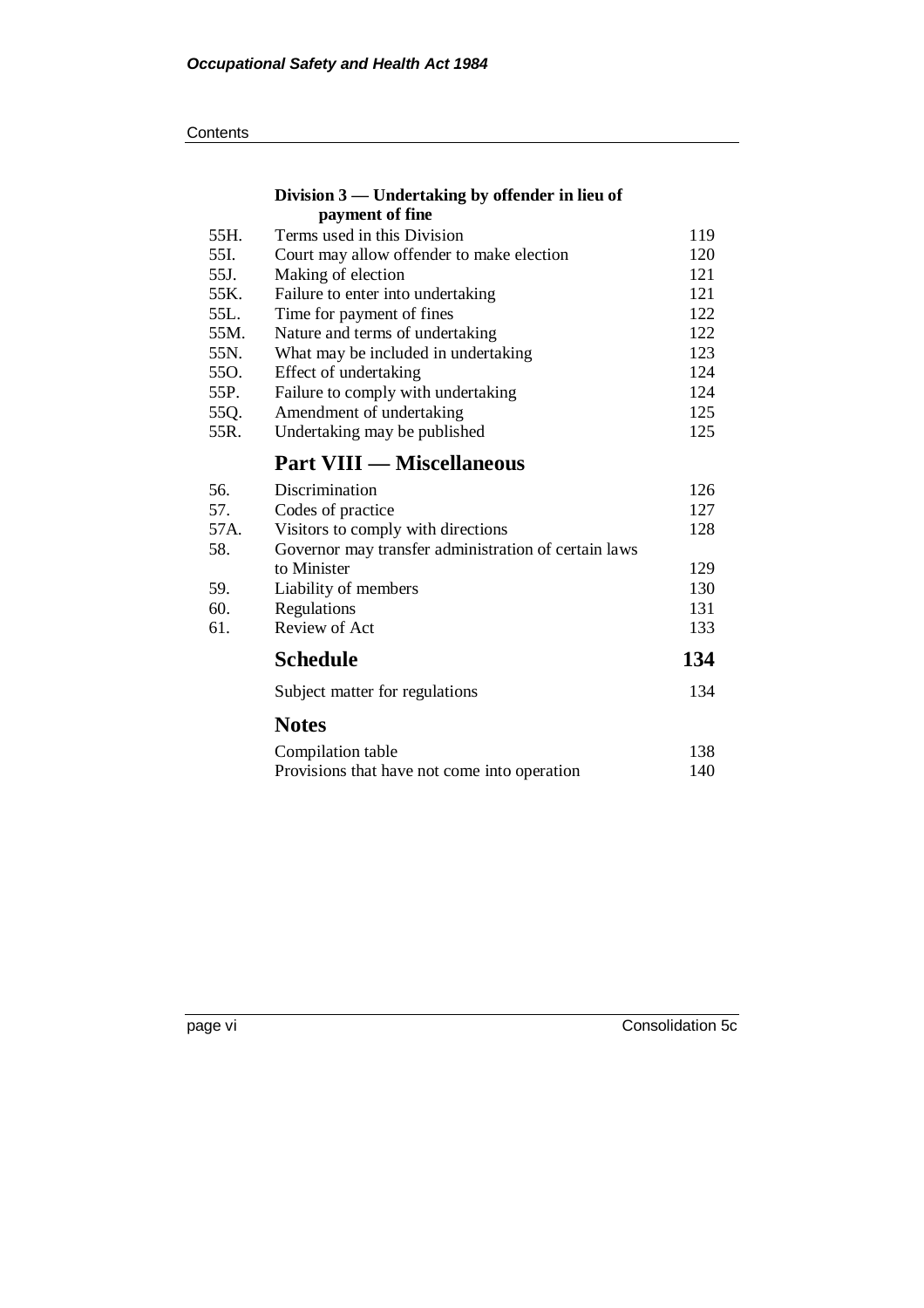### Division 3 — Undertaking by offender in lieu of payment of fine

| | | |
|---|---|---|
| 55H. | Terms used in this Division | 119 |
| 55I. | Court may allow offender to make election | 120 |
| 55J. | Making of election | 121 |
| 55K. | Failure to enter into undertaking | 121 |
| 55L. | Time for payment of fines | 122 |
| 55M. | Nature and terms of undertaking | 122 |
| 55N. | What may be included in undertaking | 123 |
| 55O. | Effect of undertaking | 124 |
| 55P. | Failure to comply with undertaking | 124 |
| 55Q. | Amendment of undertaking | 125 |
| 55R. | Undertaking may be published | 125 |

## Part VIII — Miscellaneous

| | | |
|---|---|---|
| 56. | Discrimination | 126 |
| 57. | Codes of practice | 127 |
| 57A. | Visitors to comply with directions | 128 |
| 58. | Governor may transfer administration of certain laws to Minister | 129 |
| 59. | Liability of members | 130 |
| 60. | Regulations | 131 |
| 61. | Review of Act | 133 |

## Schedule — 134

Subject matter for regulations — 134

## Notes

Compilation table — 138

Provisions that have not come into operation — 140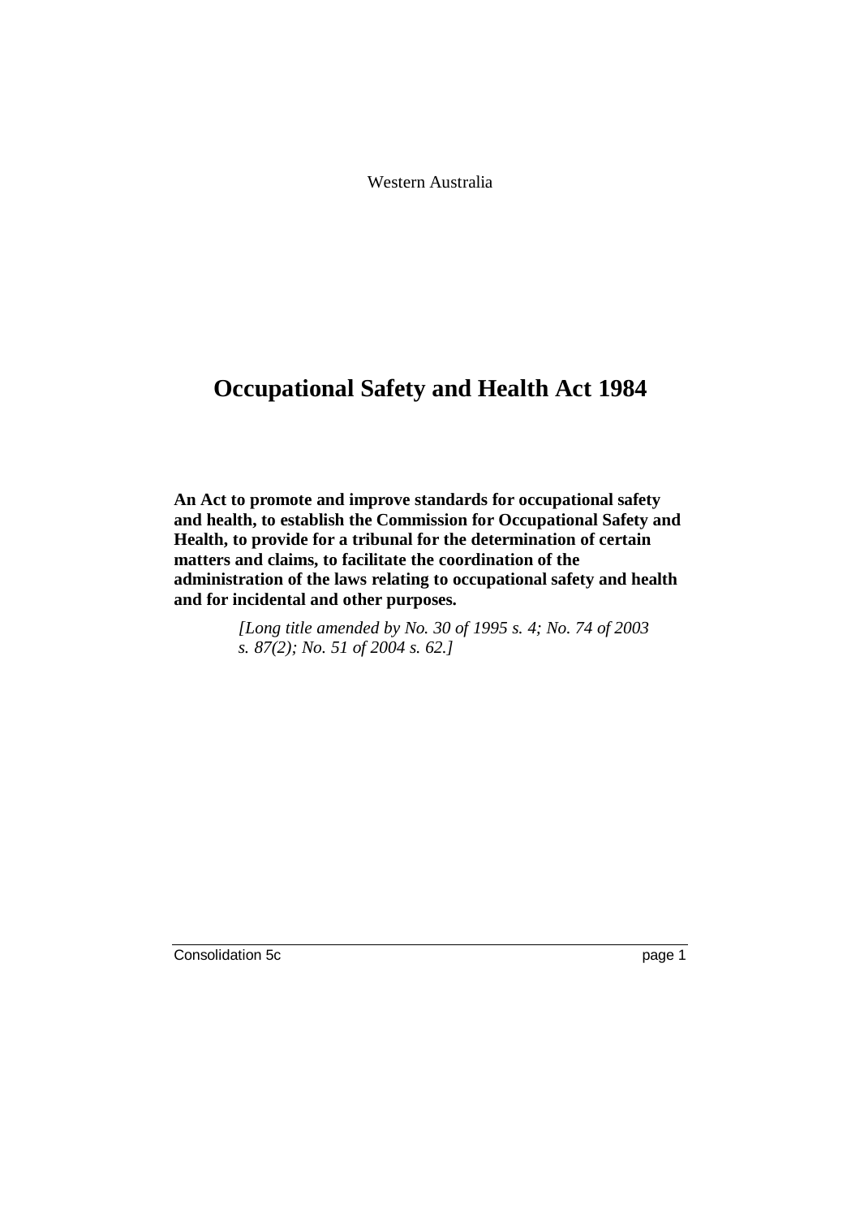Western Australia

# Occupational Safety and Health Act 1984

**An Act to promote and improve standards for occupational safety and health, to establish the Commission for Occupational Safety and Health, to provide for a tribunal for the determination of certain matters and claims, to facilitate the coordination of the administration of the laws relating to occupational safety and health and for incidental and other purposes.**

*[Long title amended by No. 30 of 1995 s. 4; No. 74 of 2003 s. 87(2); No. 51 of 2004 s. 62.]*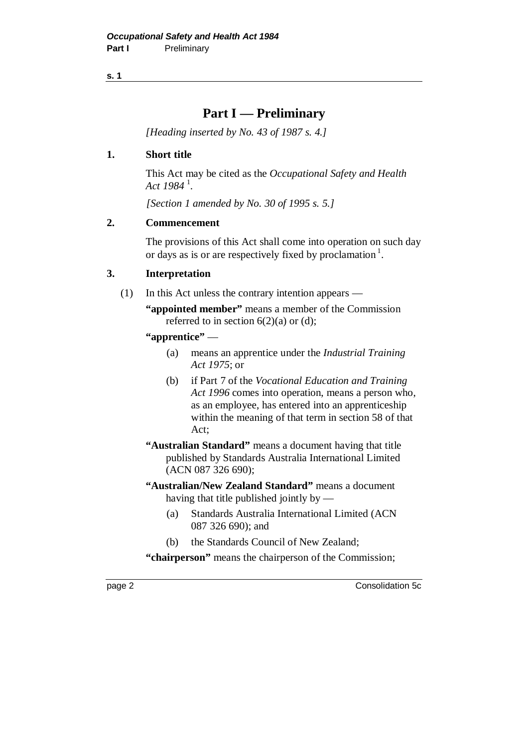# Part I — Preliminary

*[Heading inserted by No. 43 of 1987 s. 4.]*

**1. Short title**

This Act may be cited as the *Occupational Safety and Health Act 1984* [1].

*[Section 1 amended by No. 30 of 1995 s. 5.]*

**2. Commencement**

The provisions of this Act shall come into operation on such day or days as is or are respectively fixed by proclamation [1].

**3. Interpretation**

(1) In this Act unless the contrary intention appears —

**"appointed member"** means a member of the Commission referred to in section 6(2)(a) or (d);

**"apprentice"** —

(a) means an apprentice under the *Industrial Training Act 1975*; or

(b) if Part 7 of the *Vocational Education and Training Act 1996* comes into operation, means a person who, as an employee, has entered into an apprenticeship within the meaning of that term in section 58 of that Act;

**"Australian Standard"** means a document having that title published by Standards Australia International Limited (ACN 087 326 690);

**"Australian/New Zealand Standard"** means a document having that title published jointly by —

(a) Standards Australia International Limited (ACN 087 326 690); and

(b) the Standards Council of New Zealand;

**"chairperson"** means the chairperson of the Commission;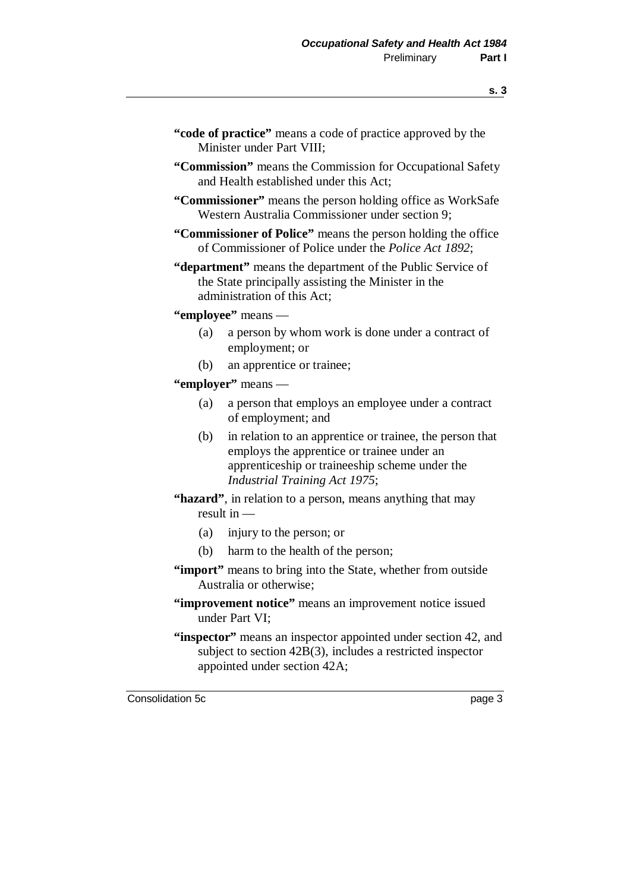**"code of practice"** means a code of practice approved by the Minister under Part VIII;

**"Commission"** means the Commission for Occupational Safety and Health established under this Act;

**"Commissioner"** means the person holding office as WorkSafe Western Australia Commissioner under section 9;

**"Commissioner of Police"** means the person holding the office of Commissioner of Police under the *Police Act 1892*;

**"department"** means the department of the Public Service of the State principally assisting the Minister in the administration of this Act;

**"employee"** means —

(a) a person by whom work is done under a contract of employment; or

(b) an apprentice or trainee;

**"employer"** means —

(a) a person that employs an employee under a contract of employment; and

(b) in relation to an apprentice or trainee, the person that employs the apprentice or trainee under an apprenticeship or traineeship scheme under the *Industrial Training Act 1975*;

**"hazard"**, in relation to a person, means anything that may result in —

(a) injury to the person; or

(b) harm to the health of the person;

**"import"** means to bring into the State, whether from outside Australia or otherwise;

**"improvement notice"** means an improvement notice issued under Part VI;

**"inspector"** means an inspector appointed under section 42, and subject to section 42B(3), includes a restricted inspector appointed under section 42A;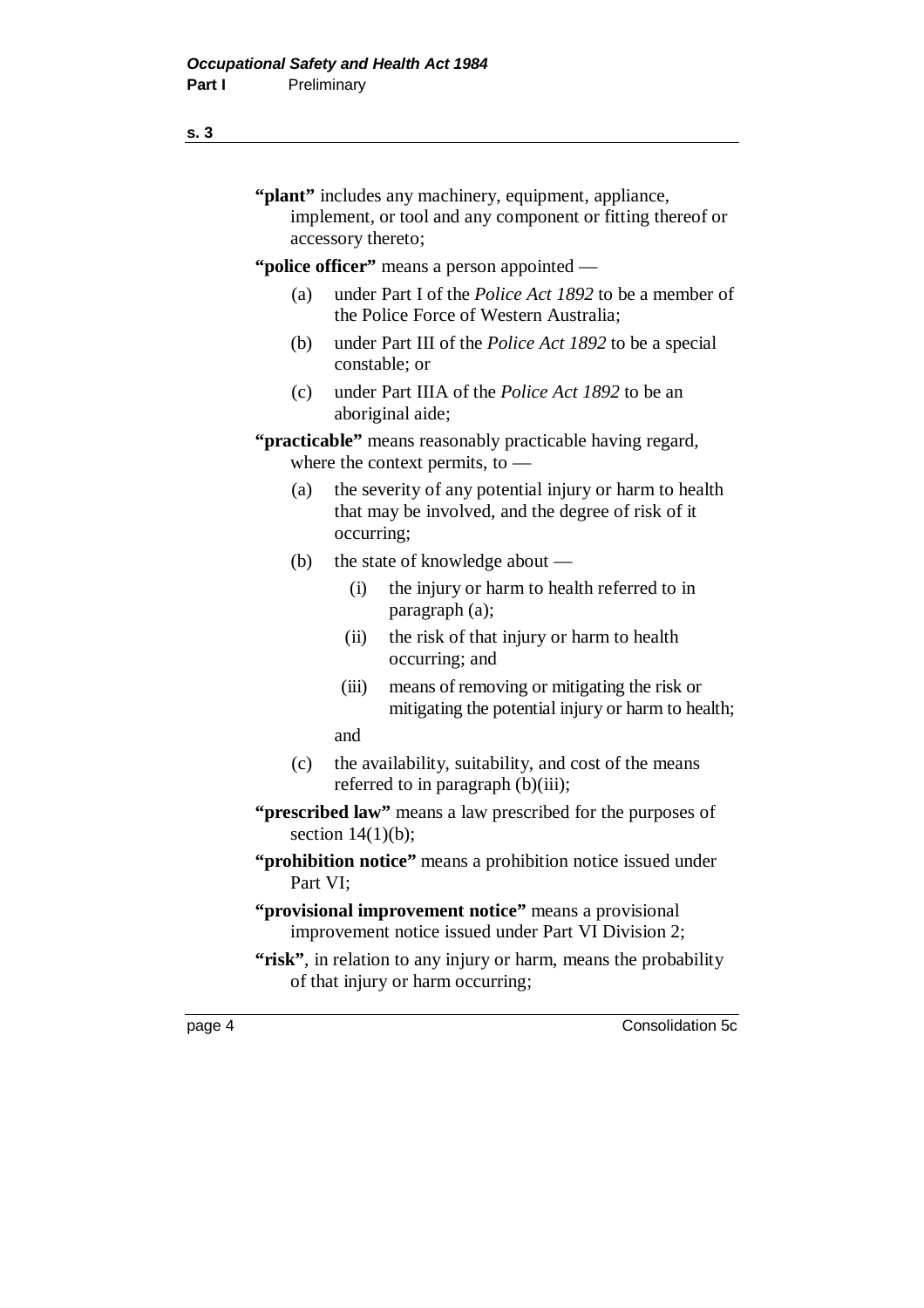**"plant"** includes any machinery, equipment, appliance, implement, or tool and any component or fitting thereof or accessory thereto;

**"police officer"** means a person appointed —

(a) under Part I of the *Police Act 1892* to be a member of the Police Force of Western Australia;

(b) under Part III of the *Police Act 1892* to be a special constable; or

(c) under Part IIIA of the *Police Act 1892* to be an aboriginal aide;

**"practicable"** means reasonably practicable having regard, where the context permits, to —

(a) the severity of any potential injury or harm to health that may be involved, and the degree of risk of it occurring;

(b) the state of knowledge about —

(i) the injury or harm to health referred to in paragraph (a);

(ii) the risk of that injury or harm to health occurring; and

(iii) means of removing or mitigating the risk or mitigating the potential injury or harm to health;

and

(c) the availability, suitability, and cost of the means referred to in paragraph (b)(iii);

**"prescribed law"** means a law prescribed for the purposes of section 14(1)(b);

**"prohibition notice"** means a prohibition notice issued under Part VI;

**"provisional improvement notice"** means a provisional improvement notice issued under Part VI Division 2;

**"risk"**, in relation to any injury or harm, means the probability of that injury or harm occurring;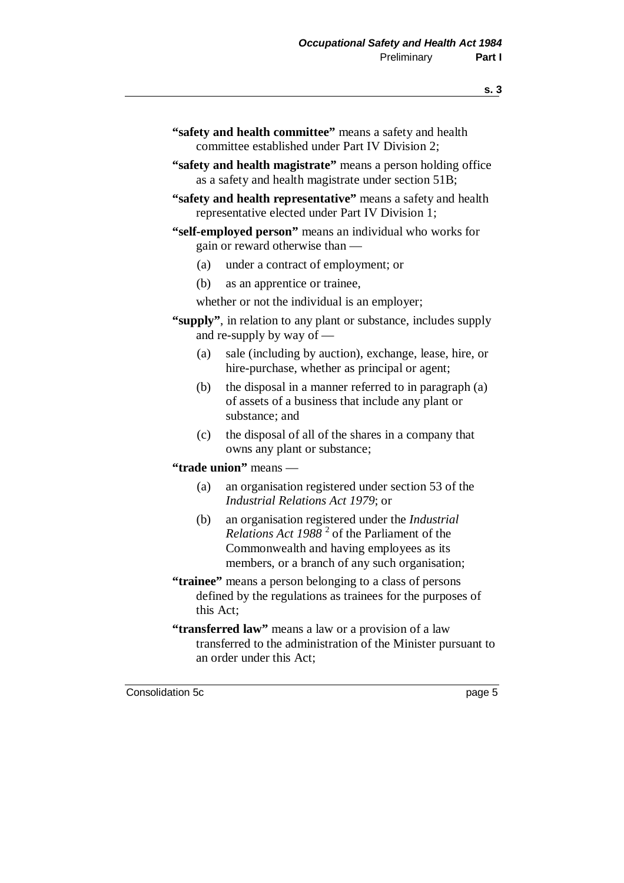**"safety and health committee"** means a safety and health committee established under Part IV Division 2;

**"safety and health magistrate"** means a person holding office as a safety and health magistrate under section 51B;

**"safety and health representative"** means a safety and health representative elected under Part IV Division 1;

**"self-employed person"** means an individual who works for gain or reward otherwise than —

(a) under a contract of employment; or

(b) as an apprentice or trainee,

whether or not the individual is an employer;

**"supply"**, in relation to any plant or substance, includes supply and re-supply by way of —

(a) sale (including by auction), exchange, lease, hire, or hire-purchase, whether as principal or agent;

(b) the disposal in a manner referred to in paragraph (a) of assets of a business that include any plant or substance; and

(c) the disposal of all of the shares in a company that owns any plant or substance;

**"trade union"** means —

(a) an organisation registered under section 53 of the *Industrial Relations Act 1979*; or

(b) an organisation registered under the *Industrial Relations Act 1988* [2] of the Parliament of the Commonwealth and having employees as its members, or a branch of any such organisation;

**"trainee"** means a person belonging to a class of persons defined by the regulations as trainees for the purposes of this Act;

**"transferred law"** means a law or a provision of a law transferred to the administration of the Minister pursuant to an order under this Act;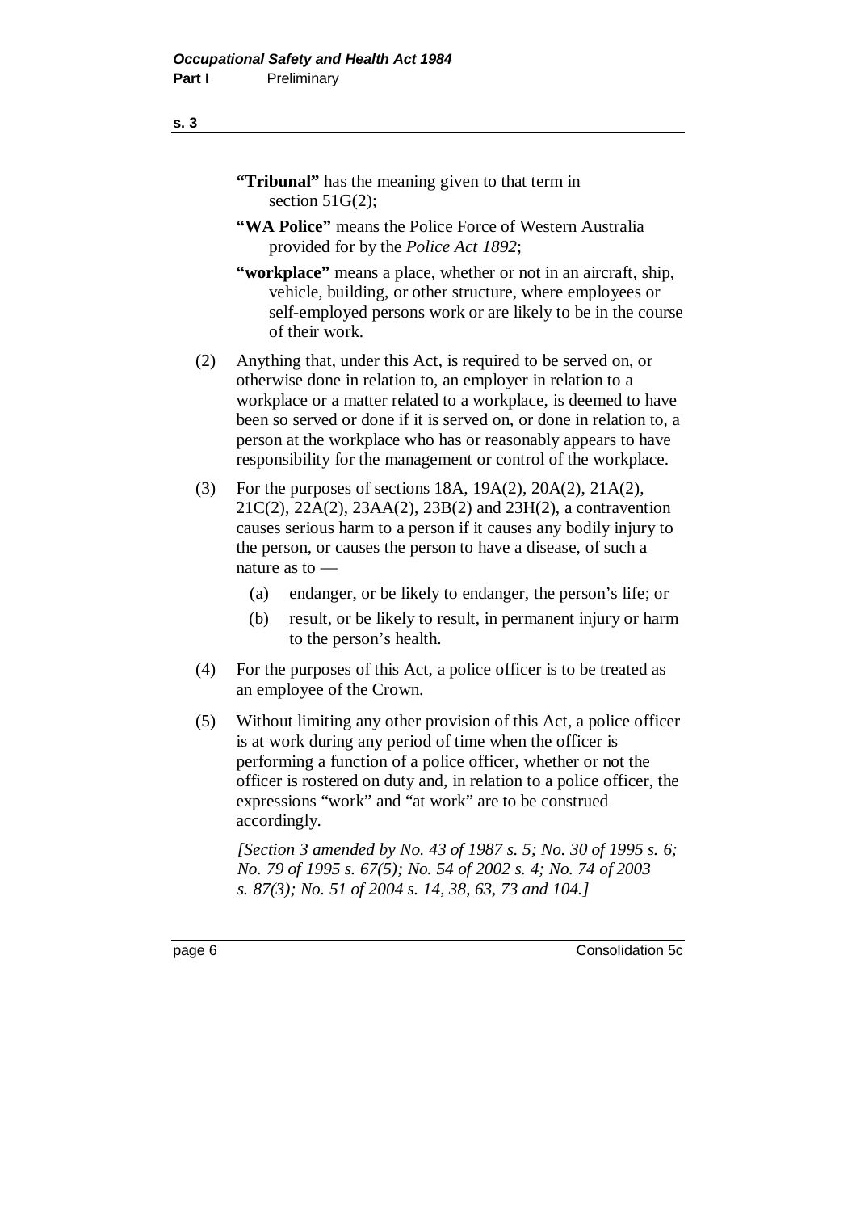**"Tribunal"** has the meaning given to that term in section 51G(2);

**"WA Police"** means the Police Force of Western Australia provided for by the *Police Act 1892*;

**"workplace"** means a place, whether or not in an aircraft, ship, vehicle, building, or other structure, where employees or self-employed persons work or are likely to be in the course of their work.

(2) Anything that, under this Act, is required to be served on, or otherwise done in relation to, an employer in relation to a workplace or a matter related to a workplace, is deemed to have been so served or done if it is served on, or done in relation to, a person at the workplace who has or reasonably appears to have responsibility for the management or control of the workplace.

(3) For the purposes of sections 18A, 19A(2), 20A(2), 21A(2), 21C(2), 22A(2), 23AA(2), 23B(2) and 23H(2), a contravention causes serious harm to a person if it causes any bodily injury to the person, or causes the person to have a disease, of such a nature as to —

(a) endanger, or be likely to endanger, the person's life; or

(b) result, or be likely to result, in permanent injury or harm to the person's health.

(4) For the purposes of this Act, a police officer is to be treated as an employee of the Crown.

(5) Without limiting any other provision of this Act, a police officer is at work during any period of time when the officer is performing a function of a police officer, whether or not the officer is rostered on duty and, in relation to a police officer, the expressions "work" and "at work" are to be construed accordingly.

*[Section 3 amended by No. 43 of 1987 s. 5; No. 30 of 1995 s. 6; No. 79 of 1995 s. 67(5); No. 54 of 2002 s. 4; No. 74 of 2003 s. 87(3); No. 51 of 2004 s. 14, 38, 63, 73 and 104.]*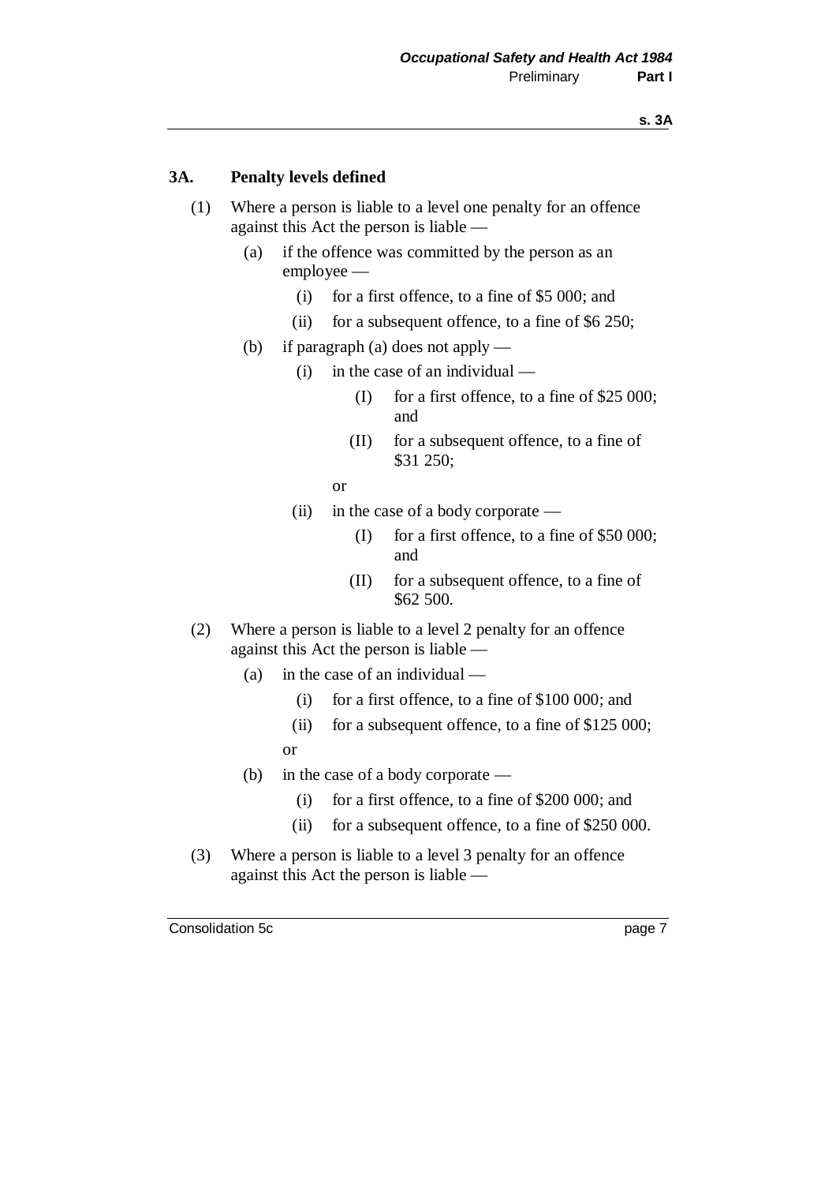### 3A. Penalty levels defined

(1) Where a person is liable to a level one penalty for an offence against this Act the person is liable —

- (a) if the offence was committed by the person as an employee —
  - (i) for a first offence, to a fine of $5 000; and
  - (ii) for a subsequent offence, to a fine of $6 250;
- (b) if paragraph (a) does not apply —
  - (i) in the case of an individual —
    - (I) for a first offence, to a fine of $25 000; and
    - (II) for a subsequent offence, to a fine of $31 250;

    or
  - (ii) in the case of a body corporate —
    - (I) for a first offence, to a fine of $50 000; and
    - (II) for a subsequent offence, to a fine of $62 500.

(2) Where a person is liable to a level 2 penalty for an offence against this Act the person is liable —

- (a) in the case of an individual —
  - (i) for a first offence, to a fine of $100 000; and
  - (ii) for a subsequent offence, to a fine of $125 000;

  or
- (b) in the case of a body corporate —
  - (i) for a first offence, to a fine of $200 000; and
  - (ii) for a subsequent offence, to a fine of $250 000.

(3) Where a person is liable to a level 3 penalty for an offence against this Act the person is liable —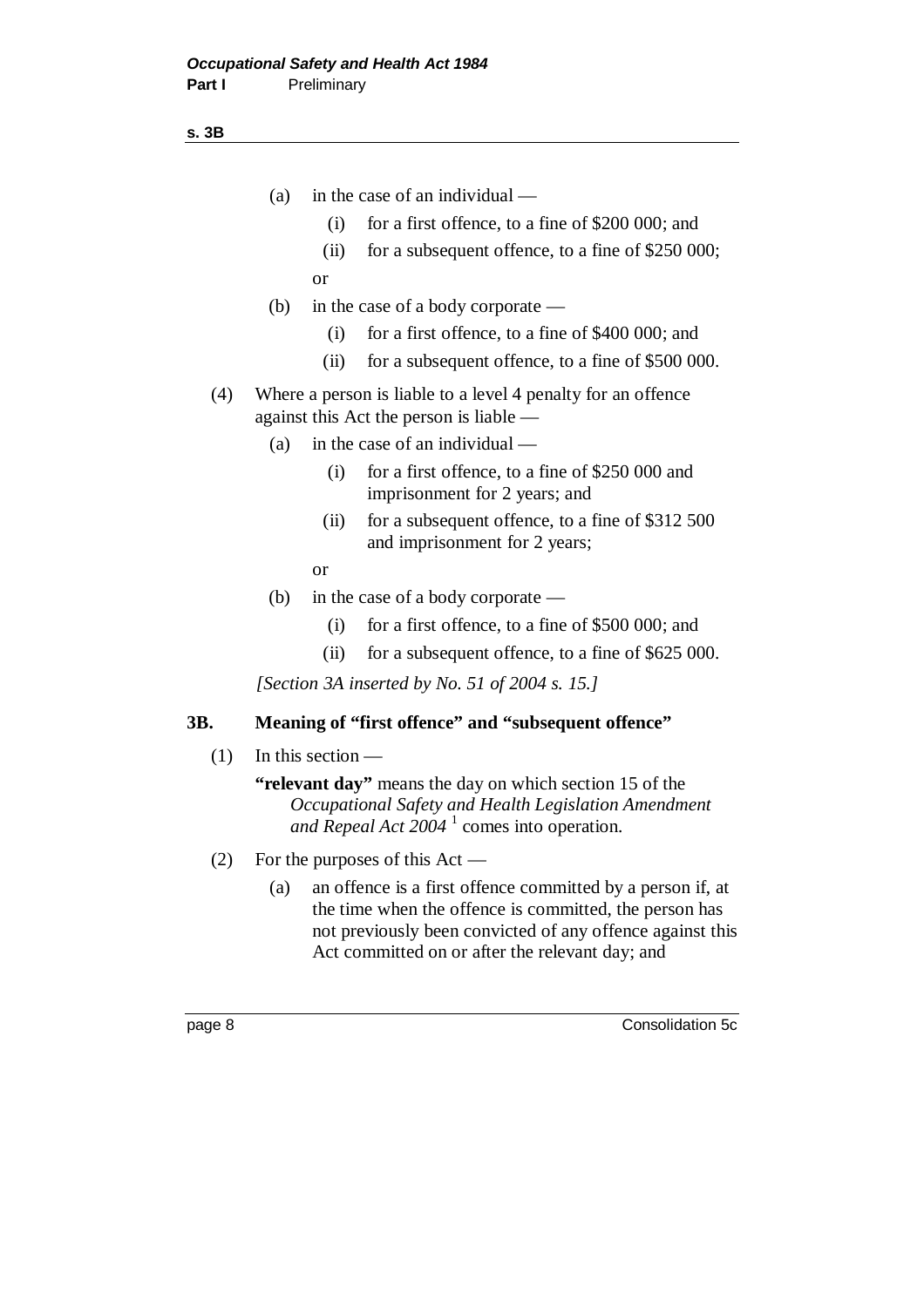(a) in the case of an individual —

(i) for a first offence, to a fine of $200 000; and

(ii) for a subsequent offence, to a fine of $250 000;

or

(b) in the case of a body corporate —

(i) for a first offence, to a fine of $400 000; and

(ii) for a subsequent offence, to a fine of $500 000.

(4) Where a person is liable to a level 4 penalty for an offence against this Act the person is liable —

(a) in the case of an individual —

(i) for a first offence, to a fine of $250 000 and imprisonment for 2 years; and

(ii) for a subsequent offence, to a fine of $312 500 and imprisonment for 2 years;

or

(b) in the case of a body corporate —

(i) for a first offence, to a fine of $500 000; and

(ii) for a subsequent offence, to a fine of $625 000.

*[Section 3A inserted by No. 51 of 2004 s. 15.]*

### 3B. Meaning of "first offence" and "subsequent offence"

(1) In this section —

**"relevant day"** means the day on which section 15 of the *Occupational Safety and Health Legislation Amendment and Repeal Act 2004* [1] comes into operation.

(2) For the purposes of this Act —

(a) an offence is a first offence committed by a person if, at the time when the offence is committed, the person has not previously been convicted of any offence against this Act committed on or after the relevant day; and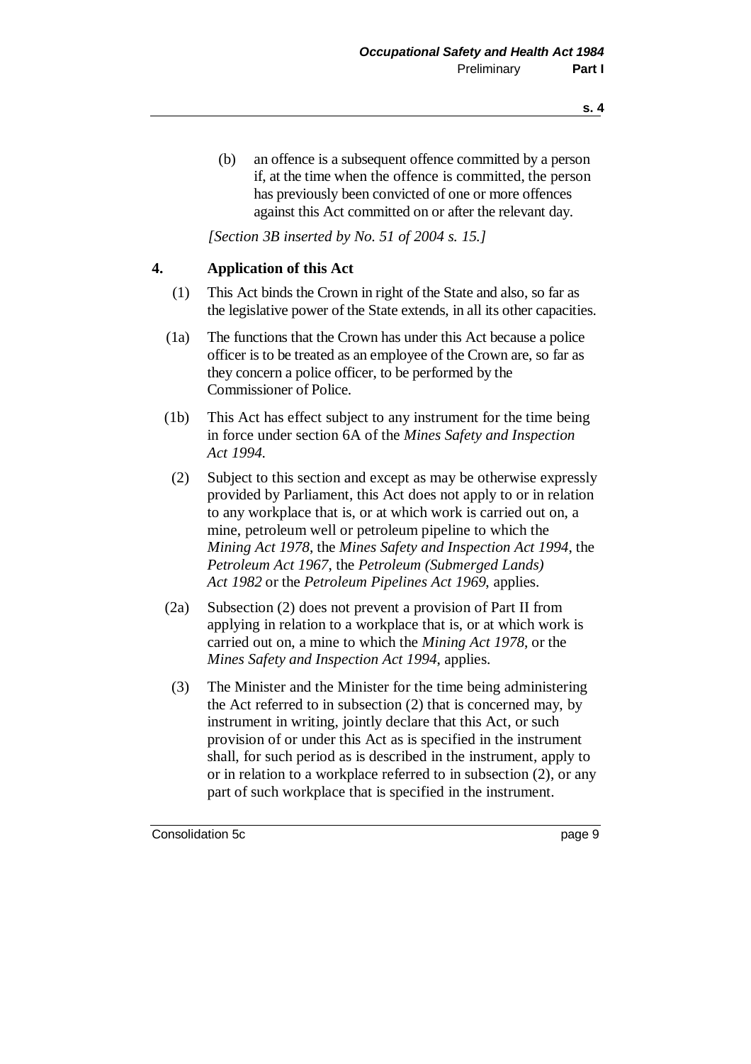(b) an offence is a subsequent offence committed by a person if, at the time when the offence is committed, the person has previously been convicted of one or more offences against this Act committed on or after the relevant day.

*[Section 3B inserted by No. 51 of 2004 s. 15.]*

## 4. Application of this Act

(1) This Act binds the Crown in right of the State and also, so far as the legislative power of the State extends, in all its other capacities.

(1a) The functions that the Crown has under this Act because a police officer is to be treated as an employee of the Crown are, so far as they concern a police officer, to be performed by the Commissioner of Police.

(1b) This Act has effect subject to any instrument for the time being in force under section 6A of the *Mines Safety and Inspection Act 1994*.

(2) Subject to this section and except as may be otherwise expressly provided by Parliament, this Act does not apply to or in relation to any workplace that is, or at which work is carried out on, a mine, petroleum well or petroleum pipeline to which the *Mining Act 1978*, the *Mines Safety and Inspection Act 1994*, the *Petroleum Act 1967*, the *Petroleum (Submerged Lands) Act 1982* or the *Petroleum Pipelines Act 1969*, applies.

(2a) Subsection (2) does not prevent a provision of Part II from applying in relation to a workplace that is, or at which work is carried out on, a mine to which the *Mining Act 1978*, or the *Mines Safety and Inspection Act 1994*, applies.

(3) The Minister and the Minister for the time being administering the Act referred to in subsection (2) that is concerned may, by instrument in writing, jointly declare that this Act, or such provision of or under this Act as is specified in the instrument shall, for such period as is described in the instrument, apply to or in relation to a workplace referred to in subsection (2), or any part of such workplace that is specified in the instrument.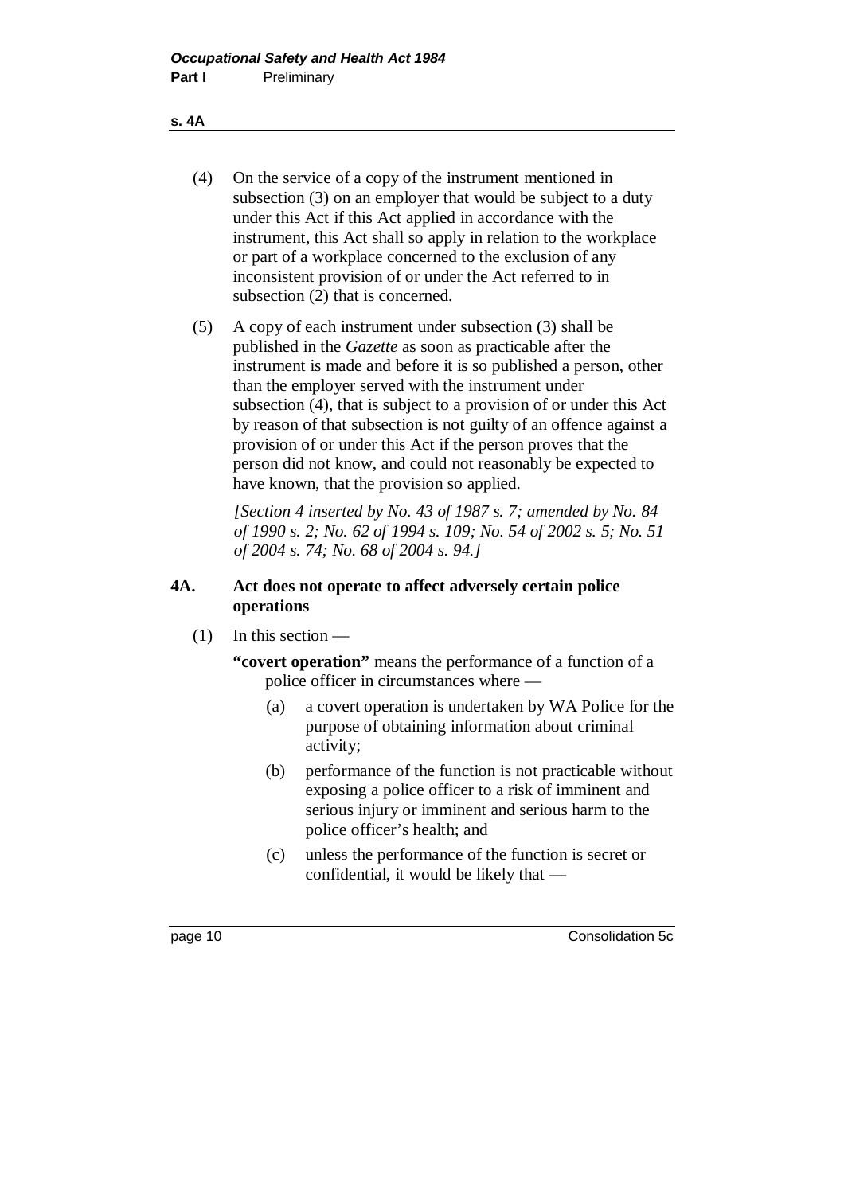(4) On the service of a copy of the instrument mentioned in subsection (3) on an employer that would be subject to a duty under this Act if this Act applied in accordance with the instrument, this Act shall so apply in relation to the workplace or part of a workplace concerned to the exclusion of any inconsistent provision of or under the Act referred to in subsection (2) that is concerned.

(5) A copy of each instrument under subsection (3) shall be published in the *Gazette* as soon as practicable after the instrument is made and before it is so published a person, other than the employer served with the instrument under subsection (4), that is subject to a provision of or under this Act by reason of that subsection is not guilty of an offence against a provision of or under this Act if the person proves that the person did not know, and could not reasonably be expected to have known, that the provision so applied.

*[Section 4 inserted by No. 43 of 1987 s. 7; amended by No. 84 of 1990 s. 2; No. 62 of 1994 s. 109; No. 54 of 2002 s. 5; No. 51 of 2004 s. 74; No. 68 of 2004 s. 94.]*

### 4A. Act does not operate to affect adversely certain police operations

(1) In this section —

**"covert operation"** means the performance of a function of a police officer in circumstances where —

- (a) a covert operation is undertaken by WA Police for the purpose of obtaining information about criminal activity;
- (b) performance of the function is not practicable without exposing a police officer to a risk of imminent and serious injury or imminent and serious harm to the police officer's health; and
- (c) unless the performance of the function is secret or confidential, it would be likely that —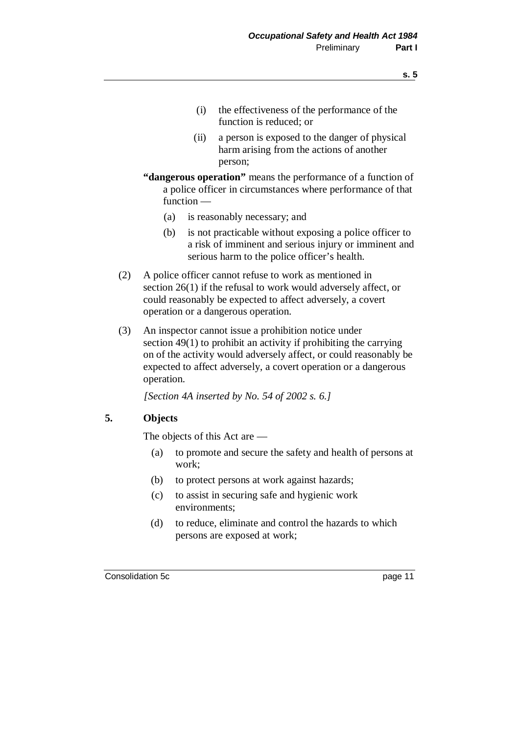(i) the effectiveness of the performance of the function is reduced; or

(ii) a person is exposed to the danger of physical harm arising from the actions of another person;

**"dangerous operation"** means the performance of a function of a police officer in circumstances where performance of that function —

(a) is reasonably necessary; and

(b) is not practicable without exposing a police officer to a risk of imminent and serious injury or imminent and serious harm to the police officer's health.

(2) A police officer cannot refuse to work as mentioned in section 26(1) if the refusal to work would adversely affect, or could reasonably be expected to affect adversely, a covert operation or a dangerous operation.

(3) An inspector cannot issue a prohibition notice under section 49(1) to prohibit an activity if prohibiting the carrying on of the activity would adversely affect, or could reasonably be expected to affect adversely, a covert operation or a dangerous operation.

*[Section 4A inserted by No. 54 of 2002 s. 6.]*

### 5. Objects

The objects of this Act are —

(a) to promote and secure the safety and health of persons at work;

(b) to protect persons at work against hazards;

(c) to assist in securing safe and hygienic work environments;

(d) to reduce, eliminate and control the hazards to which persons are exposed at work;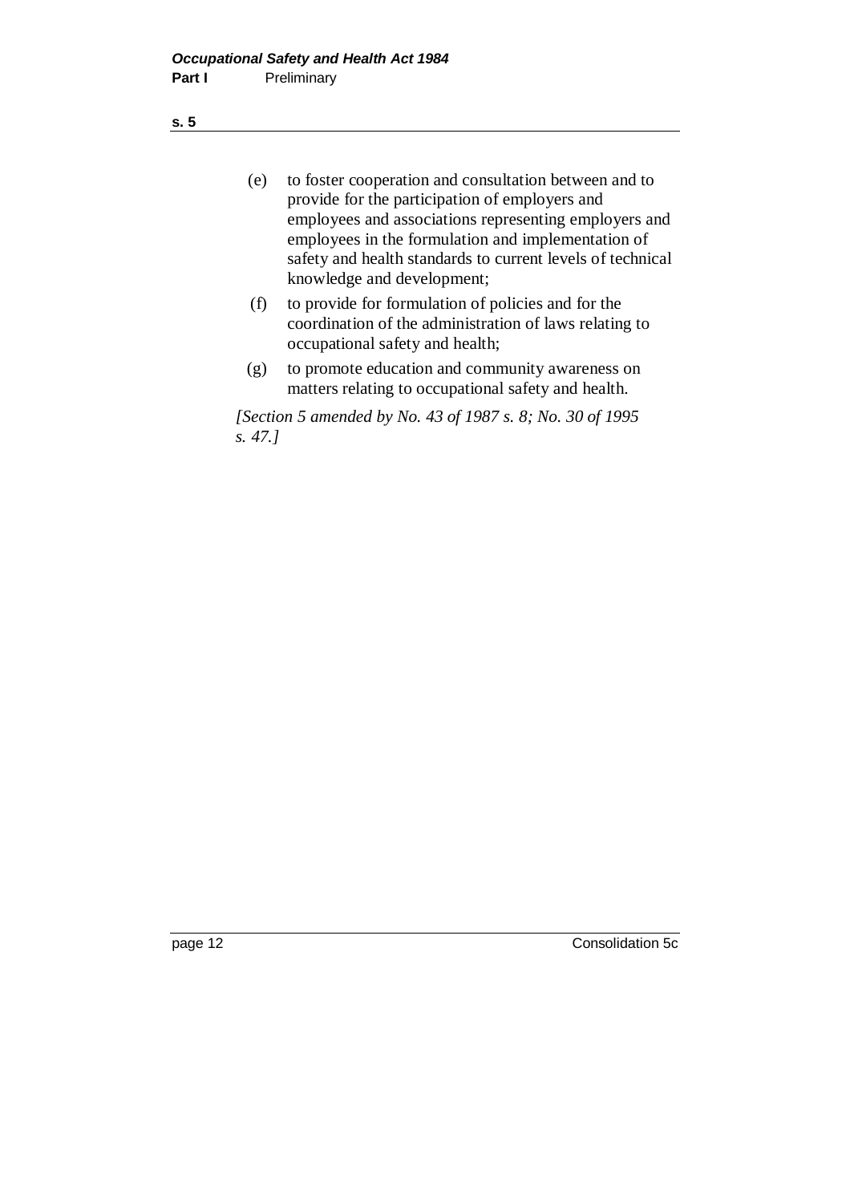(e) to foster cooperation and consultation between and to provide for the participation of employers and employees and associations representing employers and employees in the formulation and implementation of safety and health standards to current levels of technical knowledge and development;

(f) to provide for formulation of policies and for the coordination of the administration of laws relating to occupational safety and health;

(g) to promote education and community awareness on matters relating to occupational safety and health.

*[Section 5 amended by No. 43 of 1987 s. 8; No. 30 of 1995 s. 47.]*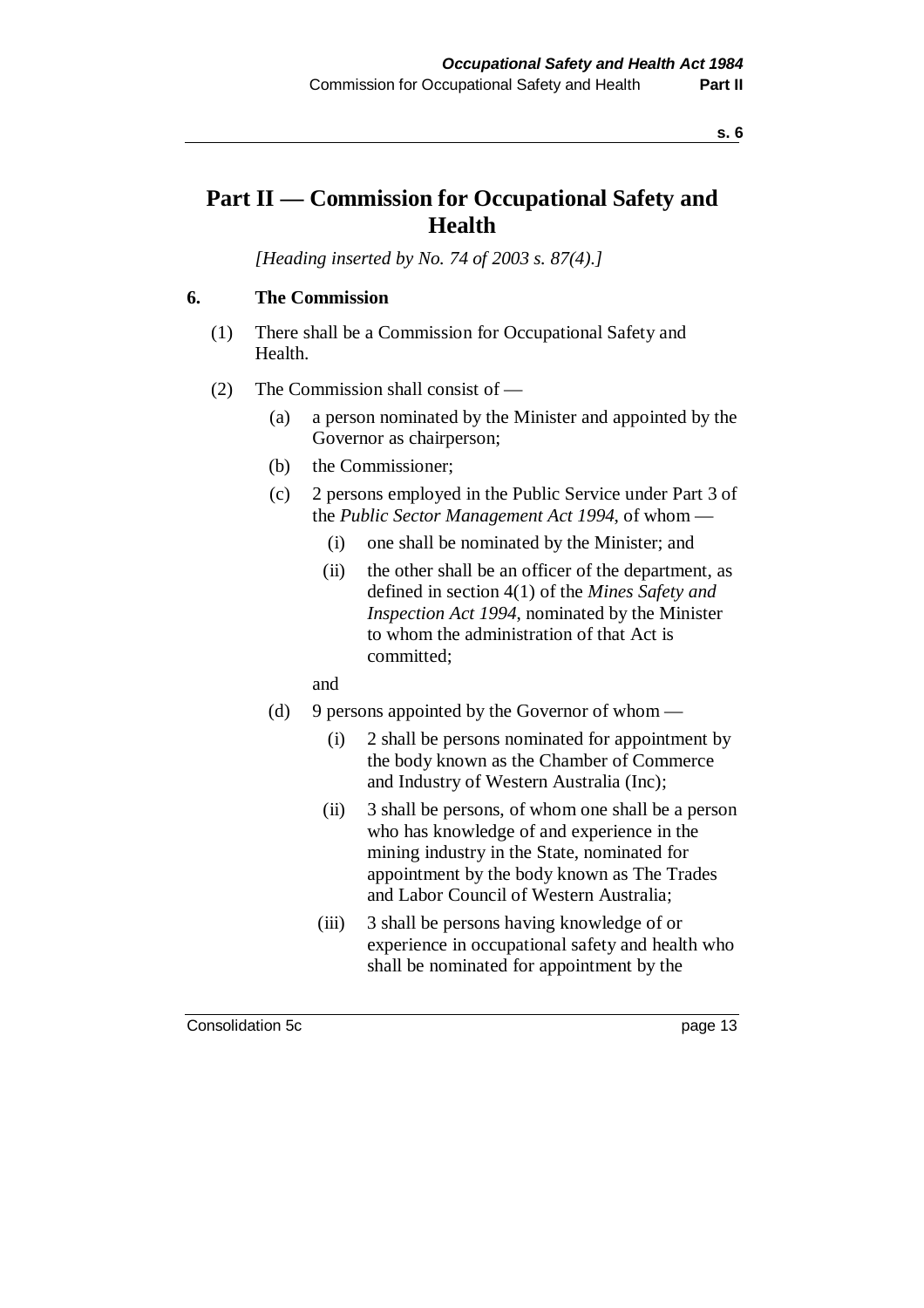# Part II — Commission for Occupational Safety and Health

*[Heading inserted by No. 74 of 2003 s. 87(4).]*

## 6. The Commission

(1) There shall be a Commission for Occupational Safety and Health.

(2) The Commission shall consist of —

- (a) a person nominated by the Minister and appointed by the Governor as chairperson;
- (b) the Commissioner;
- (c) 2 persons employed in the Public Service under Part 3 of the *Public Sector Management Act 1994*, of whom —
  - (i) one shall be nominated by the Minister; and
  - (ii) the other shall be an officer of the department, as defined in section 4(1) of the *Mines Safety and Inspection Act 1994*, nominated by the Minister to whom the administration of that Act is committed;

  and
- (d) 9 persons appointed by the Governor of whom —
  - (i) 2 shall be persons nominated for appointment by the body known as the Chamber of Commerce and Industry of Western Australia (Inc);
  - (ii) 3 shall be persons, of whom one shall be a person who has knowledge of and experience in the mining industry in the State, nominated for appointment by the body known as The Trades and Labor Council of Western Australia;
  - (iii) 3 shall be persons having knowledge of or experience in occupational safety and health who shall be nominated for appointment by the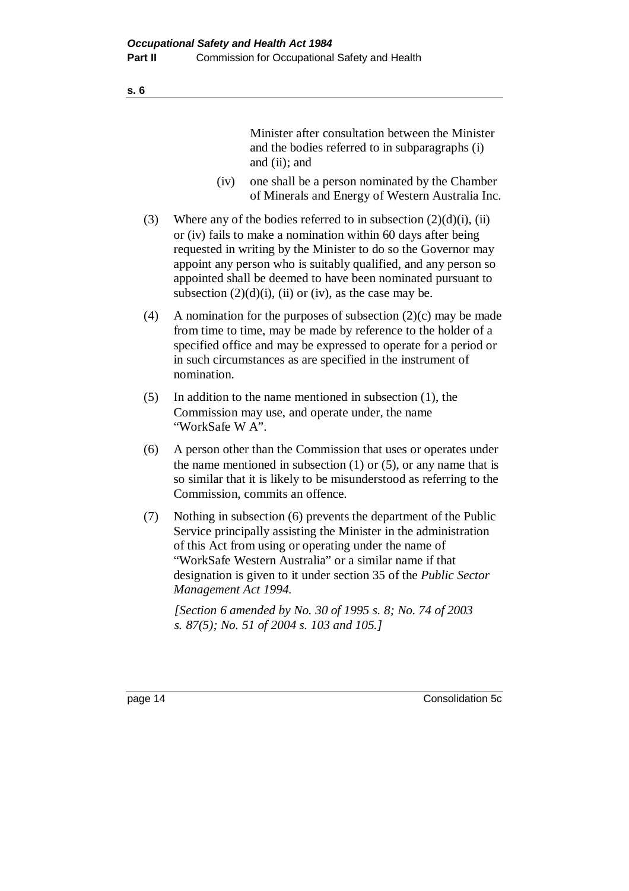Minister after consultation between the Minister and the bodies referred to in subparagraphs (i) and (ii); and

(iv) one shall be a person nominated by the Chamber of Minerals and Energy of Western Australia Inc.

(3) Where any of the bodies referred to in subsection (2)(d)(i), (ii) or (iv) fails to make a nomination within 60 days after being requested in writing by the Minister to do so the Governor may appoint any person who is suitably qualified, and any person so appointed shall be deemed to have been nominated pursuant to subsection (2)(d)(i), (ii) or (iv), as the case may be.

(4) A nomination for the purposes of subsection (2)(c) may be made from time to time, may be made by reference to the holder of a specified office and may be expressed to operate for a period or in such circumstances as are specified in the instrument of nomination.

(5) In addition to the name mentioned in subsection (1), the Commission may use, and operate under, the name "WorkSafe W A".

(6) A person other than the Commission that uses or operates under the name mentioned in subsection (1) or (5), or any name that is so similar that it is likely to be misunderstood as referring to the Commission, commits an offence.

(7) Nothing in subsection (6) prevents the department of the Public Service principally assisting the Minister in the administration of this Act from using or operating under the name of "WorkSafe Western Australia" or a similar name if that designation is given to it under section 35 of the *Public Sector Management Act 1994.*

*[Section 6 amended by No. 30 of 1995 s. 8; No. 74 of 2003 s. 87(5); No. 51 of 2004 s. 103 and 105.]*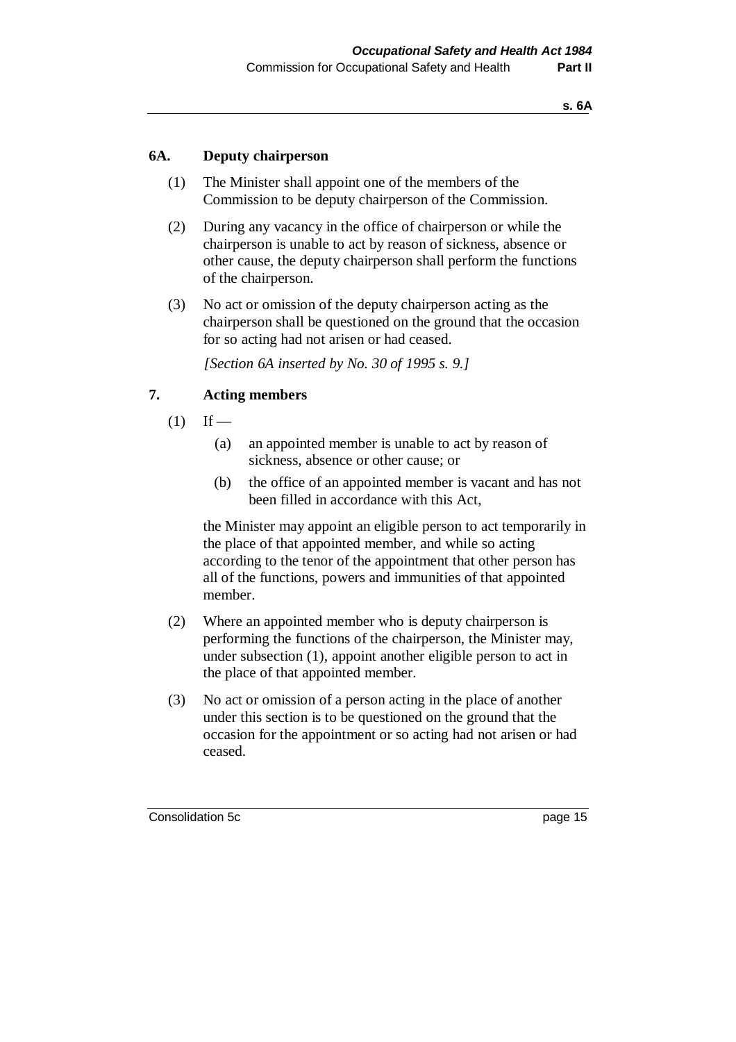### 6A. Deputy chairperson

(1) The Minister shall appoint one of the members of the Commission to be deputy chairperson of the Commission.

(2) During any vacancy in the office of chairperson or while the chairperson is unable to act by reason of sickness, absence or other cause, the deputy chairperson shall perform the functions of the chairperson.

(3) No act or omission of the deputy chairperson acting as the chairperson shall be questioned on the ground that the occasion for so acting had not arisen or had ceased.

*[Section 6A inserted by No. 30 of 1995 s. 9.]*

### 7. Acting members

(1) If —

- (a) an appointed member is unable to act by reason of sickness, absence or other cause; or
- (b) the office of an appointed member is vacant and has not been filled in accordance with this Act,

the Minister may appoint an eligible person to act temporarily in the place of that appointed member, and while so acting according to the tenor of the appointment that other person has all of the functions, powers and immunities of that appointed member.

(2) Where an appointed member who is deputy chairperson is performing the functions of the chairperson, the Minister may, under subsection (1), appoint another eligible person to act in the place of that appointed member.

(3) No act or omission of a person acting in the place of another under this section is to be questioned on the ground that the occasion for the appointment or so acting had not arisen or had ceased.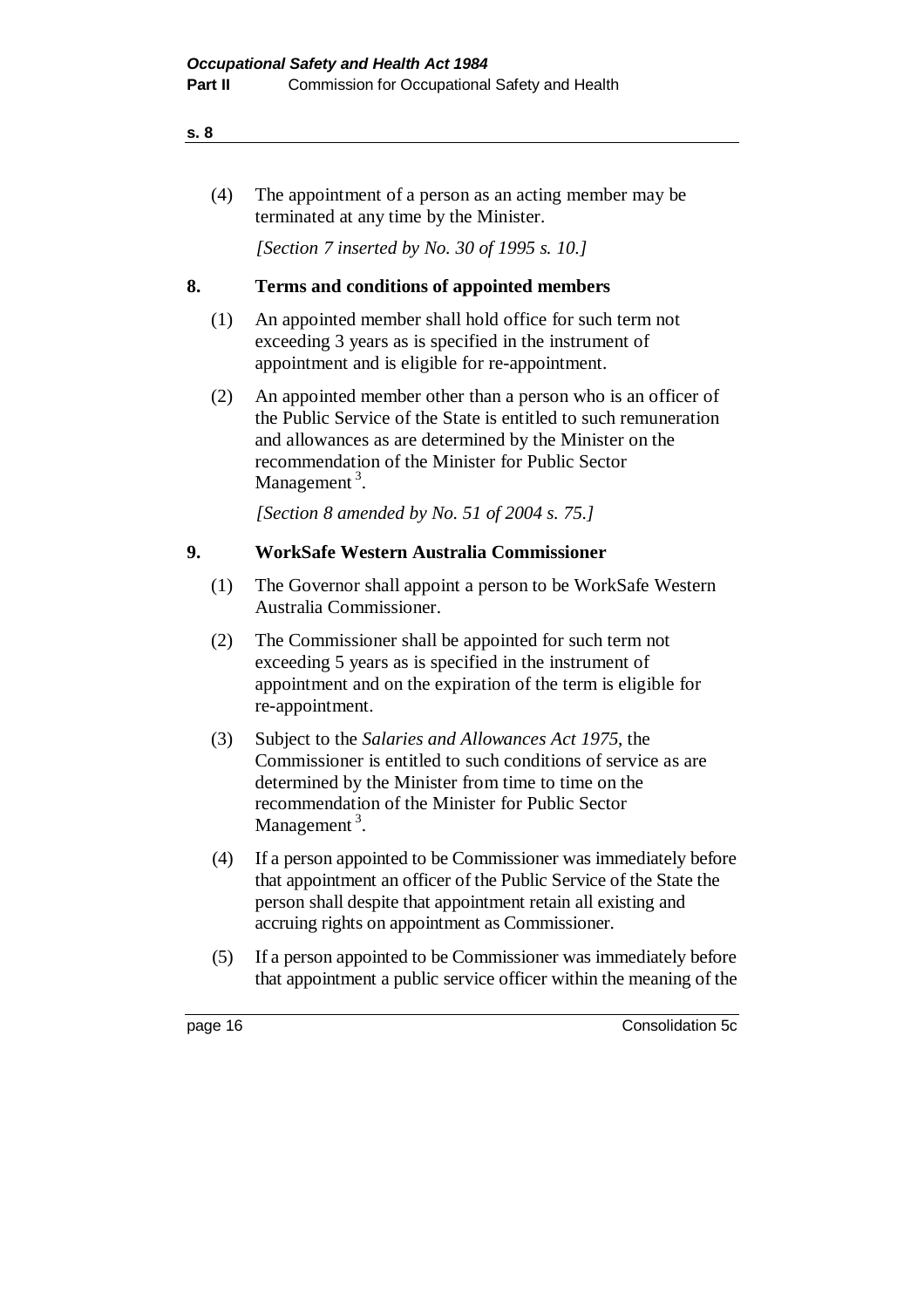(4) The appointment of a person as an acting member may be terminated at any time by the Minister.

*[Section 7 inserted by No. 30 of 1995 s. 10.]*

### 8. Terms and conditions of appointed members

(1) An appointed member shall hold office for such term not exceeding 3 years as is specified in the instrument of appointment and is eligible for re-appointment.

(2) An appointed member other than a person who is an officer of the Public Service of the State is entitled to such remuneration and allowances as are determined by the Minister on the recommendation of the Minister for Public Sector Management [3].

*[Section 8 amended by No. 51 of 2004 s. 75.]*

### 9. WorkSafe Western Australia Commissioner

(1) The Governor shall appoint a person to be WorkSafe Western Australia Commissioner.

(2) The Commissioner shall be appointed for such term not exceeding 5 years as is specified in the instrument of appointment and on the expiration of the term is eligible for re-appointment.

(3) Subject to the *Salaries and Allowances Act 1975*, the Commissioner is entitled to such conditions of service as are determined by the Minister from time to time on the recommendation of the Minister for Public Sector Management [3].

(4) If a person appointed to be Commissioner was immediately before that appointment an officer of the Public Service of the State the person shall despite that appointment retain all existing and accruing rights on appointment as Commissioner.

(5) If a person appointed to be Commissioner was immediately before that appointment a public service officer within the meaning of the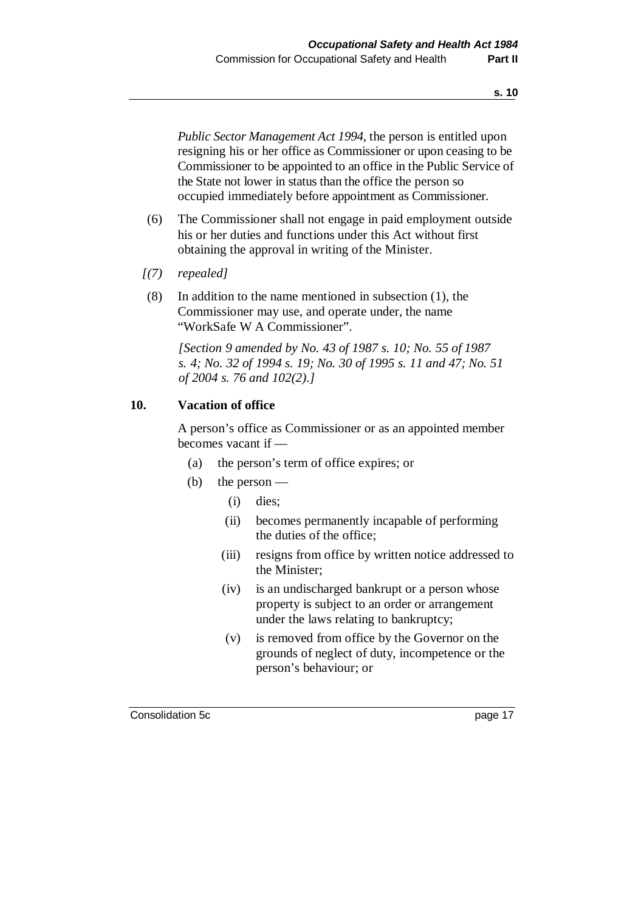*Public Sector Management Act 1994*, the person is entitled upon resigning his or her office as Commissioner or upon ceasing to be Commissioner to be appointed to an office in the Public Service of the State not lower in status than the office the person so occupied immediately before appointment as Commissioner.

(6) The Commissioner shall not engage in paid employment outside his or her duties and functions under this Act without first obtaining the approval in writing of the Minister.

*[(7) repealed]*

(8) In addition to the name mentioned in subsection (1), the Commissioner may use, and operate under, the name "WorkSafe W A Commissioner".

*[Section 9 amended by No. 43 of 1987 s. 10; No. 55 of 1987 s. 4; No. 32 of 1994 s. 19; No. 30 of 1995 s. 11 and 47; No. 51 of 2004 s. 76 and 102(2).]*

## 10. Vacation of office

A person's office as Commissioner or as an appointed member becomes vacant if —

- (a) the person's term of office expires; or
- (b) the person —
  - (i) dies;
  - (ii) becomes permanently incapable of performing the duties of the office;
  - (iii) resigns from office by written notice addressed to the Minister;
  - (iv) is an undischarged bankrupt or a person whose property is subject to an order or arrangement under the laws relating to bankruptcy;
  - (v) is removed from office by the Governor on the grounds of neglect of duty, incompetence or the person's behaviour; or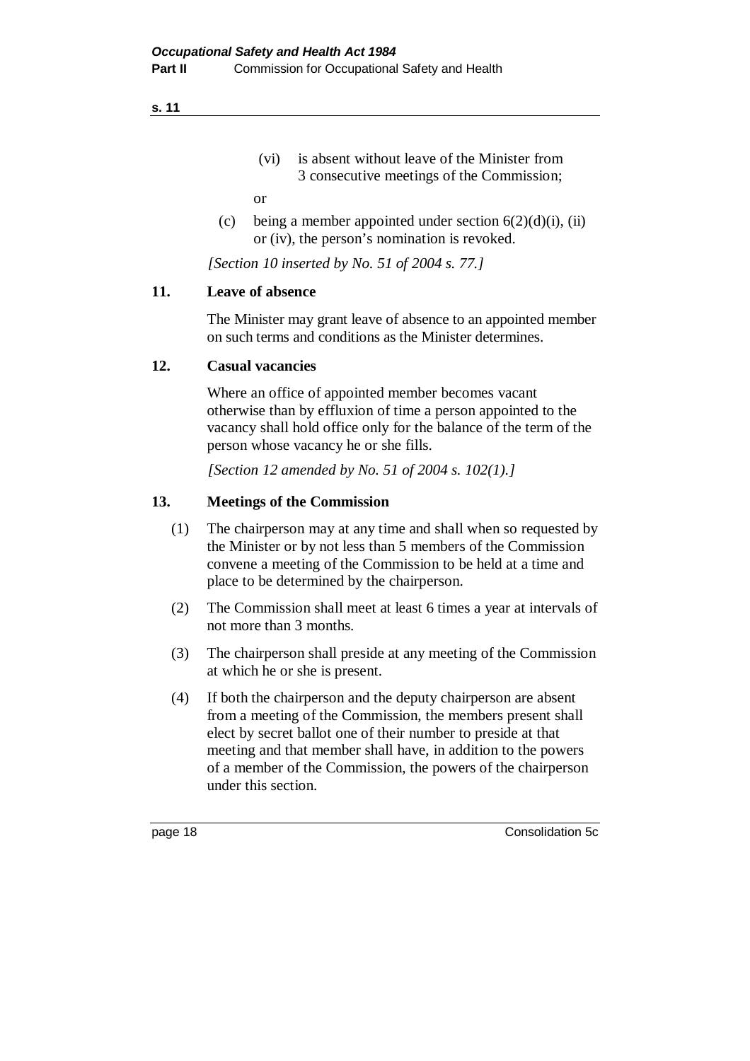(vi) is absent without leave of the Minister from 3 consecutive meetings of the Commission;

or

(c) being a member appointed under section 6(2)(d)(i), (ii) or (iv), the person's nomination is revoked.

*[Section 10 inserted by No. 51 of 2004 s. 77.]*

## 11. Leave of absence

The Minister may grant leave of absence to an appointed member on such terms and conditions as the Minister determines.

## 12. Casual vacancies

Where an office of appointed member becomes vacant otherwise than by effluxion of time a person appointed to the vacancy shall hold office only for the balance of the term of the person whose vacancy he or she fills.

*[Section 12 amended by No. 51 of 2004 s. 102(1).]*

## 13. Meetings of the Commission

(1) The chairperson may at any time and shall when so requested by the Minister or by not less than 5 members of the Commission convene a meeting of the Commission to be held at a time and place to be determined by the chairperson.

(2) The Commission shall meet at least 6 times a year at intervals of not more than 3 months.

(3) The chairperson shall preside at any meeting of the Commission at which he or she is present.

(4) If both the chairperson and the deputy chairperson are absent from a meeting of the Commission, the members present shall elect by secret ballot one of their number to preside at that meeting and that member shall have, in addition to the powers of a member of the Commission, the powers of the chairperson under this section.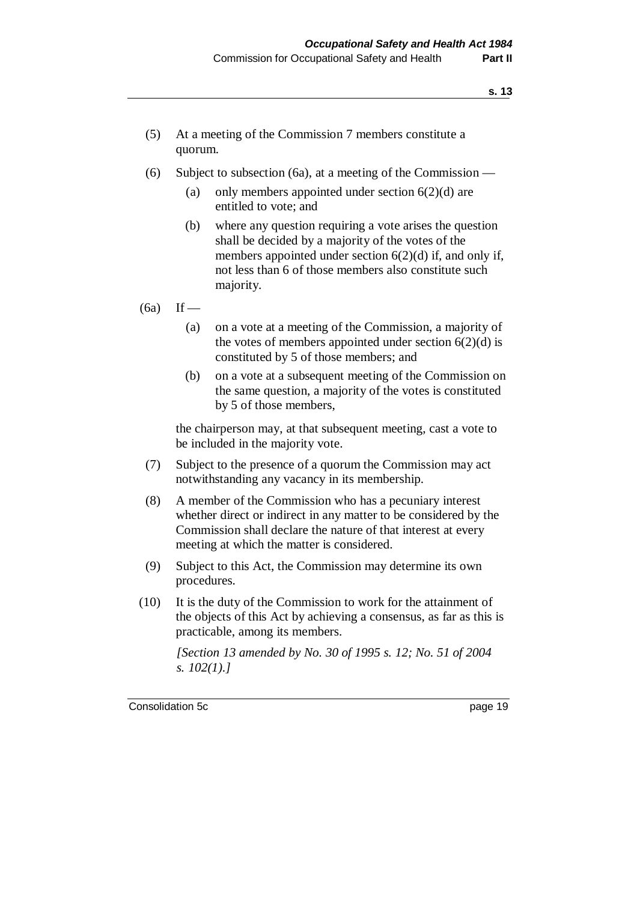(5) At a meeting of the Commission 7 members constitute a quorum.

(6) Subject to subsection (6a), at a meeting of the Commission —

  (a) only members appointed under section 6(2)(d) are entitled to vote; and

  (b) where any question requiring a vote arises the question shall be decided by a majority of the votes of the members appointed under section 6(2)(d) if, and only if, not less than 6 of those members also constitute such majority.

(6a) If —

  (a) on a vote at a meeting of the Commission, a majority of the votes of members appointed under section 6(2)(d) is constituted by 5 of those members; and

  (b) on a vote at a subsequent meeting of the Commission on the same question, a majority of the votes is constituted by 5 of those members,

the chairperson may, at that subsequent meeting, cast a vote to be included in the majority vote.

(7) Subject to the presence of a quorum the Commission may act notwithstanding any vacancy in its membership.

(8) A member of the Commission who has a pecuniary interest whether direct or indirect in any matter to be considered by the Commission shall declare the nature of that interest at every meeting at which the matter is considered.

(9) Subject to this Act, the Commission may determine its own procedures.

(10) It is the duty of the Commission to work for the attainment of the objects of this Act by achieving a consensus, as far as this is practicable, among its members.

*[Section 13 amended by No. 30 of 1995 s. 12; No. 51 of 2004 s. 102(1).]*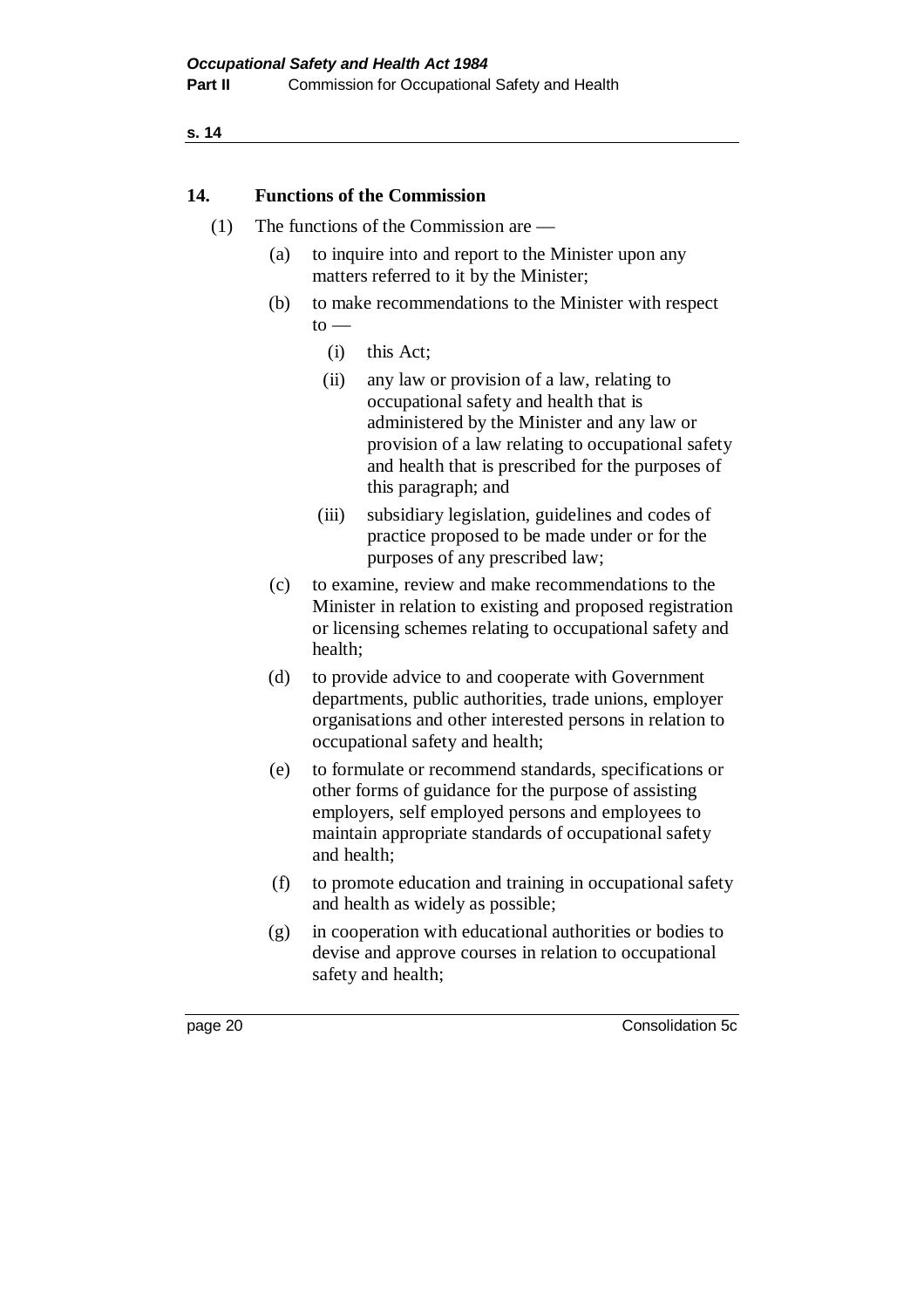## 14. Functions of the Commission

(1) The functions of the Commission are —

(a) to inquire into and report to the Minister upon any matters referred to it by the Minister;

(b) to make recommendations to the Minister with respect to —

(i) this Act;

(ii) any law or provision of a law, relating to occupational safety and health that is administered by the Minister and any law or provision of a law relating to occupational safety and health that is prescribed for the purposes of this paragraph; and

(iii) subsidiary legislation, guidelines and codes of practice proposed to be made under or for the purposes of any prescribed law;

(c) to examine, review and make recommendations to the Minister in relation to existing and proposed registration or licensing schemes relating to occupational safety and health;

(d) to provide advice to and cooperate with Government departments, public authorities, trade unions, employer organisations and other interested persons in relation to occupational safety and health;

(e) to formulate or recommend standards, specifications or other forms of guidance for the purpose of assisting employers, self employed persons and employees to maintain appropriate standards of occupational safety and health;

(f) to promote education and training in occupational safety and health as widely as possible;

(g) in cooperation with educational authorities or bodies to devise and approve courses in relation to occupational safety and health;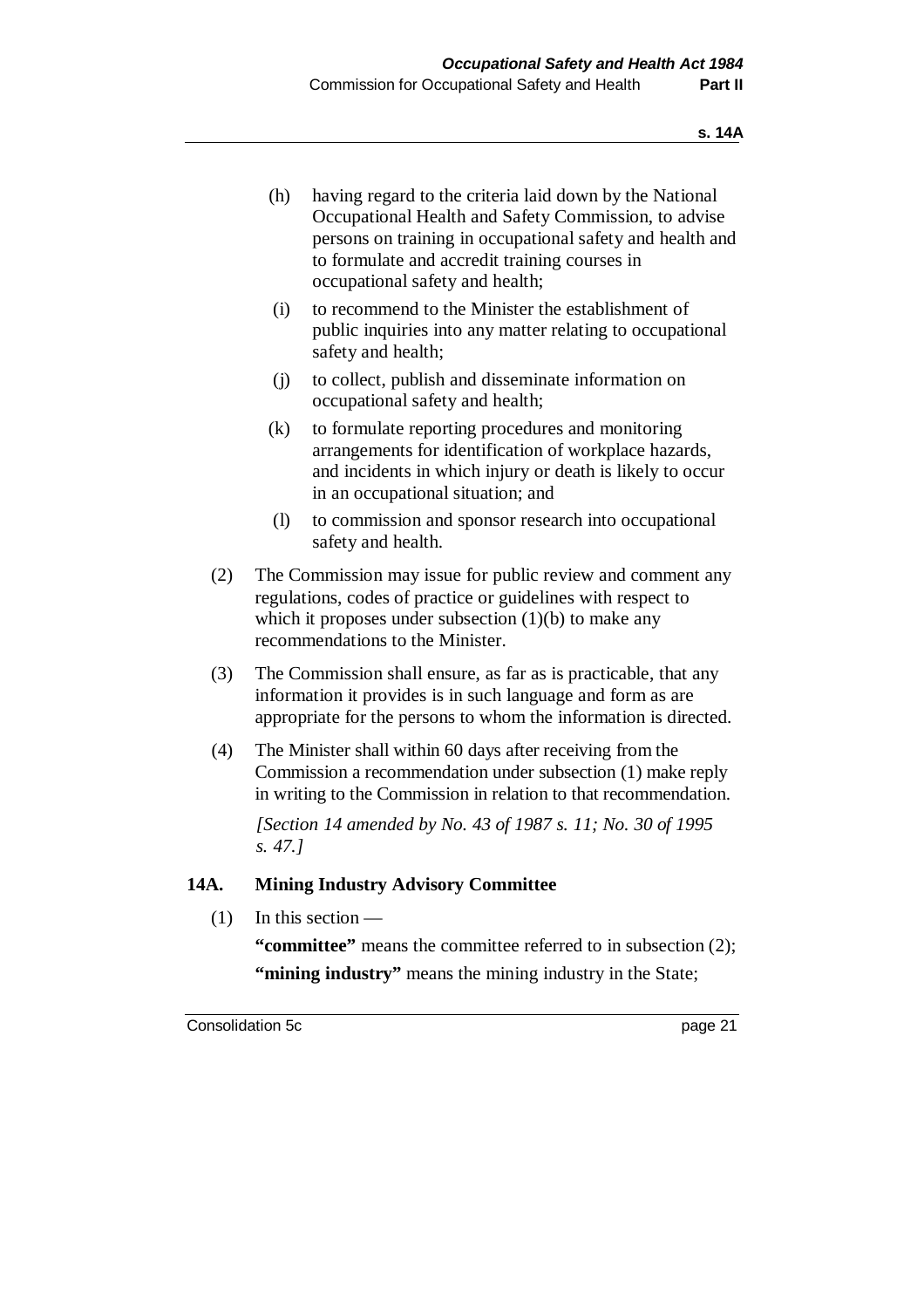(h) having regard to the criteria laid down by the National Occupational Health and Safety Commission, to advise persons on training in occupational safety and health and to formulate and accredit training courses in occupational safety and health;

(i) to recommend to the Minister the establishment of public inquiries into any matter relating to occupational safety and health;

(j) to collect, publish and disseminate information on occupational safety and health;

(k) to formulate reporting procedures and monitoring arrangements for identification of workplace hazards, and incidents in which injury or death is likely to occur in an occupational situation; and

(l) to commission and sponsor research into occupational safety and health.

(2) The Commission may issue for public review and comment any regulations, codes of practice or guidelines with respect to which it proposes under subsection (1)(b) to make any recommendations to the Minister.

(3) The Commission shall ensure, as far as is practicable, that any information it provides is in such language and form as are appropriate for the persons to whom the information is directed.

(4) The Minister shall within 60 days after receiving from the Commission a recommendation under subsection (1) make reply in writing to the Commission in relation to that recommendation.

*[Section 14 amended by No. 43 of 1987 s. 11; No. 30 of 1995 s. 47.]*

### 14A. Mining Industry Advisory Committee

(1) In this section —

**"committee"** means the committee referred to in subsection (2);

**"mining industry"** means the mining industry in the State;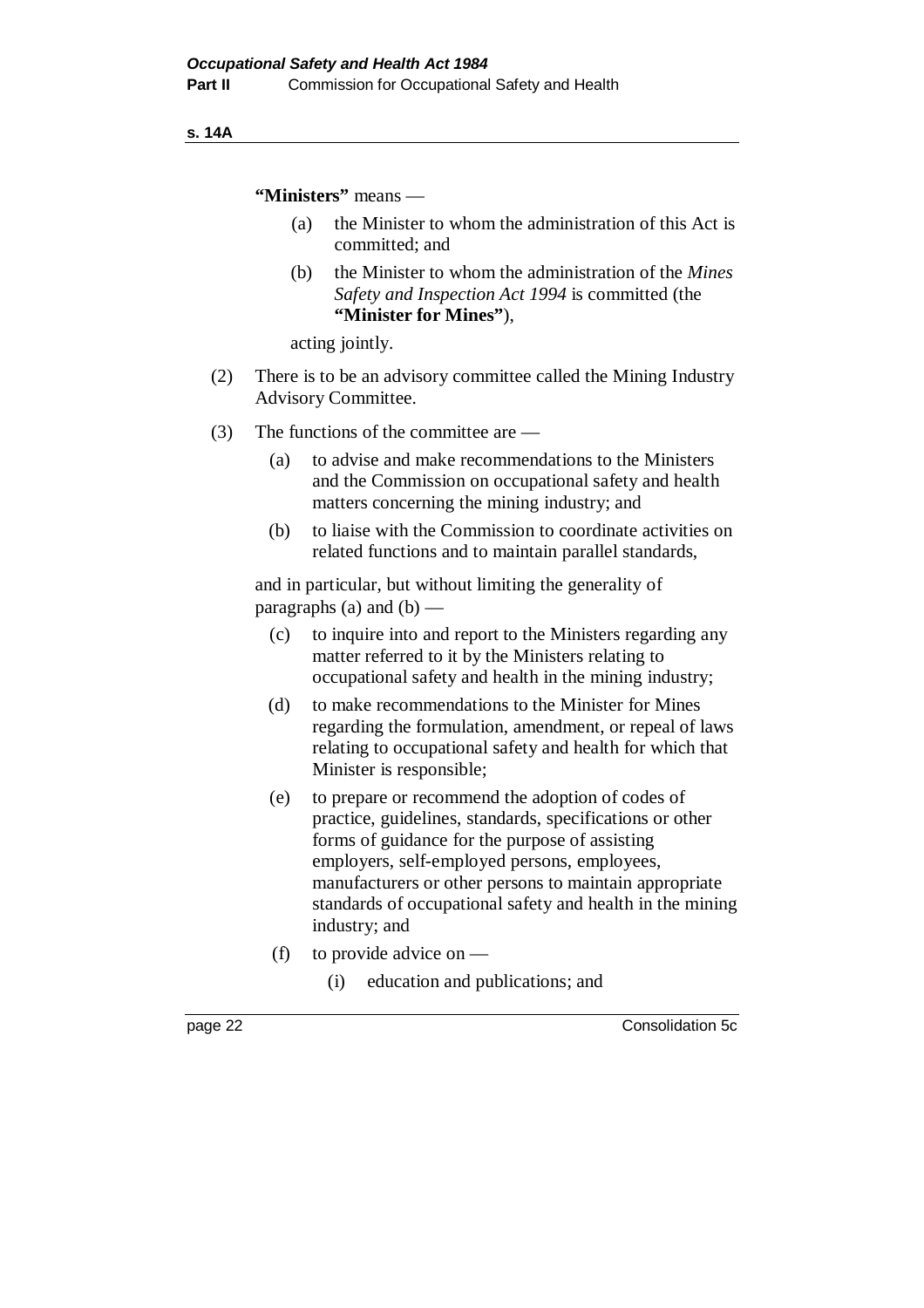**"Ministers"** means —

(a) the Minister to whom the administration of this Act is committed; and

(b) the Minister to whom the administration of the *Mines Safety and Inspection Act 1994* is committed (the **"Minister for Mines"**),

acting jointly.

(2) There is to be an advisory committee called the Mining Industry Advisory Committee.

(3) The functions of the committee are —

(a) to advise and make recommendations to the Ministers and the Commission on occupational safety and health matters concerning the mining industry; and

(b) to liaise with the Commission to coordinate activities on related functions and to maintain parallel standards,

and in particular, but without limiting the generality of paragraphs (a) and (b) —

(c) to inquire into and report to the Ministers regarding any matter referred to it by the Ministers relating to occupational safety and health in the mining industry;

(d) to make recommendations to the Minister for Mines regarding the formulation, amendment, or repeal of laws relating to occupational safety and health for which that Minister is responsible;

(e) to prepare or recommend the adoption of codes of practice, guidelines, standards, specifications or other forms of guidance for the purpose of assisting employers, self-employed persons, employees, manufacturers or other persons to maintain appropriate standards of occupational safety and health in the mining industry; and

(f) to provide advice on —

(i) education and publications; and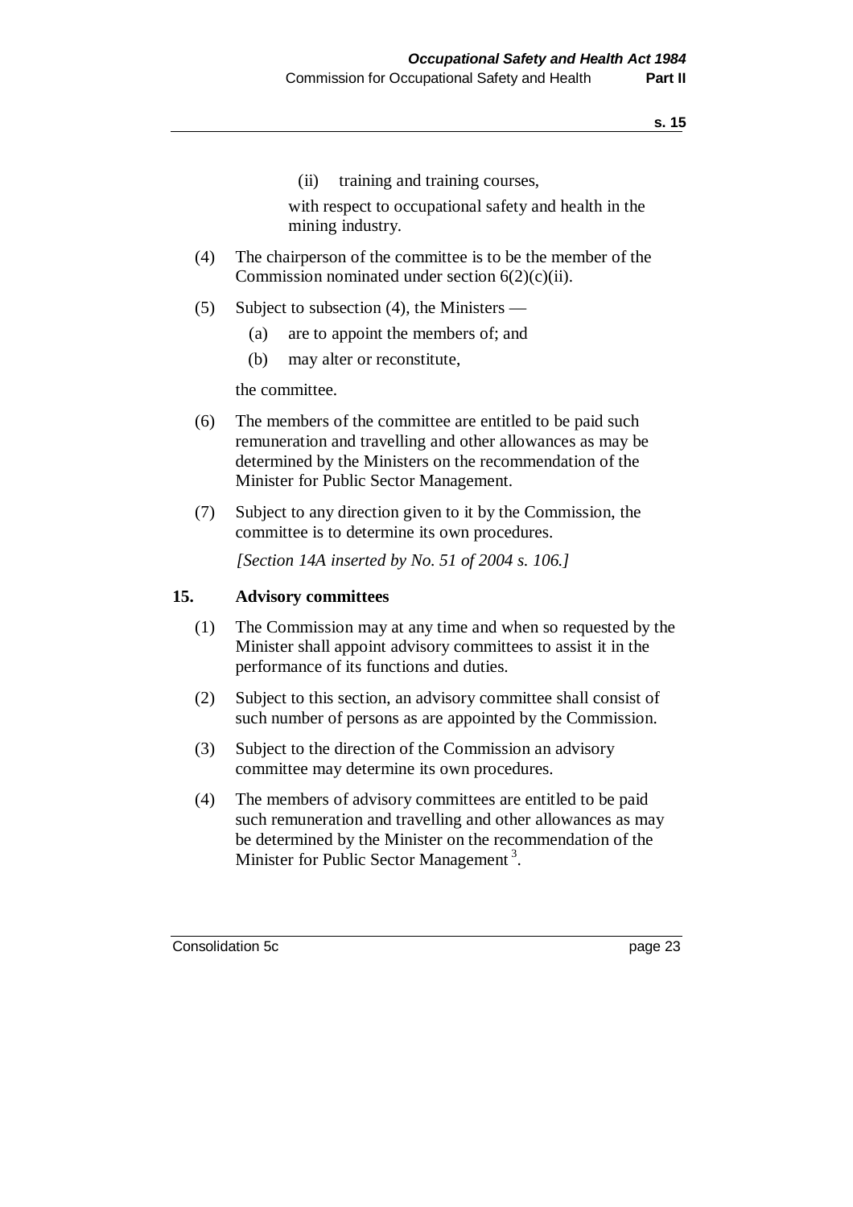(ii) training and training courses,

with respect to occupational safety and health in the mining industry.

(4) The chairperson of the committee is to be the member of the Commission nominated under section 6(2)(c)(ii).

(5) Subject to subsection (4), the Ministers —

(a) are to appoint the members of; and

(b) may alter or reconstitute,

the committee.

(6) The members of the committee are entitled to be paid such remuneration and travelling and other allowances as may be determined by the Ministers on the recommendation of the Minister for Public Sector Management.

(7) Subject to any direction given to it by the Commission, the committee is to determine its own procedures.

*[Section 14A inserted by No. 51 of 2004 s. 106.]*

### 15. Advisory committees

(1) The Commission may at any time and when so requested by the Minister shall appoint advisory committees to assist it in the performance of its functions and duties.

(2) Subject to this section, an advisory committee shall consist of such number of persons as are appointed by the Commission.

(3) Subject to the direction of the Commission an advisory committee may determine its own procedures.

(4) The members of advisory committees are entitled to be paid such remuneration and travelling and other allowances as may be determined by the Minister on the recommendation of the Minister for Public Sector Management [3].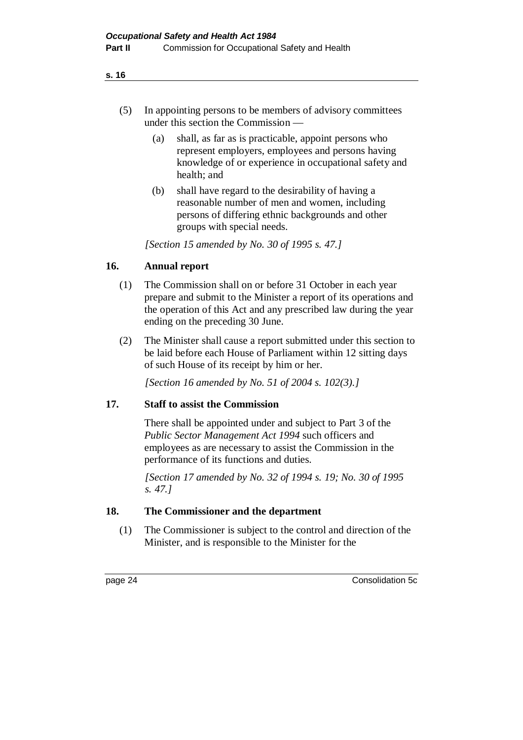(5) In appointing persons to be members of advisory committees under this section the Commission —

(a) shall, as far as is practicable, appoint persons who represent employers, employees and persons having knowledge of or experience in occupational safety and health; and

(b) shall have regard to the desirability of having a reasonable number of men and women, including persons of differing ethnic backgrounds and other groups with special needs.

*[Section 15 amended by No. 30 of 1995 s. 47.]*

### 16. Annual report

(1) The Commission shall on or before 31 October in each year prepare and submit to the Minister a report of its operations and the operation of this Act and any prescribed law during the year ending on the preceding 30 June.

(2) The Minister shall cause a report submitted under this section to be laid before each House of Parliament within 12 sitting days of such House of its receipt by him or her.

*[Section 16 amended by No. 51 of 2004 s. 102(3).]*

### 17. Staff to assist the Commission

There shall be appointed under and subject to Part 3 of the *Public Sector Management Act 1994* such officers and employees as are necessary to assist the Commission in the performance of its functions and duties.

*[Section 17 amended by No. 32 of 1994 s. 19; No. 30 of 1995 s. 47.]*

### 18. The Commissioner and the department

(1) The Commissioner is subject to the control and direction of the Minister, and is responsible to the Minister for the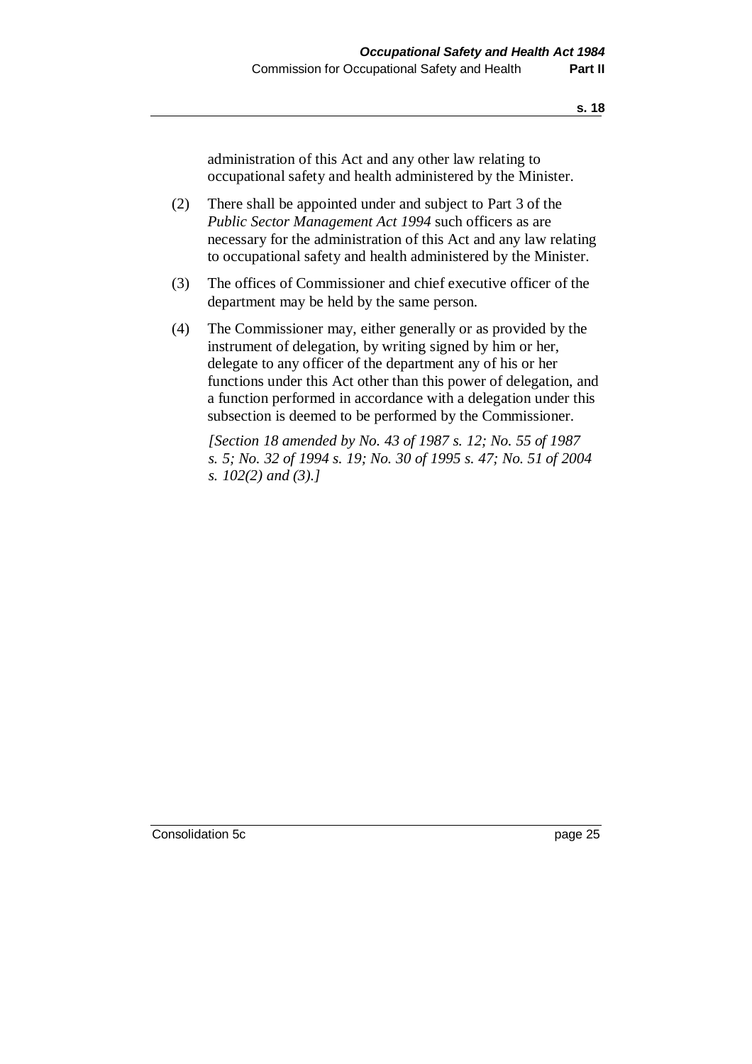administration of this Act and any other law relating to occupational safety and health administered by the Minister.

(2) There shall be appointed under and subject to Part 3 of the *Public Sector Management Act 1994* such officers as are necessary for the administration of this Act and any law relating to occupational safety and health administered by the Minister.

(3) The offices of Commissioner and chief executive officer of the department may be held by the same person.

(4) The Commissioner may, either generally or as provided by the instrument of delegation, by writing signed by him or her, delegate to any officer of the department any of his or her functions under this Act other than this power of delegation, and a function performed in accordance with a delegation under this subsection is deemed to be performed by the Commissioner.

*[Section 18 amended by No. 43 of 1987 s. 12; No. 55 of 1987 s. 5; No. 32 of 1994 s. 19; No. 30 of 1995 s. 47; No. 51 of 2004 s. 102(2) and (3).]*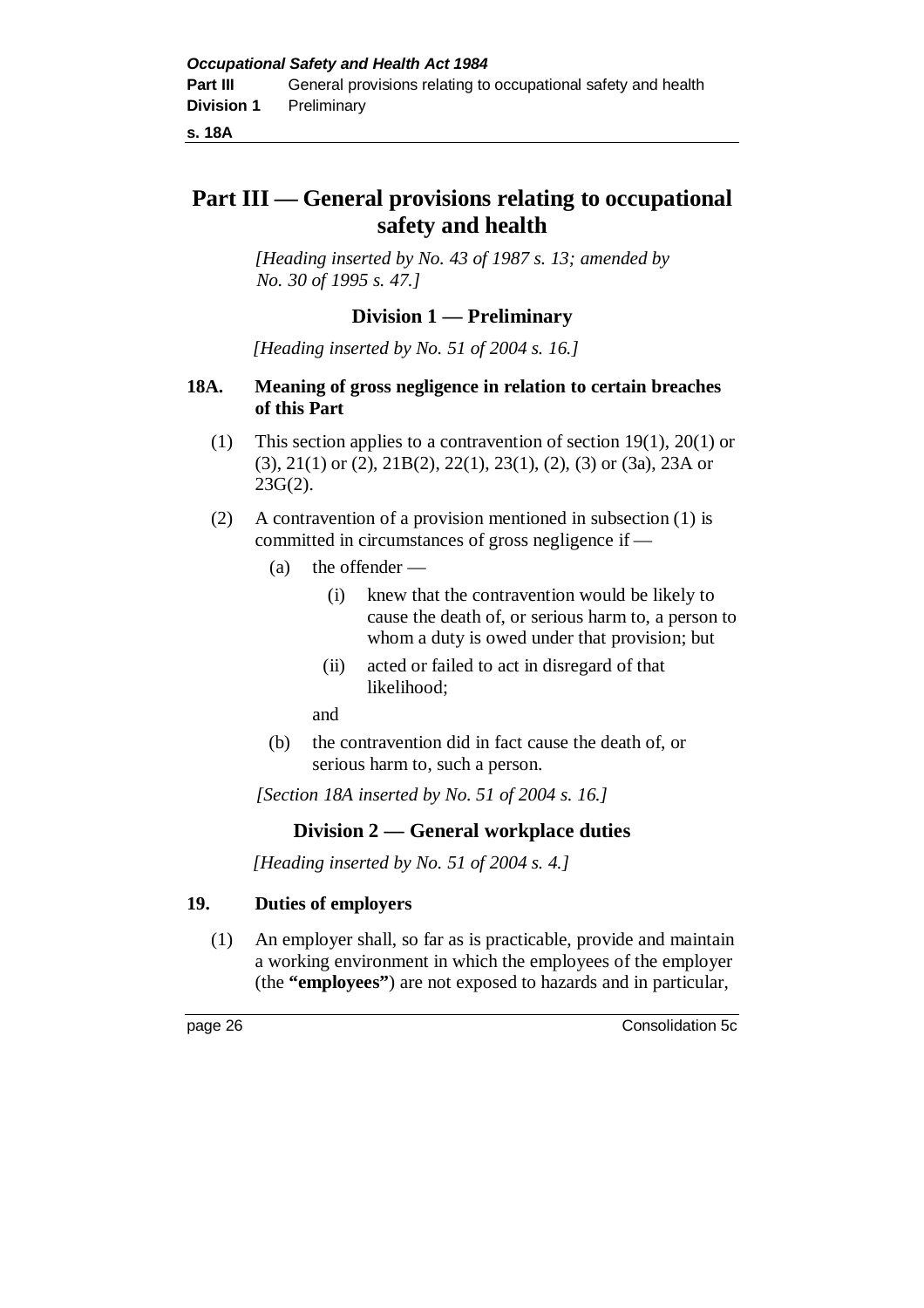# Part III — General provisions relating to occupational safety and health

*[Heading inserted by No. 43 of 1987 s. 13; amended by No. 30 of 1995 s. 47.]*

## Division 1 — Preliminary

*[Heading inserted by No. 51 of 2004 s. 16.]*

### 18A. Meaning of gross negligence in relation to certain breaches of this Part

(1) This section applies to a contravention of section 19(1), 20(1) or (3), 21(1) or (2), 21B(2), 22(1), 23(1), (2), (3) or (3a), 23A or 23G(2).

(2) A contravention of a provision mentioned in subsection (1) is committed in circumstances of gross negligence if —

- (a) the offender —
  - (i) knew that the contravention would be likely to cause the death of, or serious harm to, a person to whom a duty is owed under that provision; but
  - (ii) acted or failed to act in disregard of that likelihood;

  and
- (b) the contravention did in fact cause the death of, or serious harm to, such a person.

*[Section 18A inserted by No. 51 of 2004 s. 16.]*

## Division 2 — General workplace duties

*[Heading inserted by No. 51 of 2004 s. 4.]*

### 19. Duties of employers

(1) An employer shall, so far as is practicable, provide and maintain a working environment in which the employees of the employer (the **"employees"**) are not exposed to hazards and in particular,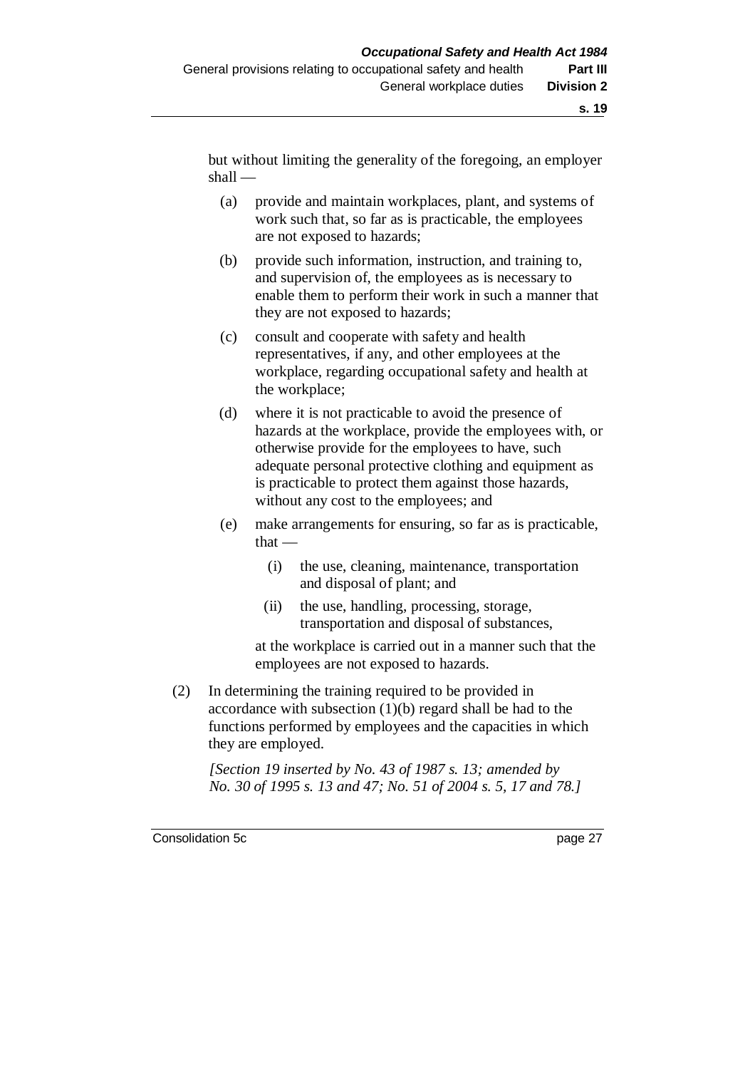but without limiting the generality of the foregoing, an employer shall —

- (a) provide and maintain workplaces, plant, and systems of work such that, so far as is practicable, the employees are not exposed to hazards;
- (b) provide such information, instruction, and training to, and supervision of, the employees as is necessary to enable them to perform their work in such a manner that they are not exposed to hazards;
- (c) consult and cooperate with safety and health representatives, if any, and other employees at the workplace, regarding occupational safety and health at the workplace;
- (d) where it is not practicable to avoid the presence of hazards at the workplace, provide the employees with, or otherwise provide for the employees to have, such adequate personal protective clothing and equipment as is practicable to protect them against those hazards, without any cost to the employees; and
- (e) make arrangements for ensuring, so far as is practicable, that —
  - (i) the use, cleaning, maintenance, transportation and disposal of plant; and
  - (ii) the use, handling, processing, storage, transportation and disposal of substances,

  at the workplace is carried out in a manner such that the employees are not exposed to hazards.

(2) In determining the training required to be provided in accordance with subsection (1)(b) regard shall be had to the functions performed by employees and the capacities in which they are employed.

*[Section 19 inserted by No. 43 of 1987 s. 13; amended by No. 30 of 1995 s. 13 and 47; No. 51 of 2004 s. 5, 17 and 78.]*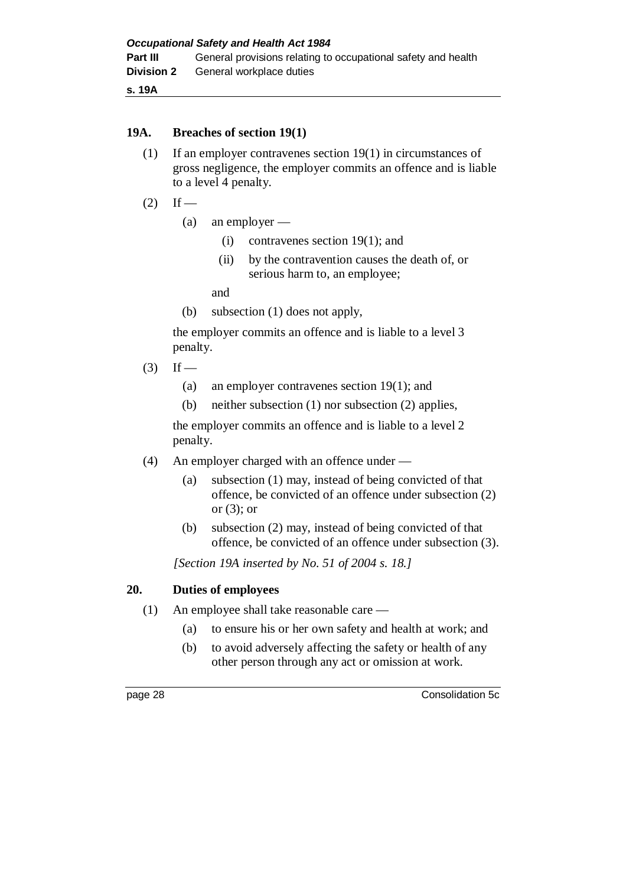## 19A. Breaches of section 19(1)

(1) If an employer contravenes section 19(1) in circumstances of gross negligence, the employer commits an offence and is liable to a level 4 penalty.

(2) If —

- (a) an employer —
  - (i) contravenes section 19(1); and
  - (ii) by the contravention causes the death of, or serious harm to, an employee;

  and
- (b) subsection (1) does not apply,

the employer commits an offence and is liable to a level 3 penalty.

(3) If —

- (a) an employer contravenes section 19(1); and
- (b) neither subsection (1) nor subsection (2) applies,

the employer commits an offence and is liable to a level 2 penalty.

(4) An employer charged with an offence under —

- (a) subsection (1) may, instead of being convicted of that offence, be convicted of an offence under subsection (2) or (3); or
- (b) subsection (2) may, instead of being convicted of that offence, be convicted of an offence under subsection (3).

*[Section 19A inserted by No. 51 of 2004 s. 18.]*

## 20. Duties of employees

(1) An employee shall take reasonable care —

- (a) to ensure his or her own safety and health at work; and
- (b) to avoid adversely affecting the safety or health of any other person through any act or omission at work.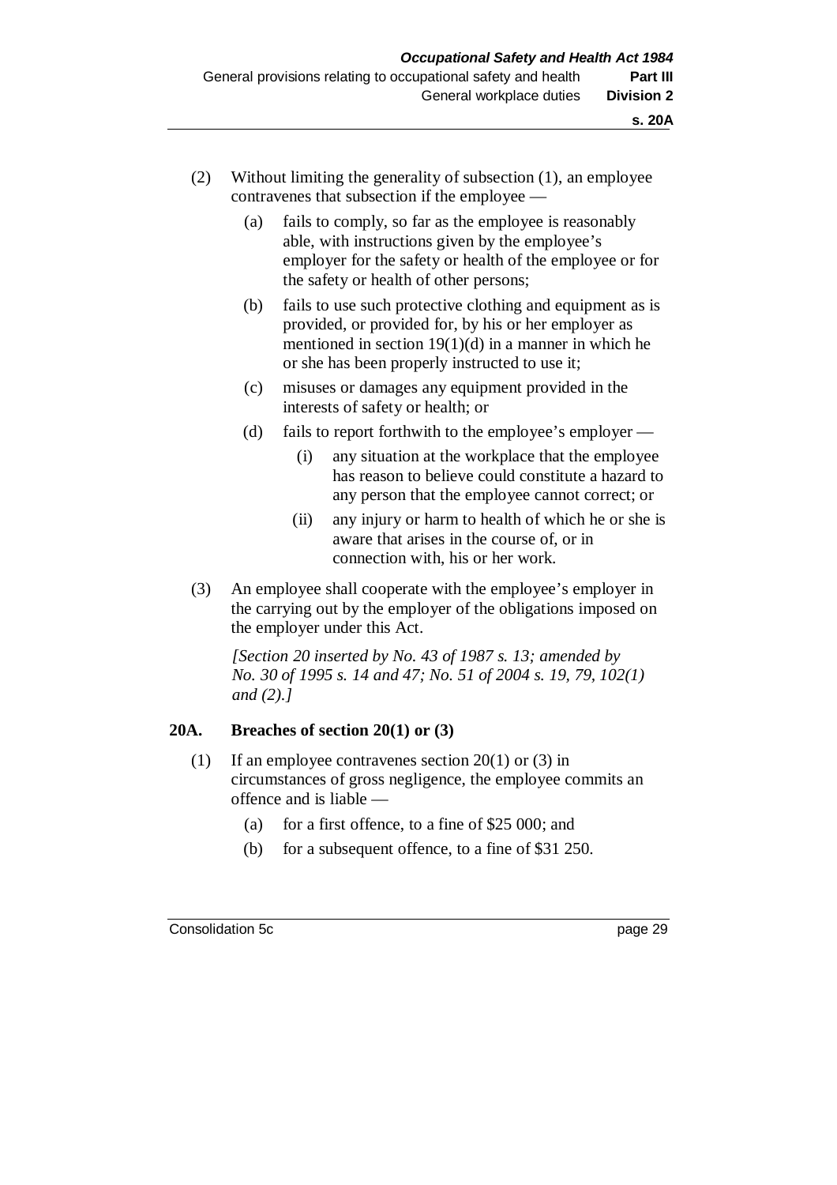(2) Without limiting the generality of subsection (1), an employee contravenes that subsection if the employee —

(a) fails to comply, so far as the employee is reasonably able, with instructions given by the employee's employer for the safety or health of the employee or for the safety or health of other persons;

(b) fails to use such protective clothing and equipment as is provided, or provided for, by his or her employer as mentioned in section 19(1)(d) in a manner in which he or she has been properly instructed to use it;

(c) misuses or damages any equipment provided in the interests of safety or health; or

(d) fails to report forthwith to the employee's employer —

(i) any situation at the workplace that the employee has reason to believe could constitute a hazard to any person that the employee cannot correct; or

(ii) any injury or harm to health of which he or she is aware that arises in the course of, or in connection with, his or her work.

(3) An employee shall cooperate with the employee's employer in the carrying out by the employer of the obligations imposed on the employer under this Act.

*[Section 20 inserted by No. 43 of 1987 s. 13; amended by No. 30 of 1995 s. 14 and 47; No. 51 of 2004 s. 19, 79, 102(1) and (2).]*

**20A. Breaches of section 20(1) or (3)**

(1) If an employee contravenes section 20(1) or (3) in circumstances of gross negligence, the employee commits an offence and is liable —

(a) for a first offence, to a fine of $25 000; and

(b) for a subsequent offence, to a fine of $31 250.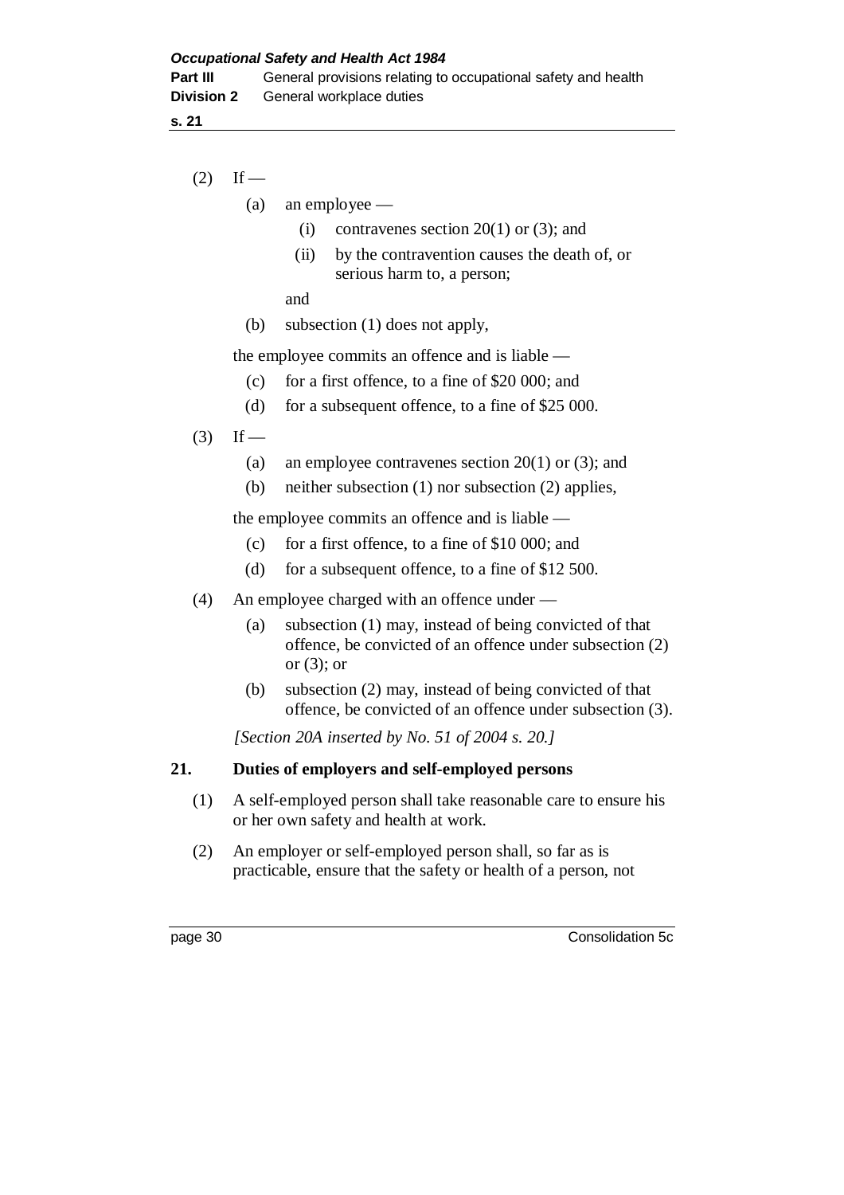(2) If —

(a) an employee —

(i) contravenes section 20(1) or (3); and

(ii) by the contravention causes the death of, or serious harm to, a person;

and

(b) subsection (1) does not apply,

the employee commits an offence and is liable —

(c) for a first offence, to a fine of $20 000; and

(d) for a subsequent offence, to a fine of $25 000.

(3) If —

(a) an employee contravenes section 20(1) or (3); and

(b) neither subsection (1) nor subsection (2) applies,

the employee commits an offence and is liable —

(c) for a first offence, to a fine of $10 000; and

(d) for a subsequent offence, to a fine of $12 500.

(4) An employee charged with an offence under —

(a) subsection (1) may, instead of being convicted of that offence, be convicted of an offence under subsection (2) or (3); or

(b) subsection (2) may, instead of being convicted of that offence, be convicted of an offence under subsection (3).

*[Section 20A inserted by No. 51 of 2004 s. 20.]*

## 21. Duties of employers and self-employed persons

(1) A self-employed person shall take reasonable care to ensure his or her own safety and health at work.

(2) An employer or self-employed person shall, so far as is practicable, ensure that the safety or health of a person, not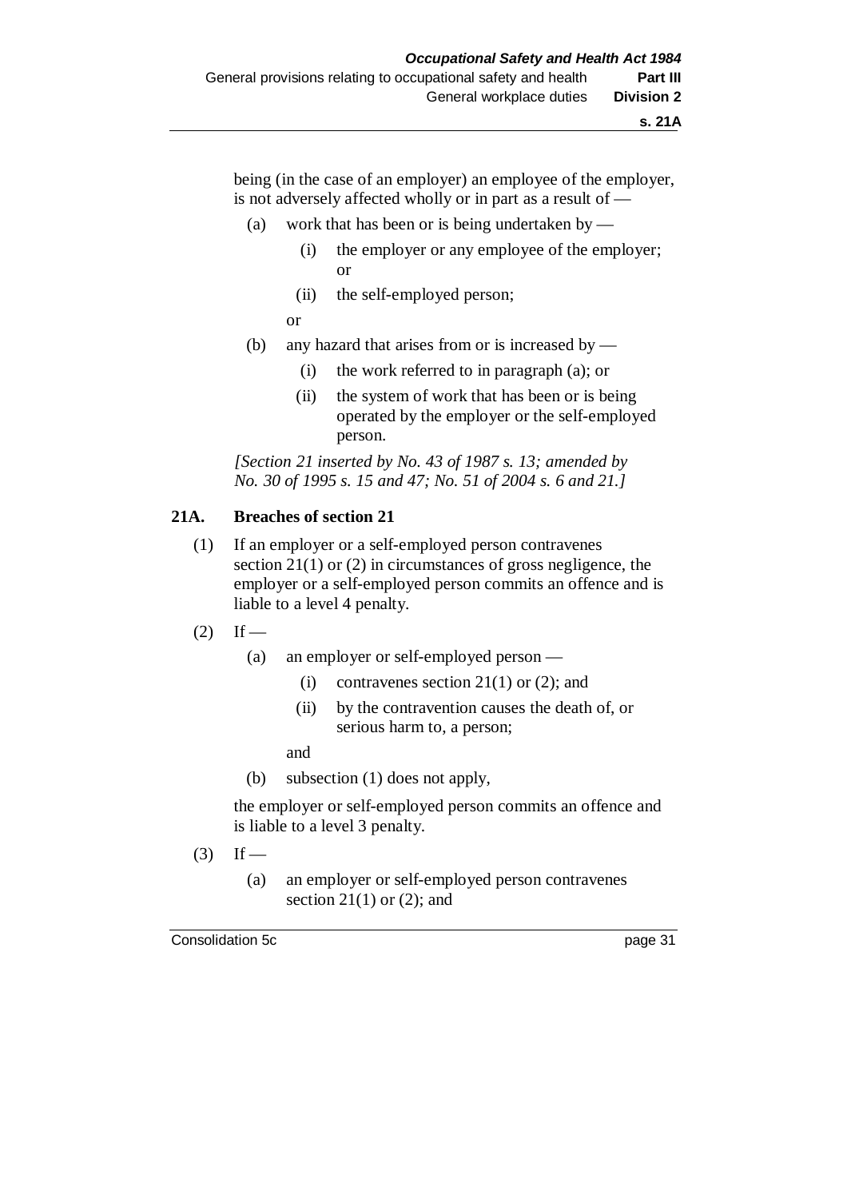being (in the case of an employer) an employee of the employer, is not adversely affected wholly or in part as a result of —

- (a) work that has been or is being undertaken by —
  - (i) the employer or any employee of the employer; or
  - (ii) the self-employed person;

  or
- (b) any hazard that arises from or is increased by —
  - (i) the work referred to in paragraph (a); or
  - (ii) the system of work that has been or is being operated by the employer or the self-employed person.

*[Section 21 inserted by No. 43 of 1987 s. 13; amended by No. 30 of 1995 s. 15 and 47; No. 51 of 2004 s. 6 and 21.]*

## 21A. Breaches of section 21

(1) If an employer or a self-employed person contravenes section 21(1) or (2) in circumstances of gross negligence, the employer or a self-employed person commits an offence and is liable to a level 4 penalty.

(2) If —

- (a) an employer or self-employed person —
  - (i) contravenes section 21(1) or (2); and
  - (ii) by the contravention causes the death of, or serious harm to, a person;

  and
- (b) subsection (1) does not apply,

the employer or self-employed person commits an offence and is liable to a level 3 penalty.

(3) If —

- (a) an employer or self-employed person contravenes section 21(1) or (2); and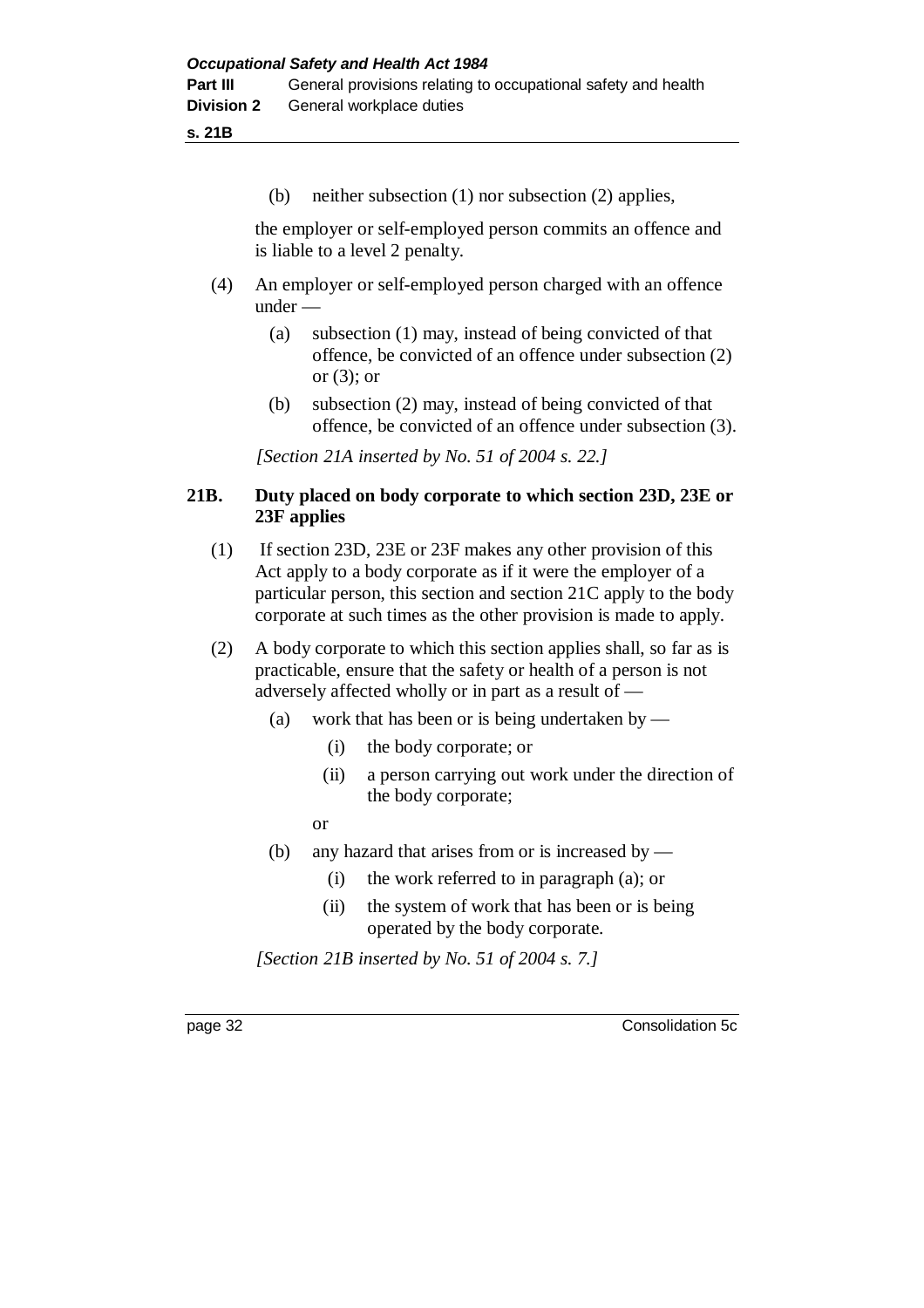(b) neither subsection (1) nor subsection (2) applies,

the employer or self-employed person commits an offence and is liable to a level 2 penalty.

(4) An employer or self-employed person charged with an offence under —

(a) subsection (1) may, instead of being convicted of that offence, be convicted of an offence under subsection (2) or (3); or

(b) subsection (2) may, instead of being convicted of that offence, be convicted of an offence under subsection (3).

*[Section 21A inserted by No. 51 of 2004 s. 22.]*

### 21B. Duty placed on body corporate to which section 23D, 23E or 23F applies

(1) If section 23D, 23E or 23F makes any other provision of this Act apply to a body corporate as if it were the employer of a particular person, this section and section 21C apply to the body corporate at such times as the other provision is made to apply.

(2) A body corporate to which this section applies shall, so far as is practicable, ensure that the safety or health of a person is not adversely affected wholly or in part as a result of —

(a) work that has been or is being undertaken by —

(i) the body corporate; or

(ii) a person carrying out work under the direction of the body corporate;

or

(b) any hazard that arises from or is increased by —

(i) the work referred to in paragraph (a); or

(ii) the system of work that has been or is being operated by the body corporate.

*[Section 21B inserted by No. 51 of 2004 s. 7.]*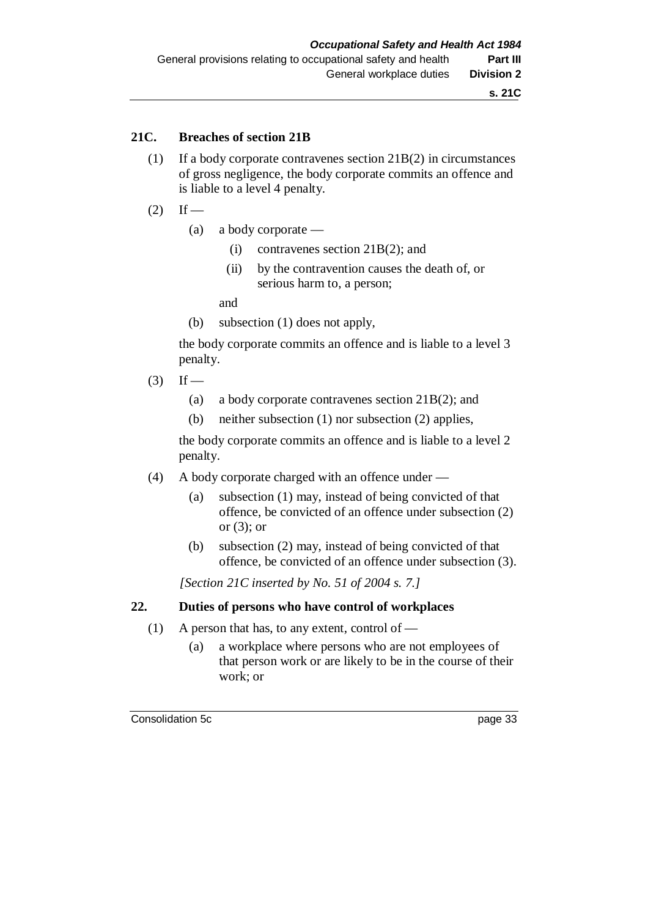## 21C. Breaches of section 21B

(1) If a body corporate contravenes section 21B(2) in circumstances of gross negligence, the body corporate commits an offence and is liable to a level 4 penalty.

(2) If —

- (a) a body corporate —
  - (i) contravenes section 21B(2); and
  - (ii) by the contravention causes the death of, or serious harm to, a person;

  and
- (b) subsection (1) does not apply,

the body corporate commits an offence and is liable to a level 3 penalty.

(3) If —

- (a) a body corporate contravenes section 21B(2); and
- (b) neither subsection (1) nor subsection (2) applies,

the body corporate commits an offence and is liable to a level 2 penalty.

(4) A body corporate charged with an offence under —

- (a) subsection (1) may, instead of being convicted of that offence, be convicted of an offence under subsection (2) or (3); or
- (b) subsection (2) may, instead of being convicted of that offence, be convicted of an offence under subsection (3).

*[Section 21C inserted by No. 51 of 2004 s. 7.]*

## 22. Duties of persons who have control of workplaces

(1) A person that has, to any extent, control of —

- (a) a workplace where persons who are not employees of that person work or are likely to be in the course of their work; or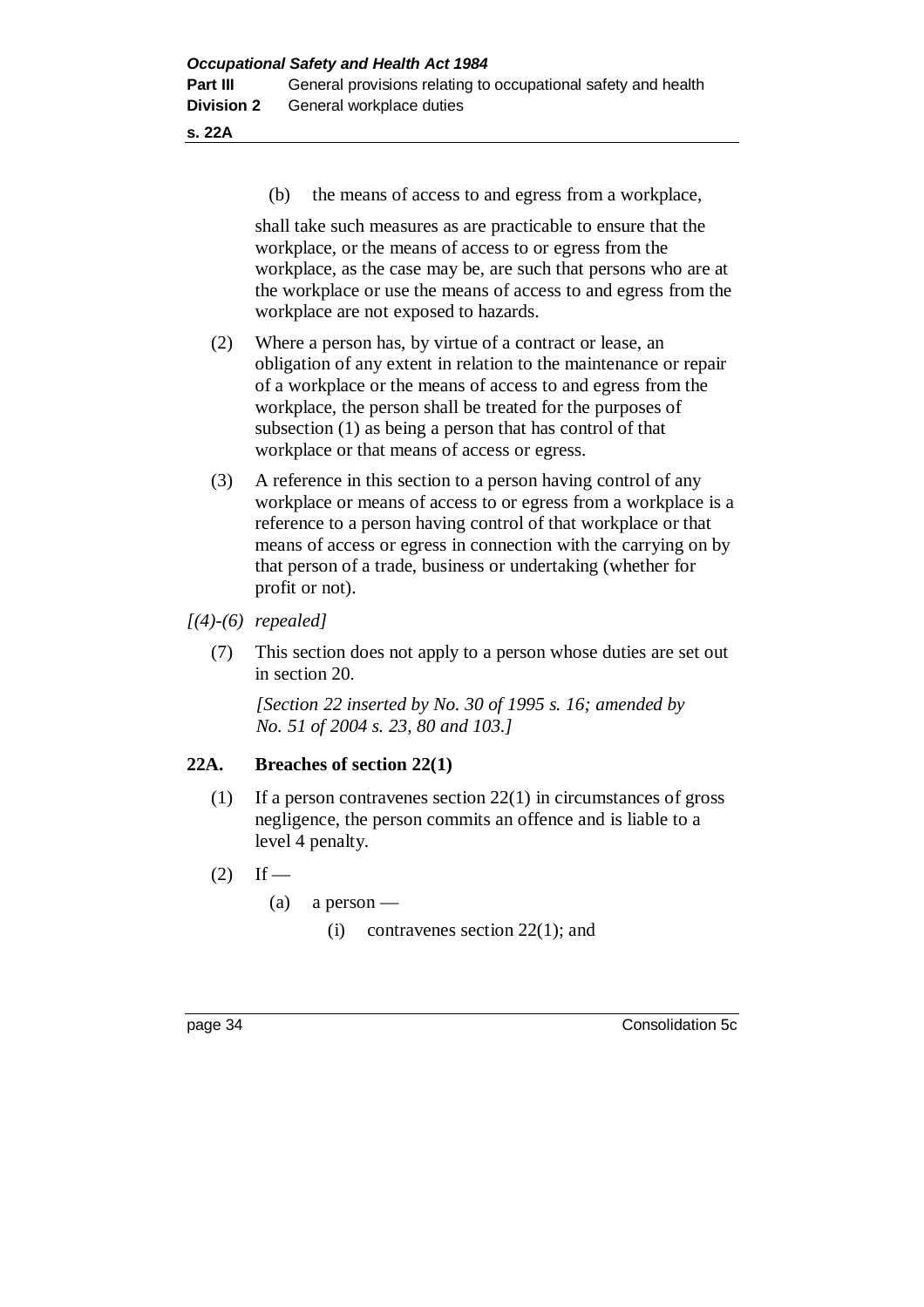(b) the means of access to and egress from a workplace,

shall take such measures as are practicable to ensure that the workplace, or the means of access to or egress from the workplace, as the case may be, are such that persons who are at the workplace or use the means of access to and egress from the workplace are not exposed to hazards.

(2) Where a person has, by virtue of a contract or lease, an obligation of any extent in relation to the maintenance or repair of a workplace or the means of access to and egress from the workplace, the person shall be treated for the purposes of subsection (1) as being a person that has control of that workplace or that means of access or egress.

(3) A reference in this section to a person having control of any workplace or means of access to or egress from a workplace is a reference to a person having control of that workplace or that means of access or egress in connection with the carrying on by that person of a trade, business or undertaking (whether for profit or not).

*[(4)-(6) repealed]*

(7) This section does not apply to a person whose duties are set out in section 20.

*[Section 22 inserted by No. 30 of 1995 s. 16; amended by No. 51 of 2004 s. 23, 80 and 103.]*

### 22A. Breaches of section 22(1)

(1) If a person contravenes section 22(1) in circumstances of gross negligence, the person commits an offence and is liable to a level 4 penalty.

(2) If —

- (a) a person —
  - (i) contravenes section 22(1); and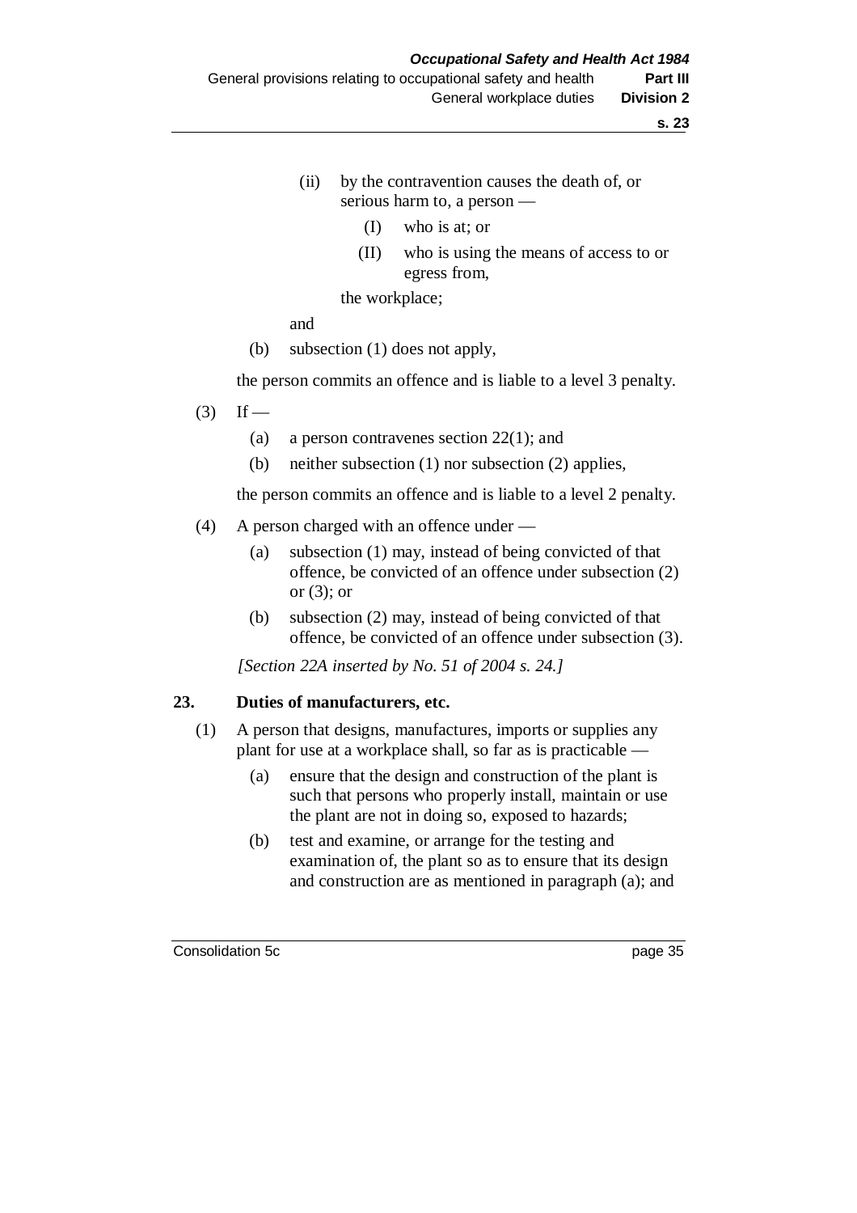(ii) by the contravention causes the death of, or serious harm to, a person —

(I) who is at; or

(II) who is using the means of access to or egress from,

the workplace;

and

(b) subsection (1) does not apply,

the person commits an offence and is liable to a level 3 penalty.

(3) If —

(a) a person contravenes section 22(1); and

(b) neither subsection (1) nor subsection (2) applies,

the person commits an offence and is liable to a level 2 penalty.

(4) A person charged with an offence under —

(a) subsection (1) may, instead of being convicted of that offence, be convicted of an offence under subsection (2) or (3); or

(b) subsection (2) may, instead of being convicted of that offence, be convicted of an offence under subsection (3).

*[Section 22A inserted by No. 51 of 2004 s. 24.]*

## 23. Duties of manufacturers, etc.

(1) A person that designs, manufactures, imports or supplies any plant for use at a workplace shall, so far as is practicable —

(a) ensure that the design and construction of the plant is such that persons who properly install, maintain or use the plant are not in doing so, exposed to hazards;

(b) test and examine, or arrange for the testing and examination of, the plant so as to ensure that its design and construction are as mentioned in paragraph (a); and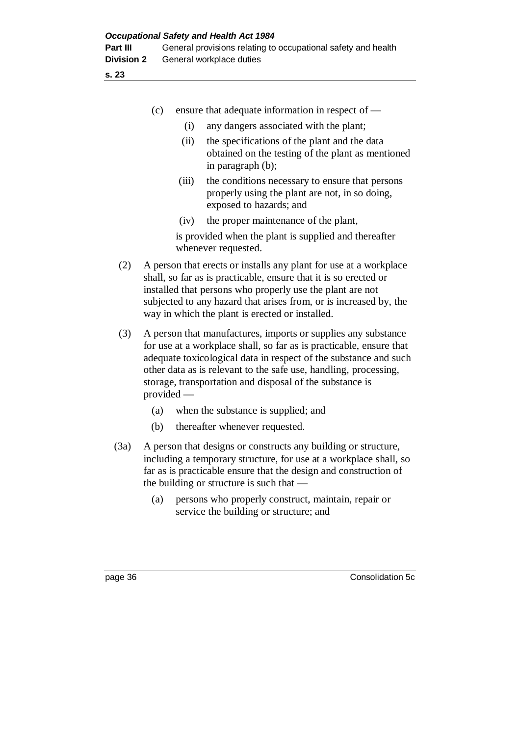(c) ensure that adequate information in respect of —

   (i) any dangers associated with the plant;

   (ii) the specifications of the plant and the data obtained on the testing of the plant as mentioned in paragraph (b);

   (iii) the conditions necessary to ensure that persons properly using the plant are not, in so doing, exposed to hazards; and

   (iv) the proper maintenance of the plant,

   is provided when the plant is supplied and thereafter whenever requested.

(2) A person that erects or installs any plant for use at a workplace shall, so far as is practicable, ensure that it is so erected or installed that persons who properly use the plant are not subjected to any hazard that arises from, or is increased by, the way in which the plant is erected or installed.

(3) A person that manufactures, imports or supplies any substance for use at a workplace shall, so far as is practicable, ensure that adequate toxicological data in respect of the substance and such other data as is relevant to the safe use, handling, processing, storage, transportation and disposal of the substance is provided —

   (a) when the substance is supplied; and

   (b) thereafter whenever requested.

(3a) A person that designs or constructs any building or structure, including a temporary structure, for use at a workplace shall, so far as is practicable ensure that the design and construction of the building or structure is such that —

   (a) persons who properly construct, maintain, repair or service the building or structure; and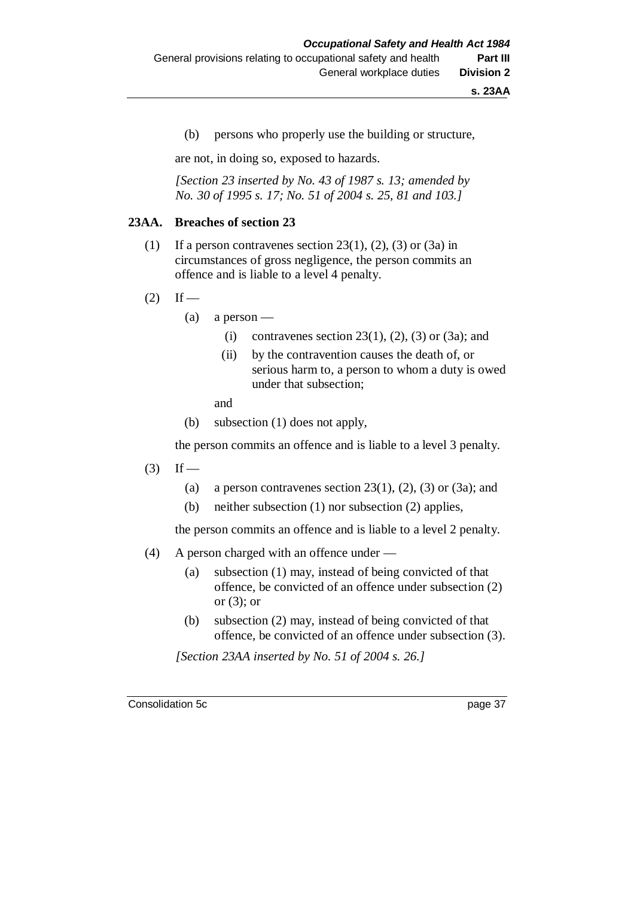(b) persons who properly use the building or structure,

are not, in doing so, exposed to hazards.

*[Section 23 inserted by No. 43 of 1987 s. 13; amended by No. 30 of 1995 s. 17; No. 51 of 2004 s. 25, 81 and 103.]*

### 23AA. Breaches of section 23

(1) If a person contravenes section 23(1), (2), (3) or (3a) in circumstances of gross negligence, the person commits an offence and is liable to a level 4 penalty.

(2) If —

- (a) a person —
  - (i) contravenes section 23(1), (2), (3) or (3a); and
  - (ii) by the contravention causes the death of, or serious harm to, a person to whom a duty is owed under that subsection;

  and
- (b) subsection (1) does not apply,

the person commits an offence and is liable to a level 3 penalty.

(3) If —

- (a) a person contravenes section 23(1), (2), (3) or (3a); and
- (b) neither subsection (1) nor subsection (2) applies,

the person commits an offence and is liable to a level 2 penalty.

(4) A person charged with an offence under —

- (a) subsection (1) may, instead of being convicted of that offence, be convicted of an offence under subsection (2) or (3); or
- (b) subsection (2) may, instead of being convicted of that offence, be convicted of an offence under subsection (3).

*[Section 23AA inserted by No. 51 of 2004 s. 26.]*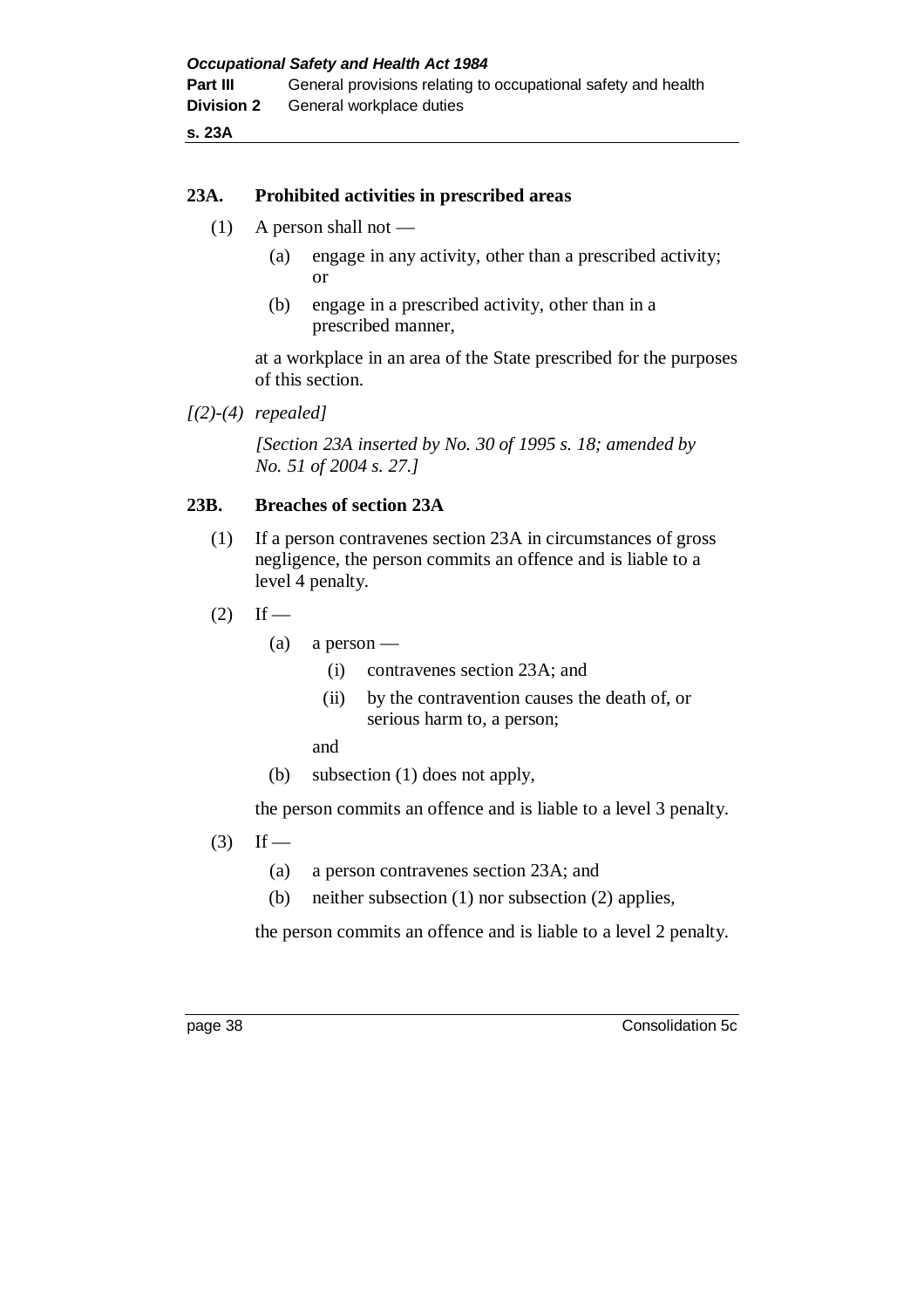## 23A. Prohibited activities in prescribed areas

(1) A person shall not —

(a) engage in any activity, other than a prescribed activity; or

(b) engage in a prescribed activity, other than in a prescribed manner,

at a workplace in an area of the State prescribed for the purposes of this section.

*[(2)-(4) repealed]*

*[Section 23A inserted by No. 30 of 1995 s. 18; amended by No. 51 of 2004 s. 27.]*

## 23B. Breaches of section 23A

(1) If a person contravenes section 23A in circumstances of gross negligence, the person commits an offence and is liable to a level 4 penalty.

(2) If —

(a) a person —

(i) contravenes section 23A; and

(ii) by the contravention causes the death of, or serious harm to, a person;

and

(b) subsection (1) does not apply,

the person commits an offence and is liable to a level 3 penalty.

(3) If —

(a) a person contravenes section 23A; and

(b) neither subsection (1) nor subsection (2) applies,

the person commits an offence and is liable to a level 2 penalty.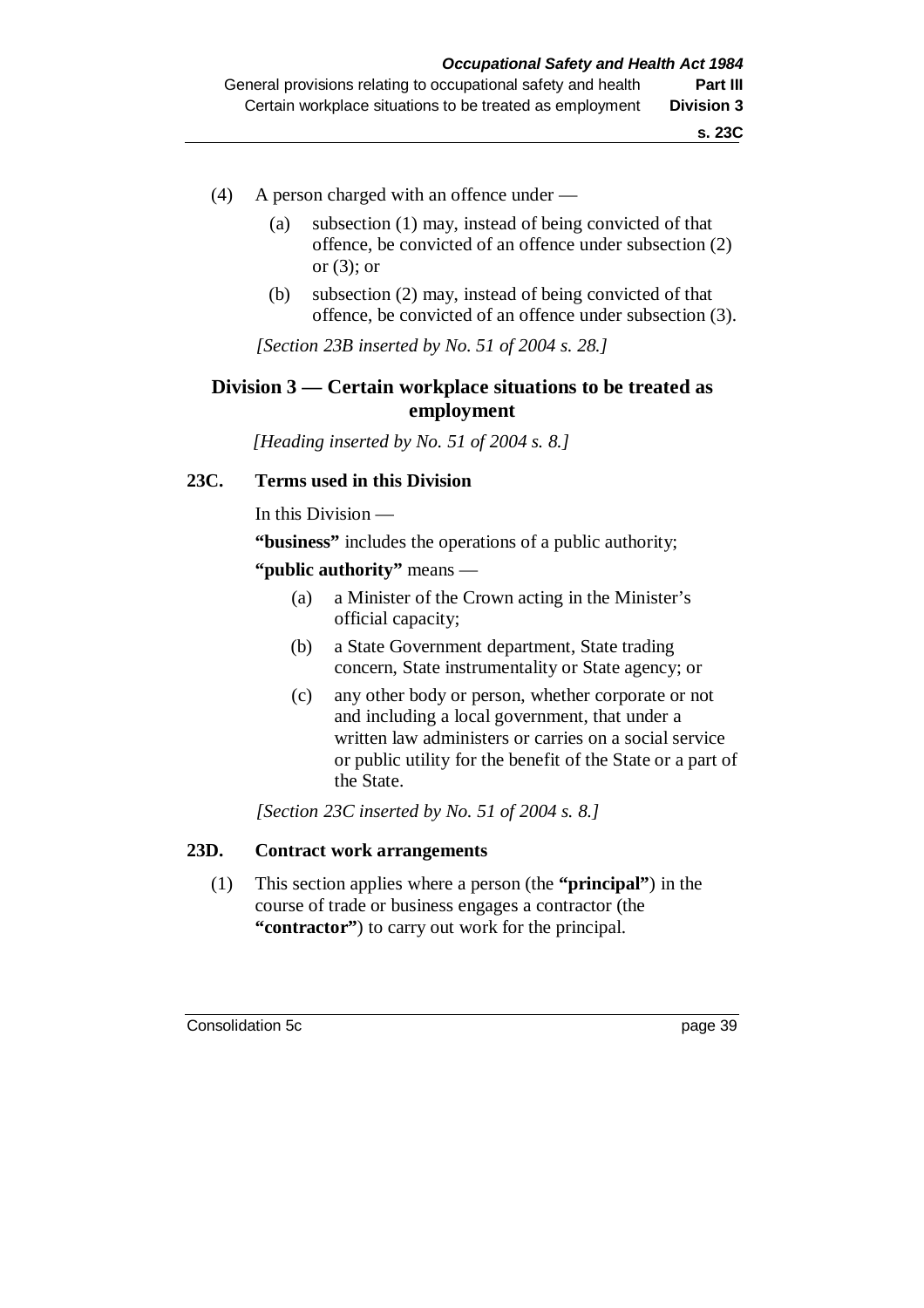(4) A person charged with an offence under —

(a) subsection (1) may, instead of being convicted of that offence, be convicted of an offence under subsection (2) or (3); or

(b) subsection (2) may, instead of being convicted of that offence, be convicted of an offence under subsection (3).

*[Section 23B inserted by No. 51 of 2004 s. 28.]*

## Division 3 — Certain workplace situations to be treated as employment

*[Heading inserted by No. 51 of 2004 s. 8.]*

### 23C. Terms used in this Division

In this Division —

**"business"** includes the operations of a public authority;

**"public authority"** means —

(a) a Minister of the Crown acting in the Minister's official capacity;

(b) a State Government department, State trading concern, State instrumentality or State agency; or

(c) any other body or person, whether corporate or not and including a local government, that under a written law administers or carries on a social service or public utility for the benefit of the State or a part of the State.

*[Section 23C inserted by No. 51 of 2004 s. 8.]*

### 23D. Contract work arrangements

(1) This section applies where a person (the **"principal"**) in the course of trade or business engages a contractor (the **"contractor"**) to carry out work for the principal.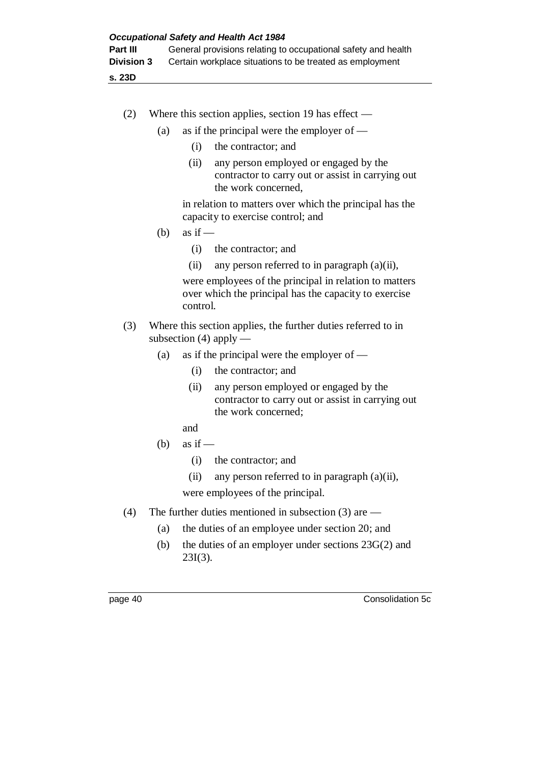(2) Where this section applies, section 19 has effect —

(a) as if the principal were the employer of —

(i) the contractor; and

(ii) any person employed or engaged by the contractor to carry out or assist in carrying out the work concerned,

in relation to matters over which the principal has the capacity to exercise control; and

(b) as if —

(i) the contractor; and

(ii) any person referred to in paragraph (a)(ii),

were employees of the principal in relation to matters over which the principal has the capacity to exercise control.

(3) Where this section applies, the further duties referred to in subsection (4) apply —

(a) as if the principal were the employer of —

(i) the contractor; and

(ii) any person employed or engaged by the contractor to carry out or assist in carrying out the work concerned;

and

(b) as if —

(i) the contractor; and

(ii) any person referred to in paragraph (a)(ii),

were employees of the principal.

(4) The further duties mentioned in subsection (3) are —

(a) the duties of an employee under section 20; and

(b) the duties of an employer under sections 23G(2) and 23I(3).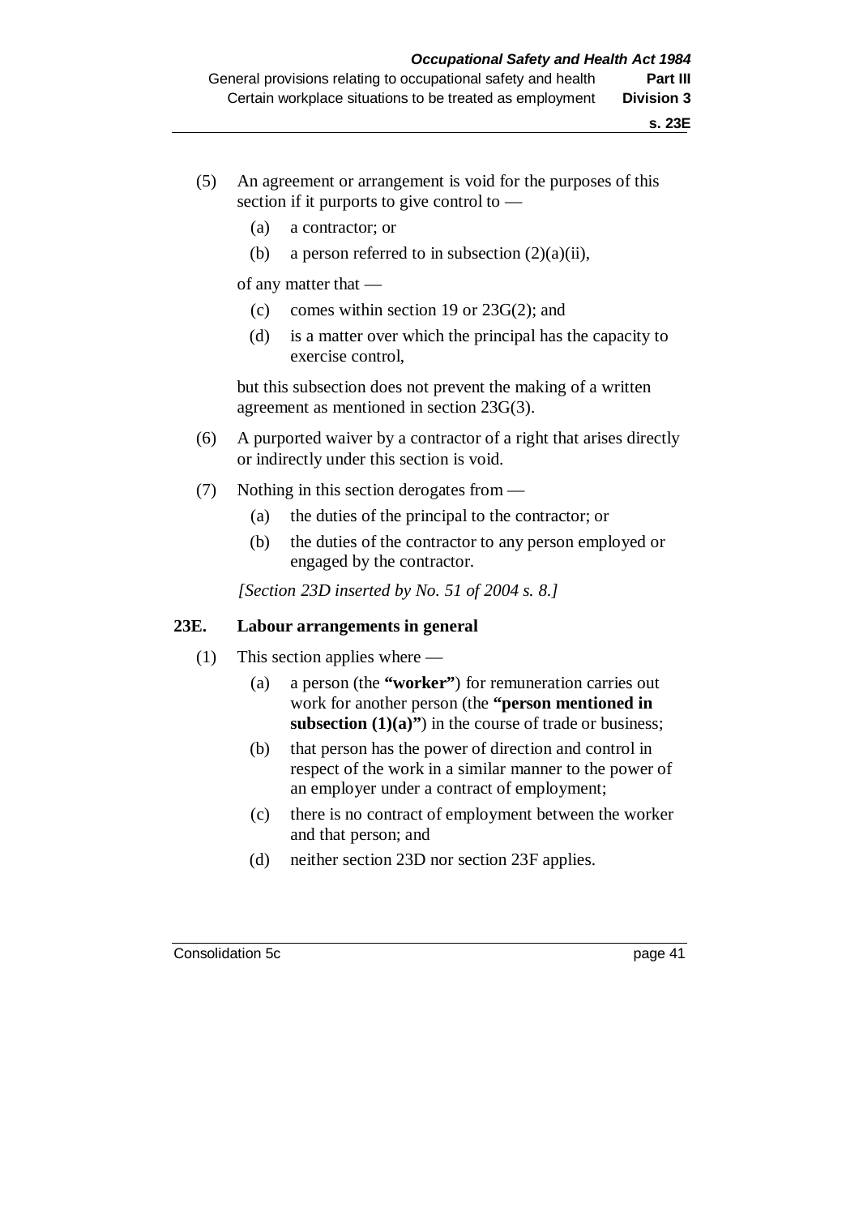(5) An agreement or arrangement is void for the purposes of this section if it purports to give control to —

    (a) a contractor; or

    (b) a person referred to in subsection (2)(a)(ii),

    of any matter that —

    (c) comes within section 19 or 23G(2); and

    (d) is a matter over which the principal has the capacity to exercise control,

    but this subsection does not prevent the making of a written agreement as mentioned in section 23G(3).

(6) A purported waiver by a contractor of a right that arises directly or indirectly under this section is void.

(7) Nothing in this section derogates from —

    (a) the duties of the principal to the contractor; or

    (b) the duties of the contractor to any person employed or engaged by the contractor.

*[Section 23D inserted by No. 51 of 2004 s. 8.]*

### 23E. Labour arrangements in general

(1) This section applies where —

    (a) a person (the **"worker"**) for remuneration carries out work for another person (the **"person mentioned in subsection (1)(a)"**) in the course of trade or business;

    (b) that person has the power of direction and control in respect of the work in a similar manner to the power of an employer under a contract of employment;

    (c) there is no contract of employment between the worker and that person; and

    (d) neither section 23D nor section 23F applies.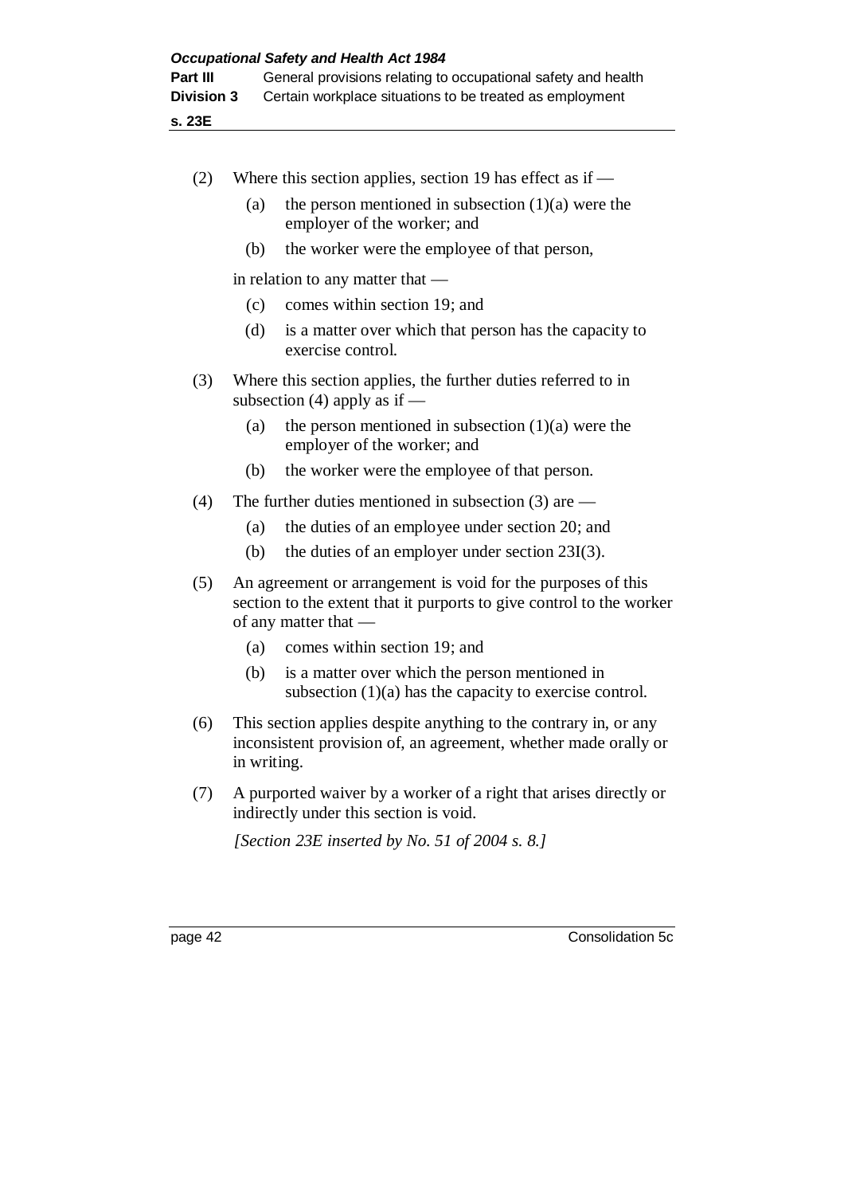(2) Where this section applies, section 19 has effect as if —

  (a) the person mentioned in subsection (1)(a) were the employer of the worker; and

  (b) the worker were the employee of that person,

 in relation to any matter that —

  (c) comes within section 19; and

  (d) is a matter over which that person has the capacity to exercise control.

(3) Where this section applies, the further duties referred to in subsection (4) apply as if —

  (a) the person mentioned in subsection (1)(a) were the employer of the worker; and

  (b) the worker were the employee of that person.

(4) The further duties mentioned in subsection (3) are —

  (a) the duties of an employee under section 20; and

  (b) the duties of an employer under section 23I(3).

(5) An agreement or arrangement is void for the purposes of this section to the extent that it purports to give control to the worker of any matter that —

  (a) comes within section 19; and

  (b) is a matter over which the person mentioned in subsection (1)(a) has the capacity to exercise control.

(6) This section applies despite anything to the contrary in, or any inconsistent provision of, an agreement, whether made orally or in writing.

(7) A purported waiver by a worker of a right that arises directly or indirectly under this section is void.

*[Section 23E inserted by No. 51 of 2004 s. 8.]*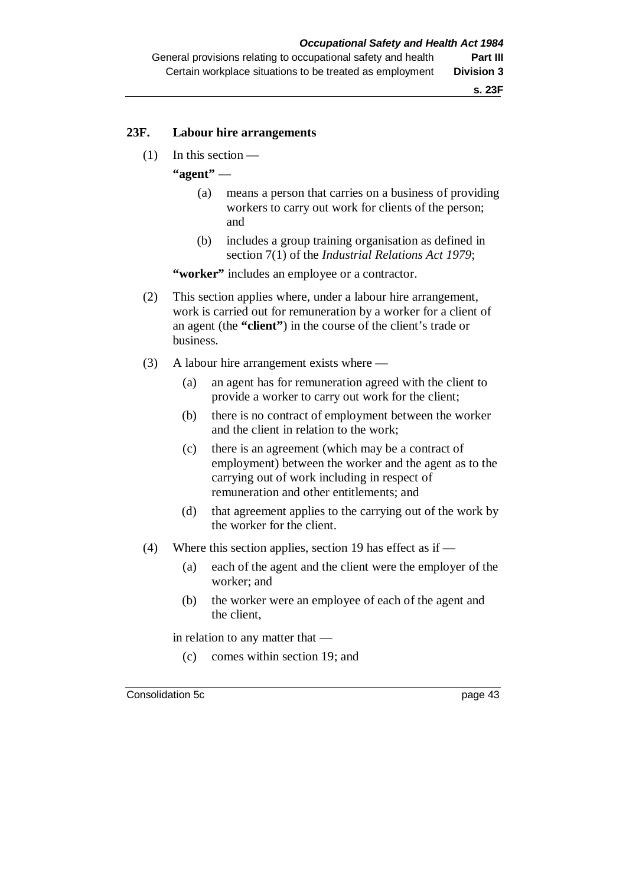## 23F. Labour hire arrangements

(1) In this section —

**"agent"** —

- (a) means a person that carries on a business of providing workers to carry out work for clients of the person; and
- (b) includes a group training organisation as defined in section 7(1) of the *Industrial Relations Act 1979*;

**"worker"** includes an employee or a contractor.

(2) This section applies where, under a labour hire arrangement, work is carried out for remuneration by a worker for a client of an agent (the **"client"**) in the course of the client's trade or business.

(3) A labour hire arrangement exists where —

- (a) an agent has for remuneration agreed with the client to provide a worker to carry out work for the client;
- (b) there is no contract of employment between the worker and the client in relation to the work;
- (c) there is an agreement (which may be a contract of employment) between the worker and the agent as to the carrying out of work including in respect of remuneration and other entitlements; and
- (d) that agreement applies to the carrying out of the work by the worker for the client.

(4) Where this section applies, section 19 has effect as if —

- (a) each of the agent and the client were the employer of the worker; and
- (b) the worker were an employee of each of the agent and the client,

in relation to any matter that —

- (c) comes within section 19; and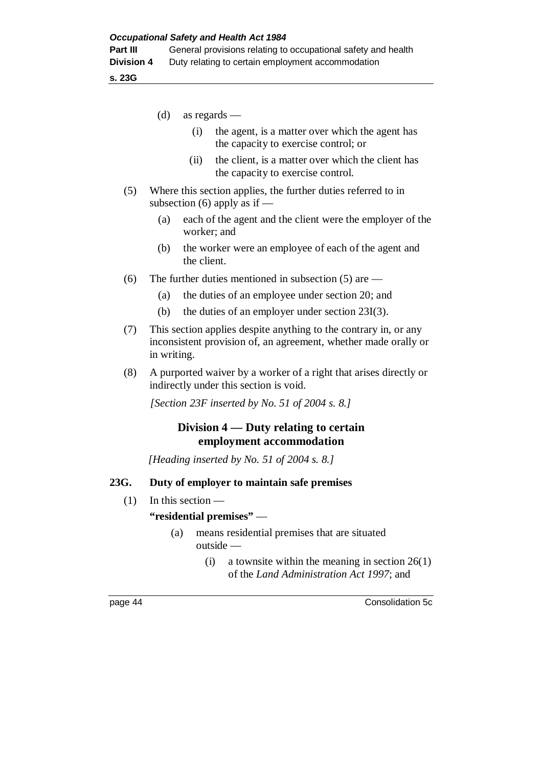(d) as regards —

   (i) the agent, is a matter over which the agent has the capacity to exercise control; or

   (ii) the client, is a matter over which the client has the capacity to exercise control.

(5) Where this section applies, the further duties referred to in subsection (6) apply as if —

   (a) each of the agent and the client were the employer of the worker; and

   (b) the worker were an employee of each of the agent and the client.

(6) The further duties mentioned in subsection (5) are —

   (a) the duties of an employee under section 20; and

   (b) the duties of an employer under section 23I(3).

(7) This section applies despite anything to the contrary in, or any inconsistent provision of, an agreement, whether made orally or in writing.

(8) A purported waiver by a worker of a right that arises directly or indirectly under this section is void.

*[Section 23F inserted by No. 51 of 2004 s. 8.]*

## Division 4 — Duty relating to certain employment accommodation

*[Heading inserted by No. 51 of 2004 s. 8.]*

### 23G. Duty of employer to maintain safe premises

(1) In this section —

**"residential premises"** —

   (a) means residential premises that are situated outside —

      (i) a townsite within the meaning in section 26(1) of the *Land Administration Act 1997*; and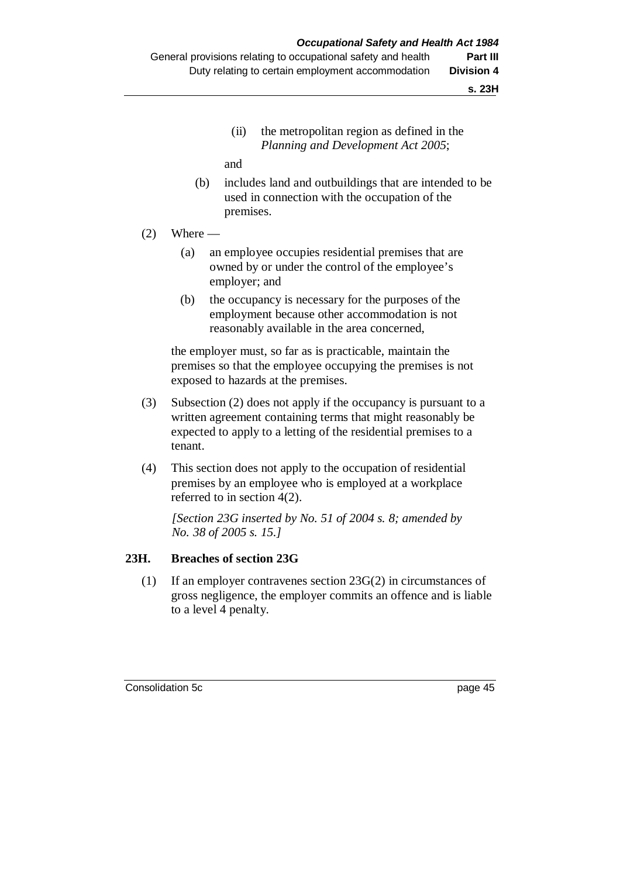(ii) the metropolitan region as defined in the *Planning and Development Act 2005*;

and

(b) includes land and outbuildings that are intended to be used in connection with the occupation of the premises.

(2) Where —

(a) an employee occupies residential premises that are owned by or under the control of the employee's employer; and

(b) the occupancy is necessary for the purposes of the employment because other accommodation is not reasonably available in the area concerned,

the employer must, so far as is practicable, maintain the premises so that the employee occupying the premises is not exposed to hazards at the premises.

(3) Subsection (2) does not apply if the occupancy is pursuant to a written agreement containing terms that might reasonably be expected to apply to a letting of the residential premises to a tenant.

(4) This section does not apply to the occupation of residential premises by an employee who is employed at a workplace referred to in section 4(2).

*[Section 23G inserted by No. 51 of 2004 s. 8; amended by No. 38 of 2005 s. 15.]*

### 23H. Breaches of section 23G

(1) If an employer contravenes section 23G(2) in circumstances of gross negligence, the employer commits an offence and is liable to a level 4 penalty.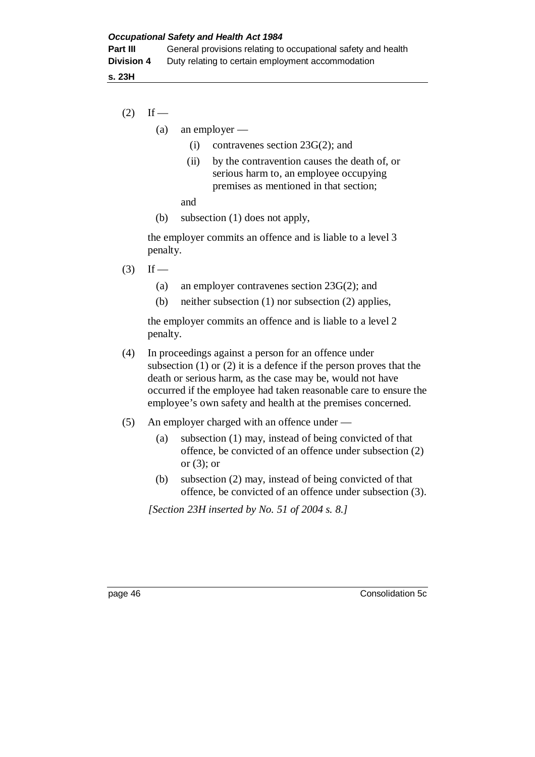(2) If —

   (a) an employer —

      (i) contravenes section 23G(2); and

      (ii) by the contravention causes the death of, or serious harm to, an employee occupying premises as mentioned in that section;

      and

   (b) subsection (1) does not apply,

   the employer commits an offence and is liable to a level 3 penalty.

(3) If —

   (a) an employer contravenes section 23G(2); and

   (b) neither subsection (1) nor subsection (2) applies,

   the employer commits an offence and is liable to a level 2 penalty.

(4) In proceedings against a person for an offence under subsection (1) or (2) it is a defence if the person proves that the death or serious harm, as the case may be, would not have occurred if the employee had taken reasonable care to ensure the employee's own safety and health at the premises concerned.

(5) An employer charged with an offence under —

   (a) subsection (1) may, instead of being convicted of that offence, be convicted of an offence under subsection (2) or (3); or

   (b) subsection (2) may, instead of being convicted of that offence, be convicted of an offence under subsection (3).

*[Section 23H inserted by No. 51 of 2004 s. 8.]*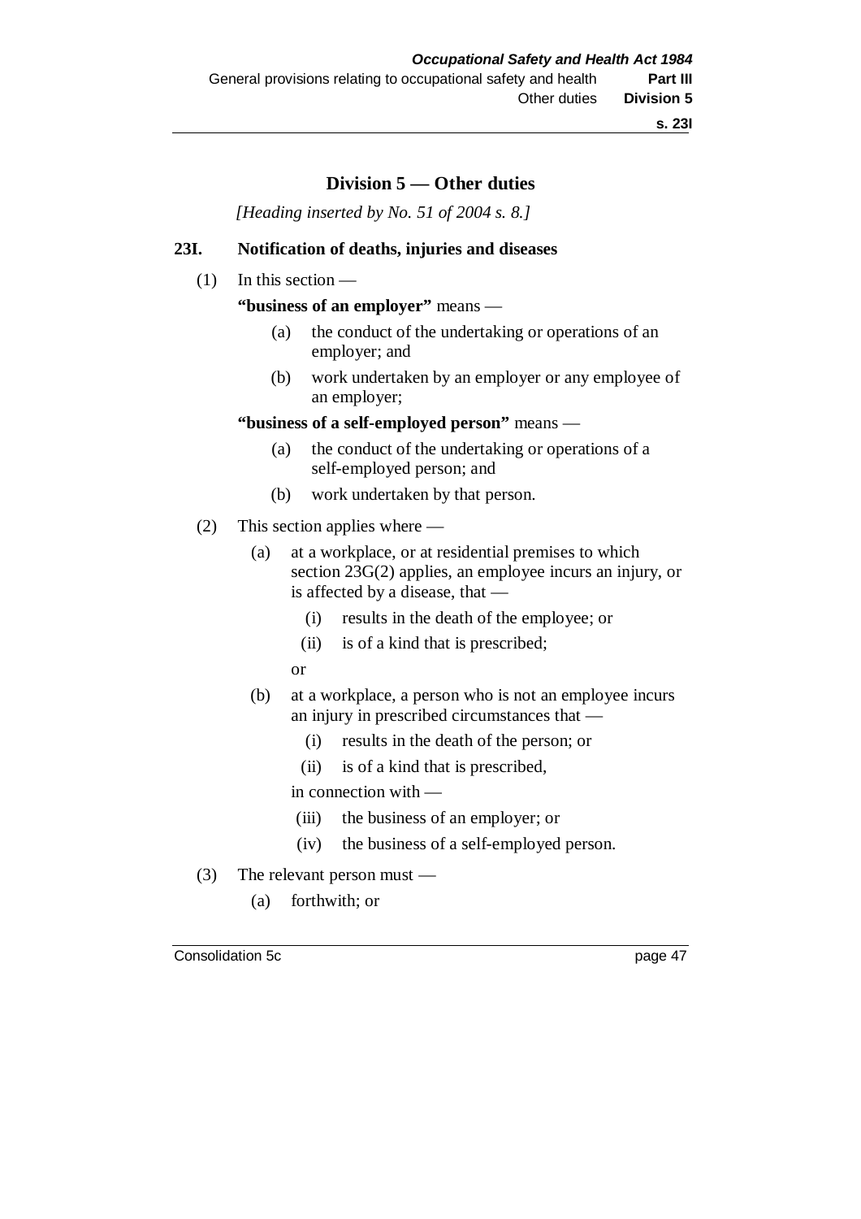## Division 5 — Other duties

*[Heading inserted by No. 51 of 2004 s. 8.]*

### 23I. Notification of deaths, injuries and diseases

(1) In this section —

**"business of an employer"** means —

(a) the conduct of the undertaking or operations of an employer; and

(b) work undertaken by an employer or any employee of an employer;

**"business of a self-employed person"** means —

(a) the conduct of the undertaking or operations of a self-employed person; and

(b) work undertaken by that person.

(2) This section applies where —

(a) at a workplace, or at residential premises to which section 23G(2) applies, an employee incurs an injury, or is affected by a disease, that —

(i) results in the death of the employee; or

(ii) is of a kind that is prescribed;

or

(b) at a workplace, a person who is not an employee incurs an injury in prescribed circumstances that —

(i) results in the death of the person; or

(ii) is of a kind that is prescribed,

in connection with —

(iii) the business of an employer; or

(iv) the business of a self-employed person.

(3) The relevant person must —

(a) forthwith; or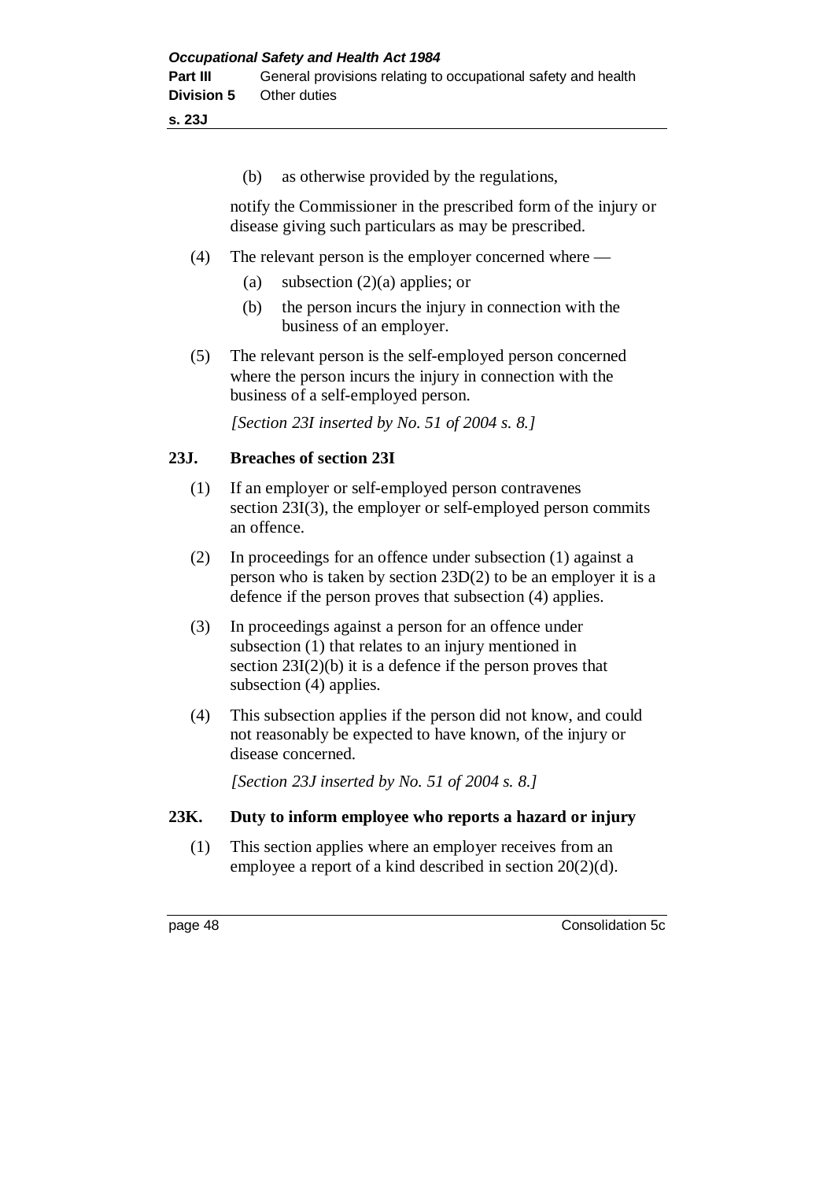(b) as otherwise provided by the regulations,

notify the Commissioner in the prescribed form of the injury or disease giving such particulars as may be prescribed.

(4) The relevant person is the employer concerned where —

(a) subsection (2)(a) applies; or

(b) the person incurs the injury in connection with the business of an employer.

(5) The relevant person is the self-employed person concerned where the person incurs the injury in connection with the business of a self-employed person.

*[Section 23I inserted by No. 51 of 2004 s. 8.]*

### 23J. Breaches of section 23I

(1) If an employer or self-employed person contravenes section 23I(3), the employer or self-employed person commits an offence.

(2) In proceedings for an offence under subsection (1) against a person who is taken by section 23D(2) to be an employer it is a defence if the person proves that subsection (4) applies.

(3) In proceedings against a person for an offence under subsection (1) that relates to an injury mentioned in section 23I(2)(b) it is a defence if the person proves that subsection (4) applies.

(4) This subsection applies if the person did not know, and could not reasonably be expected to have known, of the injury or disease concerned.

*[Section 23J inserted by No. 51 of 2004 s. 8.]*

### 23K. Duty to inform employee who reports a hazard or injury

(1) This section applies where an employer receives from an employee a report of a kind described in section 20(2)(d).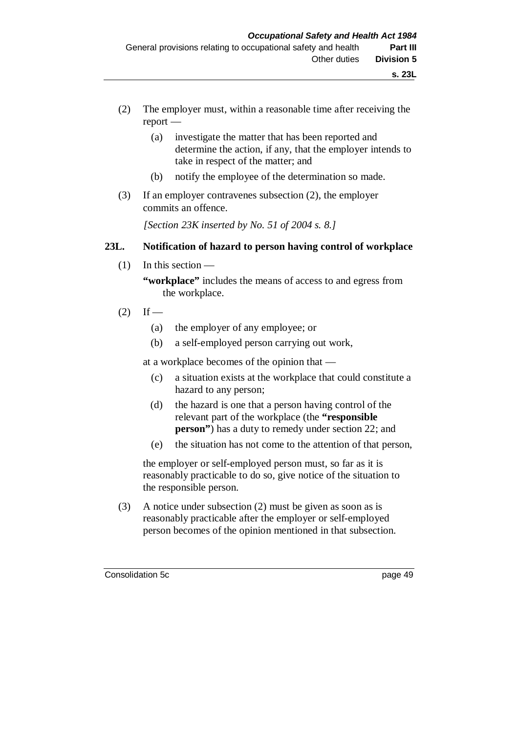(2) The employer must, within a reasonable time after receiving the report —

  (a) investigate the matter that has been reported and determine the action, if any, that the employer intends to take in respect of the matter; and

  (b) notify the employee of the determination so made.

(3) If an employer contravenes subsection (2), the employer commits an offence.

*[Section 23K inserted by No. 51 of 2004 s. 8.]*

## 23L. Notification of hazard to person having control of workplace

(1) In this section —

**"workplace"** includes the means of access to and egress from the workplace.

(2) If —

  (a) the employer of any employee; or

  (b) a self-employed person carrying out work,

at a workplace becomes of the opinion that —

  (c) a situation exists at the workplace that could constitute a hazard to any person;

  (d) the hazard is one that a person having control of the relevant part of the workplace (the **"responsible person"**) has a duty to remedy under section 22; and

  (e) the situation has not come to the attention of that person,

the employer or self-employed person must, so far as it is reasonably practicable to do so, give notice of the situation to the responsible person.

(3) A notice under subsection (2) must be given as soon as is reasonably practicable after the employer or self-employed person becomes of the opinion mentioned in that subsection.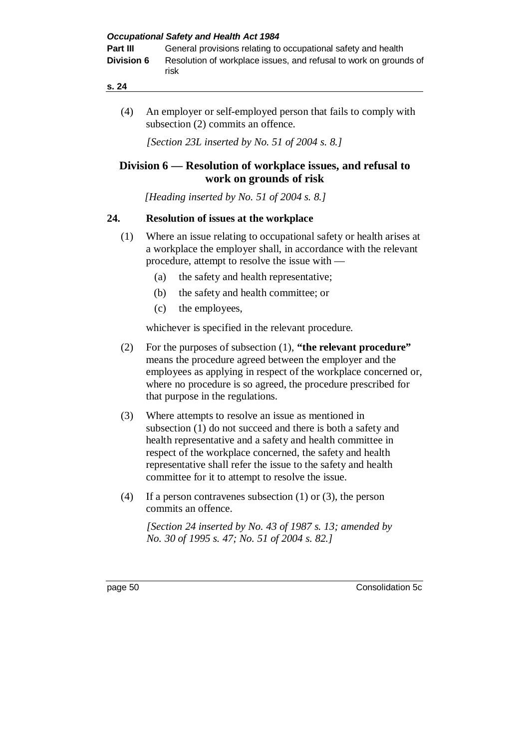(4) An employer or self-employed person that fails to comply with subsection (2) commits an offence.

*[Section 23L inserted by No. 51 of 2004 s. 8.]*

## Division 6 — Resolution of workplace issues, and refusal to work on grounds of risk

*[Heading inserted by No. 51 of 2004 s. 8.]*

### 24. Resolution of issues at the workplace

(1) Where an issue relating to occupational safety or health arises at a workplace the employer shall, in accordance with the relevant procedure, attempt to resolve the issue with —

- (a) the safety and health representative;
- (b) the safety and health committee; or
- (c) the employees,

whichever is specified in the relevant procedure.

(2) For the purposes of subsection (1), **"the relevant procedure"** means the procedure agreed between the employer and the employees as applying in respect of the workplace concerned or, where no procedure is so agreed, the procedure prescribed for that purpose in the regulations.

(3) Where attempts to resolve an issue as mentioned in subsection (1) do not succeed and there is both a safety and health representative and a safety and health committee in respect of the workplace concerned, the safety and health representative shall refer the issue to the safety and health committee for it to attempt to resolve the issue.

(4) If a person contravenes subsection (1) or (3), the person commits an offence.

*[Section 24 inserted by No. 43 of 1987 s. 13; amended by No. 30 of 1995 s. 47; No. 51 of 2004 s. 82.]*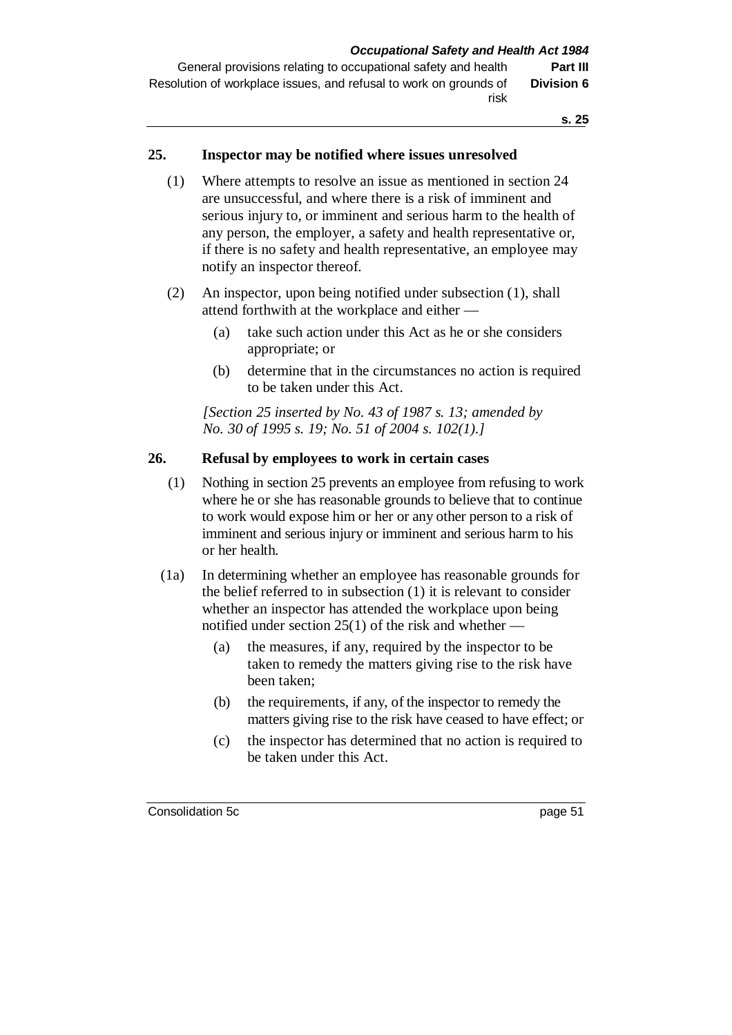### 25. Inspector may be notified where issues unresolved

(1) Where attempts to resolve an issue as mentioned in section 24 are unsuccessful, and where there is a risk of imminent and serious injury to, or imminent and serious harm to the health of any person, the employer, a safety and health representative or, if there is no safety and health representative, an employee may notify an inspector thereof.

(2) An inspector, upon being notified under subsection (1), shall attend forthwith at the workplace and either —

(a) take such action under this Act as he or she considers appropriate; or

(b) determine that in the circumstances no action is required to be taken under this Act.

*[Section 25 inserted by No. 43 of 1987 s. 13; amended by No. 30 of 1995 s. 19; No. 51 of 2004 s. 102(1).]*

### 26. Refusal by employees to work in certain cases

(1) Nothing in section 25 prevents an employee from refusing to work where he or she has reasonable grounds to believe that to continue to work would expose him or her or any other person to a risk of imminent and serious injury or imminent and serious harm to his or her health.

(1a) In determining whether an employee has reasonable grounds for the belief referred to in subsection (1) it is relevant to consider whether an inspector has attended the workplace upon being notified under section 25(1) of the risk and whether —

(a) the measures, if any, required by the inspector to be taken to remedy the matters giving rise to the risk have been taken;

(b) the requirements, if any, of the inspector to remedy the matters giving rise to the risk have ceased to have effect; or

(c) the inspector has determined that no action is required to be taken under this Act.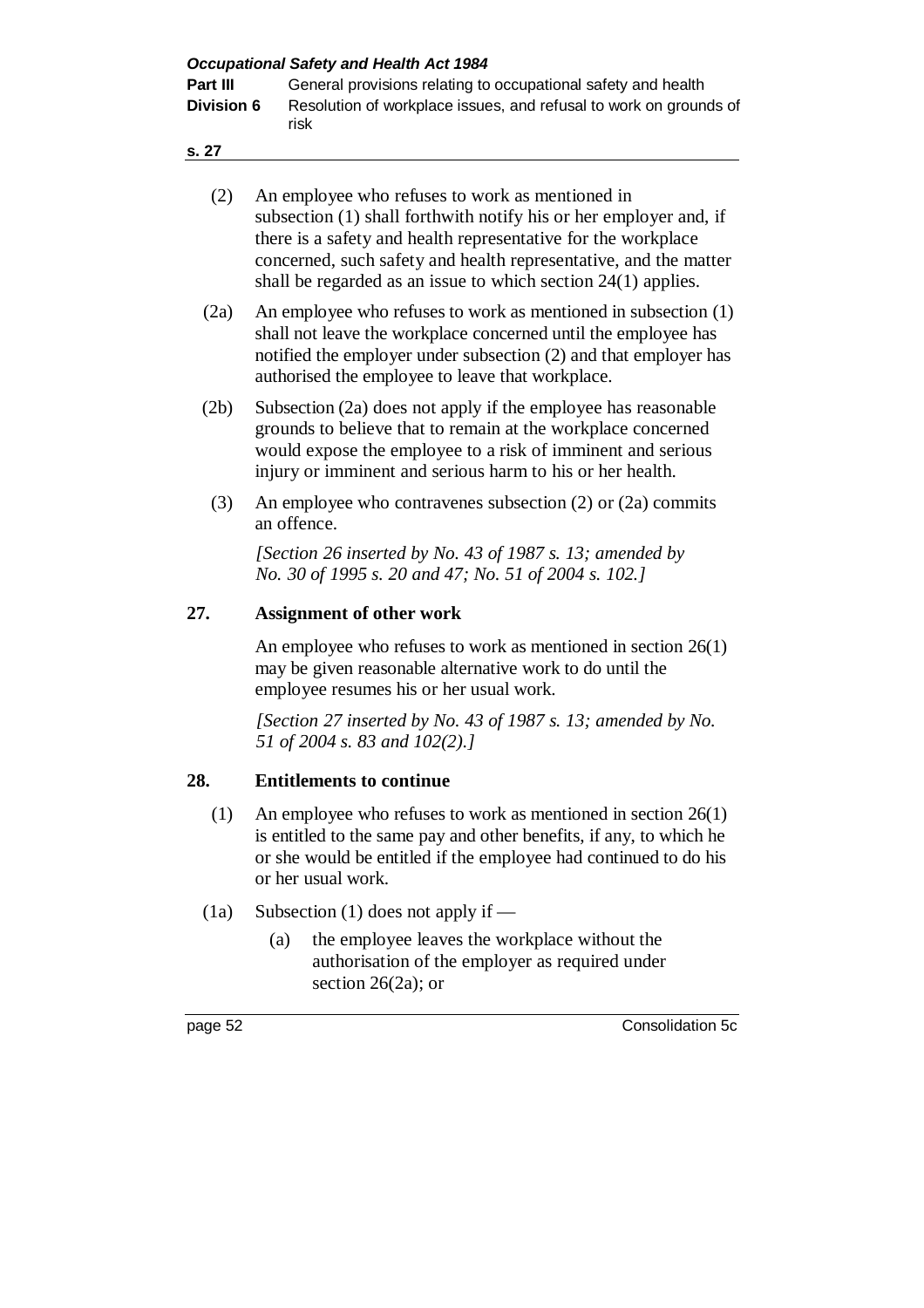(2) An employee who refuses to work as mentioned in subsection (1) shall forthwith notify his or her employer and, if there is a safety and health representative for the workplace concerned, such safety and health representative, and the matter shall be regarded as an issue to which section 24(1) applies.

(2a) An employee who refuses to work as mentioned in subsection (1) shall not leave the workplace concerned until the employee has notified the employer under subsection (2) and that employer has authorised the employee to leave that workplace.

(2b) Subsection (2a) does not apply if the employee has reasonable grounds to believe that to remain at the workplace concerned would expose the employee to a risk of imminent and serious injury or imminent and serious harm to his or her health.

(3) An employee who contravenes subsection (2) or (2a) commits an offence.

*[Section 26 inserted by No. 43 of 1987 s. 13; amended by No. 30 of 1995 s. 20 and 47; No. 51 of 2004 s. 102.]*

## 27. Assignment of other work

An employee who refuses to work as mentioned in section 26(1) may be given reasonable alternative work to do until the employee resumes his or her usual work.

*[Section 27 inserted by No. 43 of 1987 s. 13; amended by No. 51 of 2004 s. 83 and 102(2).]*

## 28. Entitlements to continue

(1) An employee who refuses to work as mentioned in section 26(1) is entitled to the same pay and other benefits, if any, to which he or she would be entitled if the employee had continued to do his or her usual work.

(1a) Subsection (1) does not apply if —

(a) the employee leaves the workplace without the authorisation of the employer as required under section 26(2a); or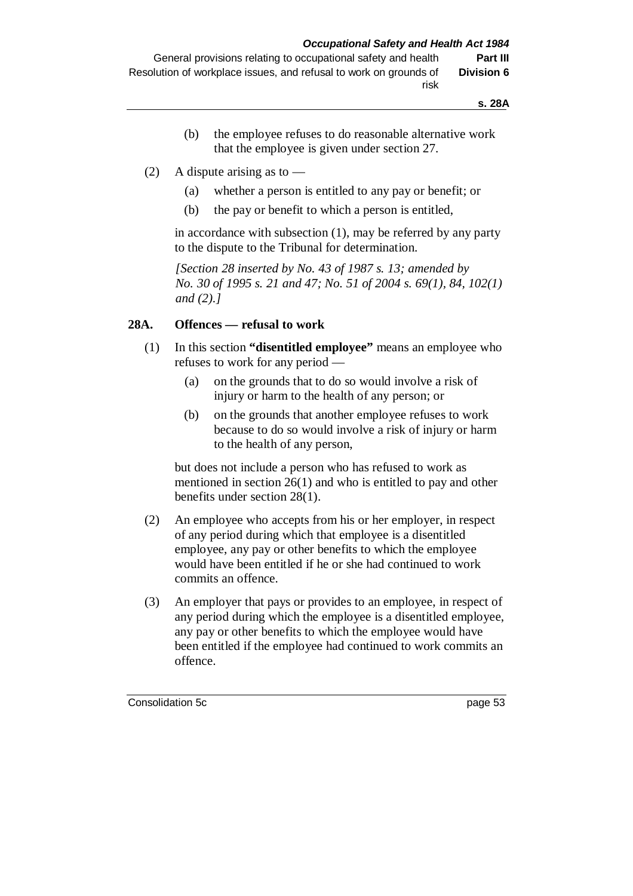(b) the employee refuses to do reasonable alternative work that the employee is given under section 27.

(2) A dispute arising as to —

(a) whether a person is entitled to any pay or benefit; or

(b) the pay or benefit to which a person is entitled,

in accordance with subsection (1), may be referred by any party to the dispute to the Tribunal for determination.

*[Section 28 inserted by No. 43 of 1987 s. 13; amended by No. 30 of 1995 s. 21 and 47; No. 51 of 2004 s. 69(1), 84, 102(1) and (2).]*

### 28A. Offences — refusal to work

(1) In this section **"disentitled employee"** means an employee who refuses to work for any period —

(a) on the grounds that to do so would involve a risk of injury or harm to the health of any person; or

(b) on the grounds that another employee refuses to work because to do so would involve a risk of injury or harm to the health of any person,

but does not include a person who has refused to work as mentioned in section 26(1) and who is entitled to pay and other benefits under section 28(1).

(2) An employee who accepts from his or her employer, in respect of any period during which that employee is a disentitled employee, any pay or other benefits to which the employee would have been entitled if he or she had continued to work commits an offence.

(3) An employer that pays or provides to an employee, in respect of any period during which the employee is a disentitled employee, any pay or other benefits to which the employee would have been entitled if the employee had continued to work commits an offence.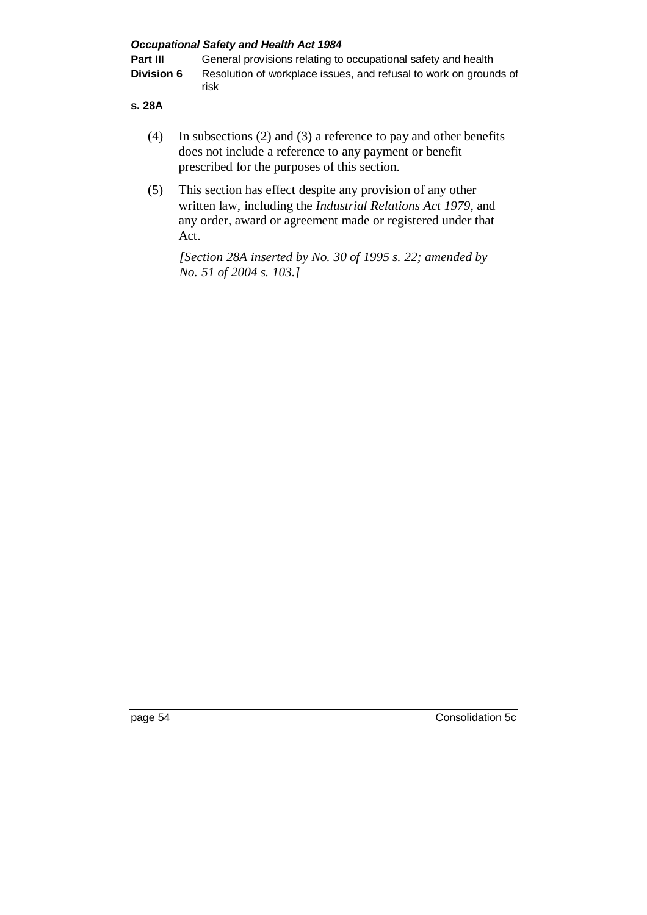(4) In subsections (2) and (3) a reference to pay and other benefits does not include a reference to any payment or benefit prescribed for the purposes of this section.

(5) This section has effect despite any provision of any other written law, including the *Industrial Relations Act 1979*, and any order, award or agreement made or registered under that Act.

*[Section 28A inserted by No. 30 of 1995 s. 22; amended by No. 51 of 2004 s. 103.]*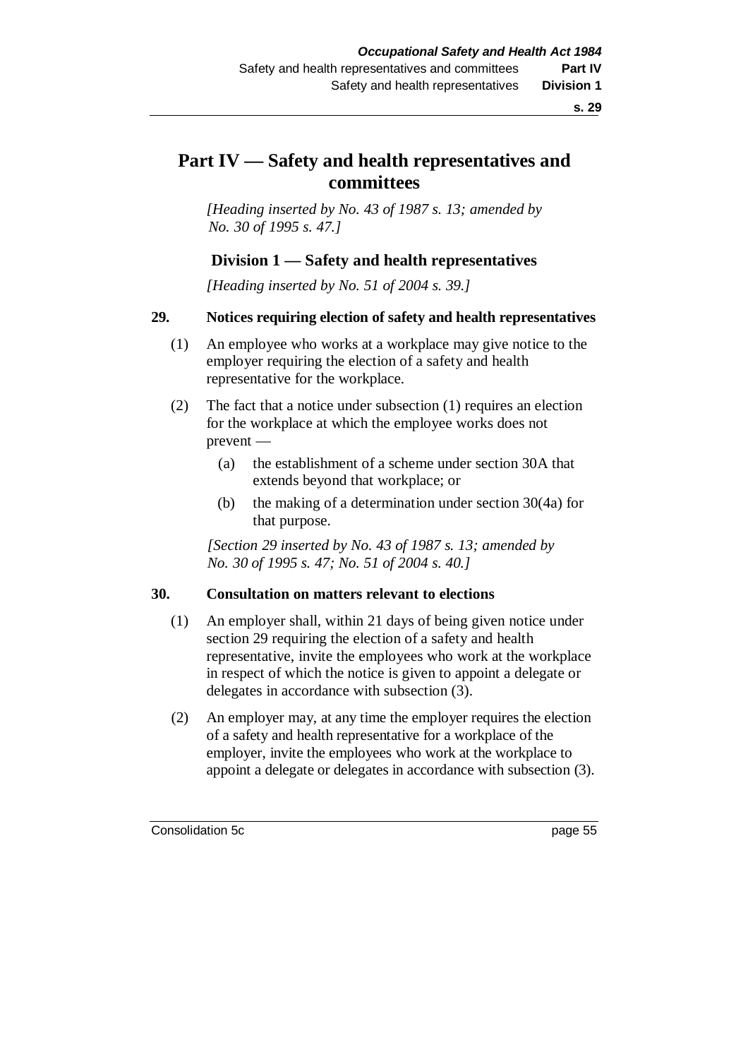# Part IV — Safety and health representatives and committees

*[Heading inserted by No. 43 of 1987 s. 13; amended by No. 30 of 1995 s. 47.]*

## Division 1 — Safety and health representatives

*[Heading inserted by No. 51 of 2004 s. 39.]*

### 29. Notices requiring election of safety and health representatives

(1) An employee who works at a workplace may give notice to the employer requiring the election of a safety and health representative for the workplace.

(2) The fact that a notice under subsection (1) requires an election for the workplace at which the employee works does not prevent —

- (a) the establishment of a scheme under section 30A that extends beyond that workplace; or
- (b) the making of a determination under section 30(4a) for that purpose.

*[Section 29 inserted by No. 43 of 1987 s. 13; amended by No. 30 of 1995 s. 47; No. 51 of 2004 s. 40.]*

### 30. Consultation on matters relevant to elections

(1) An employer shall, within 21 days of being given notice under section 29 requiring the election of a safety and health representative, invite the employees who work at the workplace in respect of which the notice is given to appoint a delegate or delegates in accordance with subsection (3).

(2) An employer may, at any time the employer requires the election of a safety and health representative for a workplace of the employer, invite the employees who work at the workplace to appoint a delegate or delegates in accordance with subsection (3).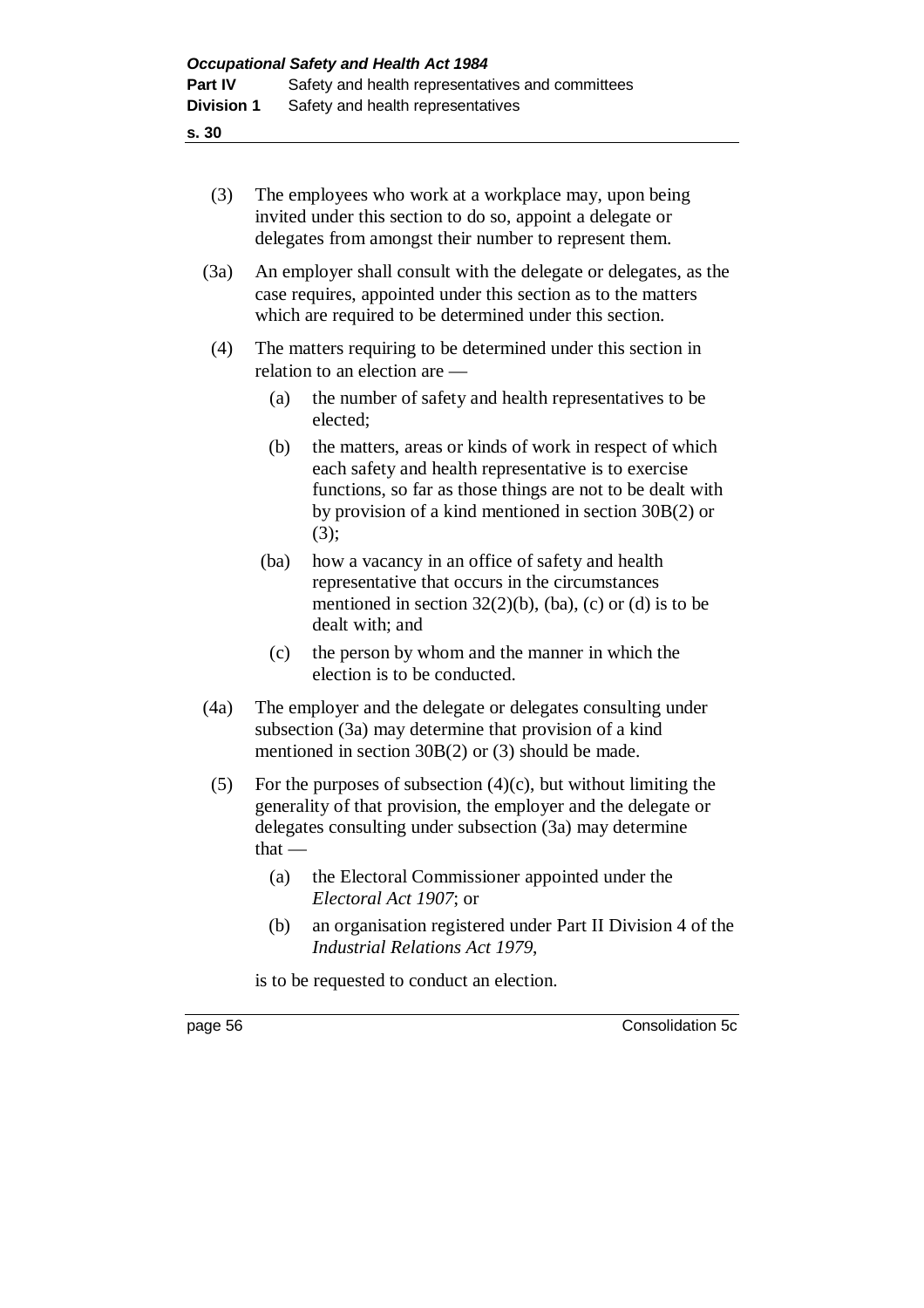(3) The employees who work at a workplace may, upon being invited under this section to do so, appoint a delegate or delegates from amongst their number to represent them.

(3a) An employer shall consult with the delegate or delegates, as the case requires, appointed under this section as to the matters which are required to be determined under this section.

(4) The matters requiring to be determined under this section in relation to an election are —

- (a) the number of safety and health representatives to be elected;
- (b) the matters, areas or kinds of work in respect of which each safety and health representative is to exercise functions, so far as those things are not to be dealt with by provision of a kind mentioned in section 30B(2) or (3);
- (ba) how a vacancy in an office of safety and health representative that occurs in the circumstances mentioned in section 32(2)(b), (ba), (c) or (d) is to be dealt with; and
- (c) the person by whom and the manner in which the election is to be conducted.

(4a) The employer and the delegate or delegates consulting under subsection (3a) may determine that provision of a kind mentioned in section 30B(2) or (3) should be made.

(5) For the purposes of subsection (4)(c), but without limiting the generality of that provision, the employer and the delegate or delegates consulting under subsection (3a) may determine that —

- (a) the Electoral Commissioner appointed under the *Electoral Act 1907*; or
- (b) an organisation registered under Part II Division 4 of the *Industrial Relations Act 1979*,

is to be requested to conduct an election.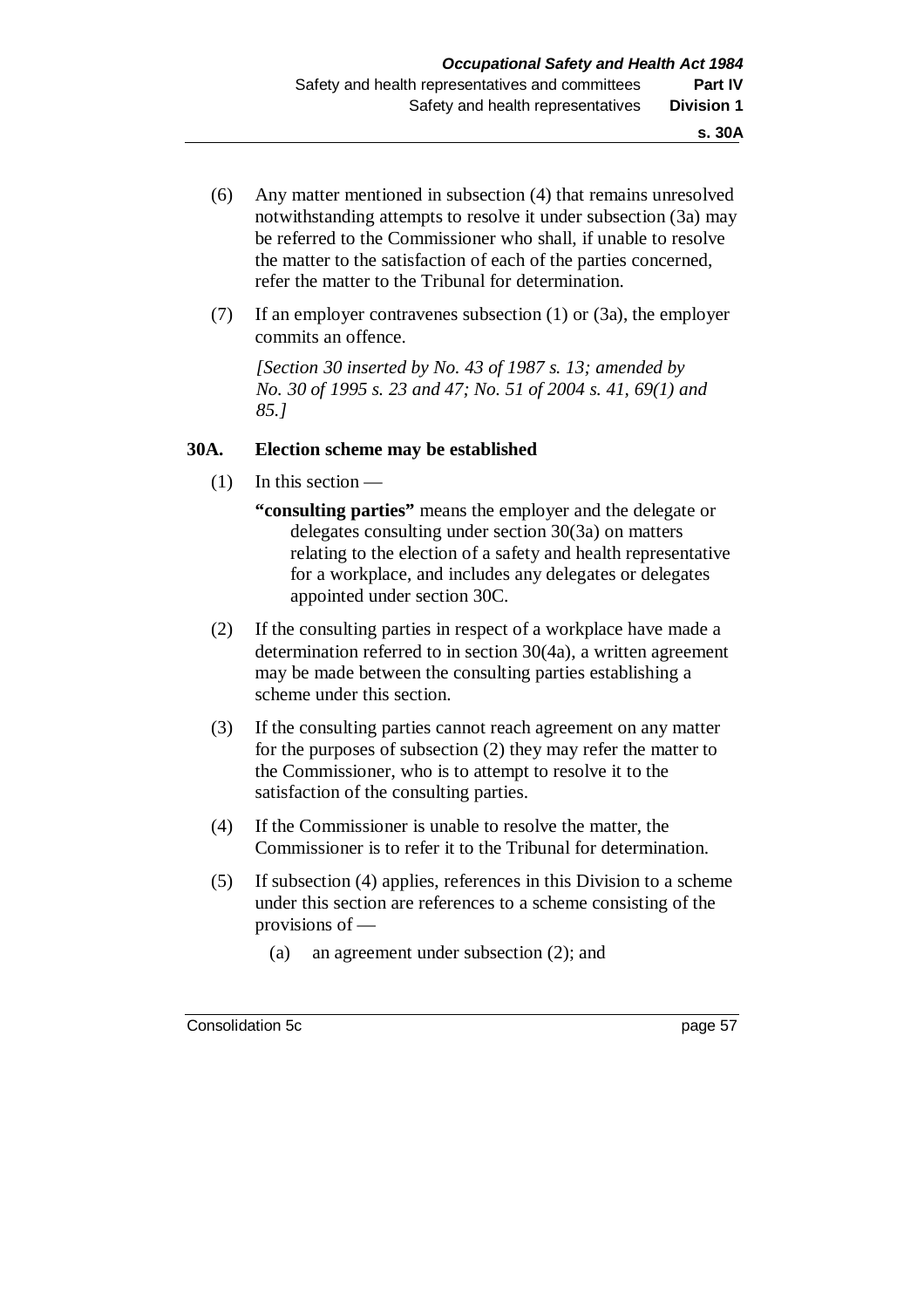(6) Any matter mentioned in subsection (4) that remains unresolved notwithstanding attempts to resolve it under subsection (3a) may be referred to the Commissioner who shall, if unable to resolve the matter to the satisfaction of each of the parties concerned, refer the matter to the Tribunal for determination.

(7) If an employer contravenes subsection (1) or (3a), the employer commits an offence.

*[Section 30 inserted by No. 43 of 1987 s. 13; amended by No. 30 of 1995 s. 23 and 47; No. 51 of 2004 s. 41, 69(1) and 85.]*

### 30A. Election scheme may be established

(1) In this section —

**"consulting parties"** means the employer and the delegate or delegates consulting under section 30(3a) on matters relating to the election of a safety and health representative for a workplace, and includes any delegates or delegates appointed under section 30C.

(2) If the consulting parties in respect of a workplace have made a determination referred to in section 30(4a), a written agreement may be made between the consulting parties establishing a scheme under this section.

(3) If the consulting parties cannot reach agreement on any matter for the purposes of subsection (2) they may refer the matter to the Commissioner, who is to attempt to resolve it to the satisfaction of the consulting parties.

(4) If the Commissioner is unable to resolve the matter, the Commissioner is to refer it to the Tribunal for determination.

(5) If subsection (4) applies, references in this Division to a scheme under this section are references to a scheme consisting of the provisions of —

(a) an agreement under subsection (2); and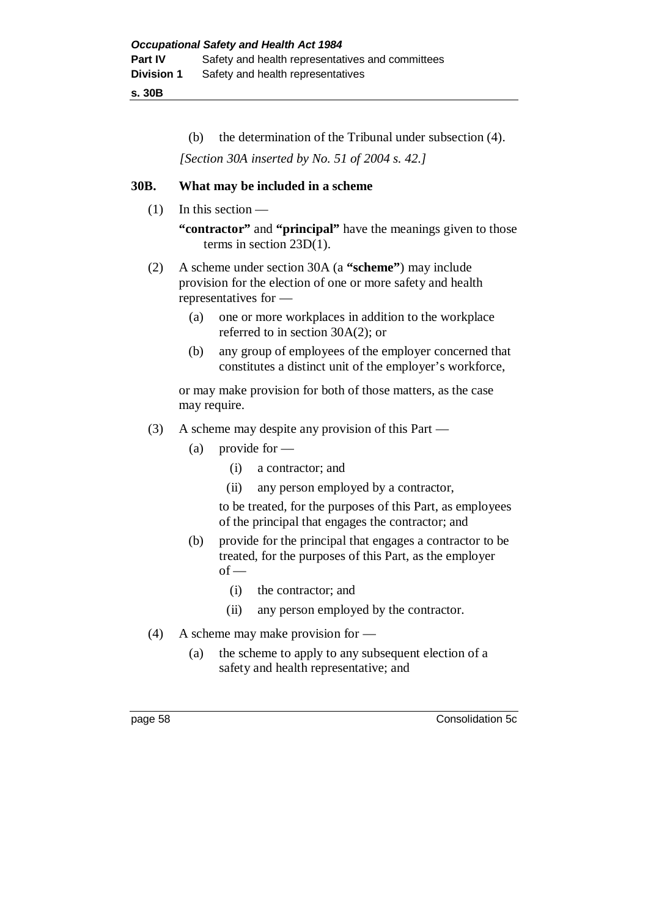(b) the determination of the Tribunal under subsection (4).

*[Section 30A inserted by No. 51 of 2004 s. 42.]*

## 30B. What may be included in a scheme

(1) In this section —

**"contractor"** and **"principal"** have the meanings given to those terms in section 23D(1).

(2) A scheme under section 30A (a **"scheme"**) may include provision for the election of one or more safety and health representatives for —

(a) one or more workplaces in addition to the workplace referred to in section 30A(2); or

(b) any group of employees of the employer concerned that constitutes a distinct unit of the employer's workforce,

or may make provision for both of those matters, as the case may require.

(3) A scheme may despite any provision of this Part —

(a) provide for —

(i) a contractor; and

(ii) any person employed by a contractor,

to be treated, for the purposes of this Part, as employees of the principal that engages the contractor; and

(b) provide for the principal that engages a contractor to be treated, for the purposes of this Part, as the employer of —

(i) the contractor; and

(ii) any person employed by the contractor.

(4) A scheme may make provision for —

(a) the scheme to apply to any subsequent election of a safety and health representative; and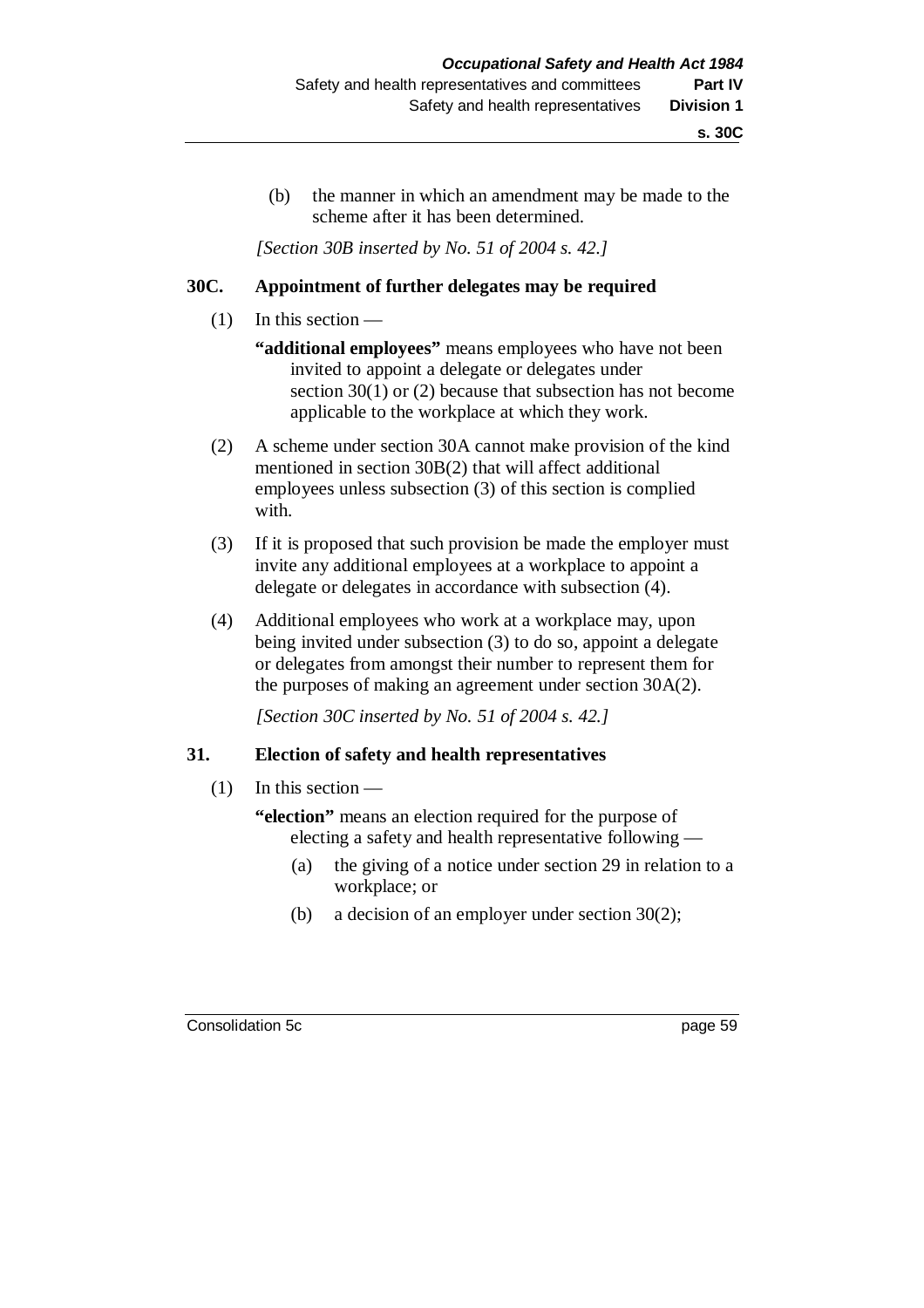(b) the manner in which an amendment may be made to the scheme after it has been determined.

*[Section 30B inserted by No. 51 of 2004 s. 42.]*

### 30C. Appointment of further delegates may be required

(1) In this section —

**"additional employees"** means employees who have not been invited to appoint a delegate or delegates under section 30(1) or (2) because that subsection has not become applicable to the workplace at which they work.

(2) A scheme under section 30A cannot make provision of the kind mentioned in section 30B(2) that will affect additional employees unless subsection (3) of this section is complied with.

(3) If it is proposed that such provision be made the employer must invite any additional employees at a workplace to appoint a delegate or delegates in accordance with subsection (4).

(4) Additional employees who work at a workplace may, upon being invited under subsection (3) to do so, appoint a delegate or delegates from amongst their number to represent them for the purposes of making an agreement under section 30A(2).

*[Section 30C inserted by No. 51 of 2004 s. 42.]*

### 31. Election of safety and health representatives

(1) In this section —

**"election"** means an election required for the purpose of electing a safety and health representative following —

(a) the giving of a notice under section 29 in relation to a workplace; or

(b) a decision of an employer under section 30(2);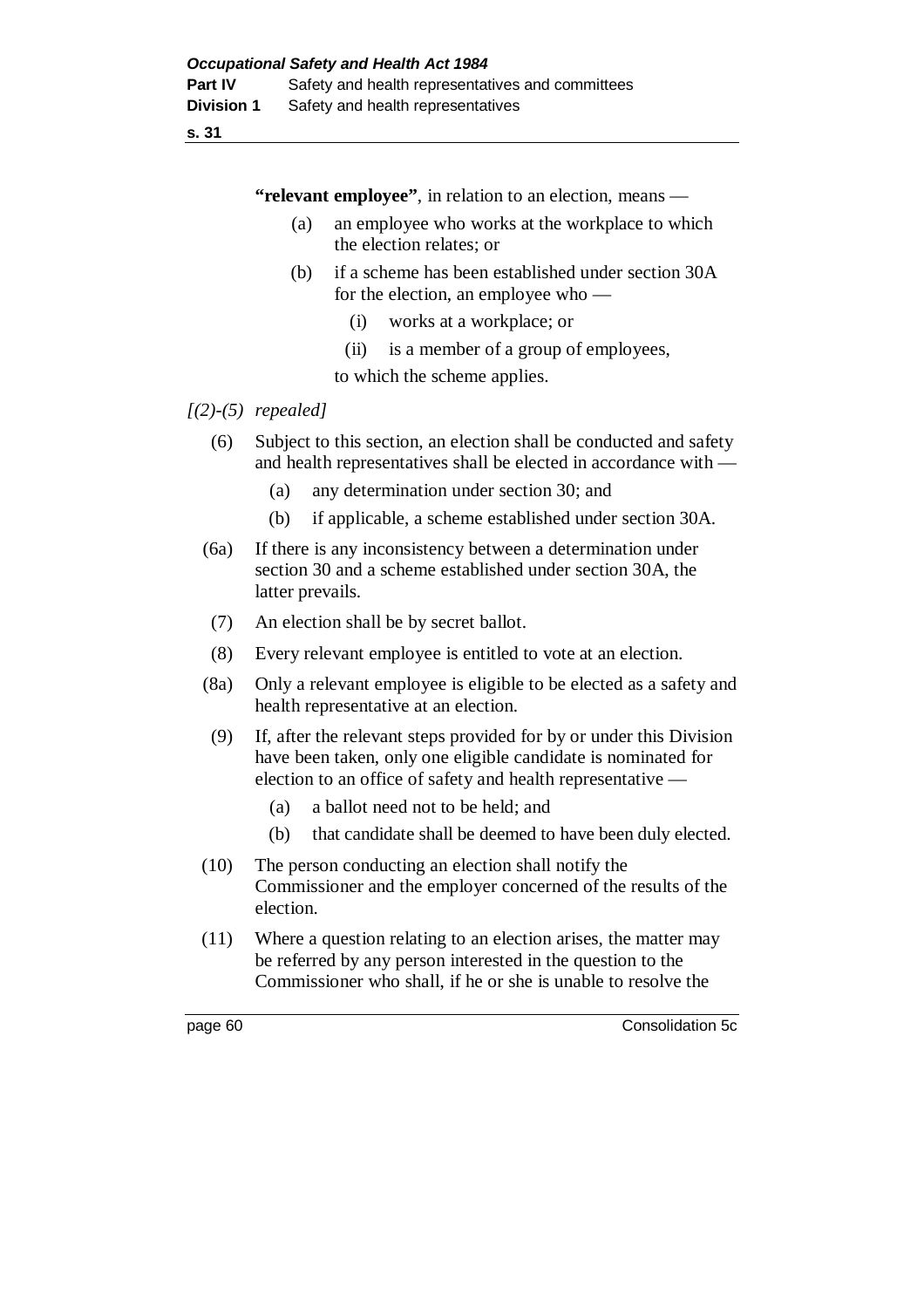**"relevant employee"**, in relation to an election, means —

(a) an employee who works at the workplace to which the election relates; or

(b) if a scheme has been established under section 30A for the election, an employee who —

(i) works at a workplace; or

(ii) is a member of a group of employees,

to which the scheme applies.

*[(2)-(5) repealed]*

(6) Subject to this section, an election shall be conducted and safety and health representatives shall be elected in accordance with —

(a) any determination under section 30; and

(b) if applicable, a scheme established under section 30A.

(6a) If there is any inconsistency between a determination under section 30 and a scheme established under section 30A, the latter prevails.

(7) An election shall be by secret ballot.

(8) Every relevant employee is entitled to vote at an election.

(8a) Only a relevant employee is eligible to be elected as a safety and health representative at an election.

(9) If, after the relevant steps provided for by or under this Division have been taken, only one eligible candidate is nominated for election to an office of safety and health representative —

(a) a ballot need not to be held; and

(b) that candidate shall be deemed to have been duly elected.

(10) The person conducting an election shall notify the Commissioner and the employer concerned of the results of the election.

(11) Where a question relating to an election arises, the matter may be referred by any person interested in the question to the Commissioner who shall, if he or she is unable to resolve the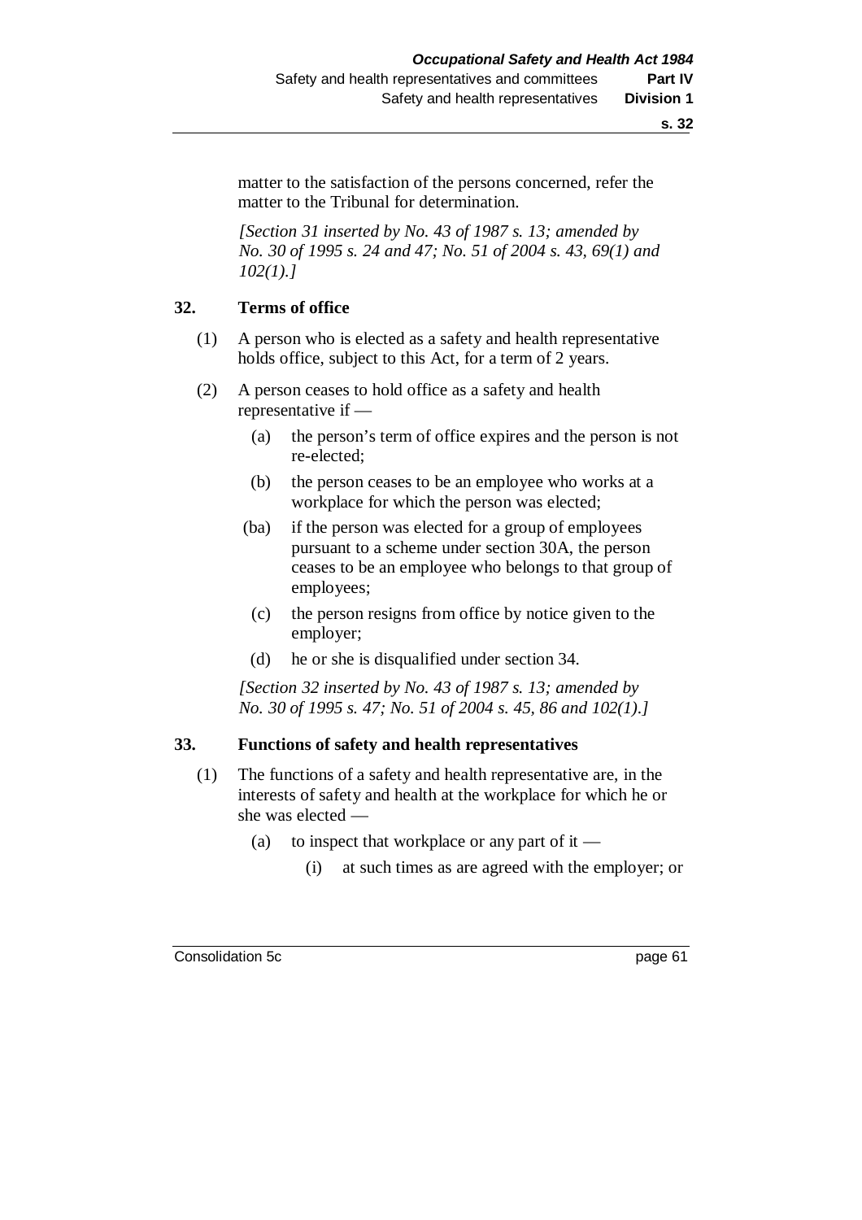matter to the satisfaction of the persons concerned, refer the matter to the Tribunal for determination.

*[Section 31 inserted by No. 43 of 1987 s. 13; amended by No. 30 of 1995 s. 24 and 47; No. 51 of 2004 s. 43, 69(1) and 102(1).]*

## 32. Terms of office

(1) A person who is elected as a safety and health representative holds office, subject to this Act, for a term of 2 years.

(2) A person ceases to hold office as a safety and health representative if —

- (a) the person's term of office expires and the person is not re-elected;
- (b) the person ceases to be an employee who works at a workplace for which the person was elected;
- (ba) if the person was elected for a group of employees pursuant to a scheme under section 30A, the person ceases to be an employee who belongs to that group of employees;
- (c) the person resigns from office by notice given to the employer;
- (d) he or she is disqualified under section 34.

*[Section 32 inserted by No. 43 of 1987 s. 13; amended by No. 30 of 1995 s. 47; No. 51 of 2004 s. 45, 86 and 102(1).]*

## 33. Functions of safety and health representatives

(1) The functions of a safety and health representative are, in the interests of safety and health at the workplace for which he or she was elected —

- (a) to inspect that workplace or any part of it —
  - (i) at such times as are agreed with the employer; or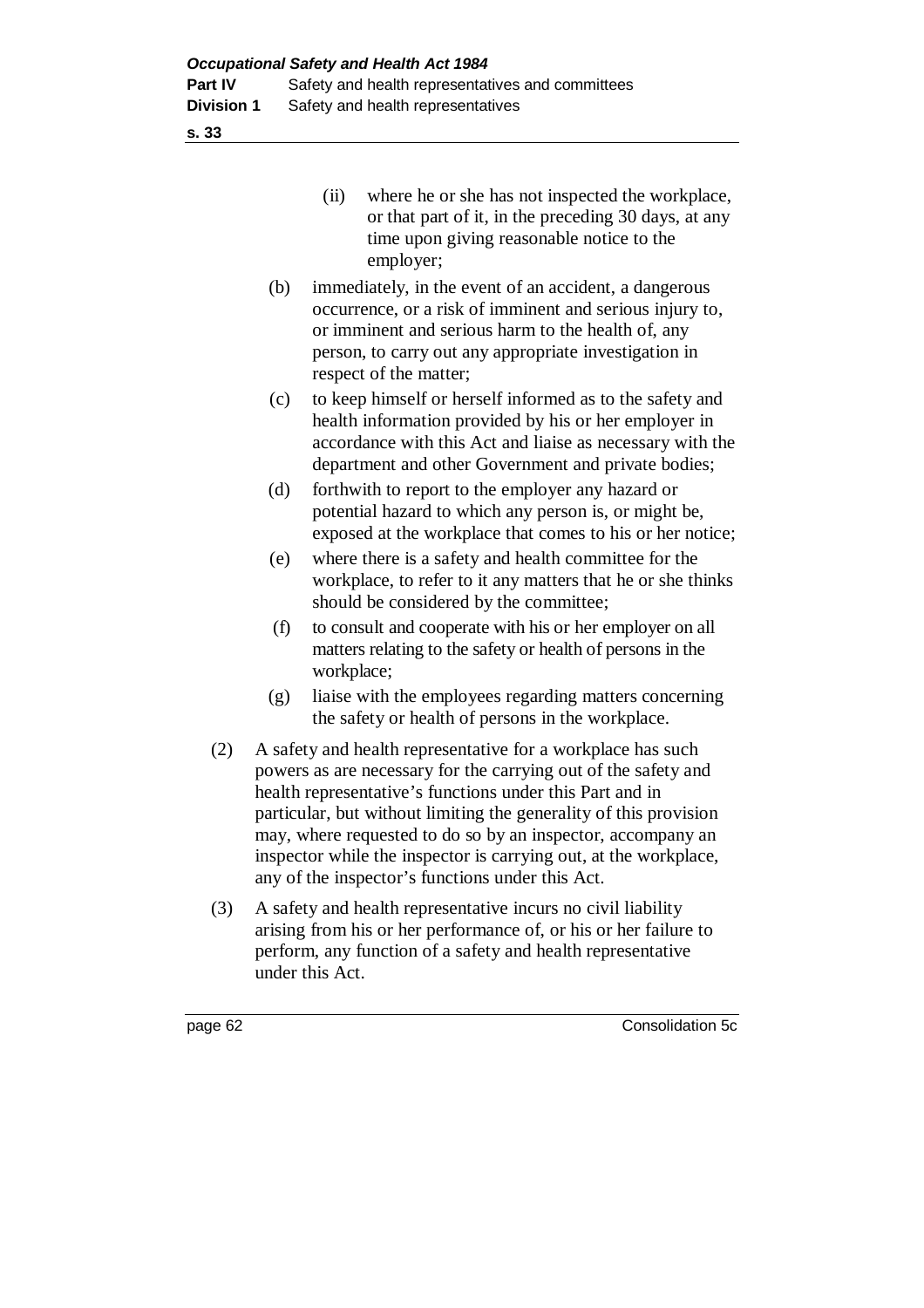(ii) where he or she has not inspected the workplace, or that part of it, in the preceding 30 days, at any time upon giving reasonable notice to the employer;

(b) immediately, in the event of an accident, a dangerous occurrence, or a risk of imminent and serious injury to, or imminent and serious harm to the health of, any person, to carry out any appropriate investigation in respect of the matter;

(c) to keep himself or herself informed as to the safety and health information provided by his or her employer in accordance with this Act and liaise as necessary with the department and other Government and private bodies;

(d) forthwith to report to the employer any hazard or potential hazard to which any person is, or might be, exposed at the workplace that comes to his or her notice;

(e) where there is a safety and health committee for the workplace, to refer to it any matters that he or she thinks should be considered by the committee;

(f) to consult and cooperate with his or her employer on all matters relating to the safety or health of persons in the workplace;

(g) liaise with the employees regarding matters concerning the safety or health of persons in the workplace.

(2) A safety and health representative for a workplace has such powers as are necessary for the carrying out of the safety and health representative's functions under this Part and in particular, but without limiting the generality of this provision may, where requested to do so by an inspector, accompany an inspector while the inspector is carrying out, at the workplace, any of the inspector's functions under this Act.

(3) A safety and health representative incurs no civil liability arising from his or her performance of, or his or her failure to perform, any function of a safety and health representative under this Act.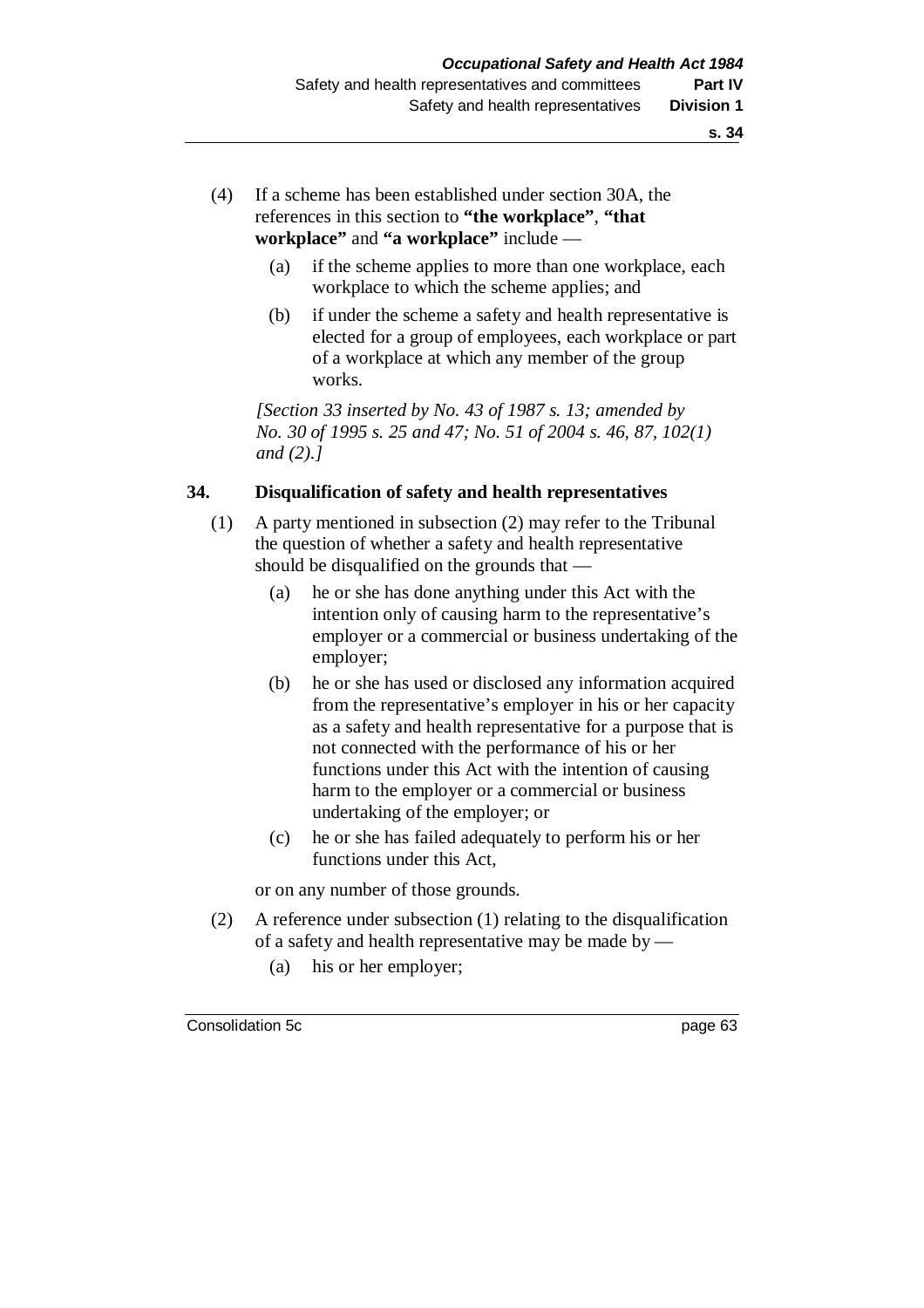(4) If a scheme has been established under section 30A, the references in this section to **"the workplace"**, **"that workplace"** and **"a workplace"** include —

(a) if the scheme applies to more than one workplace, each workplace to which the scheme applies; and

(b) if under the scheme a safety and health representative is elected for a group of employees, each workplace or part of a workplace at which any member of the group works.

*[Section 33 inserted by No. 43 of 1987 s. 13; amended by No. 30 of 1995 s. 25 and 47; No. 51 of 2004 s. 46, 87, 102(1) and (2).]*

### 34. Disqualification of safety and health representatives

(1) A party mentioned in subsection (2) may refer to the Tribunal the question of whether a safety and health representative should be disqualified on the grounds that —

(a) he or she has done anything under this Act with the intention only of causing harm to the representative's employer or a commercial or business undertaking of the employer;

(b) he or she has used or disclosed any information acquired from the representative's employer in his or her capacity as a safety and health representative for a purpose that is not connected with the performance of his or her functions under this Act with the intention of causing harm to the employer or a commercial or business undertaking of the employer; or

(c) he or she has failed adequately to perform his or her functions under this Act,

or on any number of those grounds.

(2) A reference under subsection (1) relating to the disqualification of a safety and health representative may be made by —

(a) his or her employer;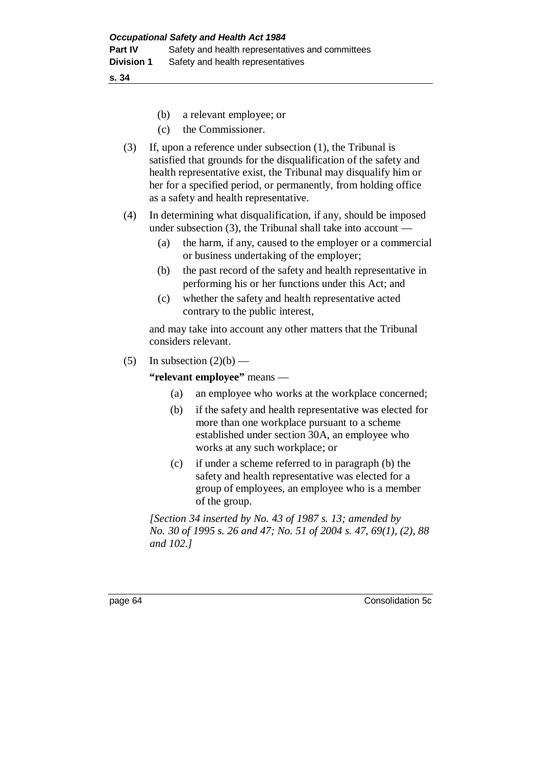(b) a relevant employee; or

(c) the Commissioner.

(3) If, upon a reference under subsection (1), the Tribunal is satisfied that grounds for the disqualification of the safety and health representative exist, the Tribunal may disqualify him or her for a specified period, or permanently, from holding office as a safety and health representative.

(4) In determining what disqualification, if any, should be imposed under subsection (3), the Tribunal shall take into account —

(a) the harm, if any, caused to the employer or a commercial or business undertaking of the employer;

(b) the past record of the safety and health representative in performing his or her functions under this Act; and

(c) whether the safety and health representative acted contrary to the public interest,

and may take into account any other matters that the Tribunal considers relevant.

(5) In subsection (2)(b) —

**"relevant employee"** means —

(a) an employee who works at the workplace concerned;

(b) if the safety and health representative was elected for more than one workplace pursuant to a scheme established under section 30A, an employee who works at any such workplace; or

(c) if under a scheme referred to in paragraph (b) the safety and health representative was elected for a group of employees, an employee who is a member of the group.

*[Section 34 inserted by No. 43 of 1987 s. 13; amended by No. 30 of 1995 s. 26 and 47; No. 51 of 2004 s. 47, 69(1), (2), 88 and 102.]*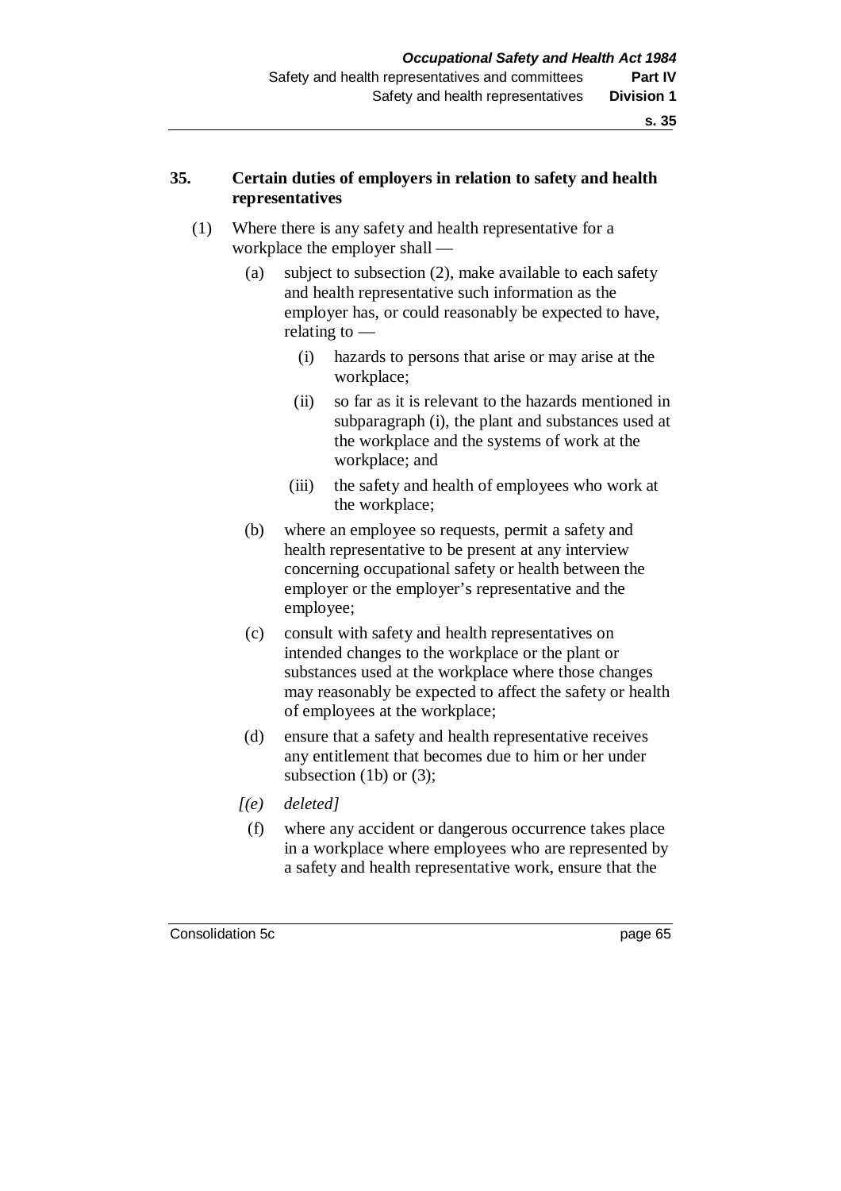## 35. Certain duties of employers in relation to safety and health representatives

(1) Where there is any safety and health representative for a workplace the employer shall —

(a) subject to subsection (2), make available to each safety and health representative such information as the employer has, or could reasonably be expected to have, relating to —

(i) hazards to persons that arise or may arise at the workplace;

(ii) so far as it is relevant to the hazards mentioned in subparagraph (i), the plant and substances used at the workplace and the systems of work at the workplace; and

(iii) the safety and health of employees who work at the workplace;

(b) where an employee so requests, permit a safety and health representative to be present at any interview concerning occupational safety or health between the employer or the employer's representative and the employee;

(c) consult with safety and health representatives on intended changes to the workplace or the plant or substances used at the workplace where those changes may reasonably be expected to affect the safety or health of employees at the workplace;

(d) ensure that a safety and health representative receives any entitlement that becomes due to him or her under subsection (1b) or (3);

*[(e) deleted]*

(f) where any accident or dangerous occurrence takes place in a workplace where employees who are represented by a safety and health representative work, ensure that the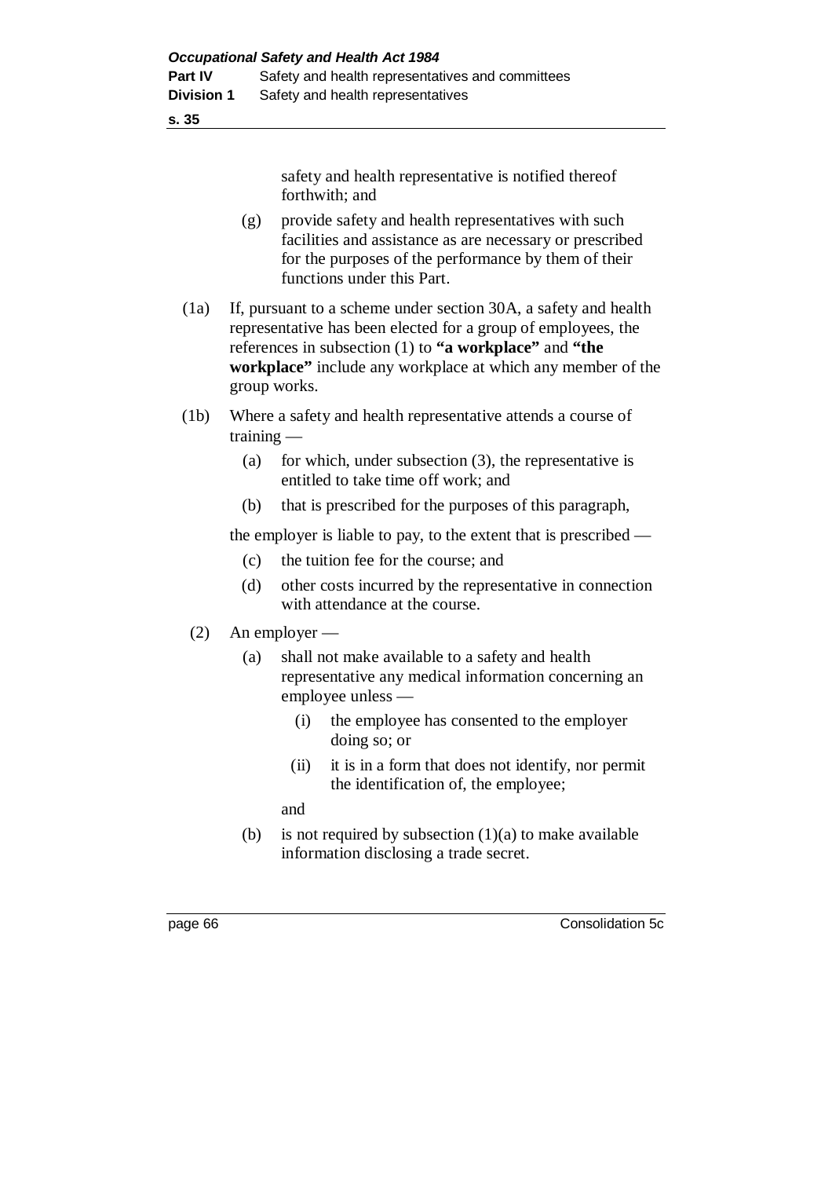safety and health representative is notified thereof forthwith; and

(g) provide safety and health representatives with such facilities and assistance as are necessary or prescribed for the purposes of the performance by them of their functions under this Part.

(1a) If, pursuant to a scheme under section 30A, a safety and health representative has been elected for a group of employees, the references in subsection (1) to **"a workplace"** and **"the workplace"** include any workplace at which any member of the group works.

(1b) Where a safety and health representative attends a course of training —

(a) for which, under subsection (3), the representative is entitled to take time off work; and

(b) that is prescribed for the purposes of this paragraph,

the employer is liable to pay, to the extent that is prescribed —

(c) the tuition fee for the course; and

(d) other costs incurred by the representative in connection with attendance at the course.

(2) An employer —

(a) shall not make available to a safety and health representative any medical information concerning an employee unless —

(i) the employee has consented to the employer doing so; or

(ii) it is in a form that does not identify, nor permit the identification of, the employee;

and

(b) is not required by subsection (1)(a) to make available information disclosing a trade secret.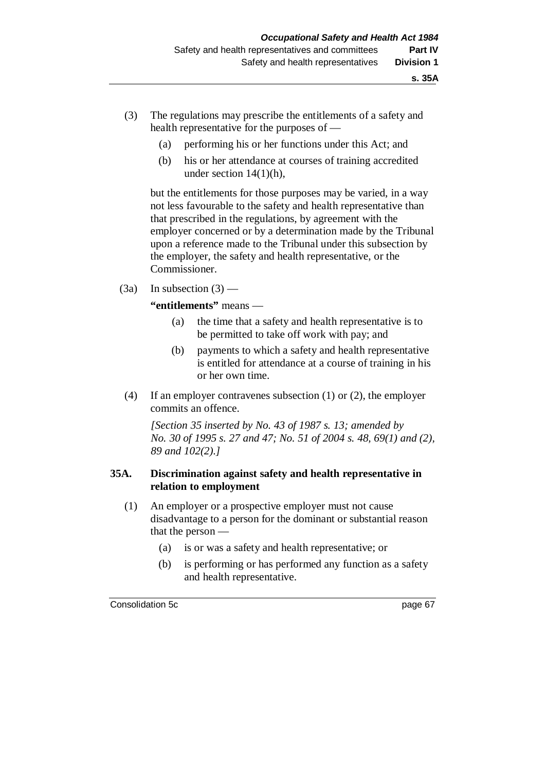(3) The regulations may prescribe the entitlements of a safety and health representative for the purposes of —

   (a) performing his or her functions under this Act; and

   (b) his or her attendance at courses of training accredited under section 14(1)(h),

   but the entitlements for those purposes may be varied, in a way not less favourable to the safety and health representative than that prescribed in the regulations, by agreement with the employer concerned or by a determination made by the Tribunal upon a reference made to the Tribunal under this subsection by the employer, the safety and health representative, or the Commissioner.

(3a) In subsection (3) —

   **"entitlements"** means —

   (a) the time that a safety and health representative is to be permitted to take off work with pay; and

   (b) payments to which a safety and health representative is entitled for attendance at a course of training in his or her own time.

(4) If an employer contravenes subsection (1) or (2), the employer commits an offence.

   *[Section 35 inserted by No. 43 of 1987 s. 13; amended by No. 30 of 1995 s. 27 and 47; No. 51 of 2004 s. 48, 69(1) and (2), 89 and 102(2).]*

### 35A. Discrimination against safety and health representative in relation to employment

(1) An employer or a prospective employer must not cause disadvantage to a person for the dominant or substantial reason that the person —

   (a) is or was a safety and health representative; or

   (b) is performing or has performed any function as a safety and health representative.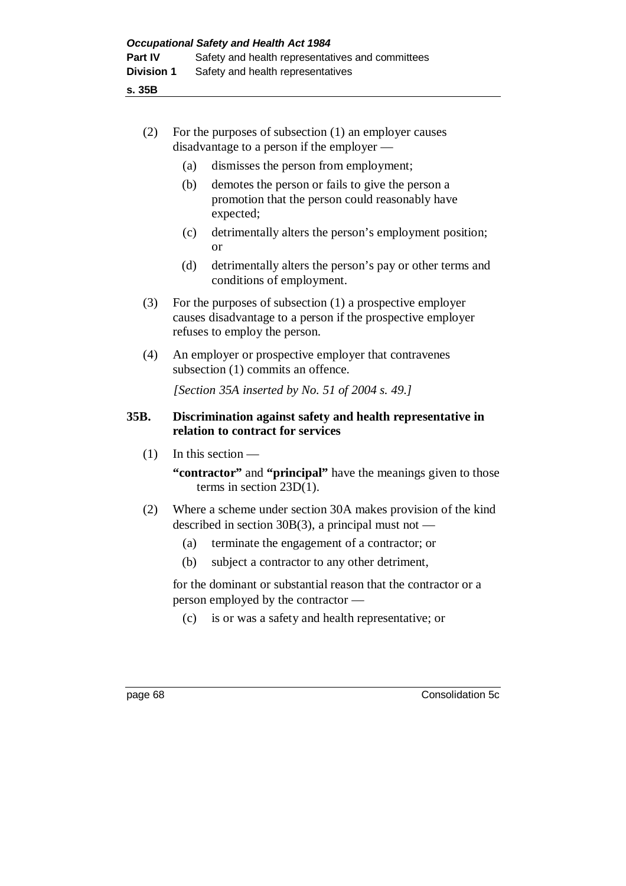(2) For the purposes of subsection (1) an employer causes disadvantage to a person if the employer —

  (a) dismisses the person from employment;

  (b) demotes the person or fails to give the person a promotion that the person could reasonably have expected;

  (c) detrimentally alters the person's employment position; or

  (d) detrimentally alters the person's pay or other terms and conditions of employment.

(3) For the purposes of subsection (1) a prospective employer causes disadvantage to a person if the prospective employer refuses to employ the person.

(4) An employer or prospective employer that contravenes subsection (1) commits an offence.

*[Section 35A inserted by No. 51 of 2004 s. 49.]*

### 35B. Discrimination against safety and health representative in relation to contract for services

(1) In this section —

**"contractor"** and **"principal"** have the meanings given to those terms in section 23D(1).

(2) Where a scheme under section 30A makes provision of the kind described in section 30B(3), a principal must not —

  (a) terminate the engagement of a contractor; or

  (b) subject a contractor to any other detriment,

for the dominant or substantial reason that the contractor or a person employed by the contractor —

  (c) is or was a safety and health representative; or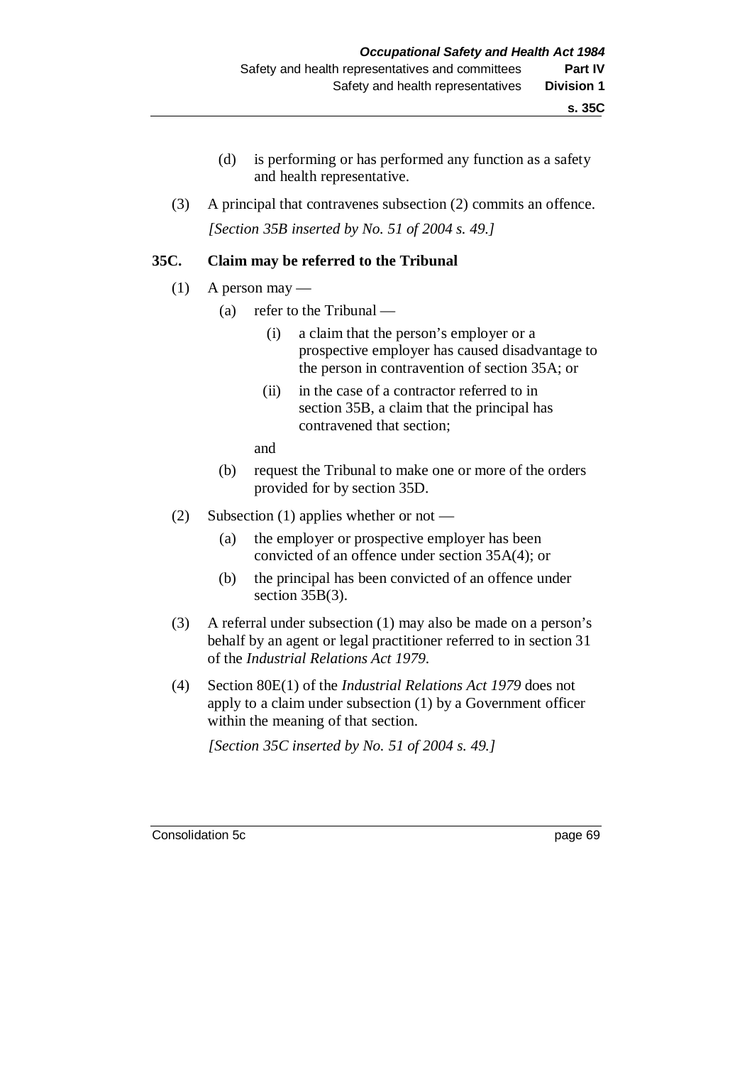(d) is performing or has performed any function as a safety and health representative.

(3) A principal that contravenes subsection (2) commits an offence.

*[Section 35B inserted by No. 51 of 2004 s. 49.]*

### 35C. Claim may be referred to the Tribunal

(1) A person may —

(a) refer to the Tribunal —

(i) a claim that the person's employer or a prospective employer has caused disadvantage to the person in contravention of section 35A; or

(ii) in the case of a contractor referred to in section 35B, a claim that the principal has contravened that section;

and

(b) request the Tribunal to make one or more of the orders provided for by section 35D.

(2) Subsection (1) applies whether or not —

(a) the employer or prospective employer has been convicted of an offence under section 35A(4); or

(b) the principal has been convicted of an offence under section 35B(3).

(3) A referral under subsection (1) may also be made on a person's behalf by an agent or legal practitioner referred to in section 31 of the *Industrial Relations Act 1979*.

(4) Section 80E(1) of the *Industrial Relations Act 1979* does not apply to a claim under subsection (1) by a Government officer within the meaning of that section.

*[Section 35C inserted by No. 51 of 2004 s. 49.]*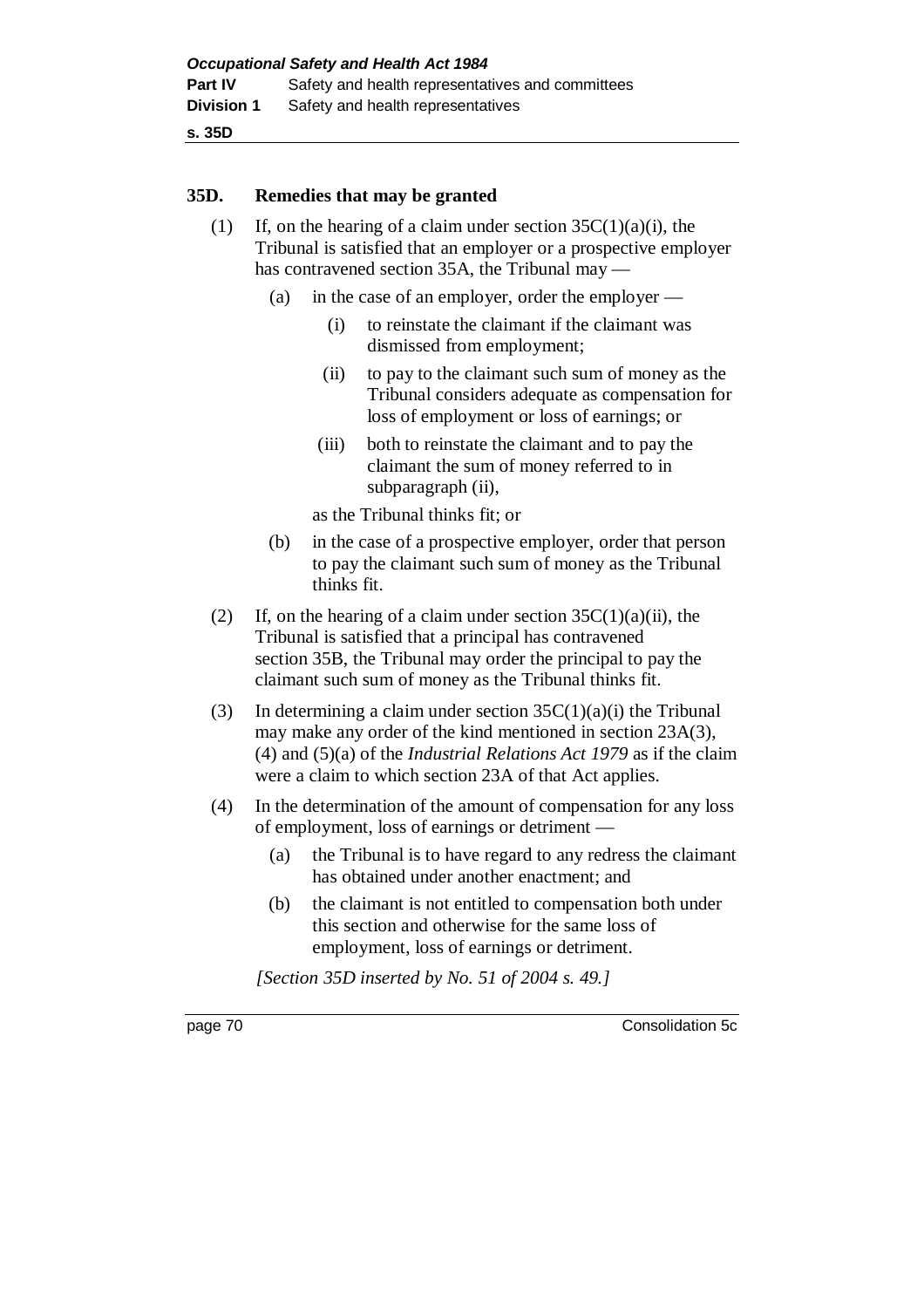## 35D. Remedies that may be granted

(1) If, on the hearing of a claim under section 35C(1)(a)(i), the Tribunal is satisfied that an employer or a prospective employer has contravened section 35A, the Tribunal may —

- (a) in the case of an employer, order the employer —
  - (i) to reinstate the claimant if the claimant was dismissed from employment;
  - (ii) to pay to the claimant such sum of money as the Tribunal considers adequate as compensation for loss of employment or loss of earnings; or
  - (iii) both to reinstate the claimant and to pay the claimant the sum of money referred to in subparagraph (ii),

  as the Tribunal thinks fit; or
- (b) in the case of a prospective employer, order that person to pay the claimant such sum of money as the Tribunal thinks fit.

(2) If, on the hearing of a claim under section 35C(1)(a)(ii), the Tribunal is satisfied that a principal has contravened section 35B, the Tribunal may order the principal to pay the claimant such sum of money as the Tribunal thinks fit.

(3) In determining a claim under section 35C(1)(a)(i) the Tribunal may make any order of the kind mentioned in section 23A(3), (4) and (5)(a) of the *Industrial Relations Act 1979* as if the claim were a claim to which section 23A of that Act applies.

(4) In the determination of the amount of compensation for any loss of employment, loss of earnings or detriment —

- (a) the Tribunal is to have regard to any redress the claimant has obtained under another enactment; and
- (b) the claimant is not entitled to compensation both under this section and otherwise for the same loss of employment, loss of earnings or detriment.

*[Section 35D inserted by No. 51 of 2004 s. 49.]*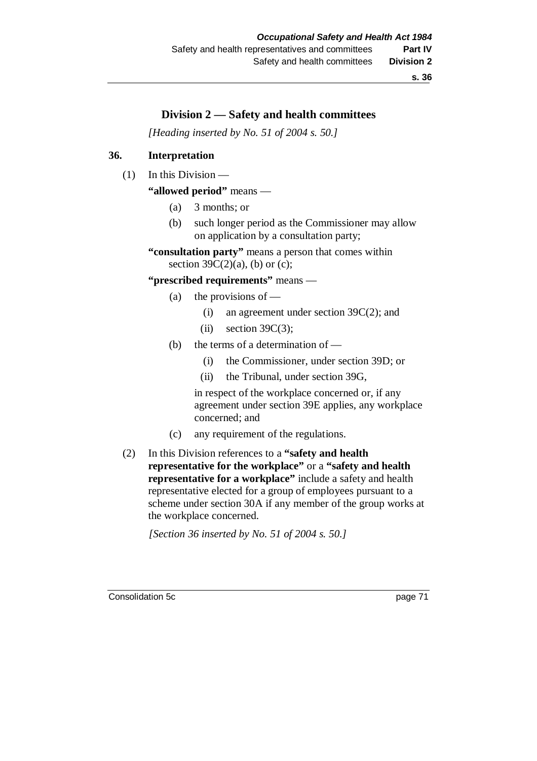## Division 2 — Safety and health committees

*[Heading inserted by No. 51 of 2004 s. 50.]*

### 36. Interpretation

(1) In this Division —

**"allowed period"** means —

- (a) 3 months; or
- (b) such longer period as the Commissioner may allow on application by a consultation party;

**"consultation party"** means a person that comes within section 39C(2)(a), (b) or (c);

**"prescribed requirements"** means —

- (a) the provisions of —
  - (i) an agreement under section 39C(2); and
  - (ii) section 39C(3);
- (b) the terms of a determination of —
  - (i) the Commissioner, under section 39D; or
  - (ii) the Tribunal, under section 39G,

  in respect of the workplace concerned or, if any agreement under section 39E applies, any workplace concerned; and
- (c) any requirement of the regulations.

(2) In this Division references to a **"safety and health representative for the workplace"** or a **"safety and health representative for a workplace"** include a safety and health representative elected for a group of employees pursuant to a scheme under section 30A if any member of the group works at the workplace concerned.

*[Section 36 inserted by No. 51 of 2004 s. 50.]*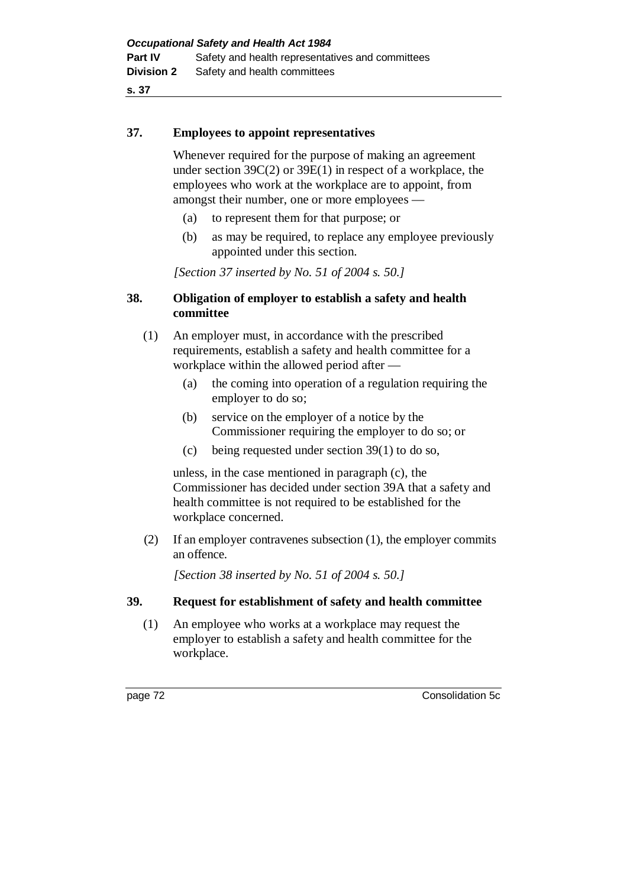### 37. Employees to appoint representatives

Whenever required for the purpose of making an agreement under section 39C(2) or 39E(1) in respect of a workplace, the employees who work at the workplace are to appoint, from amongst their number, one or more employees —

(a) to represent them for that purpose; or

(b) as may be required, to replace any employee previously appointed under this section.

*[Section 37 inserted by No. 51 of 2004 s. 50.]*

### 38. Obligation of employer to establish a safety and health committee

(1) An employer must, in accordance with the prescribed requirements, establish a safety and health committee for a workplace within the allowed period after —

(a) the coming into operation of a regulation requiring the employer to do so;

(b) service on the employer of a notice by the Commissioner requiring the employer to do so; or

(c) being requested under section 39(1) to do so,

unless, in the case mentioned in paragraph (c), the Commissioner has decided under section 39A that a safety and health committee is not required to be established for the workplace concerned.

(2) If an employer contravenes subsection (1), the employer commits an offence.

*[Section 38 inserted by No. 51 of 2004 s. 50.]*

### 39. Request for establishment of safety and health committee

(1) An employee who works at a workplace may request the employer to establish a safety and health committee for the workplace.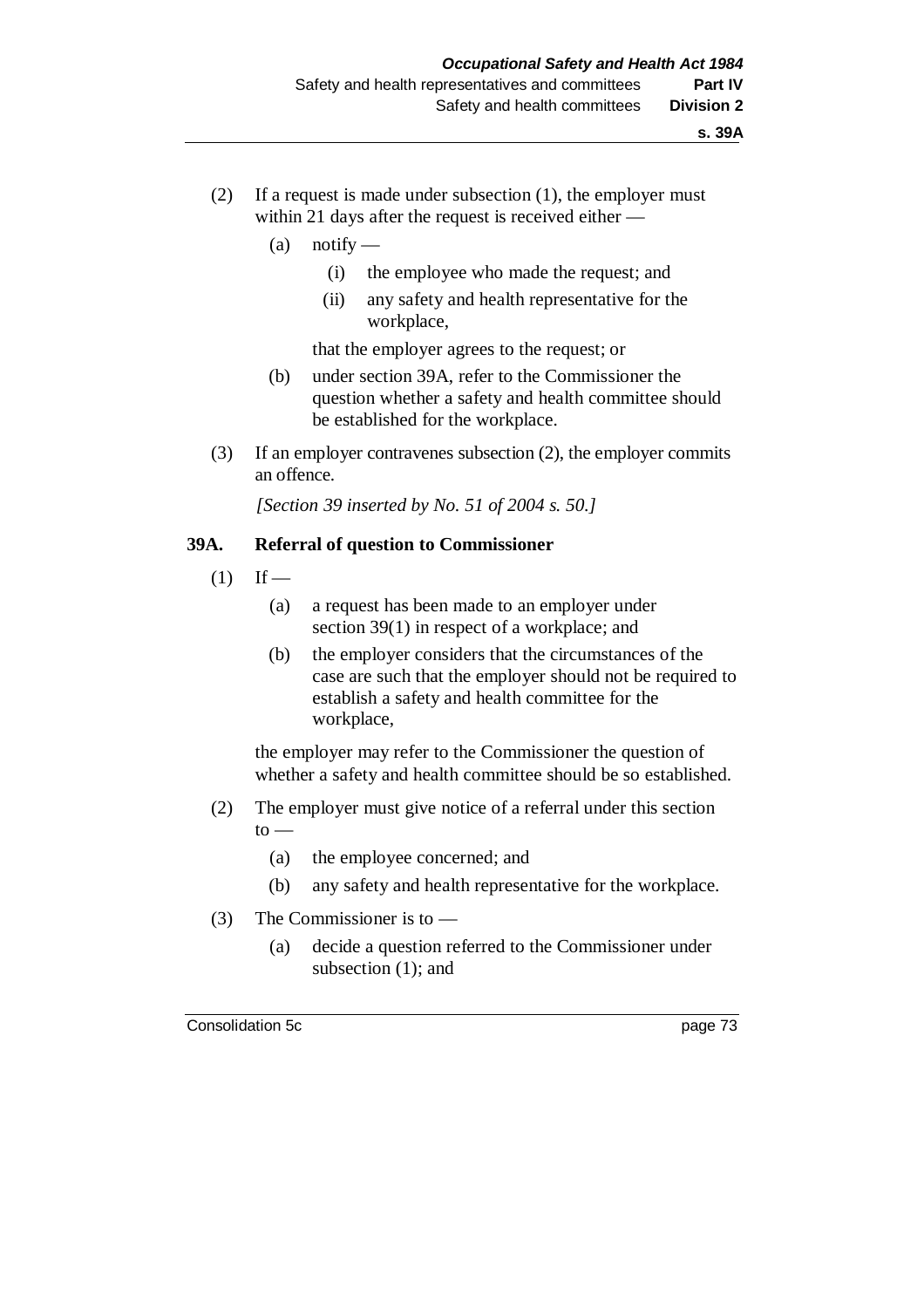(2) If a request is made under subsection (1), the employer must within 21 days after the request is received either —

(a) notify —

(i) the employee who made the request; and

(ii) any safety and health representative for the workplace,

that the employer agrees to the request; or

(b) under section 39A, refer to the Commissioner the question whether a safety and health committee should be established for the workplace.

(3) If an employer contravenes subsection (2), the employer commits an offence.

*[Section 39 inserted by No. 51 of 2004 s. 50.]*

### 39A. Referral of question to Commissioner

(1) If —

(a) a request has been made to an employer under section 39(1) in respect of a workplace; and

(b) the employer considers that the circumstances of the case are such that the employer should not be required to establish a safety and health committee for the workplace,

the employer may refer to the Commissioner the question of whether a safety and health committee should be so established.

(2) The employer must give notice of a referral under this section to —

(a) the employee concerned; and

(b) any safety and health representative for the workplace.

(3) The Commissioner is to —

(a) decide a question referred to the Commissioner under subsection (1); and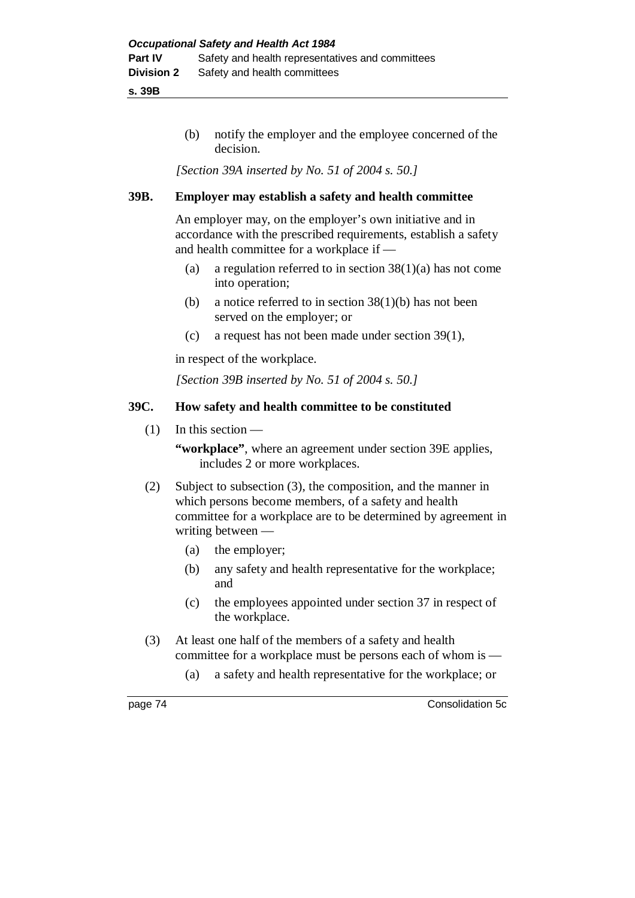(b) notify the employer and the employee concerned of the decision.

*[Section 39A inserted by No. 51 of 2004 s. 50.]*

### 39B. Employer may establish a safety and health committee

An employer may, on the employer's own initiative and in accordance with the prescribed requirements, establish a safety and health committee for a workplace if —

(a) a regulation referred to in section 38(1)(a) has not come into operation;

(b) a notice referred to in section 38(1)(b) has not been served on the employer; or

(c) a request has not been made under section 39(1),

in respect of the workplace.

*[Section 39B inserted by No. 51 of 2004 s. 50.]*

### 39C. How safety and health committee to be constituted

(1) In this section —

**"workplace"**, where an agreement under section 39E applies, includes 2 or more workplaces.

(2) Subject to subsection (3), the composition, and the manner in which persons become members, of a safety and health committee for a workplace are to be determined by agreement in writing between —

(a) the employer;

(b) any safety and health representative for the workplace; and

(c) the employees appointed under section 37 in respect of the workplace.

(3) At least one half of the members of a safety and health committee for a workplace must be persons each of whom is —

(a) a safety and health representative for the workplace; or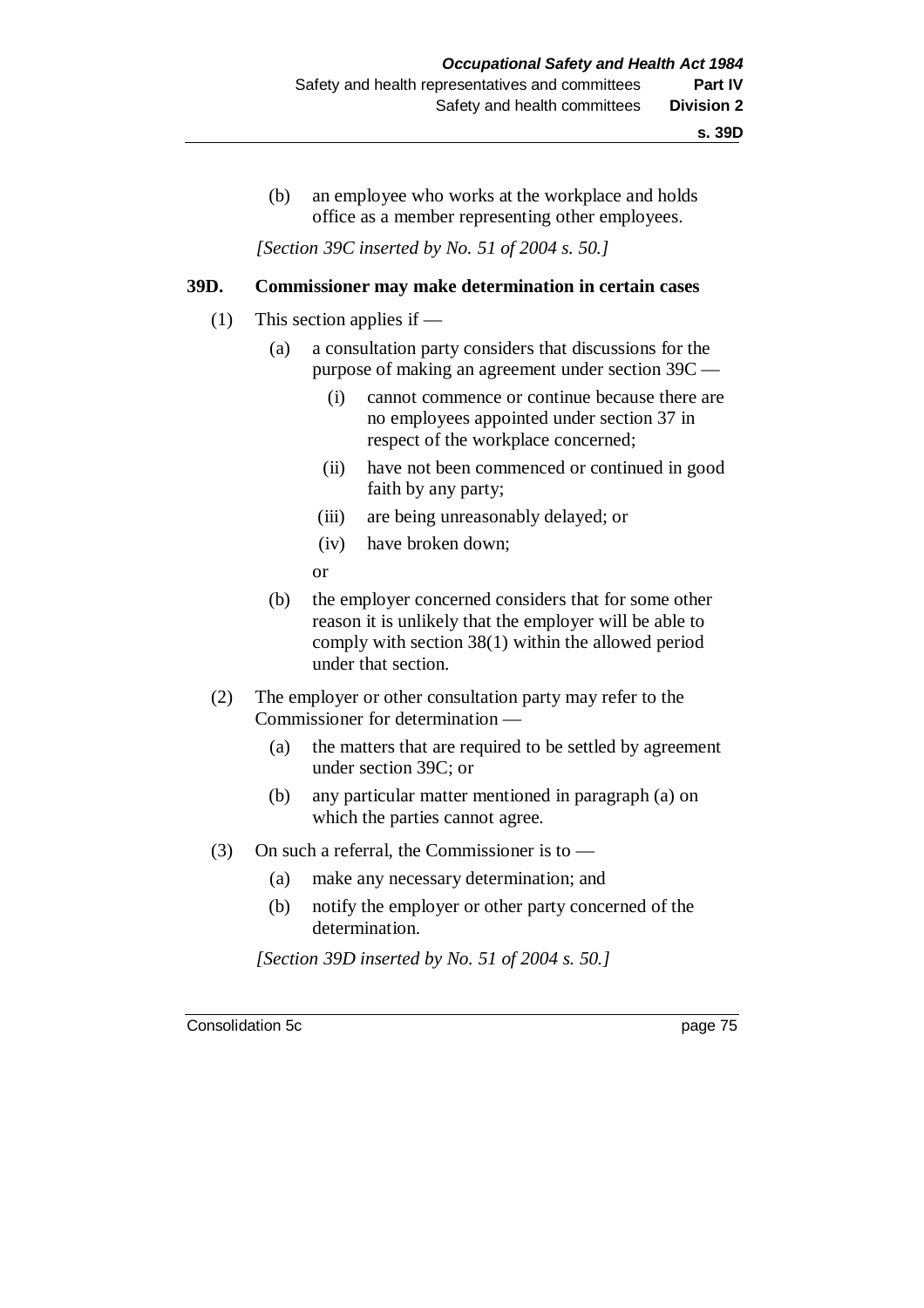(b) an employee who works at the workplace and holds office as a member representing other employees.

*[Section 39C inserted by No. 51 of 2004 s. 50.]*

### 39D. Commissioner may make determination in certain cases

(1) This section applies if —

(a) a consultation party considers that discussions for the purpose of making an agreement under section 39C —

(i) cannot commence or continue because there are no employees appointed under section 37 in respect of the workplace concerned;

(ii) have not been commenced or continued in good faith by any party;

(iii) are being unreasonably delayed; or

(iv) have broken down;

or

(b) the employer concerned considers that for some other reason it is unlikely that the employer will be able to comply with section 38(1) within the allowed period under that section.

(2) The employer or other consultation party may refer to the Commissioner for determination —

(a) the matters that are required to be settled by agreement under section 39C; or

(b) any particular matter mentioned in paragraph (a) on which the parties cannot agree.

(3) On such a referral, the Commissioner is to —

(a) make any necessary determination; and

(b) notify the employer or other party concerned of the determination.

*[Section 39D inserted by No. 51 of 2004 s. 50.]*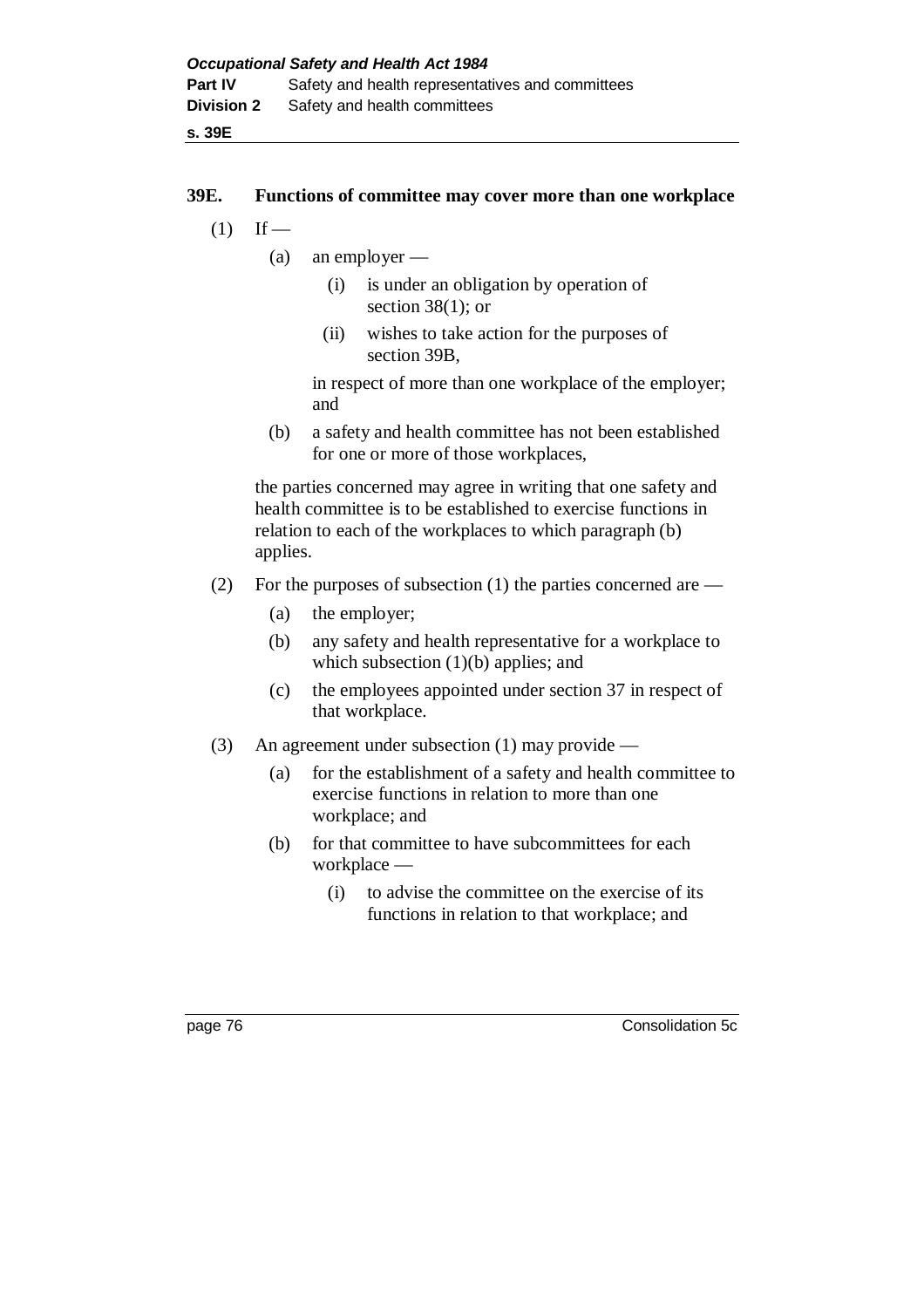## 39E. Functions of committee may cover more than one workplace

(1) If —

   (a) an employer —

      (i) is under an obligation by operation of section 38(1); or

      (ii) wishes to take action for the purposes of section 39B,

   in respect of more than one workplace of the employer; and

   (b) a safety and health committee has not been established for one or more of those workplaces,

the parties concerned may agree in writing that one safety and health committee is to be established to exercise functions in relation to each of the workplaces to which paragraph (b) applies.

(2) For the purposes of subsection (1) the parties concerned are —

   (a) the employer;

   (b) any safety and health representative for a workplace to which subsection (1)(b) applies; and

   (c) the employees appointed under section 37 in respect of that workplace.

(3) An agreement under subsection (1) may provide —

   (a) for the establishment of a safety and health committee to exercise functions in relation to more than one workplace; and

   (b) for that committee to have subcommittees for each workplace —

      (i) to advise the committee on the exercise of its functions in relation to that workplace; and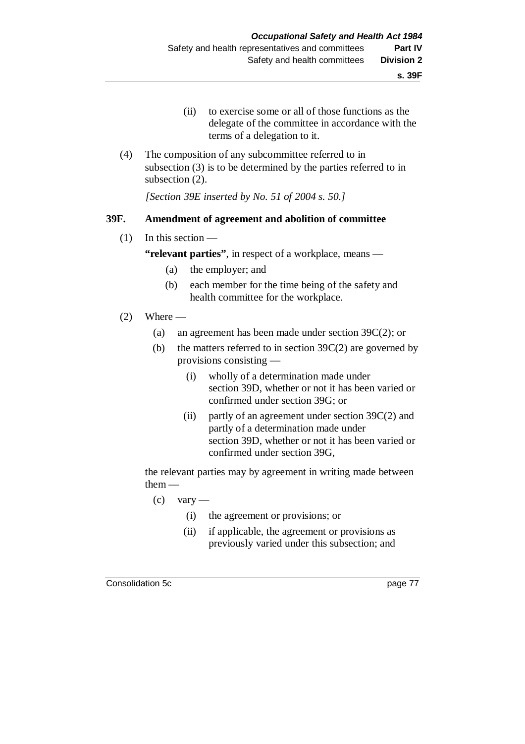(ii) to exercise some or all of those functions as the delegate of the committee in accordance with the terms of a delegation to it.

(4) The composition of any subcommittee referred to in subsection (3) is to be determined by the parties referred to in subsection (2).

*[Section 39E inserted by No. 51 of 2004 s. 50.]*

### 39F. Amendment of agreement and abolition of committee

(1) In this section —

**"relevant parties"**, in respect of a workplace, means —

- (a) the employer; and
- (b) each member for the time being of the safety and health committee for the workplace.

(2) Where —

- (a) an agreement has been made under section 39C(2); or
- (b) the matters referred to in section 39C(2) are governed by provisions consisting —
  - (i) wholly of a determination made under section 39D, whether or not it has been varied or confirmed under section 39G; or
  - (ii) partly of an agreement under section 39C(2) and partly of a determination made under section 39D, whether or not it has been varied or confirmed under section 39G,

the relevant parties may by agreement in writing made between them —

- (c) vary —
  - (i) the agreement or provisions; or
  - (ii) if applicable, the agreement or provisions as previously varied under this subsection; and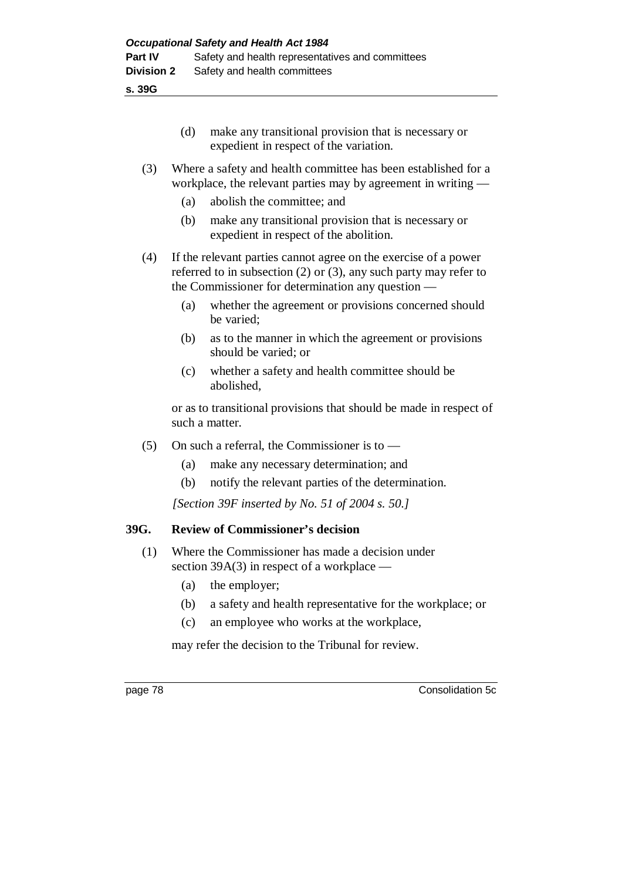(d) make any transitional provision that is necessary or expedient in respect of the variation.

(3) Where a safety and health committee has been established for a workplace, the relevant parties may by agreement in writing —

(a) abolish the committee; and

(b) make any transitional provision that is necessary or expedient in respect of the abolition.

(4) If the relevant parties cannot agree on the exercise of a power referred to in subsection (2) or (3), any such party may refer to the Commissioner for determination any question —

(a) whether the agreement or provisions concerned should be varied;

(b) as to the manner in which the agreement or provisions should be varied; or

(c) whether a safety and health committee should be abolished,

or as to transitional provisions that should be made in respect of such a matter.

(5) On such a referral, the Commissioner is to —

(a) make any necessary determination; and

(b) notify the relevant parties of the determination.

*[Section 39F inserted by No. 51 of 2004 s. 50.]*

### 39G. Review of Commissioner's decision

(1) Where the Commissioner has made a decision under section 39A(3) in respect of a workplace —

(a) the employer;

(b) a safety and health representative for the workplace; or

(c) an employee who works at the workplace,

may refer the decision to the Tribunal for review.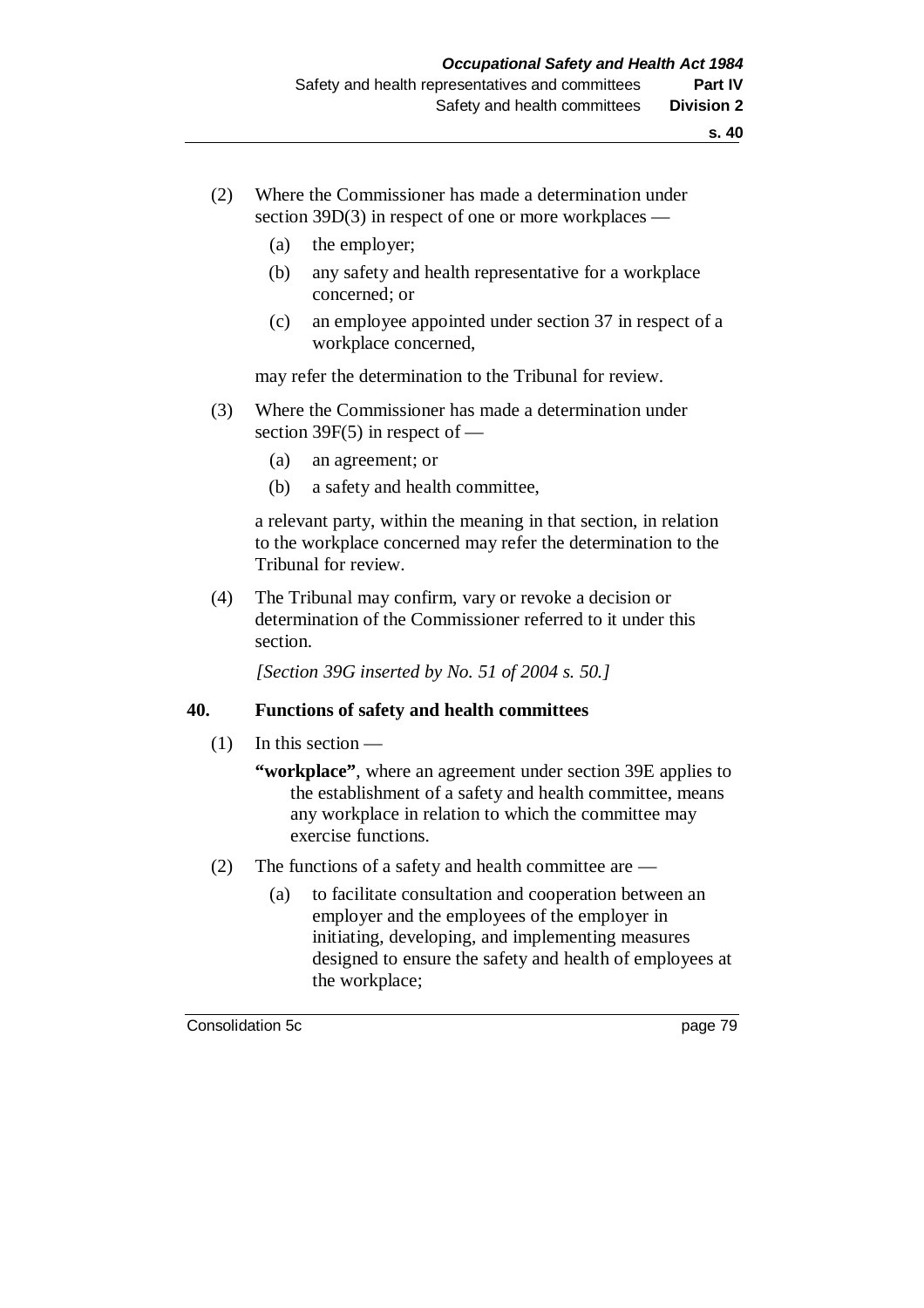(2) Where the Commissioner has made a determination under section 39D(3) in respect of one or more workplaces —

  (a) the employer;

  (b) any safety and health representative for a workplace concerned; or

  (c) an employee appointed under section 37 in respect of a workplace concerned,

may refer the determination to the Tribunal for review.

(3) Where the Commissioner has made a determination under section 39F(5) in respect of —

  (a) an agreement; or

  (b) a safety and health committee,

a relevant party, within the meaning in that section, in relation to the workplace concerned may refer the determination to the Tribunal for review.

(4) The Tribunal may confirm, vary or revoke a decision or determination of the Commissioner referred to it under this section.

*[Section 39G inserted by No. 51 of 2004 s. 50.]*

## 40. Functions of safety and health committees

(1) In this section —

**"workplace"**, where an agreement under section 39E applies to the establishment of a safety and health committee, means any workplace in relation to which the committee may exercise functions.

(2) The functions of a safety and health committee are —

  (a) to facilitate consultation and cooperation between an employer and the employees of the employer in initiating, developing, and implementing measures designed to ensure the safety and health of employees at the workplace;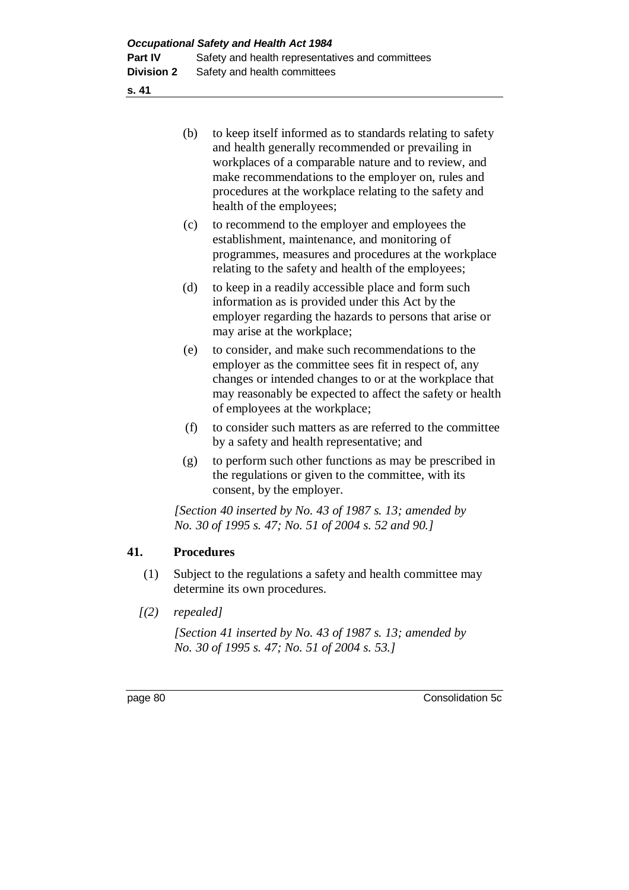(b) to keep itself informed as to standards relating to safety and health generally recommended or prevailing in workplaces of a comparable nature and to review, and make recommendations to the employer on, rules and procedures at the workplace relating to the safety and health of the employees;

(c) to recommend to the employer and employees the establishment, maintenance, and monitoring of programmes, measures and procedures at the workplace relating to the safety and health of the employees;

(d) to keep in a readily accessible place and form such information as is provided under this Act by the employer regarding the hazards to persons that arise or may arise at the workplace;

(e) to consider, and make such recommendations to the employer as the committee sees fit in respect of, any changes or intended changes to or at the workplace that may reasonably be expected to affect the safety or health of employees at the workplace;

(f) to consider such matters as are referred to the committee by a safety and health representative; and

(g) to perform such other functions as may be prescribed in the regulations or given to the committee, with its consent, by the employer.

*[Section 40 inserted by No. 43 of 1987 s. 13; amended by No. 30 of 1995 s. 47; No. 51 of 2004 s. 52 and 90.]*

## 41. Procedures

(1) Subject to the regulations a safety and health committee may determine its own procedures.

*[(2) repealed]*

*[Section 41 inserted by No. 43 of 1987 s. 13; amended by No. 30 of 1995 s. 47; No. 51 of 2004 s. 53.]*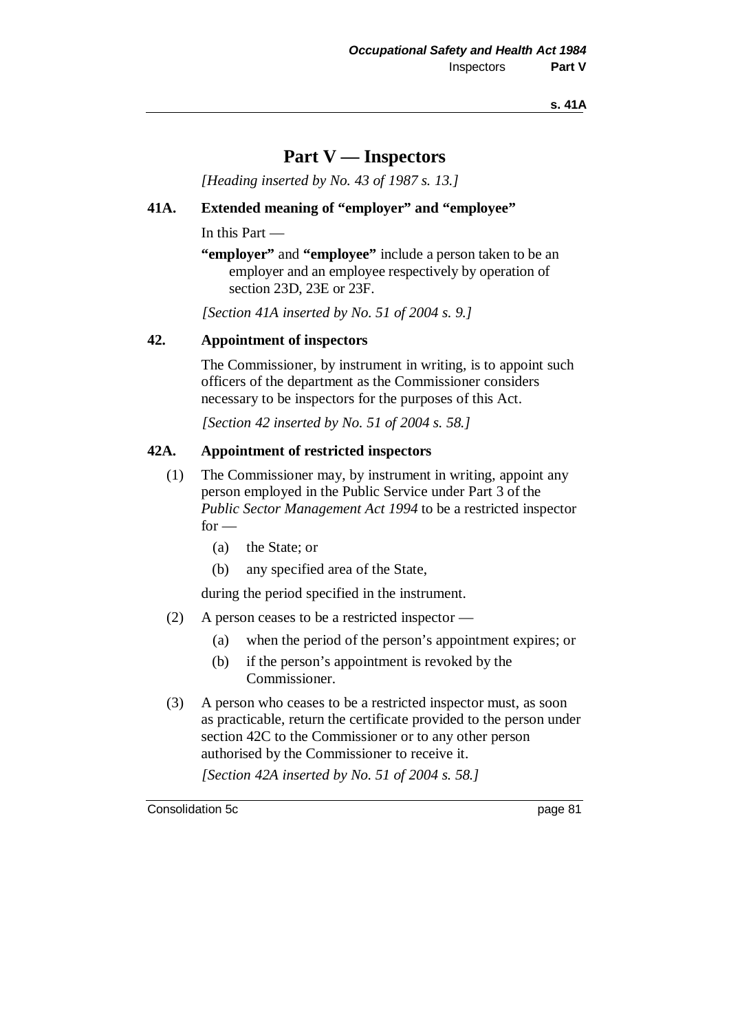# Part V — Inspectors

*[Heading inserted by No. 43 of 1987 s. 13.]*

## 41A. Extended meaning of "employer" and "employee"

In this Part —

**"employer"** and **"employee"** include a person taken to be an employer and an employee respectively by operation of section 23D, 23E or 23F.

*[Section 41A inserted by No. 51 of 2004 s. 9.]*

## 42. Appointment of inspectors

The Commissioner, by instrument in writing, is to appoint such officers of the department as the Commissioner considers necessary to be inspectors for the purposes of this Act.

*[Section 42 inserted by No. 51 of 2004 s. 58.]*

## 42A. Appointment of restricted inspectors

(1) The Commissioner may, by instrument in writing, appoint any person employed in the Public Service under Part 3 of the *Public Sector Management Act 1994* to be a restricted inspector for —

- (a) the State; or
- (b) any specified area of the State,

during the period specified in the instrument.

(2) A person ceases to be a restricted inspector —

- (a) when the period of the person's appointment expires; or
- (b) if the person's appointment is revoked by the Commissioner.

(3) A person who ceases to be a restricted inspector must, as soon as practicable, return the certificate provided to the person under section 42C to the Commissioner or to any other person authorised by the Commissioner to receive it.

*[Section 42A inserted by No. 51 of 2004 s. 58.]*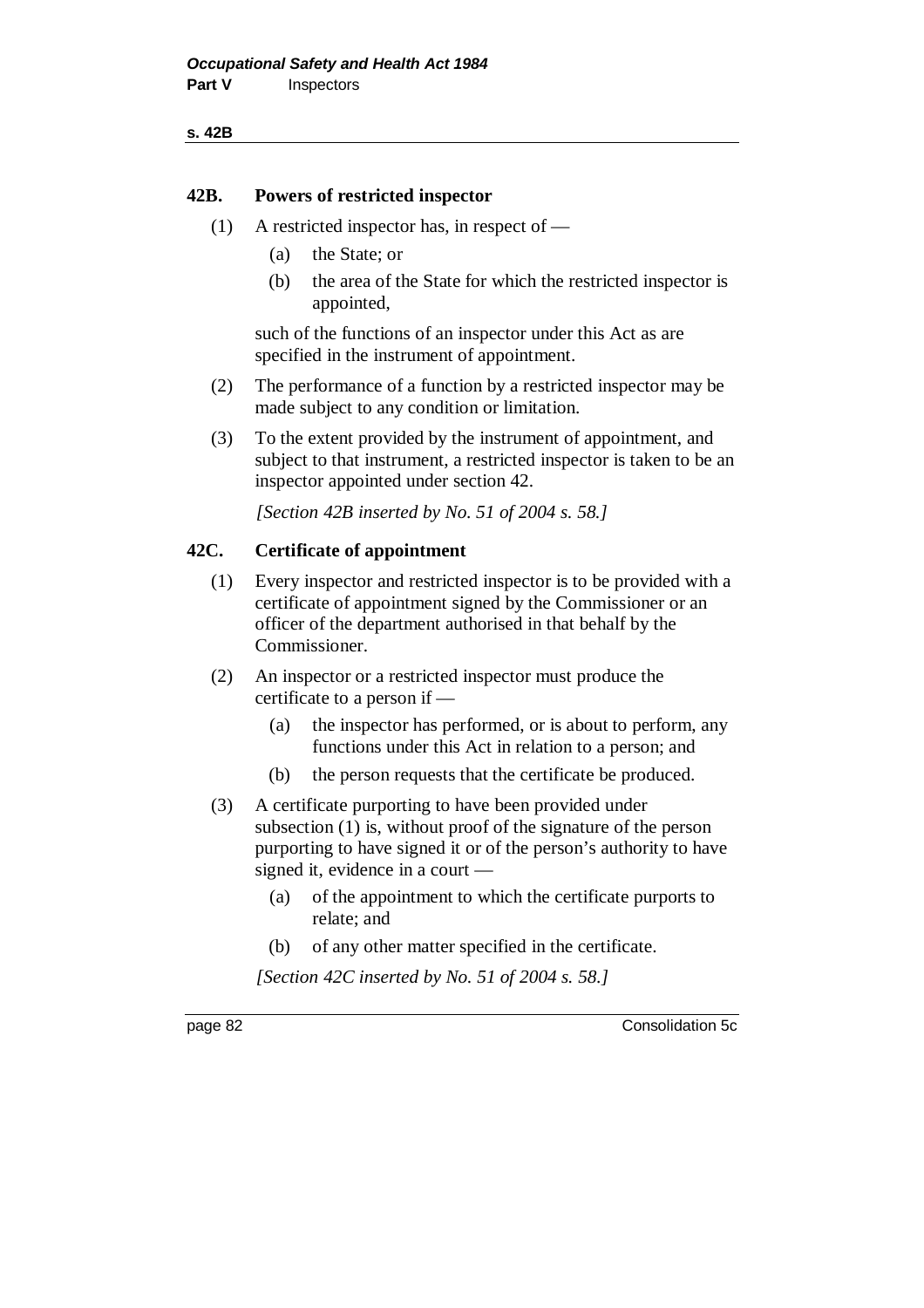### 42B. Powers of restricted inspector

(1) A restricted inspector has, in respect of —

(a) the State; or

(b) the area of the State for which the restricted inspector is appointed,

such of the functions of an inspector under this Act as are specified in the instrument of appointment.

(2) The performance of a function by a restricted inspector may be made subject to any condition or limitation.

(3) To the extent provided by the instrument of appointment, and subject to that instrument, a restricted inspector is taken to be an inspector appointed under section 42.

*[Section 42B inserted by No. 51 of 2004 s. 58.]*

### 42C. Certificate of appointment

(1) Every inspector and restricted inspector is to be provided with a certificate of appointment signed by the Commissioner or an officer of the department authorised in that behalf by the Commissioner.

(2) An inspector or a restricted inspector must produce the certificate to a person if —

(a) the inspector has performed, or is about to perform, any functions under this Act in relation to a person; and

(b) the person requests that the certificate be produced.

(3) A certificate purporting to have been provided under subsection (1) is, without proof of the signature of the person purporting to have signed it or of the person's authority to have signed it, evidence in a court —

(a) of the appointment to which the certificate purports to relate; and

(b) of any other matter specified in the certificate.

*[Section 42C inserted by No. 51 of 2004 s. 58.]*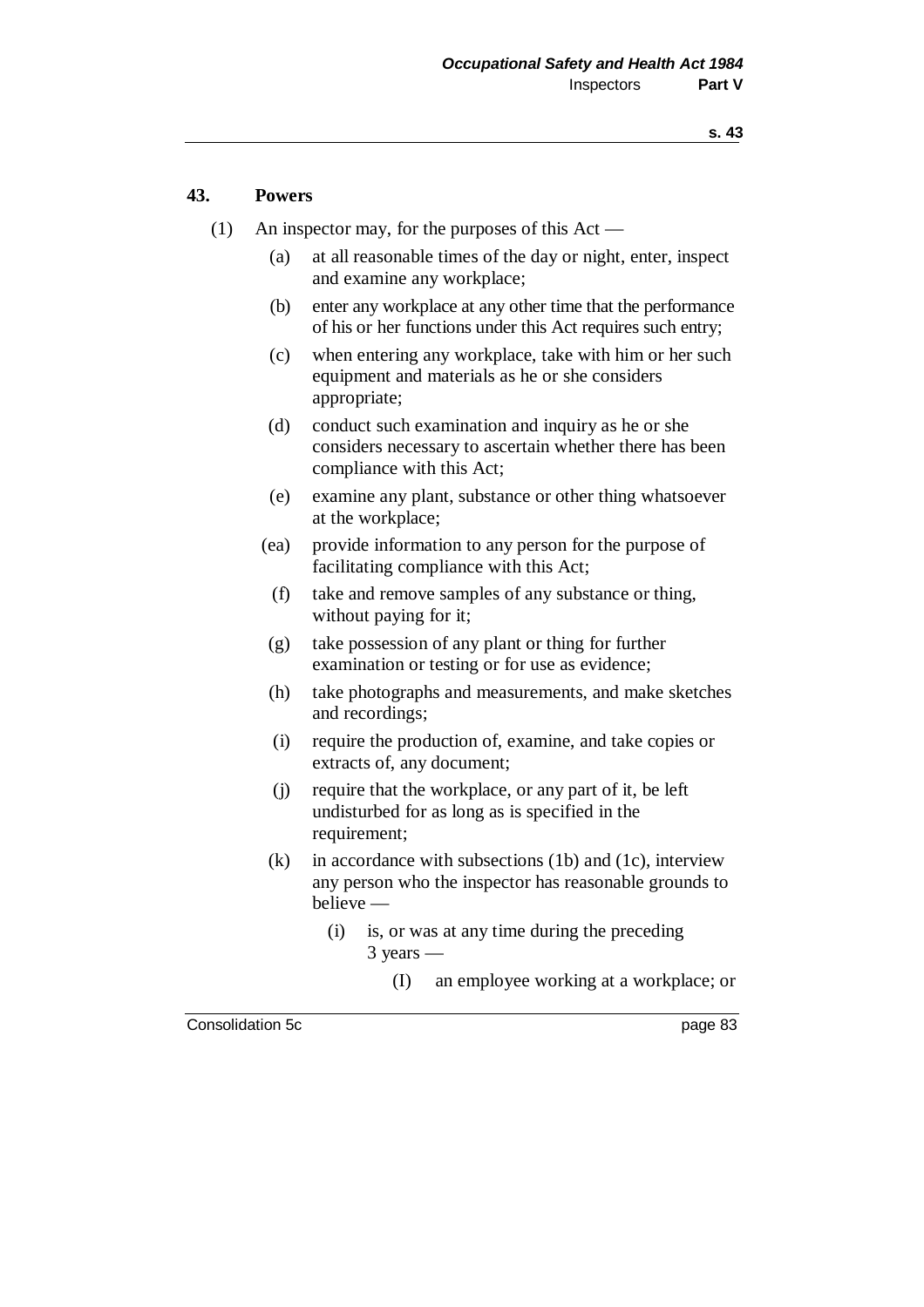## 43. Powers

(1) An inspector may, for the purposes of this Act —

(a) at all reasonable times of the day or night, enter, inspect and examine any workplace;

(b) enter any workplace at any other time that the performance of his or her functions under this Act requires such entry;

(c) when entering any workplace, take with him or her such equipment and materials as he or she considers appropriate;

(d) conduct such examination and inquiry as he or she considers necessary to ascertain whether there has been compliance with this Act;

(e) examine any plant, substance or other thing whatsoever at the workplace;

(ea) provide information to any person for the purpose of facilitating compliance with this Act;

(f) take and remove samples of any substance or thing, without paying for it;

(g) take possession of any plant or thing for further examination or testing or for use as evidence;

(h) take photographs and measurements, and make sketches and recordings;

(i) require the production of, examine, and take copies or extracts of, any document;

(j) require that the workplace, or any part of it, be left undisturbed for as long as is specified in the requirement;

(k) in accordance with subsections (1b) and (1c), interview any person who the inspector has reasonable grounds to believe —

(i) is, or was at any time during the preceding 3 years —

(I) an employee working at a workplace; or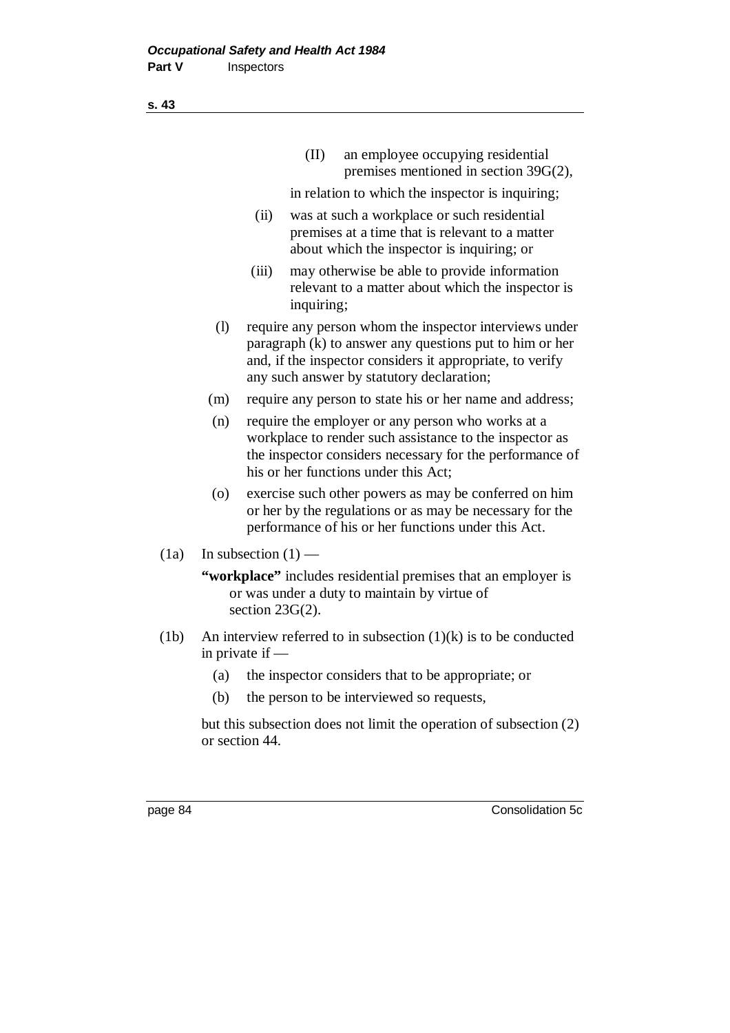(II) an employee occupying residential premises mentioned in section 39G(2),

in relation to which the inspector is inquiring;

(ii) was at such a workplace or such residential premises at a time that is relevant to a matter about which the inspector is inquiring; or

(iii) may otherwise be able to provide information relevant to a matter about which the inspector is inquiring;

(l) require any person whom the inspector interviews under paragraph (k) to answer any questions put to him or her and, if the inspector considers it appropriate, to verify any such answer by statutory declaration;

(m) require any person to state his or her name and address;

(n) require the employer or any person who works at a workplace to render such assistance to the inspector as the inspector considers necessary for the performance of his or her functions under this Act;

(o) exercise such other powers as may be conferred on him or her by the regulations or as may be necessary for the performance of his or her functions under this Act.

(1a) In subsection (1) —

**"workplace"** includes residential premises that an employer is or was under a duty to maintain by virtue of section 23G(2).

(1b) An interview referred to in subsection (1)(k) is to be conducted in private if —

(a) the inspector considers that to be appropriate; or

(b) the person to be interviewed so requests,

but this subsection does not limit the operation of subsection (2) or section 44.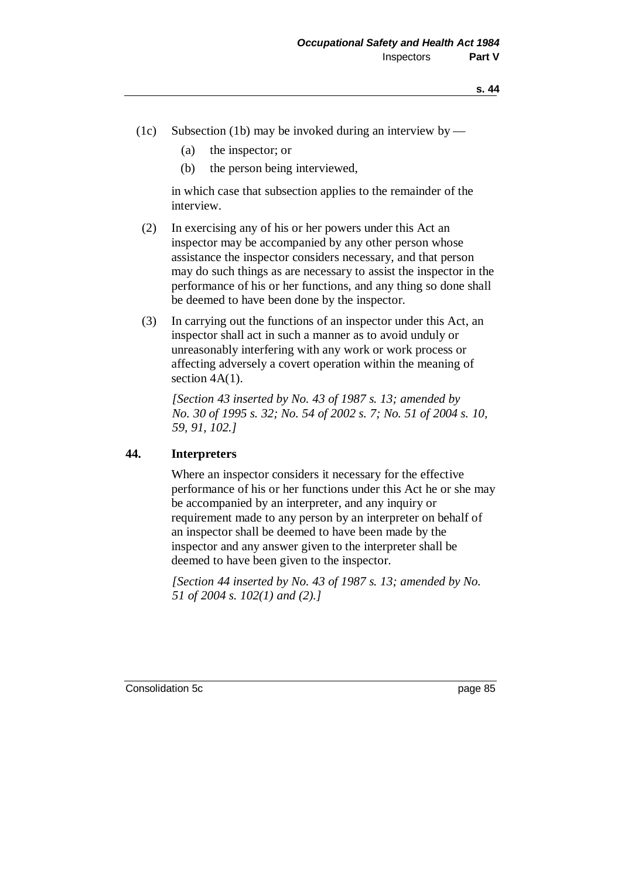(1c) Subsection (1b) may be invoked during an interview by —

(a) the inspector; or

(b) the person being interviewed,

in which case that subsection applies to the remainder of the interview.

(2) In exercising any of his or her powers under this Act an inspector may be accompanied by any other person whose assistance the inspector considers necessary, and that person may do such things as are necessary to assist the inspector in the performance of his or her functions, and any thing so done shall be deemed to have been done by the inspector.

(3) In carrying out the functions of an inspector under this Act, an inspector shall act in such a manner as to avoid unduly or unreasonably interfering with any work or work process or affecting adversely a covert operation within the meaning of section 4A(1).

*[Section 43 inserted by No. 43 of 1987 s. 13; amended by No. 30 of 1995 s. 32; No. 54 of 2002 s. 7; No. 51 of 2004 s. 10, 59, 91, 102.]*

### 44. Interpreters

Where an inspector considers it necessary for the effective performance of his or her functions under this Act he or she may be accompanied by an interpreter, and any inquiry or requirement made to any person by an interpreter on behalf of an inspector shall be deemed to have been made by the inspector and any answer given to the interpreter shall be deemed to have been given to the inspector.

*[Section 44 inserted by No. 43 of 1987 s. 13; amended by No. 51 of 2004 s. 102(1) and (2).]*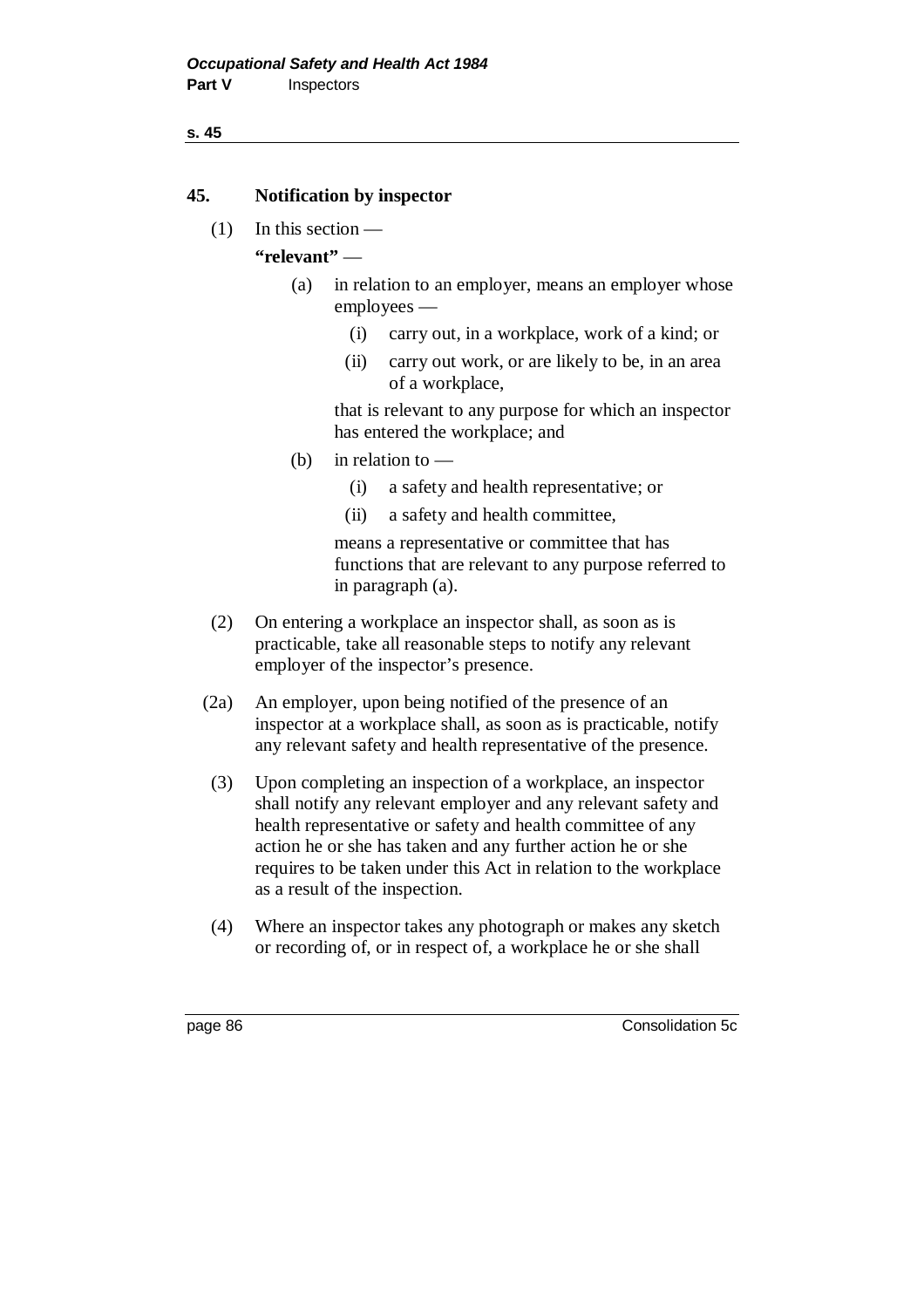## 45. Notification by inspector

(1) In this section —

**"relevant"** —

(a) in relation to an employer, means an employer whose employees —

(i) carry out, in a workplace, work of a kind; or

(ii) carry out work, or are likely to be, in an area of a workplace,

that is relevant to any purpose for which an inspector has entered the workplace; and

(b) in relation to —

(i) a safety and health representative; or

(ii) a safety and health committee,

means a representative or committee that has functions that are relevant to any purpose referred to in paragraph (a).

(2) On entering a workplace an inspector shall, as soon as is practicable, take all reasonable steps to notify any relevant employer of the inspector's presence.

(2a) An employer, upon being notified of the presence of an inspector at a workplace shall, as soon as is practicable, notify any relevant safety and health representative of the presence.

(3) Upon completing an inspection of a workplace, an inspector shall notify any relevant employer and any relevant safety and health representative or safety and health committee of any action he or she has taken and any further action he or she requires to be taken under this Act in relation to the workplace as a result of the inspection.

(4) Where an inspector takes any photograph or makes any sketch or recording of, or in respect of, a workplace he or she shall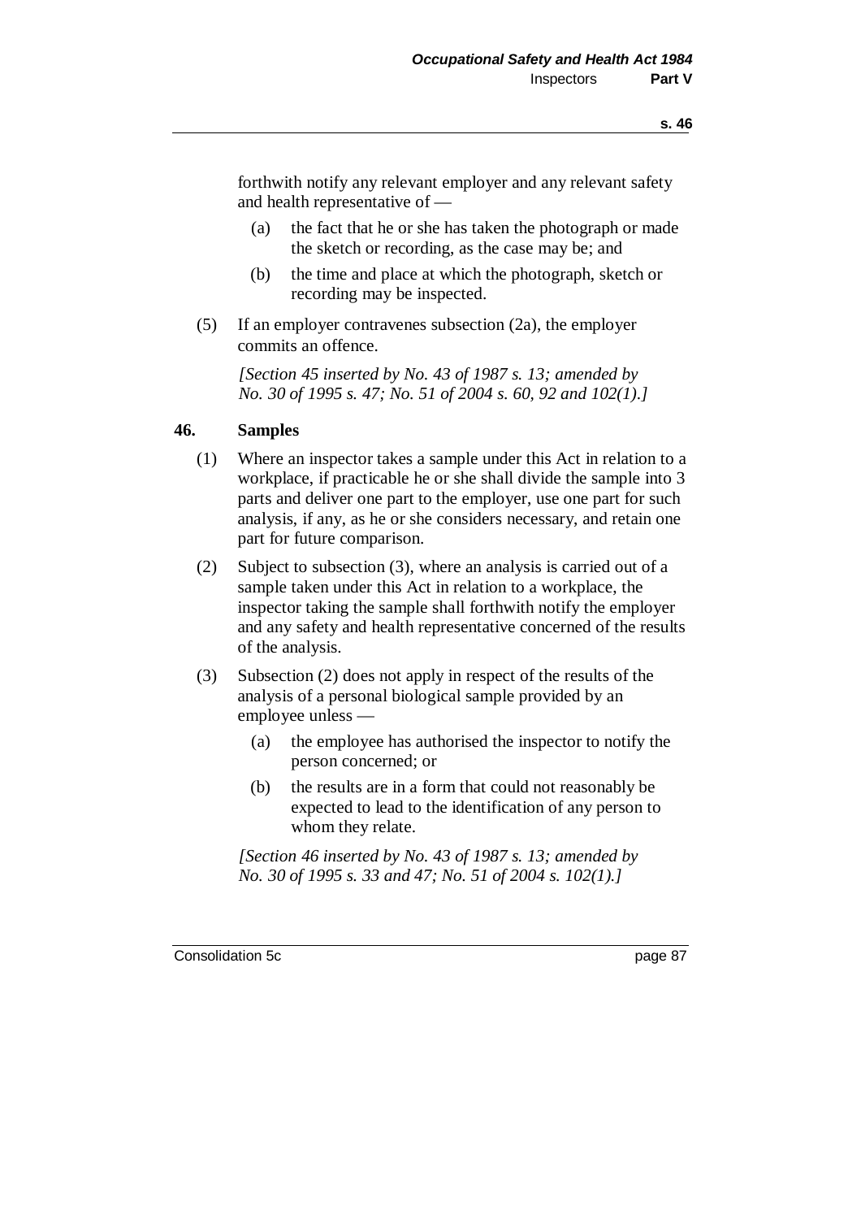forthwith notify any relevant employer and any relevant safety and health representative of —

(a) the fact that he or she has taken the photograph or made the sketch or recording, as the case may be; and

(b) the time and place at which the photograph, sketch or recording may be inspected.

(5) If an employer contravenes subsection (2a), the employer commits an offence.

*[Section 45 inserted by No. 43 of 1987 s. 13; amended by No. 30 of 1995 s. 47; No. 51 of 2004 s. 60, 92 and 102(1).]*

## 46. Samples

(1) Where an inspector takes a sample under this Act in relation to a workplace, if practicable he or she shall divide the sample into 3 parts and deliver one part to the employer, use one part for such analysis, if any, as he or she considers necessary, and retain one part for future comparison.

(2) Subject to subsection (3), where an analysis is carried out of a sample taken under this Act in relation to a workplace, the inspector taking the sample shall forthwith notify the employer and any safety and health representative concerned of the results of the analysis.

(3) Subsection (2) does not apply in respect of the results of the analysis of a personal biological sample provided by an employee unless —

(a) the employee has authorised the inspector to notify the person concerned; or

(b) the results are in a form that could not reasonably be expected to lead to the identification of any person to whom they relate.

*[Section 46 inserted by No. 43 of 1987 s. 13; amended by No. 30 of 1995 s. 33 and 47; No. 51 of 2004 s. 102(1).]*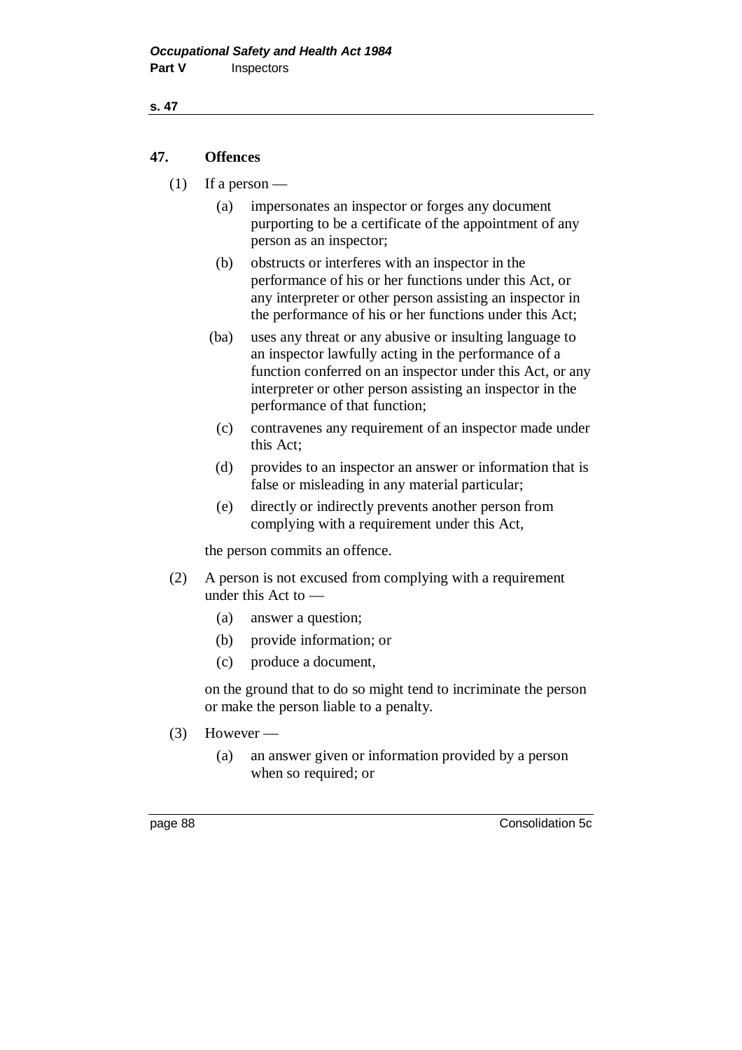## 47. Offences

(1) If a person —

  (a) impersonates an inspector or forges any document purporting to be a certificate of the appointment of any person as an inspector;

  (b) obstructs or interferes with an inspector in the performance of his or her functions under this Act, or any interpreter or other person assisting an inspector in the performance of his or her functions under this Act;

  (ba) uses any threat or any abusive or insulting language to an inspector lawfully acting in the performance of a function conferred on an inspector under this Act, or any interpreter or other person assisting an inspector in the performance of that function;

  (c) contravenes any requirement of an inspector made under this Act;

  (d) provides to an inspector an answer or information that is false or misleading in any material particular;

  (e) directly or indirectly prevents another person from complying with a requirement under this Act,

the person commits an offence.

(2) A person is not excused from complying with a requirement under this Act to —

  (a) answer a question;

  (b) provide information; or

  (c) produce a document,

on the ground that to do so might tend to incriminate the person or make the person liable to a penalty.

(3) However —

  (a) an answer given or information provided by a person when so required; or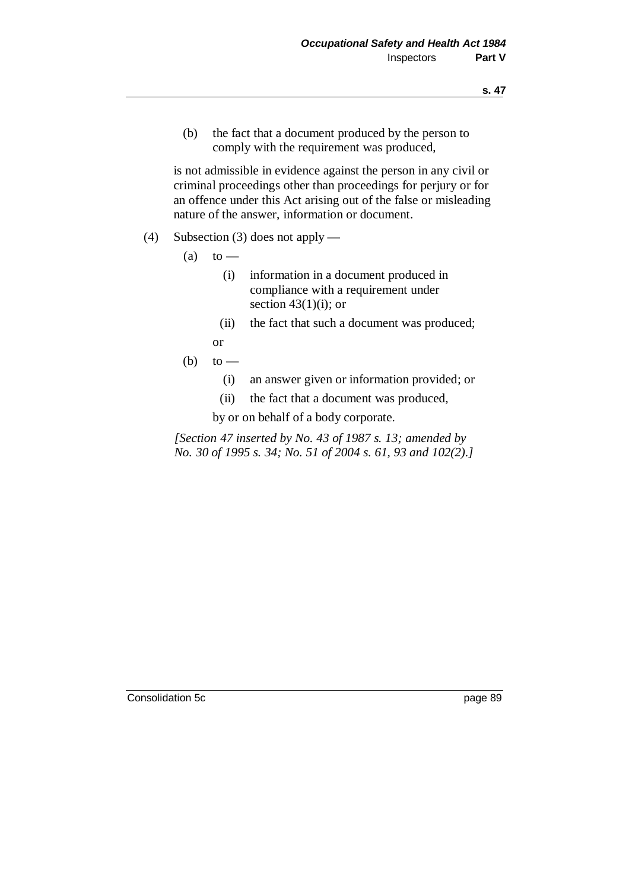(b) the fact that a document produced by the person to comply with the requirement was produced,

is not admissible in evidence against the person in any civil or criminal proceedings other than proceedings for perjury or for an offence under this Act arising out of the false or misleading nature of the answer, information or document.

(4) Subsection (3) does not apply —

(a) to —

(i) information in a document produced in compliance with a requirement under section 43(1)(i); or

(ii) the fact that such a document was produced;

or

(b) to —

(i) an answer given or information provided; or

(ii) the fact that a document was produced,

by or on behalf of a body corporate.

*[Section 47 inserted by No. 43 of 1987 s. 13; amended by No. 30 of 1995 s. 34; No. 51 of 2004 s. 61, 93 and 102(2).]*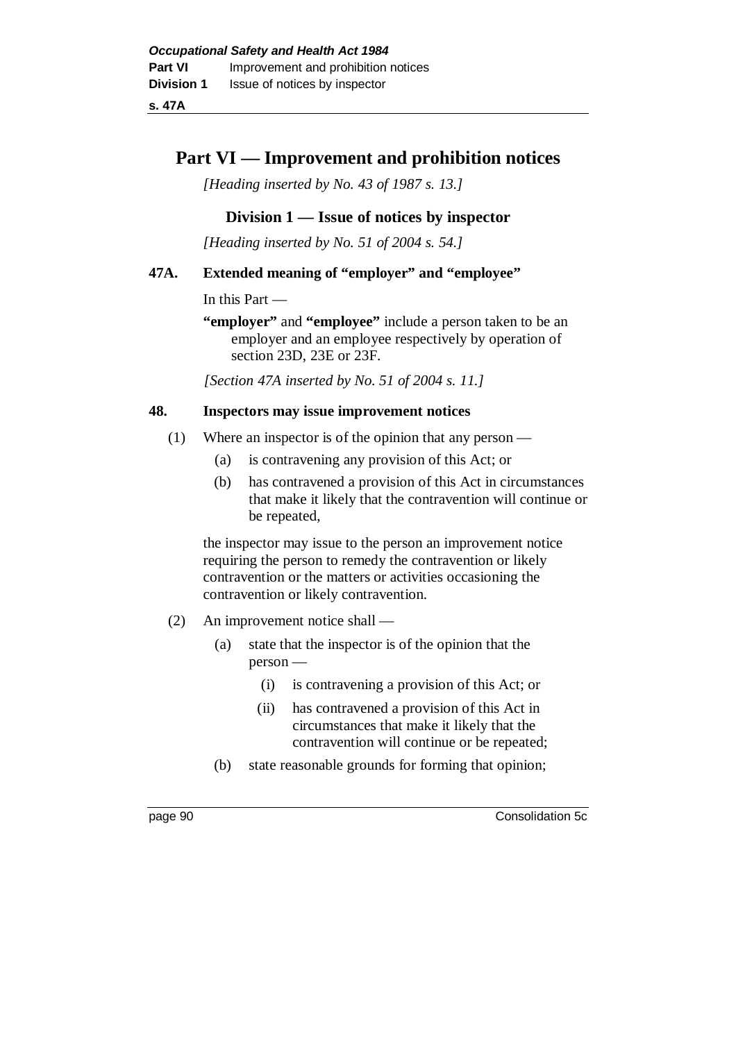# Part VI — Improvement and prohibition notices

*[Heading inserted by No. 43 of 1987 s. 13.]*

## Division 1 — Issue of notices by inspector

*[Heading inserted by No. 51 of 2004 s. 54.]*

### 47A. Extended meaning of "employer" and "employee"

In this Part —

**"employer"** and **"employee"** include a person taken to be an employer and an employee respectively by operation of section 23D, 23E or 23F.

*[Section 47A inserted by No. 51 of 2004 s. 11.]*

### 48. Inspectors may issue improvement notices

(1) Where an inspector is of the opinion that any person —

- (a) is contravening any provision of this Act; or
- (b) has contravened a provision of this Act in circumstances that make it likely that the contravention will continue or be repeated,

the inspector may issue to the person an improvement notice requiring the person to remedy the contravention or likely contravention or the matters or activities occasioning the contravention or likely contravention.

(2) An improvement notice shall —

- (a) state that the inspector is of the opinion that the person —
  - (i) is contravening a provision of this Act; or
  - (ii) has contravened a provision of this Act in circumstances that make it likely that the contravention will continue or be repeated;
- (b) state reasonable grounds for forming that opinion;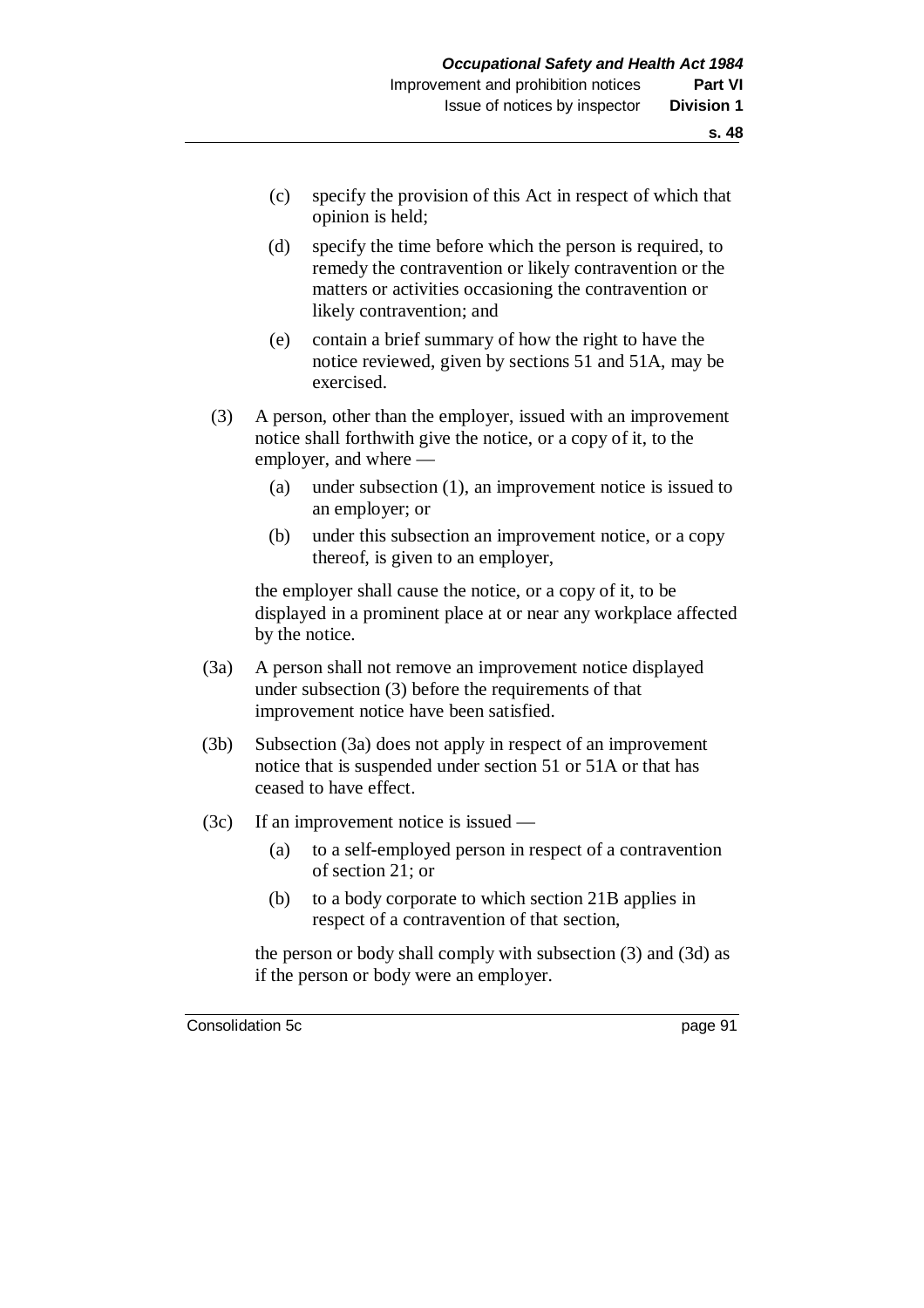(c) specify the provision of this Act in respect of which that opinion is held;

(d) specify the time before which the person is required, to remedy the contravention or likely contravention or the matters or activities occasioning the contravention or likely contravention; and

(e) contain a brief summary of how the right to have the notice reviewed, given by sections 51 and 51A, may be exercised.

(3) A person, other than the employer, issued with an improvement notice shall forthwith give the notice, or a copy of it, to the employer, and where —

(a) under subsection (1), an improvement notice is issued to an employer; or

(b) under this subsection an improvement notice, or a copy thereof, is given to an employer,

the employer shall cause the notice, or a copy of it, to be displayed in a prominent place at or near any workplace affected by the notice.

(3a) A person shall not remove an improvement notice displayed under subsection (3) before the requirements of that improvement notice have been satisfied.

(3b) Subsection (3a) does not apply in respect of an improvement notice that is suspended under section 51 or 51A or that has ceased to have effect.

(3c) If an improvement notice is issued —

(a) to a self-employed person in respect of a contravention of section 21; or

(b) to a body corporate to which section 21B applies in respect of a contravention of that section,

the person or body shall comply with subsection (3) and (3d) as if the person or body were an employer.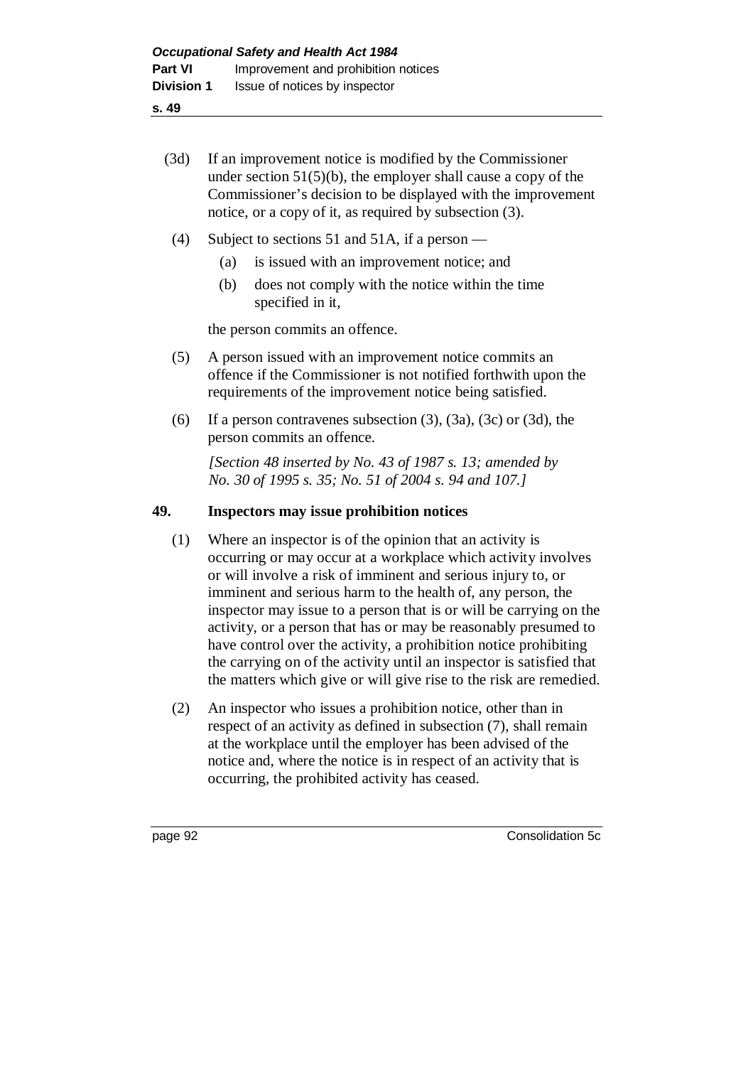(3d) If an improvement notice is modified by the Commissioner under section 51(5)(b), the employer shall cause a copy of the Commissioner's decision to be displayed with the improvement notice, or a copy of it, as required by subsection (3).

(4) Subject to sections 51 and 51A, if a person —

   (a) is issued with an improvement notice; and

   (b) does not comply with the notice within the time specified in it,

   the person commits an offence.

(5) A person issued with an improvement notice commits an offence if the Commissioner is not notified forthwith upon the requirements of the improvement notice being satisfied.

(6) If a person contravenes subsection (3), (3a), (3c) or (3d), the person commits an offence.

*[Section 48 inserted by No. 43 of 1987 s. 13; amended by No. 30 of 1995 s. 35; No. 51 of 2004 s. 94 and 107.]*

## 49. Inspectors may issue prohibition notices

(1) Where an inspector is of the opinion that an activity is occurring or may occur at a workplace which activity involves or will involve a risk of imminent and serious injury to, or imminent and serious harm to the health of, any person, the inspector may issue to a person that is or will be carrying on the activity, or a person that has or may be reasonably presumed to have control over the activity, a prohibition notice prohibiting the carrying on of the activity until an inspector is satisfied that the matters which give or will give rise to the risk are remedied.

(2) An inspector who issues a prohibition notice, other than in respect of an activity as defined in subsection (7), shall remain at the workplace until the employer has been advised of the notice and, where the notice is in respect of an activity that is occurring, the prohibited activity has ceased.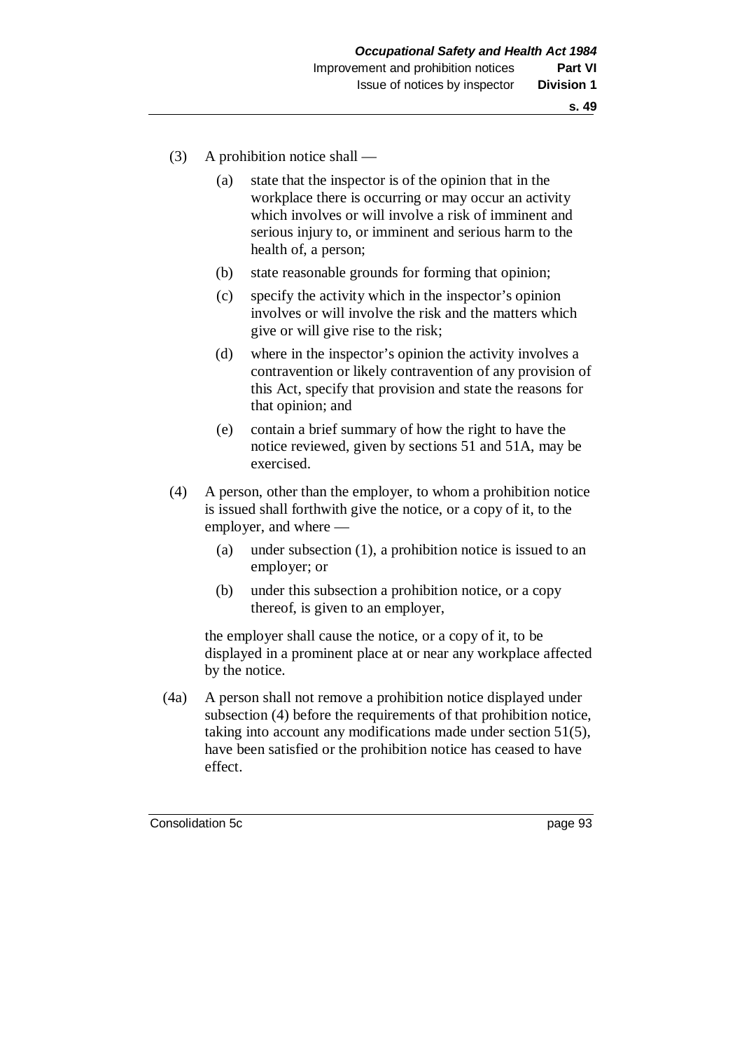(3) A prohibition notice shall —

  (a) state that the inspector is of the opinion that in the workplace there is occurring or may occur an activity which involves or will involve a risk of imminent and serious injury to, or imminent and serious harm to the health of, a person;

  (b) state reasonable grounds for forming that opinion;

  (c) specify the activity which in the inspector's opinion involves or will involve the risk and the matters which give or will give rise to the risk;

  (d) where in the inspector's opinion the activity involves a contravention or likely contravention of any provision of this Act, specify that provision and state the reasons for that opinion; and

  (e) contain a brief summary of how the right to have the notice reviewed, given by sections 51 and 51A, may be exercised.

(4) A person, other than the employer, to whom a prohibition notice is issued shall forthwith give the notice, or a copy of it, to the employer, and where —

  (a) under subsection (1), a prohibition notice is issued to an employer; or

  (b) under this subsection a prohibition notice, or a copy thereof, is given to an employer,

  the employer shall cause the notice, or a copy of it, to be displayed in a prominent place at or near any workplace affected by the notice.

(4a) A person shall not remove a prohibition notice displayed under subsection (4) before the requirements of that prohibition notice, taking into account any modifications made under section 51(5), have been satisfied or the prohibition notice has ceased to have effect.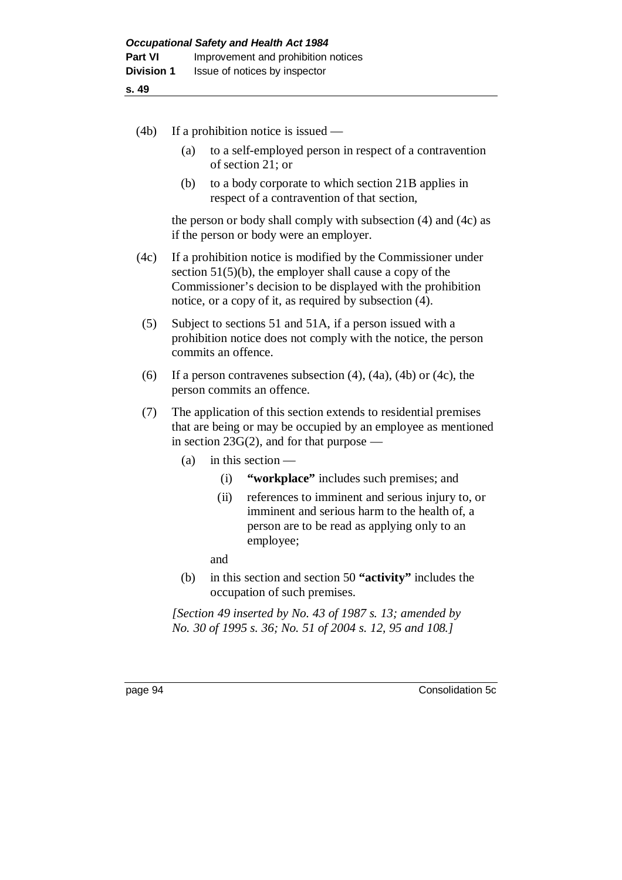(4b) If a prohibition notice is issued —

(a) to a self-employed person in respect of a contravention of section 21; or

(b) to a body corporate to which section 21B applies in respect of a contravention of that section,

the person or body shall comply with subsection (4) and (4c) as if the person or body were an employer.

(4c) If a prohibition notice is modified by the Commissioner under section 51(5)(b), the employer shall cause a copy of the Commissioner's decision to be displayed with the prohibition notice, or a copy of it, as required by subsection (4).

(5) Subject to sections 51 and 51A, if a person issued with a prohibition notice does not comply with the notice, the person commits an offence.

(6) If a person contravenes subsection (4), (4a), (4b) or (4c), the person commits an offence.

(7) The application of this section extends to residential premises that are being or may be occupied by an employee as mentioned in section 23G(2), and for that purpose —

(a) in this section —

(i) **"workplace"** includes such premises; and

(ii) references to imminent and serious injury to, or imminent and serious harm to the health of, a person are to be read as applying only to an employee;

and

(b) in this section and section 50 **"activity"** includes the occupation of such premises.

*[Section 49 inserted by No. 43 of 1987 s. 13; amended by No. 30 of 1995 s. 36; No. 51 of 2004 s. 12, 95 and 108.]*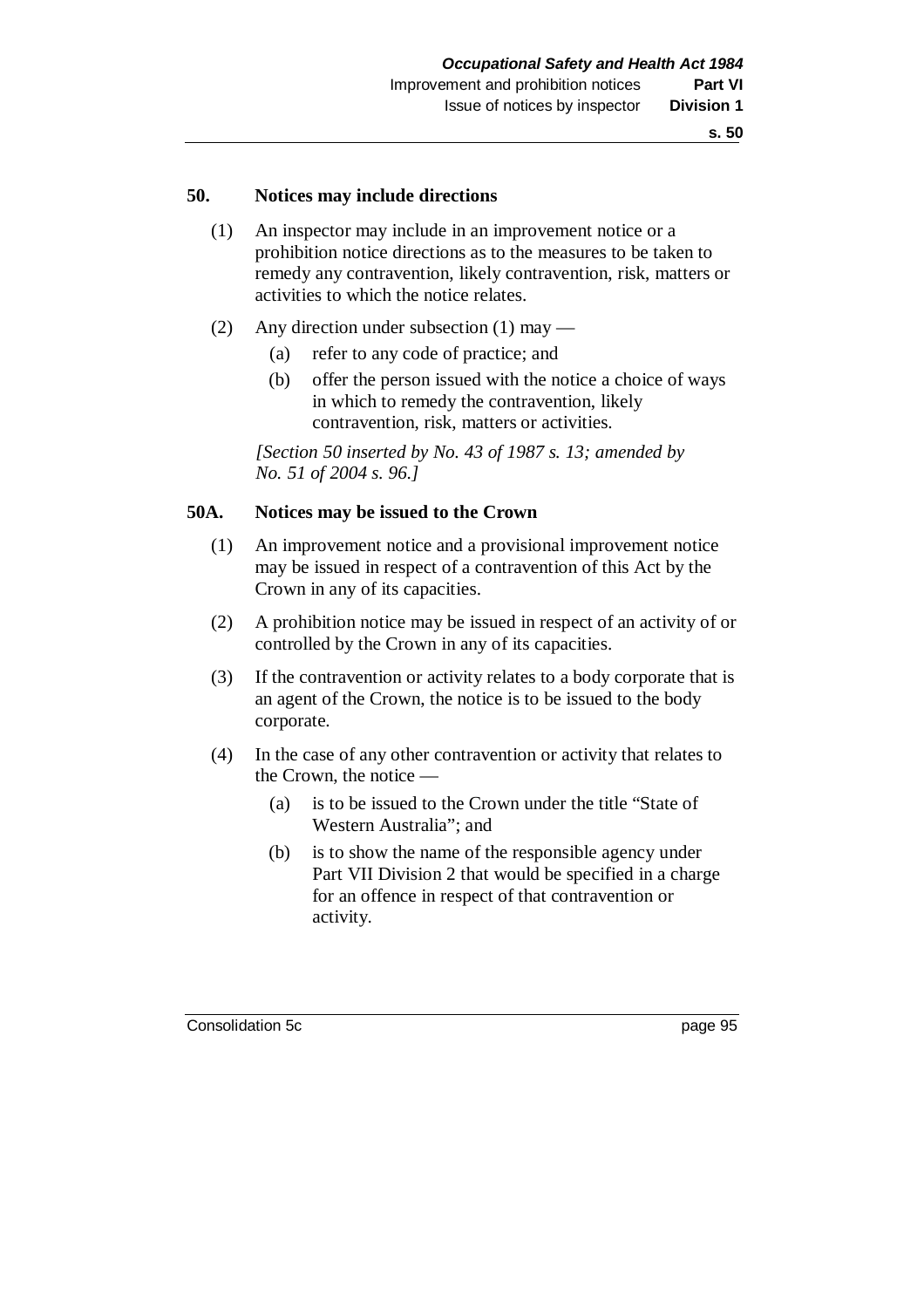## 50. Notices may include directions

(1) An inspector may include in an improvement notice or a prohibition notice directions as to the measures to be taken to remedy any contravention, likely contravention, risk, matters or activities to which the notice relates.

(2) Any direction under subsection (1) may —

- (a) refer to any code of practice; and
- (b) offer the person issued with the notice a choice of ways in which to remedy the contravention, likely contravention, risk, matters or activities.

*[Section 50 inserted by No. 43 of 1987 s. 13; amended by No. 51 of 2004 s. 96.]*

## 50A. Notices may be issued to the Crown

(1) An improvement notice and a provisional improvement notice may be issued in respect of a contravention of this Act by the Crown in any of its capacities.

(2) A prohibition notice may be issued in respect of an activity of or controlled by the Crown in any of its capacities.

(3) If the contravention or activity relates to a body corporate that is an agent of the Crown, the notice is to be issued to the body corporate.

(4) In the case of any other contravention or activity that relates to the Crown, the notice —

- (a) is to be issued to the Crown under the title "State of Western Australia"; and
- (b) is to show the name of the responsible agency under Part VII Division 2 that would be specified in a charge for an offence in respect of that contravention or activity.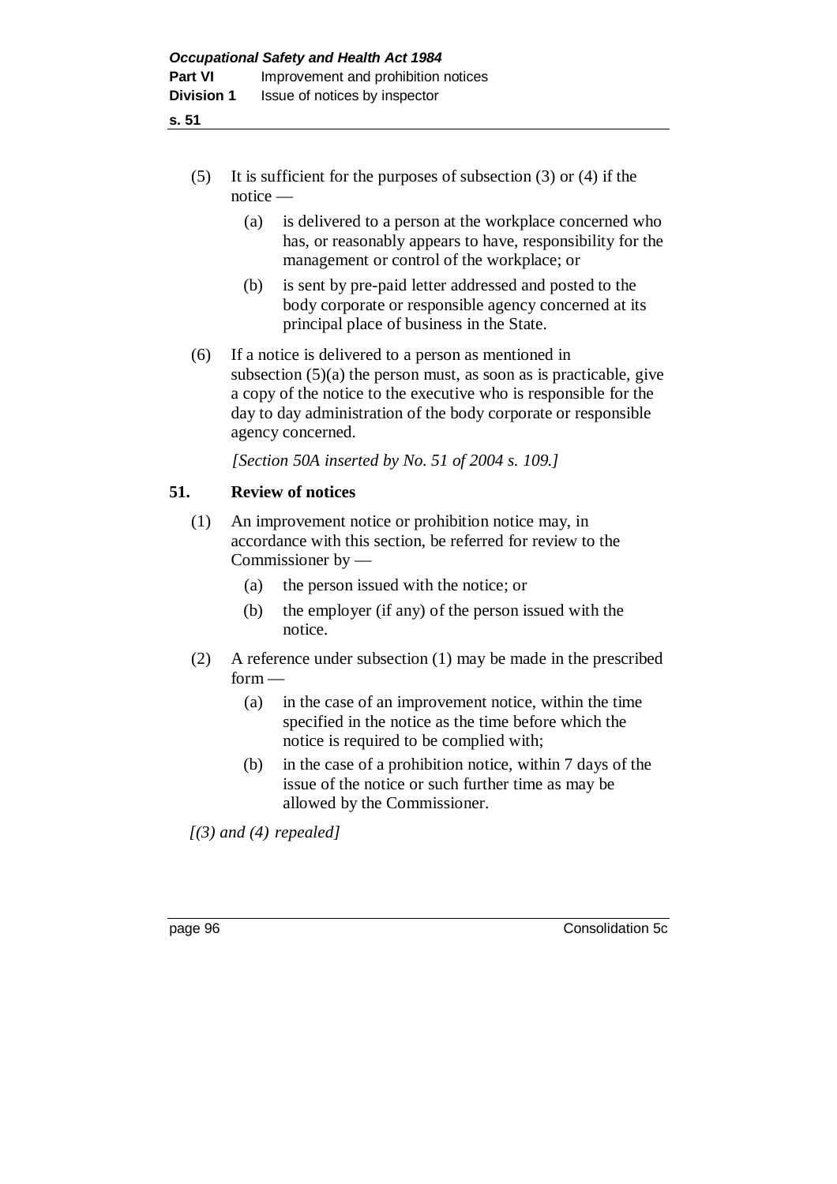(5) It is sufficient for the purposes of subsection (3) or (4) if the notice —

(a) is delivered to a person at the workplace concerned who has, or reasonably appears to have, responsibility for the management or control of the workplace; or

(b) is sent by pre-paid letter addressed and posted to the body corporate or responsible agency concerned at its principal place of business in the State.

(6) If a notice is delivered to a person as mentioned in subsection (5)(a) the person must, as soon as is practicable, give a copy of the notice to the executive who is responsible for the day to day administration of the body corporate or responsible agency concerned.

*[Section 50A inserted by No. 51 of 2004 s. 109.]*

### 51. Review of notices

(1) An improvement notice or prohibition notice may, in accordance with this section, be referred for review to the Commissioner by —

(a) the person issued with the notice; or

(b) the employer (if any) of the person issued with the notice.

(2) A reference under subsection (1) may be made in the prescribed form —

(a) in the case of an improvement notice, within the time specified in the notice as the time before which the notice is required to be complied with;

(b) in the case of a prohibition notice, within 7 days of the issue of the notice or such further time as may be allowed by the Commissioner.

*[(3) and (4) repealed]*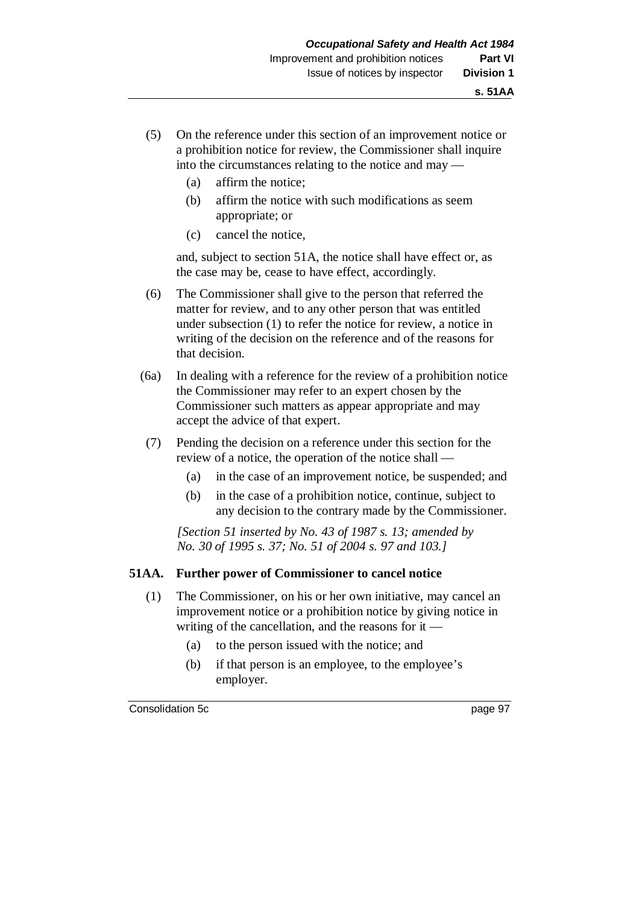(5) On the reference under this section of an improvement notice or a prohibition notice for review, the Commissioner shall inquire into the circumstances relating to the notice and may —

- (a) affirm the notice;
- (b) affirm the notice with such modifications as seem appropriate; or
- (c) cancel the notice,

and, subject to section 51A, the notice shall have effect or, as the case may be, cease to have effect, accordingly.

(6) The Commissioner shall give to the person that referred the matter for review, and to any other person that was entitled under subsection (1) to refer the notice for review, a notice in writing of the decision on the reference and of the reasons for that decision.

(6a) In dealing with a reference for the review of a prohibition notice the Commissioner may refer to an expert chosen by the Commissioner such matters as appear appropriate and may accept the advice of that expert.

(7) Pending the decision on a reference under this section for the review of a notice, the operation of the notice shall —

- (a) in the case of an improvement notice, be suspended; and
- (b) in the case of a prohibition notice, continue, subject to any decision to the contrary made by the Commissioner.

*[Section 51 inserted by No. 43 of 1987 s. 13; amended by No. 30 of 1995 s. 37; No. 51 of 2004 s. 97 and 103.]*

**51AA. Further power of Commissioner to cancel notice**

(1) The Commissioner, on his or her own initiative, may cancel an improvement notice or a prohibition notice by giving notice in writing of the cancellation, and the reasons for it —

- (a) to the person issued with the notice; and
- (b) if that person is an employee, to the employee's employer.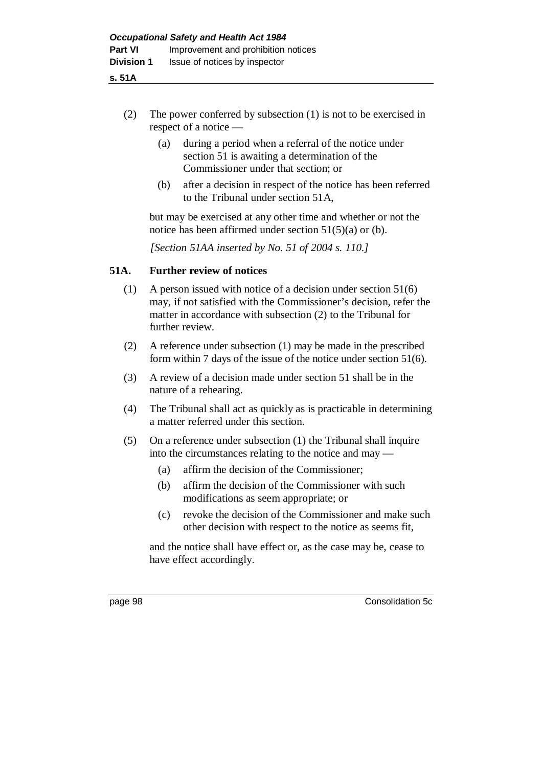(2) The power conferred by subsection (1) is not to be exercised in respect of a notice —

(a) during a period when a referral of the notice under section 51 is awaiting a determination of the Commissioner under that section; or

(b) after a decision in respect of the notice has been referred to the Tribunal under section 51A,

but may be exercised at any other time and whether or not the notice has been affirmed under section 51(5)(a) or (b).

*[Section 51AA inserted by No. 51 of 2004 s. 110.]*

### 51A. Further review of notices

(1) A person issued with notice of a decision under section 51(6) may, if not satisfied with the Commissioner's decision, refer the matter in accordance with subsection (2) to the Tribunal for further review.

(2) A reference under subsection (1) may be made in the prescribed form within 7 days of the issue of the notice under section 51(6).

(3) A review of a decision made under section 51 shall be in the nature of a rehearing.

(4) The Tribunal shall act as quickly as is practicable in determining a matter referred under this section.

(5) On a reference under subsection (1) the Tribunal shall inquire into the circumstances relating to the notice and may —

(a) affirm the decision of the Commissioner;

(b) affirm the decision of the Commissioner with such modifications as seem appropriate; or

(c) revoke the decision of the Commissioner and make such other decision with respect to the notice as seems fit,

and the notice shall have effect or, as the case may be, cease to have effect accordingly.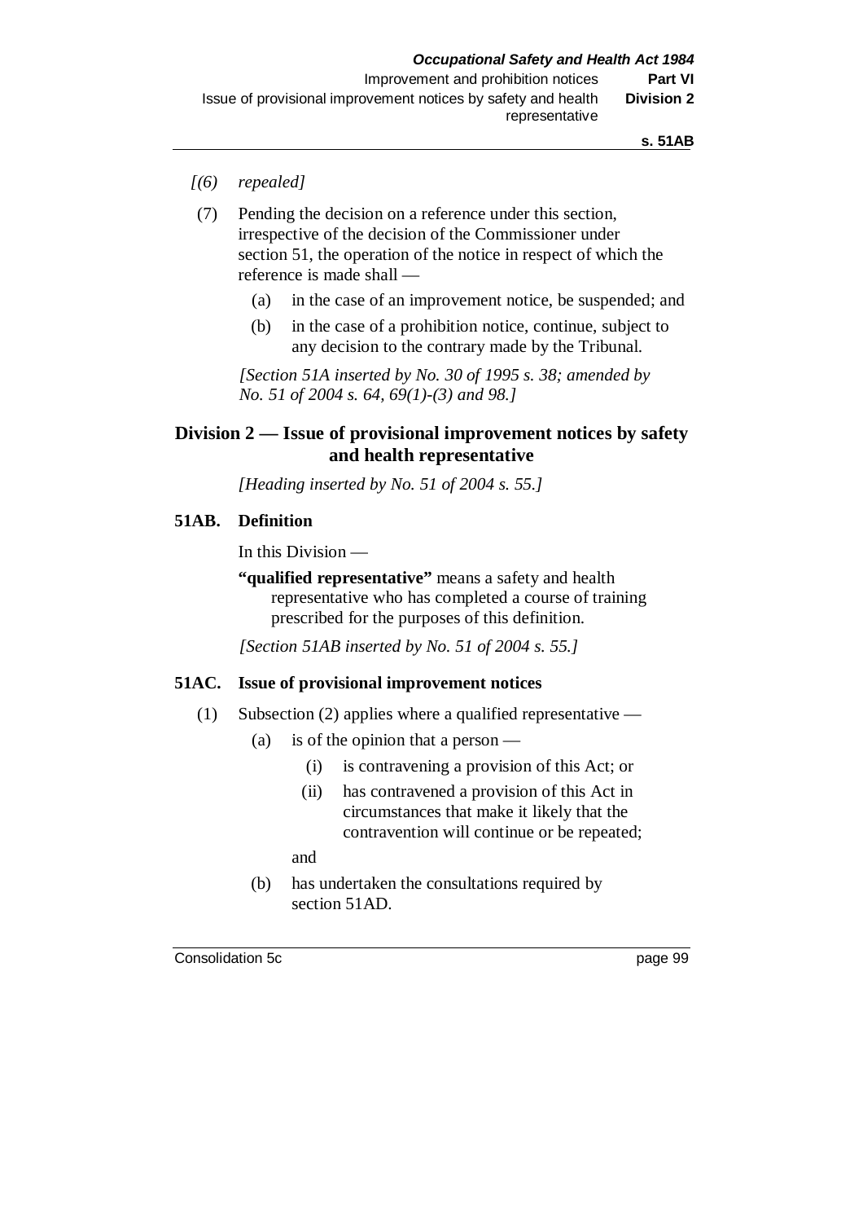*[(6) repealed]*

(7) Pending the decision on a reference under this section, irrespective of the decision of the Commissioner under section 51, the operation of the notice in respect of which the reference is made shall —

  (a) in the case of an improvement notice, be suspended; and

  (b) in the case of a prohibition notice, continue, subject to any decision to the contrary made by the Tribunal.

*[Section 51A inserted by No. 30 of 1995 s. 38; amended by No. 51 of 2004 s. 64, 69(1)-(3) and 98.]*

## Division 2 — Issue of provisional improvement notices by safety and health representative

*[Heading inserted by No. 51 of 2004 s. 55.]*

### 51AB. Definition

In this Division —

**"qualified representative"** means a safety and health representative who has completed a course of training prescribed for the purposes of this definition.

*[Section 51AB inserted by No. 51 of 2004 s. 55.]*

### 51AC. Issue of provisional improvement notices

(1) Subsection (2) applies where a qualified representative —

  (a) is of the opinion that a person —

    (i) is contravening a provision of this Act; or

    (ii) has contravened a provision of this Act in circumstances that make it likely that the contravention will continue or be repeated;

  and

  (b) has undertaken the consultations required by section 51AD.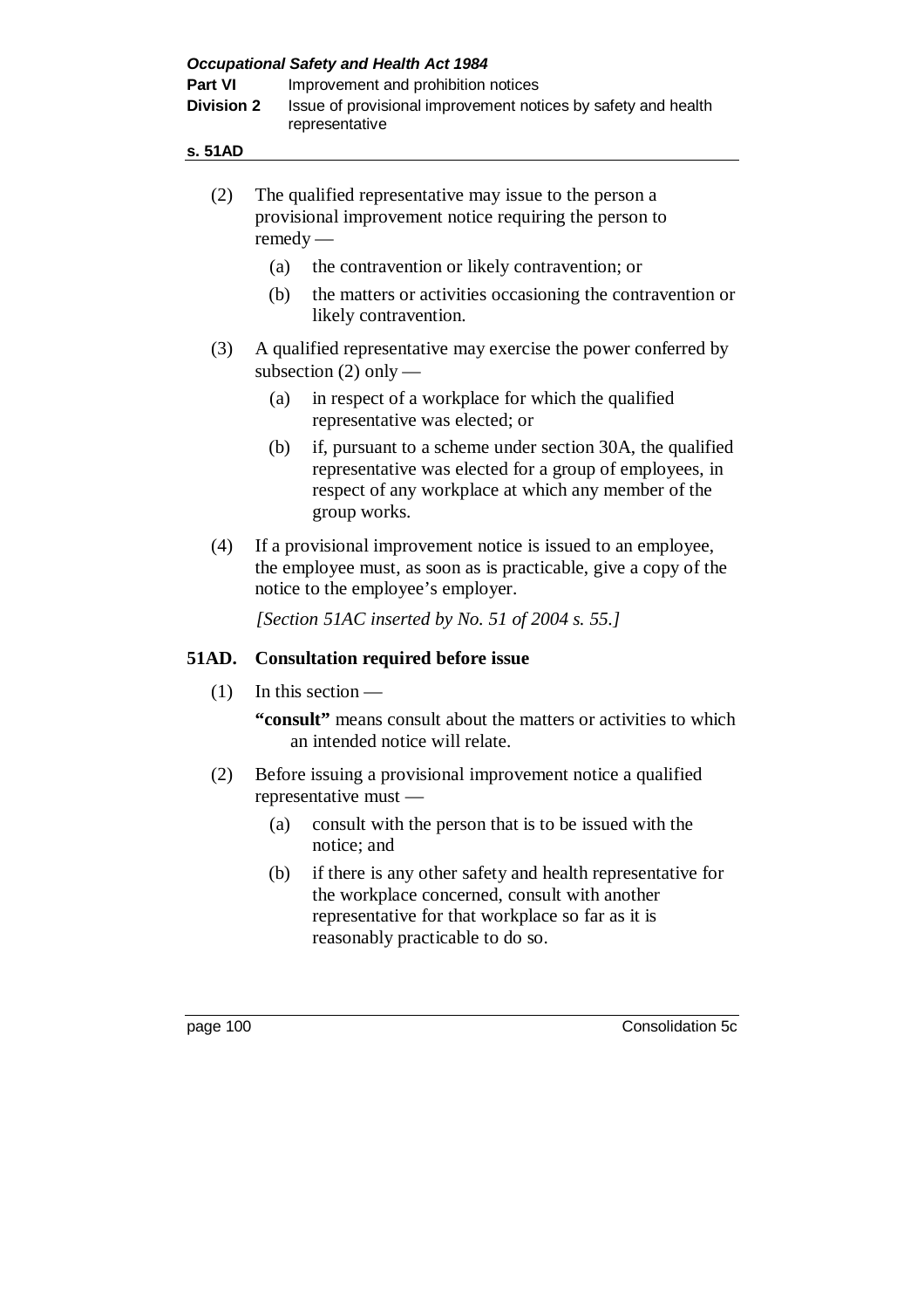(2) The qualified representative may issue to the person a provisional improvement notice requiring the person to remedy —

(a) the contravention or likely contravention; or

(b) the matters or activities occasioning the contravention or likely contravention.

(3) A qualified representative may exercise the power conferred by subsection (2) only —

(a) in respect of a workplace for which the qualified representative was elected; or

(b) if, pursuant to a scheme under section 30A, the qualified representative was elected for a group of employees, in respect of any workplace at which any member of the group works.

(4) If a provisional improvement notice is issued to an employee, the employee must, as soon as is practicable, give a copy of the notice to the employee's employer.

*[Section 51AC inserted by No. 51 of 2004 s. 55.]*

### 51AD. Consultation required before issue

(1) In this section —

**"consult"** means consult about the matters or activities to which an intended notice will relate.

(2) Before issuing a provisional improvement notice a qualified representative must —

(a) consult with the person that is to be issued with the notice; and

(b) if there is any other safety and health representative for the workplace concerned, consult with another representative for that workplace so far as it is reasonably practicable to do so.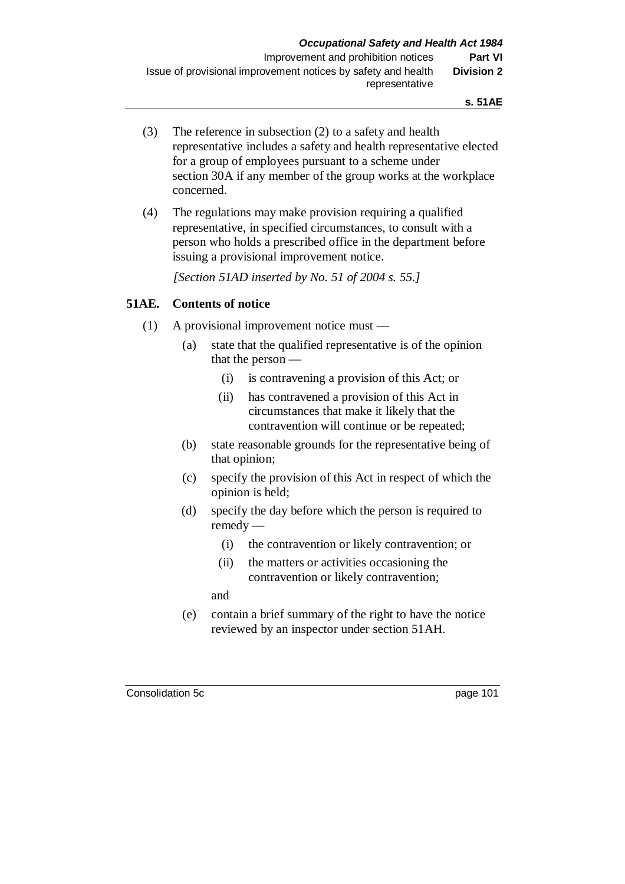(3) The reference in subsection (2) to a safety and health representative includes a safety and health representative elected for a group of employees pursuant to a scheme under section 30A if any member of the group works at the workplace concerned.

(4) The regulations may make provision requiring a qualified representative, in specified circumstances, to consult with a person who holds a prescribed office in the department before issuing a provisional improvement notice.

*[Section 51AD inserted by No. 51 of 2004 s. 55.]*

### 51AE. Contents of notice

(1) A provisional improvement notice must —

- (a) state that the qualified representative is of the opinion that the person —
  - (i) is contravening a provision of this Act; or
  - (ii) has contravened a provision of this Act in circumstances that make it likely that the contravention will continue or be repeated;
- (b) state reasonable grounds for the representative being of that opinion;
- (c) specify the provision of this Act in respect of which the opinion is held;
- (d) specify the day before which the person is required to remedy —
  - (i) the contravention or likely contravention; or
  - (ii) the matters or activities occasioning the contravention or likely contravention;

  and
- (e) contain a brief summary of the right to have the notice reviewed by an inspector under section 51AH.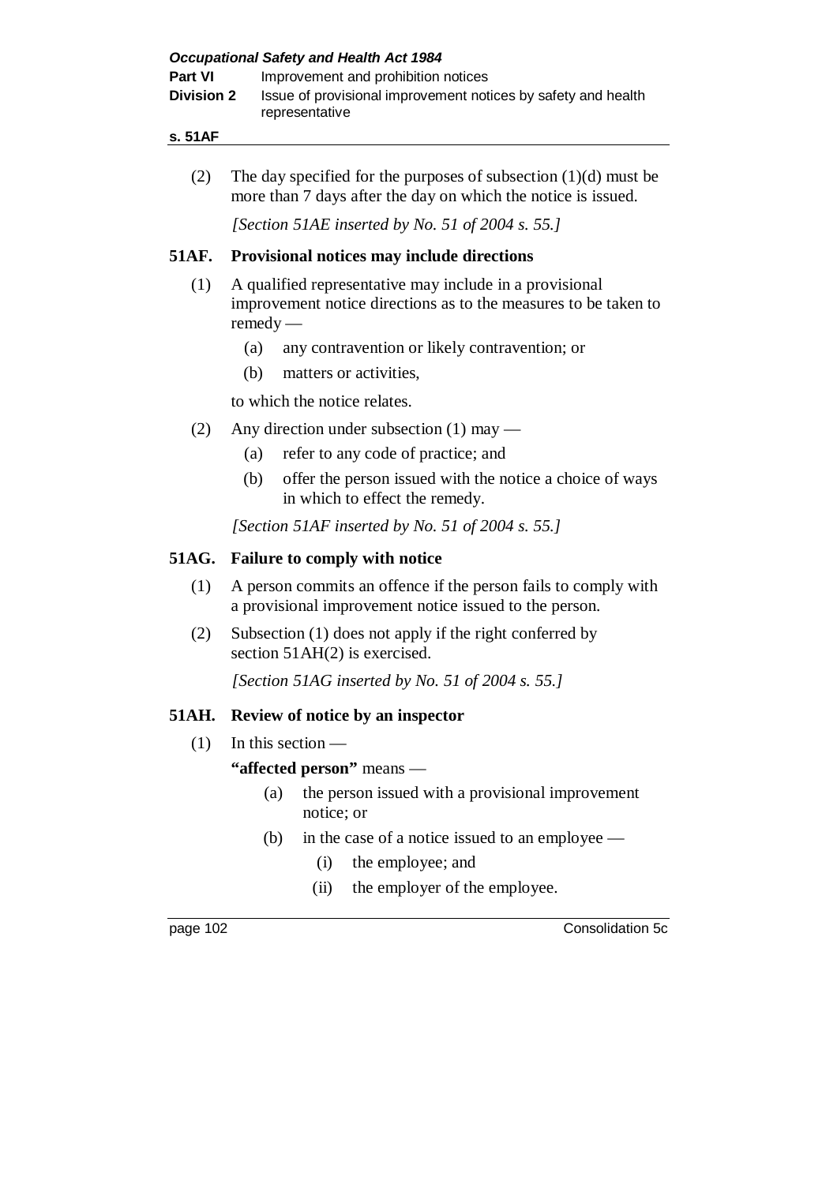(2) The day specified for the purposes of subsection (1)(d) must be more than 7 days after the day on which the notice is issued.

*[Section 51AE inserted by No. 51 of 2004 s. 55.]*

### 51AF. Provisional notices may include directions

(1) A qualified representative may include in a provisional improvement notice directions as to the measures to be taken to remedy —

- (a) any contravention or likely contravention; or
- (b) matters or activities,

to which the notice relates.

(2) Any direction under subsection (1) may —

- (a) refer to any code of practice; and
- (b) offer the person issued with the notice a choice of ways in which to effect the remedy.

*[Section 51AF inserted by No. 51 of 2004 s. 55.]*

### 51AG. Failure to comply with notice

(1) A person commits an offence if the person fails to comply with a provisional improvement notice issued to the person.

(2) Subsection (1) does not apply if the right conferred by section 51AH(2) is exercised.

*[Section 51AG inserted by No. 51 of 2004 s. 55.]*

### 51AH. Review of notice by an inspector

(1) In this section —

**"affected person"** means —

- (a) the person issued with a provisional improvement notice; or
- (b) in the case of a notice issued to an employee —
  - (i) the employee; and
  - (ii) the employer of the employee.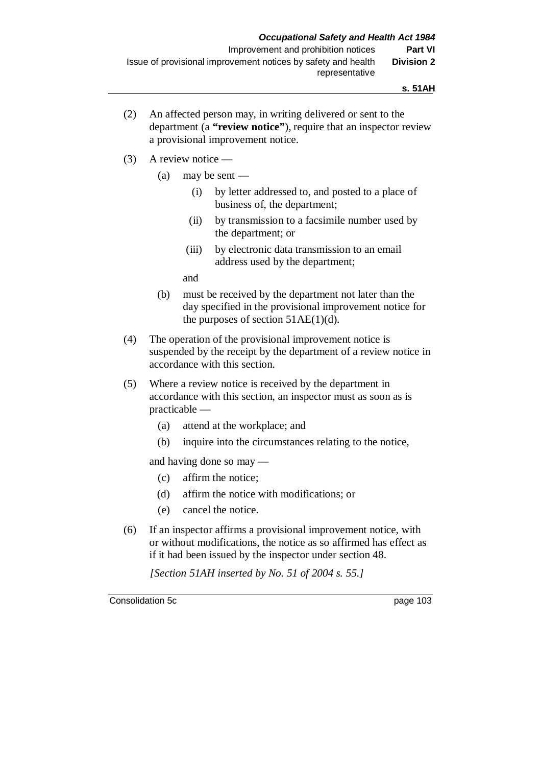(2) An affected person may, in writing delivered or sent to the department (a **"review notice"**), require that an inspector review a provisional improvement notice.

(3) A review notice —

  (a) may be sent —

    (i) by letter addressed to, and posted to a place of business of, the department;

    (ii) by transmission to a facsimile number used by the department; or

    (iii) by electronic data transmission to an email address used by the department;

  and

  (b) must be received by the department not later than the day specified in the provisional improvement notice for the purposes of section 51AE(1)(d).

(4) The operation of the provisional improvement notice is suspended by the receipt by the department of a review notice in accordance with this section.

(5) Where a review notice is received by the department in accordance with this section, an inspector must as soon as is practicable —

  (a) attend at the workplace; and

  (b) inquire into the circumstances relating to the notice,

and having done so may —

  (c) affirm the notice;

  (d) affirm the notice with modifications; or

  (e) cancel the notice.

(6) If an inspector affirms a provisional improvement notice, with or without modifications, the notice as so affirmed has effect as if it had been issued by the inspector under section 48.

*[Section 51AH inserted by No. 51 of 2004 s. 55.]*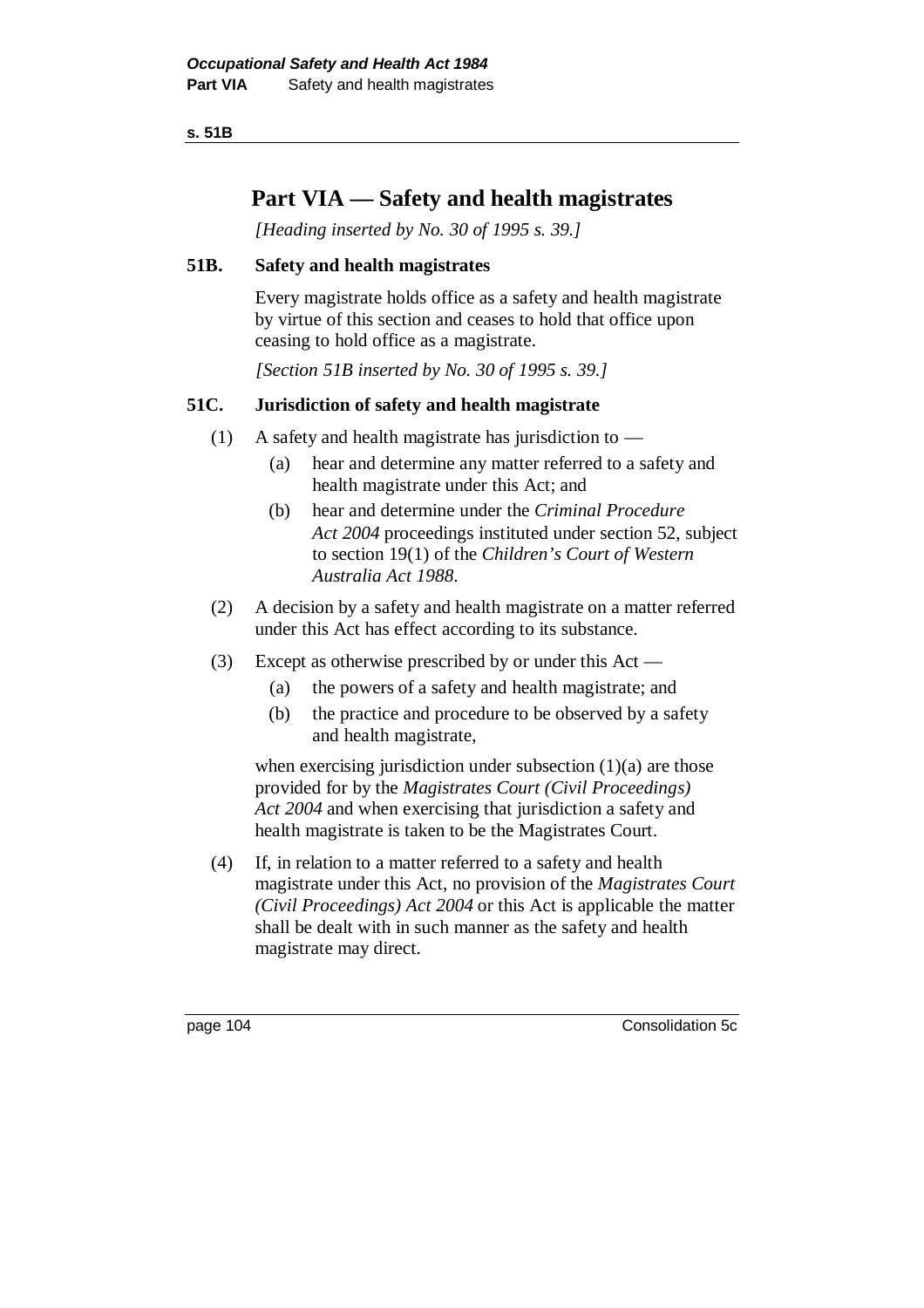# Part VIA — Safety and health magistrates

*[Heading inserted by No. 30 of 1995 s. 39.]*

### 51B. Safety and health magistrates

Every magistrate holds office as a safety and health magistrate by virtue of this section and ceases to hold that office upon ceasing to hold office as a magistrate.

*[Section 51B inserted by No. 30 of 1995 s. 39.]*

### 51C. Jurisdiction of safety and health magistrate

(1) A safety and health magistrate has jurisdiction to —

- (a) hear and determine any matter referred to a safety and health magistrate under this Act; and
- (b) hear and determine under the *Criminal Procedure Act 2004* proceedings instituted under section 52, subject to section 19(1) of the *Children's Court of Western Australia Act 1988*.

(2) A decision by a safety and health magistrate on a matter referred under this Act has effect according to its substance.

(3) Except as otherwise prescribed by or under this Act —

- (a) the powers of a safety and health magistrate; and
- (b) the practice and procedure to be observed by a safety and health magistrate,

when exercising jurisdiction under subsection (1)(a) are those provided for by the *Magistrates Court (Civil Proceedings) Act 2004* and when exercising that jurisdiction a safety and health magistrate is taken to be the Magistrates Court.

(4) If, in relation to a matter referred to a safety and health magistrate under this Act, no provision of the *Magistrates Court (Civil Proceedings) Act 2004* or this Act is applicable the matter shall be dealt with in such manner as the safety and health magistrate may direct.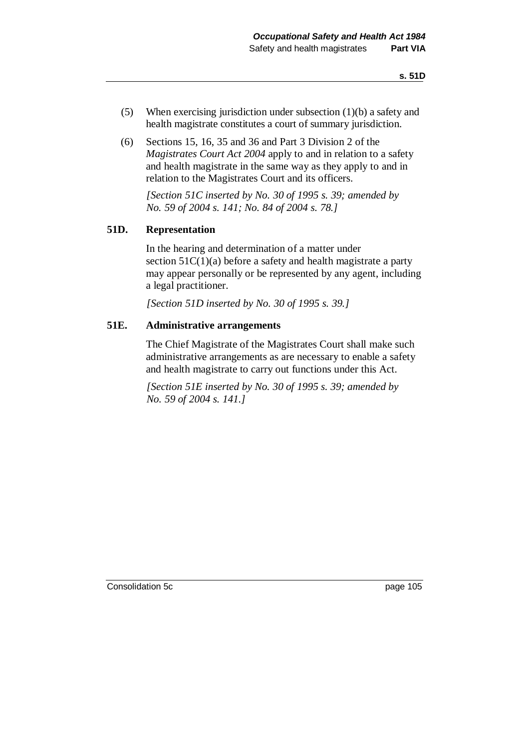(5) When exercising jurisdiction under subsection (1)(b) a safety and health magistrate constitutes a court of summary jurisdiction.

(6) Sections 15, 16, 35 and 36 and Part 3 Division 2 of the *Magistrates Court Act 2004* apply to and in relation to a safety and health magistrate in the same way as they apply to and in relation to the Magistrates Court and its officers.

*[Section 51C inserted by No. 30 of 1995 s. 39; amended by No. 59 of 2004 s. 141; No. 84 of 2004 s. 78.]*

### 51D. Representation

In the hearing and determination of a matter under section 51C(1)(a) before a safety and health magistrate a party may appear personally or be represented by any agent, including a legal practitioner.

*[Section 51D inserted by No. 30 of 1995 s. 39.]*

### 51E. Administrative arrangements

The Chief Magistrate of the Magistrates Court shall make such administrative arrangements as are necessary to enable a safety and health magistrate to carry out functions under this Act.

*[Section 51E inserted by No. 30 of 1995 s. 39; amended by No. 59 of 2004 s. 141.]*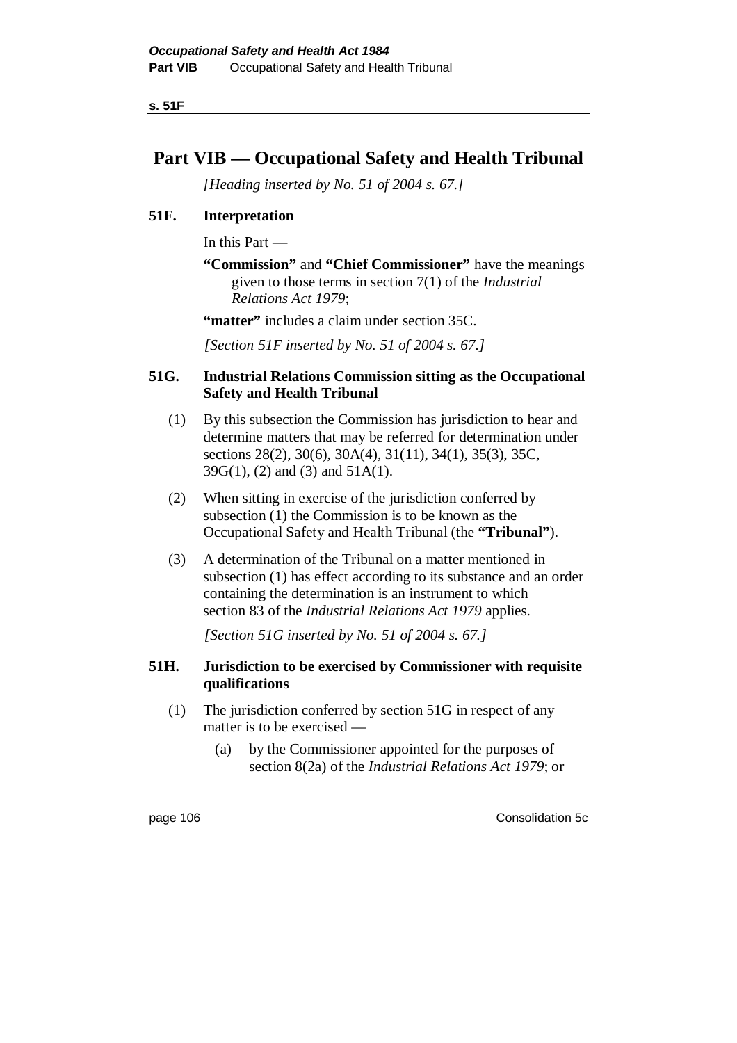# Part VIB — Occupational Safety and Health Tribunal

*[Heading inserted by No. 51 of 2004 s. 67.]*

## 51F. Interpretation

In this Part —

**"Commission"** and **"Chief Commissioner"** have the meanings given to those terms in section 7(1) of the *Industrial Relations Act 1979*;

**"matter"** includes a claim under section 35C.

*[Section 51F inserted by No. 51 of 2004 s. 67.]*

## 51G. Industrial Relations Commission sitting as the Occupational Safety and Health Tribunal

(1) By this subsection the Commission has jurisdiction to hear and determine matters that may be referred for determination under sections 28(2), 30(6), 30A(4), 31(11), 34(1), 35(3), 35C, 39G(1), (2) and (3) and 51A(1).

(2) When sitting in exercise of the jurisdiction conferred by subsection (1) the Commission is to be known as the Occupational Safety and Health Tribunal (the **"Tribunal"**).

(3) A determination of the Tribunal on a matter mentioned in subsection (1) has effect according to its substance and an order containing the determination is an instrument to which section 83 of the *Industrial Relations Act 1979* applies.

*[Section 51G inserted by No. 51 of 2004 s. 67.]*

## 51H. Jurisdiction to be exercised by Commissioner with requisite qualifications

(1) The jurisdiction conferred by section 51G in respect of any matter is to be exercised —

- (a) by the Commissioner appointed for the purposes of section 8(2a) of the *Industrial Relations Act 1979*; or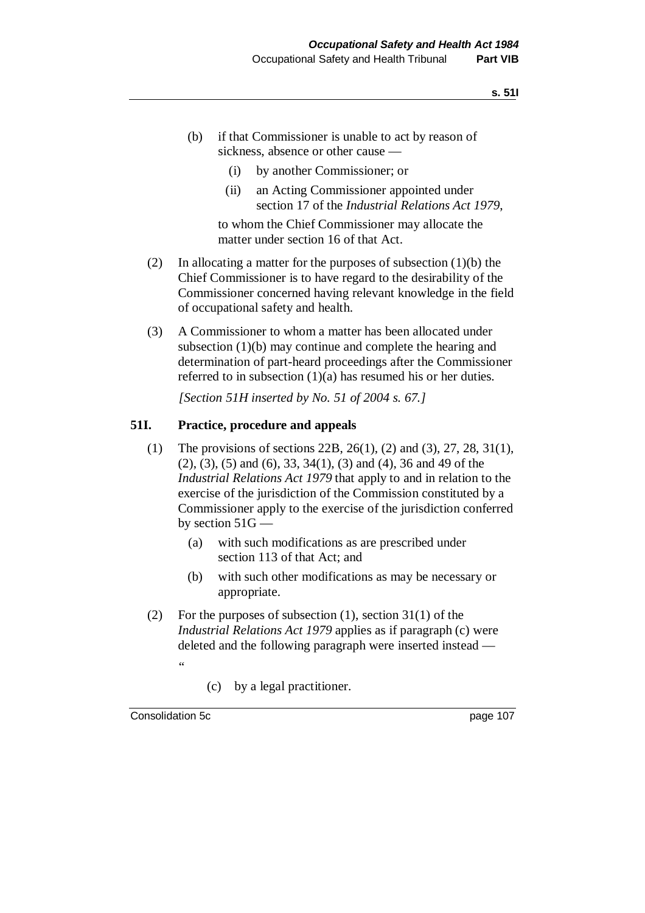(b) if that Commissioner is unable to act by reason of sickness, absence or other cause —

  (i) by another Commissioner; or

  (ii) an Acting Commissioner appointed under section 17 of the *Industrial Relations Act 1979*,

  to whom the Chief Commissioner may allocate the matter under section 16 of that Act.

(2) In allocating a matter for the purposes of subsection (1)(b) the Chief Commissioner is to have regard to the desirability of the Commissioner concerned having relevant knowledge in the field of occupational safety and health.

(3) A Commissioner to whom a matter has been allocated under subsection (1)(b) may continue and complete the hearing and determination of part-heard proceedings after the Commissioner referred to in subsection (1)(a) has resumed his or her duties.

*[Section 51H inserted by No. 51 of 2004 s. 67.]*

### 51I. Practice, procedure and appeals

(1) The provisions of sections 22B, 26(1), (2) and (3), 27, 28, 31(1), (2), (3), (5) and (6), 33, 34(1), (3) and (4), 36 and 49 of the *Industrial Relations Act 1979* that apply to and in relation to the exercise of the jurisdiction of the Commission constituted by a Commissioner apply to the exercise of the jurisdiction conferred by section 51G —

  (a) with such modifications as are prescribed under section 113 of that Act; and

  (b) with such other modifications as may be necessary or appropriate.

(2) For the purposes of subsection (1), section 31(1) of the *Industrial Relations Act 1979* applies as if paragraph (c) were deleted and the following paragraph were inserted instead —

"

  (c) by a legal practitioner.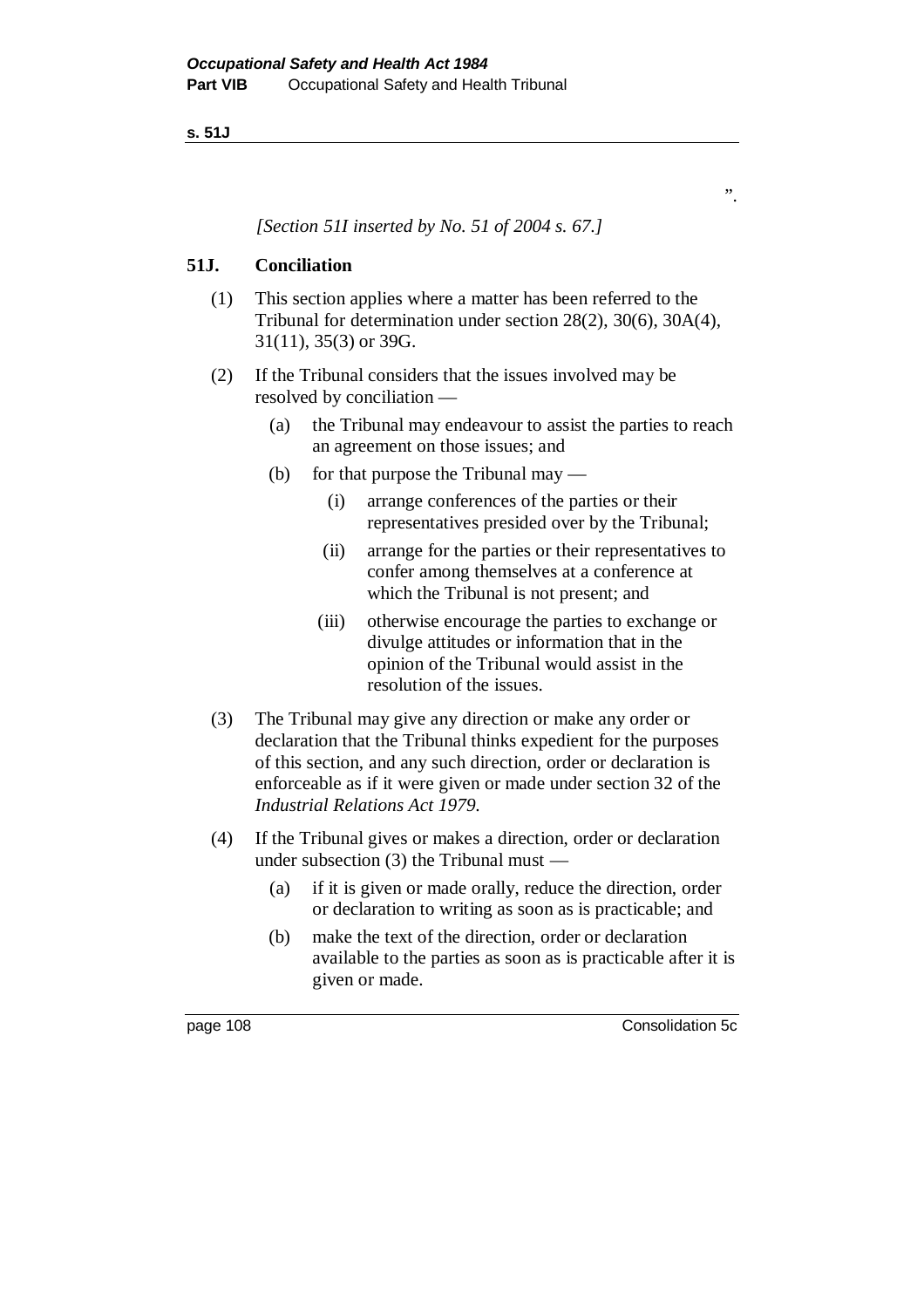”.

*[Section 51I inserted by No. 51 of 2004 s. 67.]*

**51J. Conciliation**

(1) This section applies where a matter has been referred to the Tribunal for determination under section 28(2), 30(6), 30A(4), 31(11), 35(3) or 39G.

(2) If the Tribunal considers that the issues involved may be resolved by conciliation —

(a) the Tribunal may endeavour to assist the parties to reach an agreement on those issues; and

(b) for that purpose the Tribunal may —

(i) arrange conferences of the parties or their representatives presided over by the Tribunal;

(ii) arrange for the parties or their representatives to confer among themselves at a conference at which the Tribunal is not present; and

(iii) otherwise encourage the parties to exchange or divulge attitudes or information that in the opinion of the Tribunal would assist in the resolution of the issues.

(3) The Tribunal may give any direction or make any order or declaration that the Tribunal thinks expedient for the purposes of this section, and any such direction, order or declaration is enforceable as if it were given or made under section 32 of the *Industrial Relations Act 1979*.

(4) If the Tribunal gives or makes a direction, order or declaration under subsection (3) the Tribunal must —

(a) if it is given or made orally, reduce the direction, order or declaration to writing as soon as is practicable; and

(b) make the text of the direction, order or declaration available to the parties as soon as is practicable after it is given or made.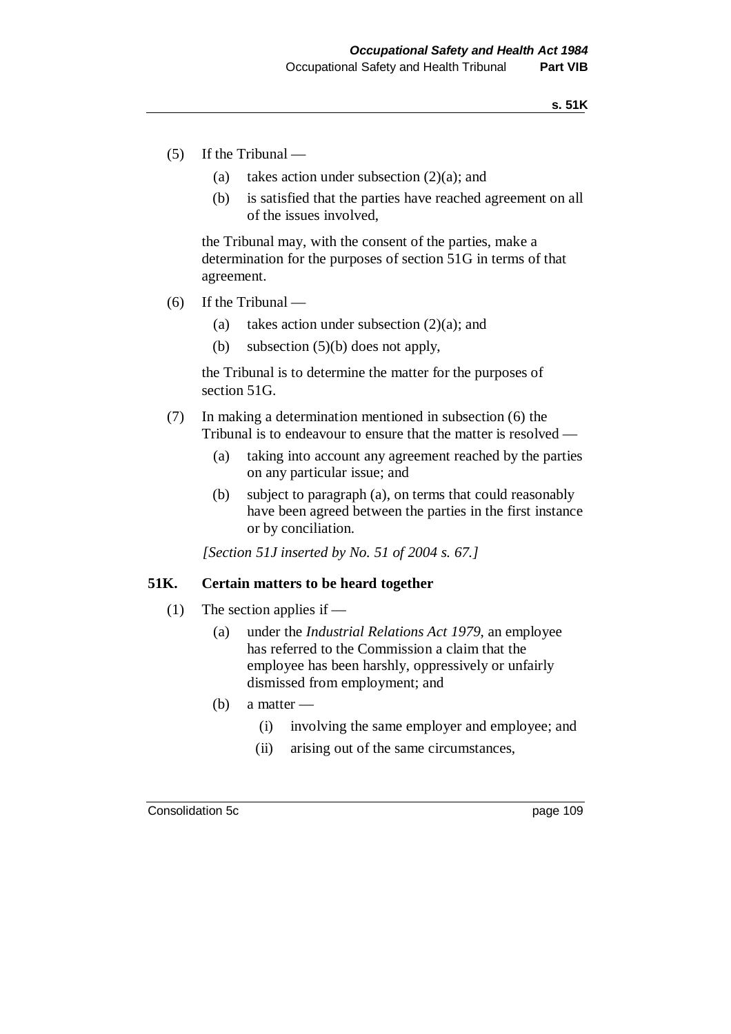(5) If the Tribunal —

   (a) takes action under subsection (2)(a); and

   (b) is satisfied that the parties have reached agreement on all of the issues involved,

   the Tribunal may, with the consent of the parties, make a determination for the purposes of section 51G in terms of that agreement.

(6) If the Tribunal —

   (a) takes action under subsection (2)(a); and

   (b) subsection (5)(b) does not apply,

   the Tribunal is to determine the matter for the purposes of section 51G.

(7) In making a determination mentioned in subsection (6) the Tribunal is to endeavour to ensure that the matter is resolved —

   (a) taking into account any agreement reached by the parties on any particular issue; and

   (b) subject to paragraph (a), on terms that could reasonably have been agreed between the parties in the first instance or by conciliation.

*[Section 51J inserted by No. 51 of 2004 s. 67.]*

### 51K. Certain matters to be heard together

(1) The section applies if —

   (a) under the *Industrial Relations Act 1979*, an employee has referred to the Commission a claim that the employee has been harshly, oppressively or unfairly dismissed from employment; and

   (b) a matter —

      (i) involving the same employer and employee; and

      (ii) arising out of the same circumstances,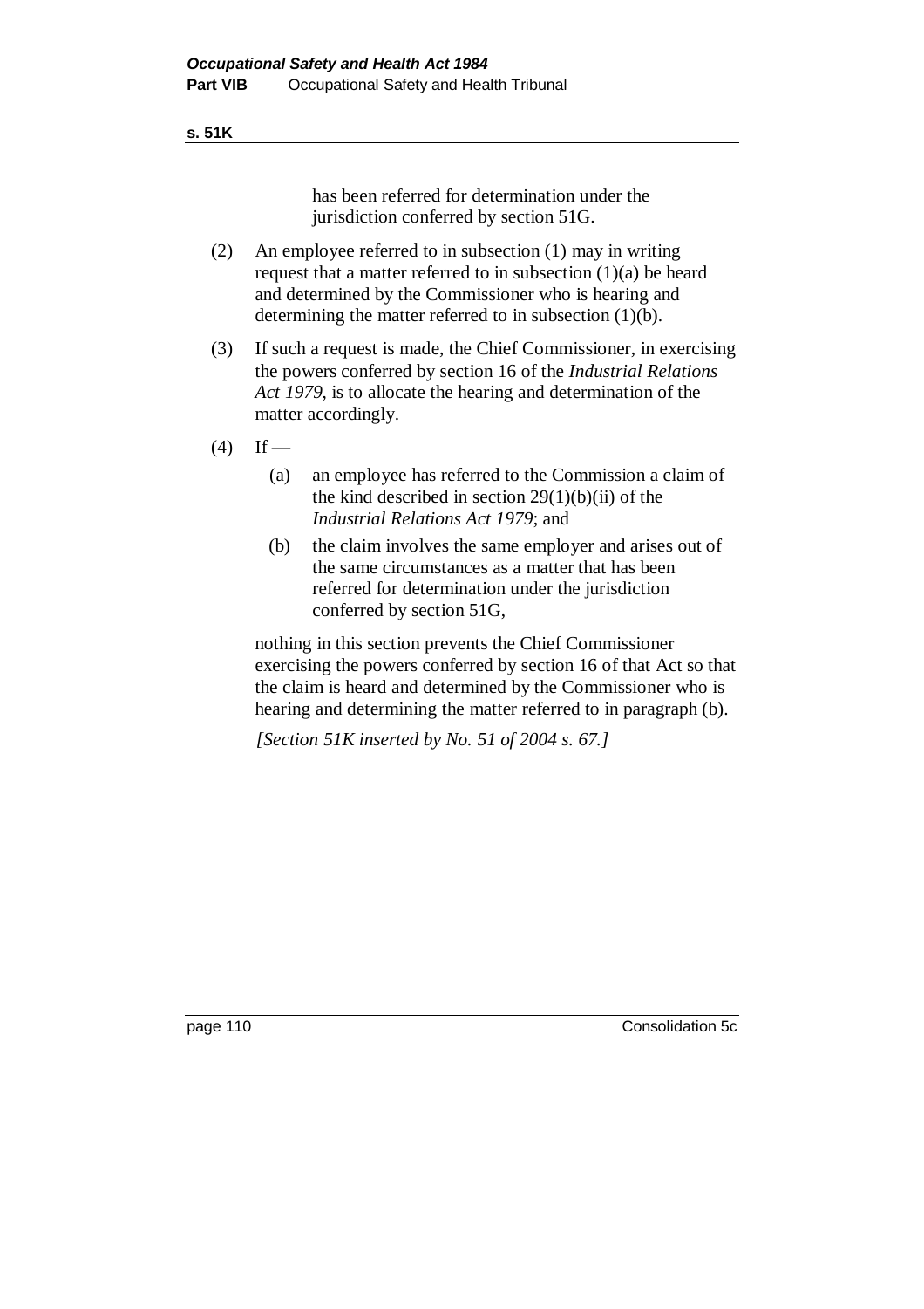has been referred for determination under the jurisdiction conferred by section 51G.

(2) An employee referred to in subsection (1) may in writing request that a matter referred to in subsection (1)(a) be heard and determined by the Commissioner who is hearing and determining the matter referred to in subsection (1)(b).

(3) If such a request is made, the Chief Commissioner, in exercising the powers conferred by section 16 of the *Industrial Relations Act 1979*, is to allocate the hearing and determination of the matter accordingly.

(4) If —

  (a) an employee has referred to the Commission a claim of the kind described in section 29(1)(b)(ii) of the *Industrial Relations Act 1979*; and

  (b) the claim involves the same employer and arises out of the same circumstances as a matter that has been referred for determination under the jurisdiction conferred by section 51G,

nothing in this section prevents the Chief Commissioner exercising the powers conferred by section 16 of that Act so that the claim is heard and determined by the Commissioner who is hearing and determining the matter referred to in paragraph (b).

*[Section 51K inserted by No. 51 of 2004 s. 67.]*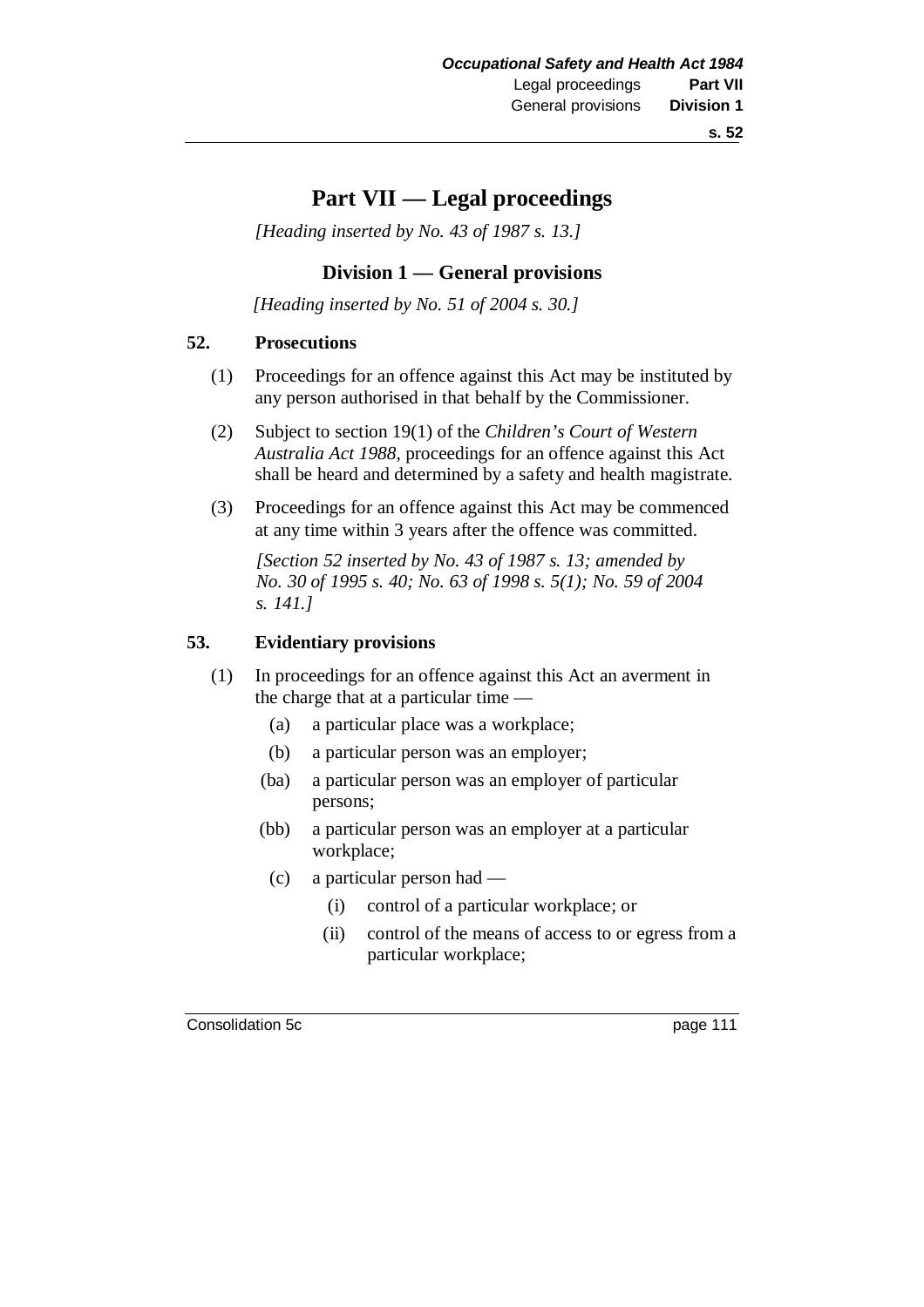# Part VII — Legal proceedings

*[Heading inserted by No. 43 of 1987 s. 13.]*

## Division 1 — General provisions

*[Heading inserted by No. 51 of 2004 s. 30.]*

### 52. Prosecutions

(1) Proceedings for an offence against this Act may be instituted by any person authorised in that behalf by the Commissioner.

(2) Subject to section 19(1) of the *Children's Court of Western Australia Act 1988*, proceedings for an offence against this Act shall be heard and determined by a safety and health magistrate.

(3) Proceedings for an offence against this Act may be commenced at any time within 3 years after the offence was committed.

*[Section 52 inserted by No. 43 of 1987 s. 13; amended by No. 30 of 1995 s. 40; No. 63 of 1998 s. 5(1); No. 59 of 2004 s. 141.]*

### 53. Evidentiary provisions

(1) In proceedings for an offence against this Act an averment in the charge that at a particular time —

- (a) a particular place was a workplace;
- (b) a particular person was an employer;
- (ba) a particular person was an employer of particular persons;
- (bb) a particular person was an employer at a particular workplace;
- (c) a particular person had —
  - (i) control of a particular workplace; or
  - (ii) control of the means of access to or egress from a particular workplace;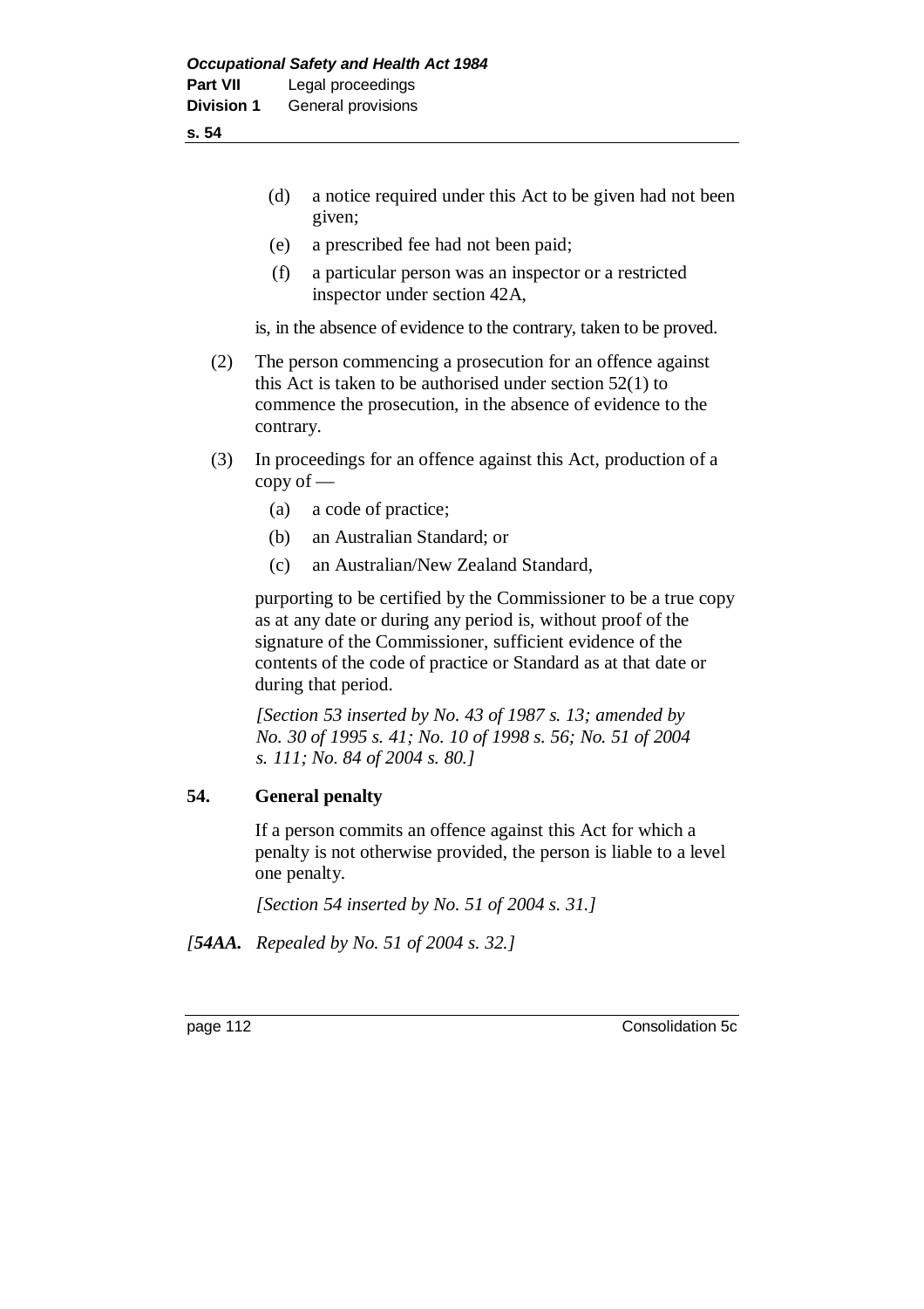(d) a notice required under this Act to be given had not been given;

(e) a prescribed fee had not been paid;

(f) a particular person was an inspector or a restricted inspector under section 42A,

is, in the absence of evidence to the contrary, taken to be proved.

(2) The person commencing a prosecution for an offence against this Act is taken to be authorised under section 52(1) to commence the prosecution, in the absence of evidence to the contrary.

(3) In proceedings for an offence against this Act, production of a copy of —

(a) a code of practice;

(b) an Australian Standard; or

(c) an Australian/New Zealand Standard,

purporting to be certified by the Commissioner to be a true copy as at any date or during any period is, without proof of the signature of the Commissioner, sufficient evidence of the contents of the code of practice or Standard as at that date or during that period.

*[Section 53 inserted by No. 43 of 1987 s. 13; amended by No. 30 of 1995 s. 41; No. 10 of 1998 s. 56; No. 51 of 2004 s. 111; No. 84 of 2004 s. 80.]*

### 54. General penalty

If a person commits an offence against this Act for which a penalty is not otherwise provided, the person is liable to a level one penalty.

*[Section 54 inserted by No. 51 of 2004 s. 31.]*

*[**54AA.** Repealed by No. 51 of 2004 s. 32.]*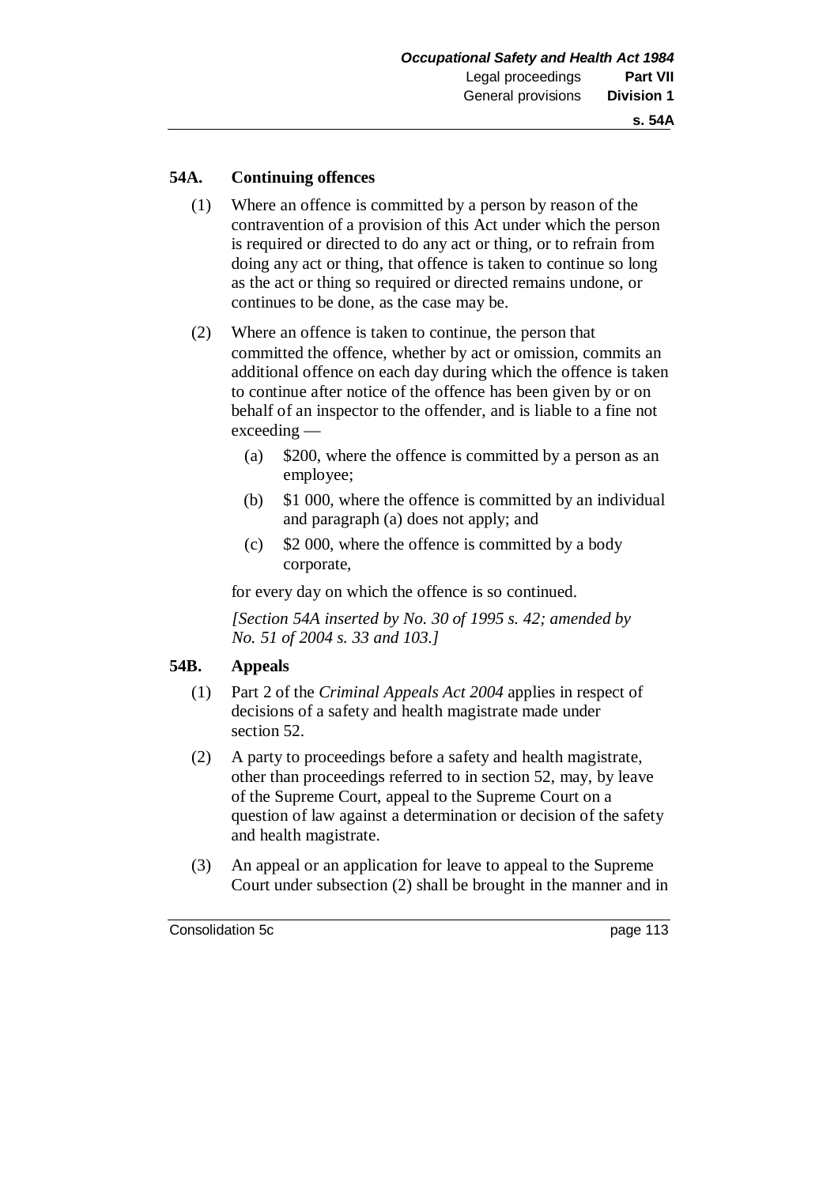## 54A. Continuing offences

(1) Where an offence is committed by a person by reason of the contravention of a provision of this Act under which the person is required or directed to do any act or thing, or to refrain from doing any act or thing, that offence is taken to continue so long as the act or thing so required or directed remains undone, or continues to be done, as the case may be.

(2) Where an offence is taken to continue, the person that committed the offence, whether by act or omission, commits an additional offence on each day during which the offence is taken to continue after notice of the offence has been given by or on behalf of an inspector to the offender, and is liable to a fine not exceeding —

- (a) $200, where the offence is committed by a person as an employee;
- (b) $1 000, where the offence is committed by an individual and paragraph (a) does not apply; and
- (c) $2 000, where the offence is committed by a body corporate,

for every day on which the offence is so continued.

*[Section 54A inserted by No. 30 of 1995 s. 42; amended by No. 51 of 2004 s. 33 and 103.]*

## 54B. Appeals

(1) Part 2 of the *Criminal Appeals Act 2004* applies in respect of decisions of a safety and health magistrate made under section 52.

(2) A party to proceedings before a safety and health magistrate, other than proceedings referred to in section 52, may, by leave of the Supreme Court, appeal to the Supreme Court on a question of law against a determination or decision of the safety and health magistrate.

(3) An appeal or an application for leave to appeal to the Supreme Court under subsection (2) shall be brought in the manner and in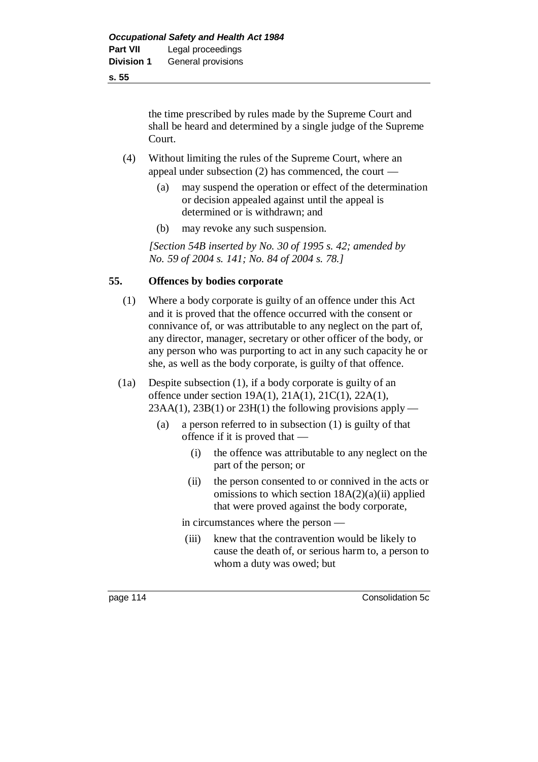the time prescribed by rules made by the Supreme Court and shall be heard and determined by a single judge of the Supreme Court.

(4) Without limiting the rules of the Supreme Court, where an appeal under subsection (2) has commenced, the court —

(a) may suspend the operation or effect of the determination or decision appealed against until the appeal is determined or is withdrawn; and

(b) may revoke any such suspension.

*[Section 54B inserted by No. 30 of 1995 s. 42; amended by No. 59 of 2004 s. 141; No. 84 of 2004 s. 78.]*

### 55. Offences by bodies corporate

(1) Where a body corporate is guilty of an offence under this Act and it is proved that the offence occurred with the consent or connivance of, or was attributable to any neglect on the part of, any director, manager, secretary or other officer of the body, or any person who was purporting to act in any such capacity he or she, as well as the body corporate, is guilty of that offence.

(1a) Despite subsection (1), if a body corporate is guilty of an offence under section 19A(1), 21A(1), 21C(1), 22A(1), 23AA(1), 23B(1) or 23H(1) the following provisions apply —

(a) a person referred to in subsection (1) is guilty of that offence if it is proved that —

(i) the offence was attributable to any neglect on the part of the person; or

(ii) the person consented to or connived in the acts or omissions to which section 18A(2)(a)(ii) applied that were proved against the body corporate,

in circumstances where the person —

(iii) knew that the contravention would be likely to cause the death of, or serious harm to, a person to whom a duty was owed; but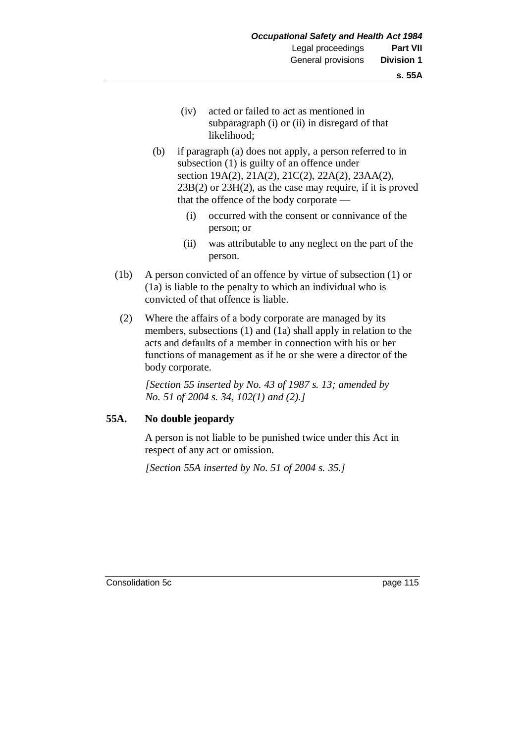(iv) acted or failed to act as mentioned in subparagraph (i) or (ii) in disregard of that likelihood;

(b) if paragraph (a) does not apply, a person referred to in subsection (1) is guilty of an offence under section 19A(2), 21A(2), 21C(2), 22A(2), 23AA(2), 23B(2) or 23H(2), as the case may require, if it is proved that the offence of the body corporate —

(i) occurred with the consent or connivance of the person; or

(ii) was attributable to any neglect on the part of the person.

(1b) A person convicted of an offence by virtue of subsection (1) or (1a) is liable to the penalty to which an individual who is convicted of that offence is liable.

(2) Where the affairs of a body corporate are managed by its members, subsections (1) and (1a) shall apply in relation to the acts and defaults of a member in connection with his or her functions of management as if he or she were a director of the body corporate.

*[Section 55 inserted by No. 43 of 1987 s. 13; amended by No. 51 of 2004 s. 34, 102(1) and (2).]*

**55A. No double jeopardy**

A person is not liable to be punished twice under this Act in respect of any act or omission.

*[Section 55A inserted by No. 51 of 2004 s. 35.]*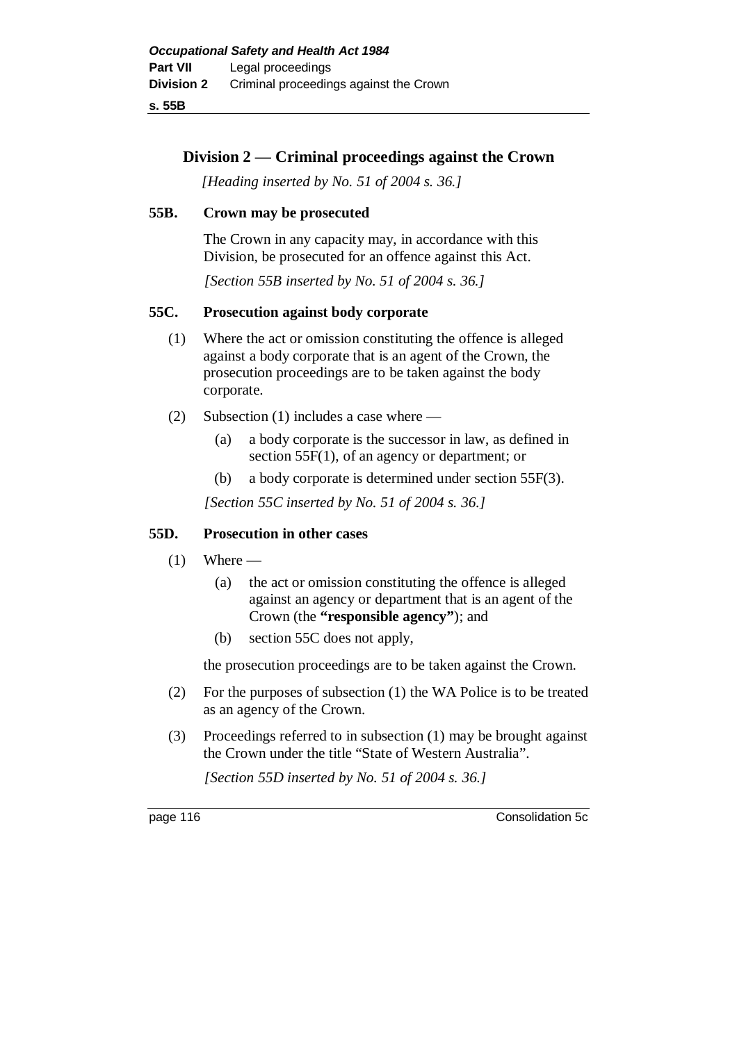## Division 2 — Criminal proceedings against the Crown

*[Heading inserted by No. 51 of 2004 s. 36.]*

### 55B. Crown may be prosecuted

The Crown in any capacity may, in accordance with this Division, be prosecuted for an offence against this Act.

*[Section 55B inserted by No. 51 of 2004 s. 36.]*

### 55C. Prosecution against body corporate

(1) Where the act or omission constituting the offence is alleged against a body corporate that is an agent of the Crown, the prosecution proceedings are to be taken against the body corporate.

(2) Subsection (1) includes a case where —

- (a) a body corporate is the successor in law, as defined in section 55F(1), of an agency or department; or
- (b) a body corporate is determined under section 55F(3).

*[Section 55C inserted by No. 51 of 2004 s. 36.]*

### 55D. Prosecution in other cases

(1) Where —

- (a) the act or omission constituting the offence is alleged against an agency or department that is an agent of the Crown (the **"responsible agency"**); and
- (b) section 55C does not apply,

the prosecution proceedings are to be taken against the Crown.

(2) For the purposes of subsection (1) the WA Police is to be treated as an agency of the Crown.

(3) Proceedings referred to in subsection (1) may be brought against the Crown under the title "State of Western Australia".

*[Section 55D inserted by No. 51 of 2004 s. 36.]*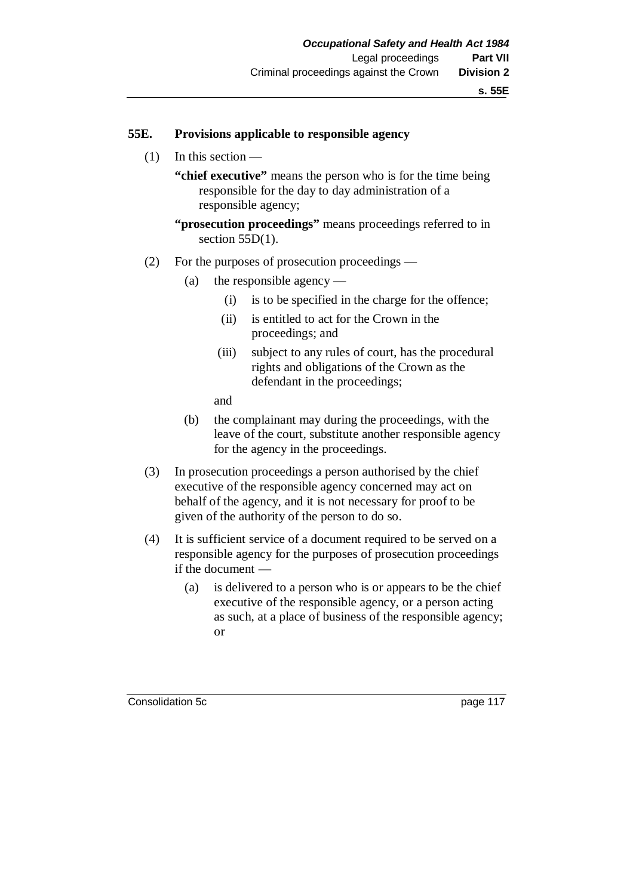## 55E. Provisions applicable to responsible agency

(1) In this section —

**"chief executive"** means the person who is for the time being responsible for the day to day administration of a responsible agency;

**"prosecution proceedings"** means proceedings referred to in section 55D(1).

(2) For the purposes of prosecution proceedings —

(a) the responsible agency —

(i) is to be specified in the charge for the offence;

(ii) is entitled to act for the Crown in the proceedings; and

(iii) subject to any rules of court, has the procedural rights and obligations of the Crown as the defendant in the proceedings;

and

(b) the complainant may during the proceedings, with the leave of the court, substitute another responsible agency for the agency in the proceedings.

(3) In prosecution proceedings a person authorised by the chief executive of the responsible agency concerned may act on behalf of the agency, and it is not necessary for proof to be given of the authority of the person to do so.

(4) It is sufficient service of a document required to be served on a responsible agency for the purposes of prosecution proceedings if the document —

(a) is delivered to a person who is or appears to be the chief executive of the responsible agency, or a person acting as such, at a place of business of the responsible agency; or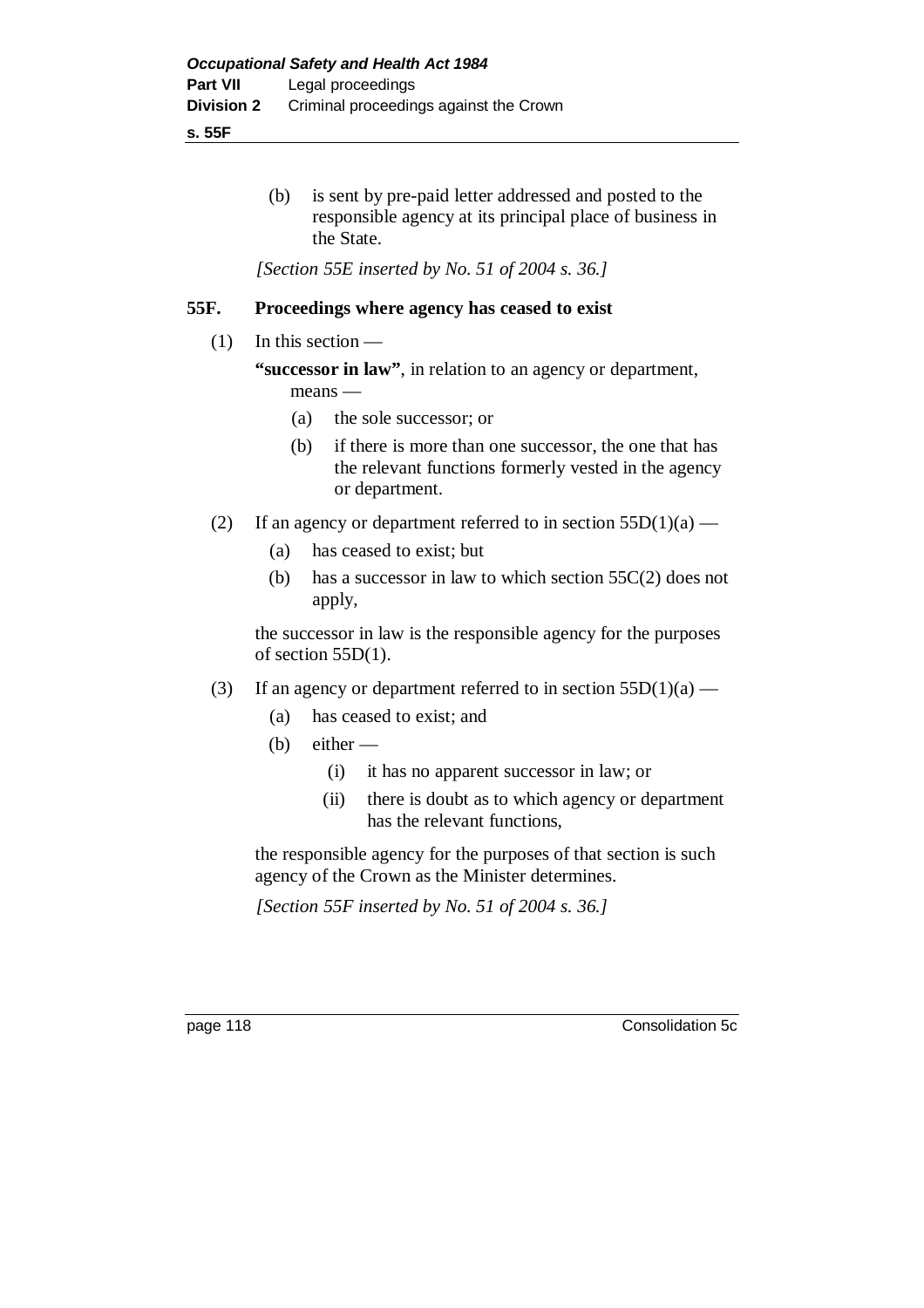(b) is sent by pre-paid letter addressed and posted to the responsible agency at its principal place of business in the State.

*[Section 55E inserted by No. 51 of 2004 s. 36.]*

### 55F. Proceedings where agency has ceased to exist

(1) In this section —

**"successor in law"**, in relation to an agency or department, means —

- (a) the sole successor; or
- (b) if there is more than one successor, the one that has the relevant functions formerly vested in the agency or department.

(2) If an agency or department referred to in section 55D(1)(a) —

- (a) has ceased to exist; but
- (b) has a successor in law to which section 55C(2) does not apply,

the successor in law is the responsible agency for the purposes of section 55D(1).

(3) If an agency or department referred to in section 55D(1)(a) —

- (a) has ceased to exist; and
- (b) either —
  - (i) it has no apparent successor in law; or
  - (ii) there is doubt as to which agency or department has the relevant functions,

the responsible agency for the purposes of that section is such agency of the Crown as the Minister determines.

*[Section 55F inserted by No. 51 of 2004 s. 36.]*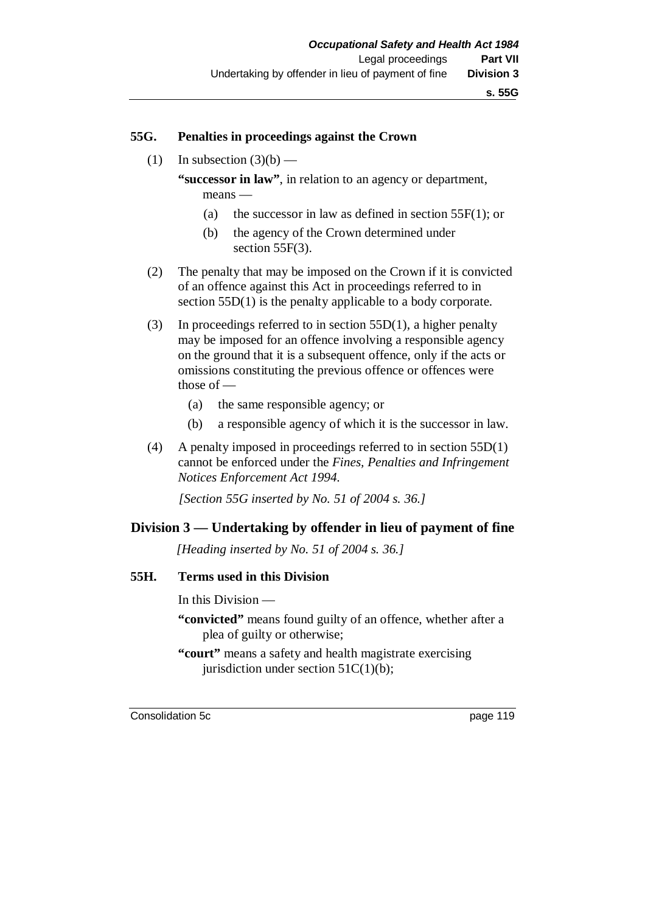### 55G. Penalties in proceedings against the Crown

(1) In subsection (3)(b) —

**"successor in law"**, in relation to an agency or department, means —

(a) the successor in law as defined in section 55F(1); or

(b) the agency of the Crown determined under section 55F(3).

(2) The penalty that may be imposed on the Crown if it is convicted of an offence against this Act in proceedings referred to in section 55D(1) is the penalty applicable to a body corporate.

(3) In proceedings referred to in section 55D(1), a higher penalty may be imposed for an offence involving a responsible agency on the ground that it is a subsequent offence, only if the acts or omissions constituting the previous offence or offences were those of —

(a) the same responsible agency; or

(b) a responsible agency of which it is the successor in law.

(4) A penalty imposed in proceedings referred to in section 55D(1) cannot be enforced under the *Fines, Penalties and Infringement Notices Enforcement Act 1994.*

*[Section 55G inserted by No. 51 of 2004 s. 36.]*

## Division 3 — Undertaking by offender in lieu of payment of fine

*[Heading inserted by No. 51 of 2004 s. 36.]*

### 55H. Terms used in this Division

In this Division —

**"convicted"** means found guilty of an offence, whether after a plea of guilty or otherwise;

**"court"** means a safety and health magistrate exercising jurisdiction under section 51C(1)(b);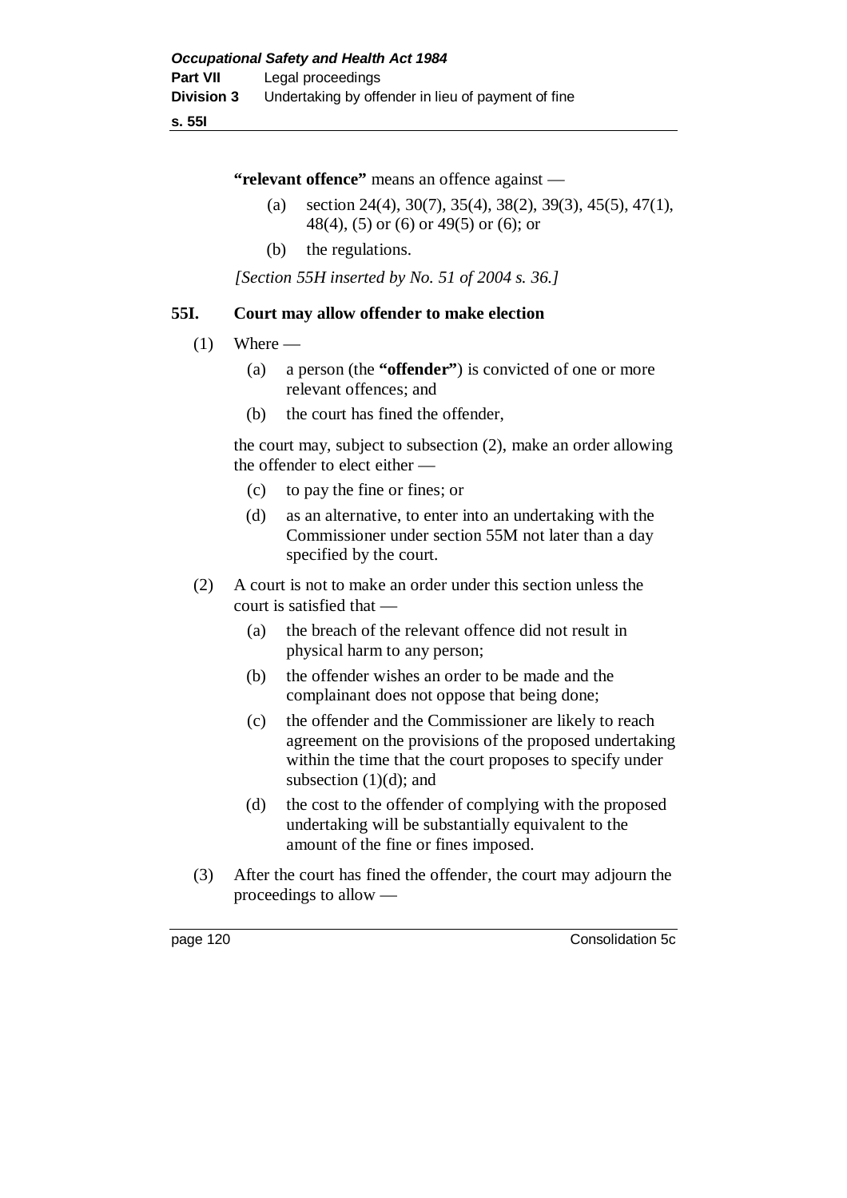**"relevant offence"** means an offence against —

(a) section 24(4), 30(7), 35(4), 38(2), 39(3), 45(5), 47(1), 48(4), (5) or (6) or 49(5) or (6); or

(b) the regulations.

*[Section 55H inserted by No. 51 of 2004 s. 36.]*

### 55I. Court may allow offender to make election

(1) Where —

(a) a person (the **"offender"**) is convicted of one or more relevant offences; and

(b) the court has fined the offender,

the court may, subject to subsection (2), make an order allowing the offender to elect either —

(c) to pay the fine or fines; or

(d) as an alternative, to enter into an undertaking with the Commissioner under section 55M not later than a day specified by the court.

(2) A court is not to make an order under this section unless the court is satisfied that —

(a) the breach of the relevant offence did not result in physical harm to any person;

(b) the offender wishes an order to be made and the complainant does not oppose that being done;

(c) the offender and the Commissioner are likely to reach agreement on the provisions of the proposed undertaking within the time that the court proposes to specify under subsection (1)(d); and

(d) the cost to the offender of complying with the proposed undertaking will be substantially equivalent to the amount of the fine or fines imposed.

(3) After the court has fined the offender, the court may adjourn the proceedings to allow —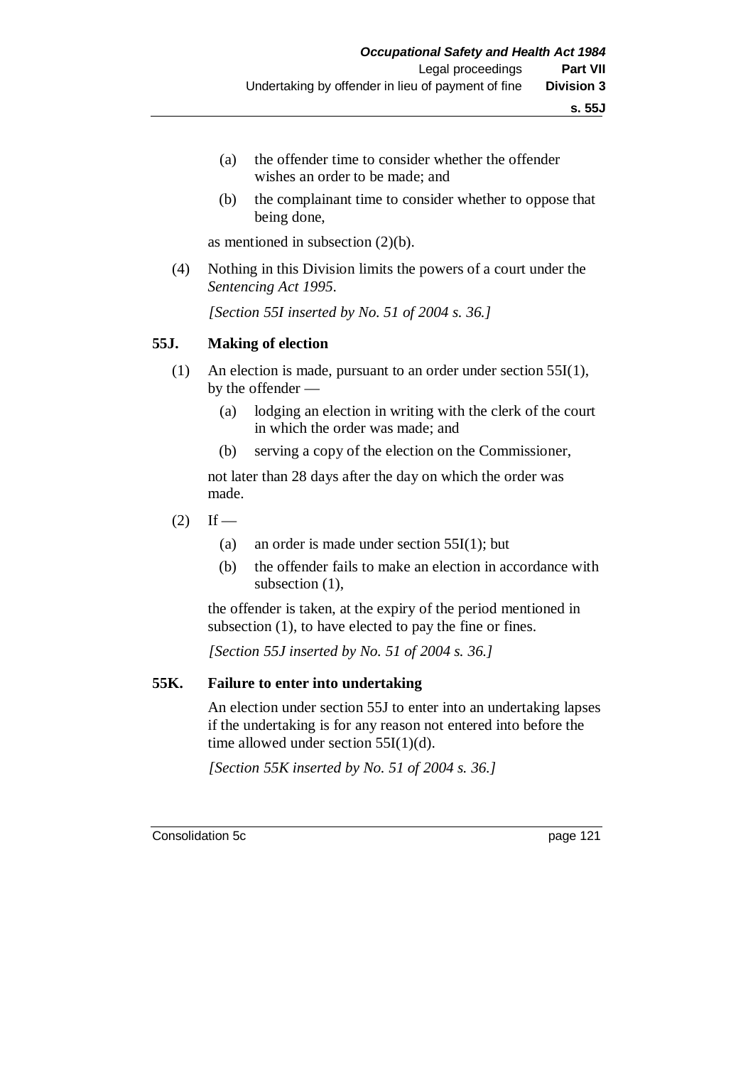(a) the offender time to consider whether the offender wishes an order to be made; and

(b) the complainant time to consider whether to oppose that being done,

as mentioned in subsection (2)(b).

(4) Nothing in this Division limits the powers of a court under the *Sentencing Act 1995*.

*[Section 55I inserted by No. 51 of 2004 s. 36.]*

### 55J. Making of election

(1) An election is made, pursuant to an order under section 55I(1), by the offender —

(a) lodging an election in writing with the clerk of the court in which the order was made; and

(b) serving a copy of the election on the Commissioner,

not later than 28 days after the day on which the order was made.

(2) If —

(a) an order is made under section 55I(1); but

(b) the offender fails to make an election in accordance with subsection (1),

the offender is taken, at the expiry of the period mentioned in subsection (1), to have elected to pay the fine or fines.

*[Section 55J inserted by No. 51 of 2004 s. 36.]*

### 55K. Failure to enter into undertaking

An election under section 55J to enter into an undertaking lapses if the undertaking is for any reason not entered into before the time allowed under section 55I(1)(d).

*[Section 55K inserted by No. 51 of 2004 s. 36.]*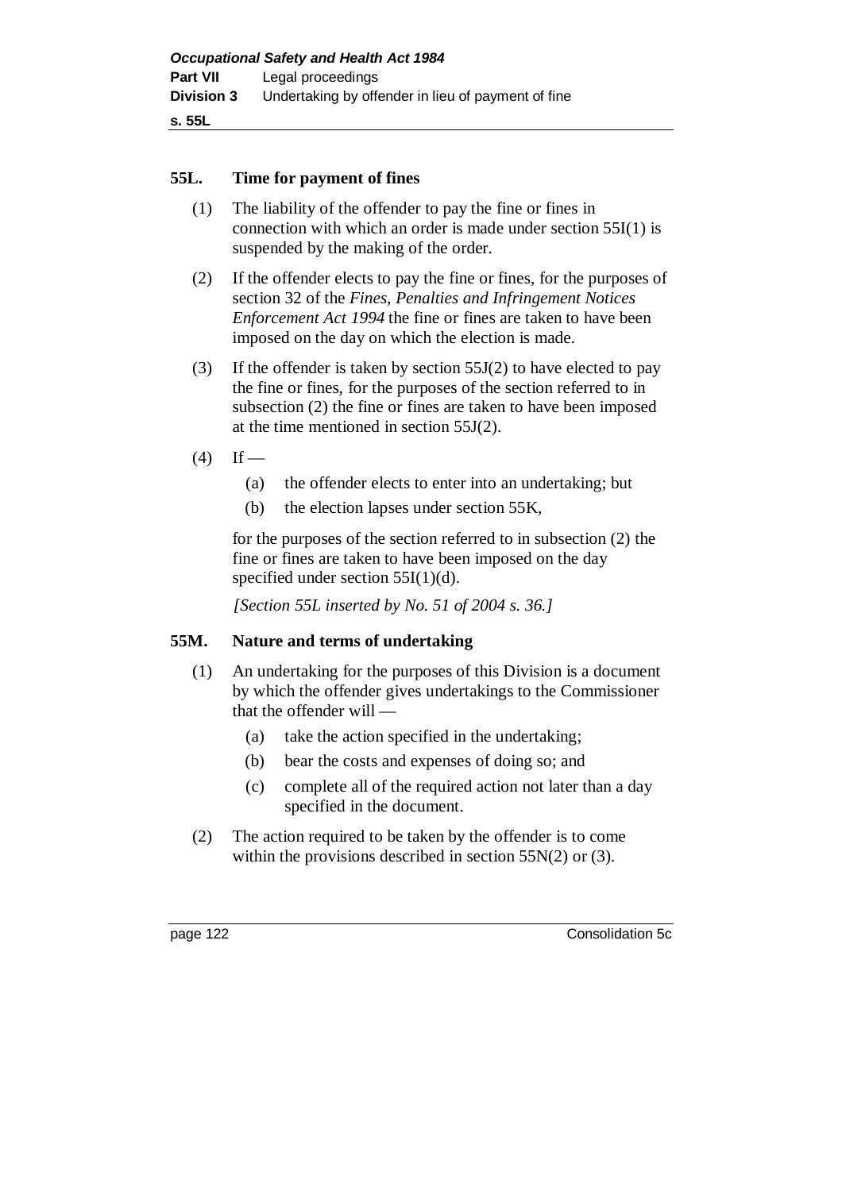## 55L. Time for payment of fines

(1) The liability of the offender to pay the fine or fines in connection with which an order is made under section 55I(1) is suspended by the making of the order.

(2) If the offender elects to pay the fine or fines, for the purposes of section 32 of the *Fines, Penalties and Infringement Notices Enforcement Act 1994* the fine or fines are taken to have been imposed on the day on which the election is made.

(3) If the offender is taken by section 55J(2) to have elected to pay the fine or fines, for the purposes of the section referred to in subsection (2) the fine or fines are taken to have been imposed at the time mentioned in section 55J(2).

(4) If —

- (a) the offender elects to enter into an undertaking; but
- (b) the election lapses under section 55K,

for the purposes of the section referred to in subsection (2) the fine or fines are taken to have been imposed on the day specified under section 55I(1)(d).

*[Section 55L inserted by No. 51 of 2004 s. 36.]*

## 55M. Nature and terms of undertaking

(1) An undertaking for the purposes of this Division is a document by which the offender gives undertakings to the Commissioner that the offender will —

- (a) take the action specified in the undertaking;
- (b) bear the costs and expenses of doing so; and
- (c) complete all of the required action not later than a day specified in the document.

(2) The action required to be taken by the offender is to come within the provisions described in section 55N(2) or (3).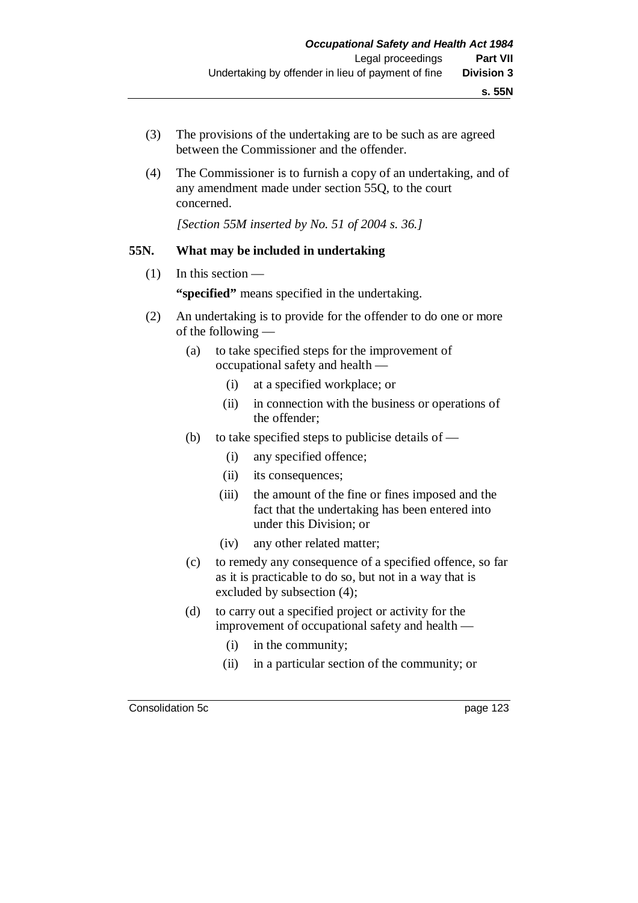(3) The provisions of the undertaking are to be such as are agreed between the Commissioner and the offender.

(4) The Commissioner is to furnish a copy of an undertaking, and of any amendment made under section 55Q, to the court concerned.

*[Section 55M inserted by No. 51 of 2004 s. 36.]*

### 55N. What may be included in undertaking

(1) In this section —

**"specified"** means specified in the undertaking.

(2) An undertaking is to provide for the offender to do one or more of the following —

- (a) to take specified steps for the improvement of occupational safety and health —
  - (i) at a specified workplace; or
  - (ii) in connection with the business or operations of the offender;
- (b) to take specified steps to publicise details of —
  - (i) any specified offence;
  - (ii) its consequences;
  - (iii) the amount of the fine or fines imposed and the fact that the undertaking has been entered into under this Division; or
  - (iv) any other related matter;
- (c) to remedy any consequence of a specified offence, so far as it is practicable to do so, but not in a way that is excluded by subsection (4);
- (d) to carry out a specified project or activity for the improvement of occupational safety and health —
  - (i) in the community;
  - (ii) in a particular section of the community; or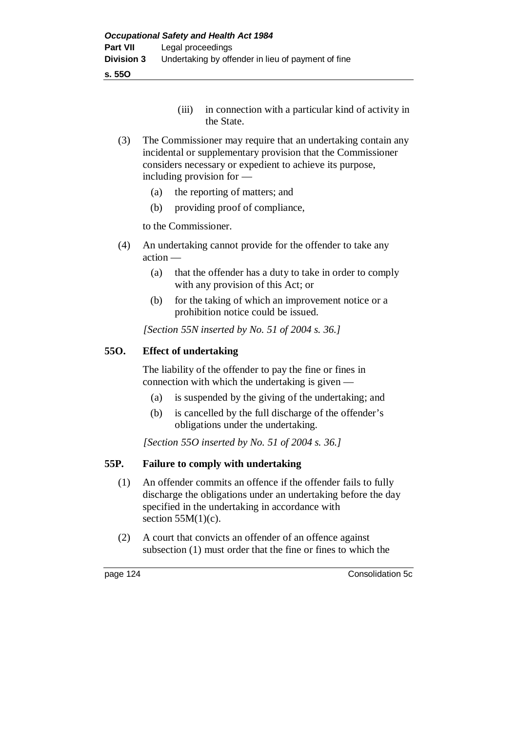(iii) in connection with a particular kind of activity in the State.

(3) The Commissioner may require that an undertaking contain any incidental or supplementary provision that the Commissioner considers necessary or expedient to achieve its purpose, including provision for —

(a) the reporting of matters; and

(b) providing proof of compliance,

to the Commissioner.

(4) An undertaking cannot provide for the offender to take any action —

(a) that the offender has a duty to take in order to comply with any provision of this Act; or

(b) for the taking of which an improvement notice or a prohibition notice could be issued.

*[Section 55N inserted by No. 51 of 2004 s. 36.]*

### 55O. Effect of undertaking

The liability of the offender to pay the fine or fines in connection with which the undertaking is given —

(a) is suspended by the giving of the undertaking; and

(b) is cancelled by the full discharge of the offender's obligations under the undertaking.

*[Section 55O inserted by No. 51 of 2004 s. 36.]*

### 55P. Failure to comply with undertaking

(1) An offender commits an offence if the offender fails to fully discharge the obligations under an undertaking before the day specified in the undertaking in accordance with section 55M(1)(c).

(2) A court that convicts an offender of an offence against subsection (1) must order that the fine or fines to which the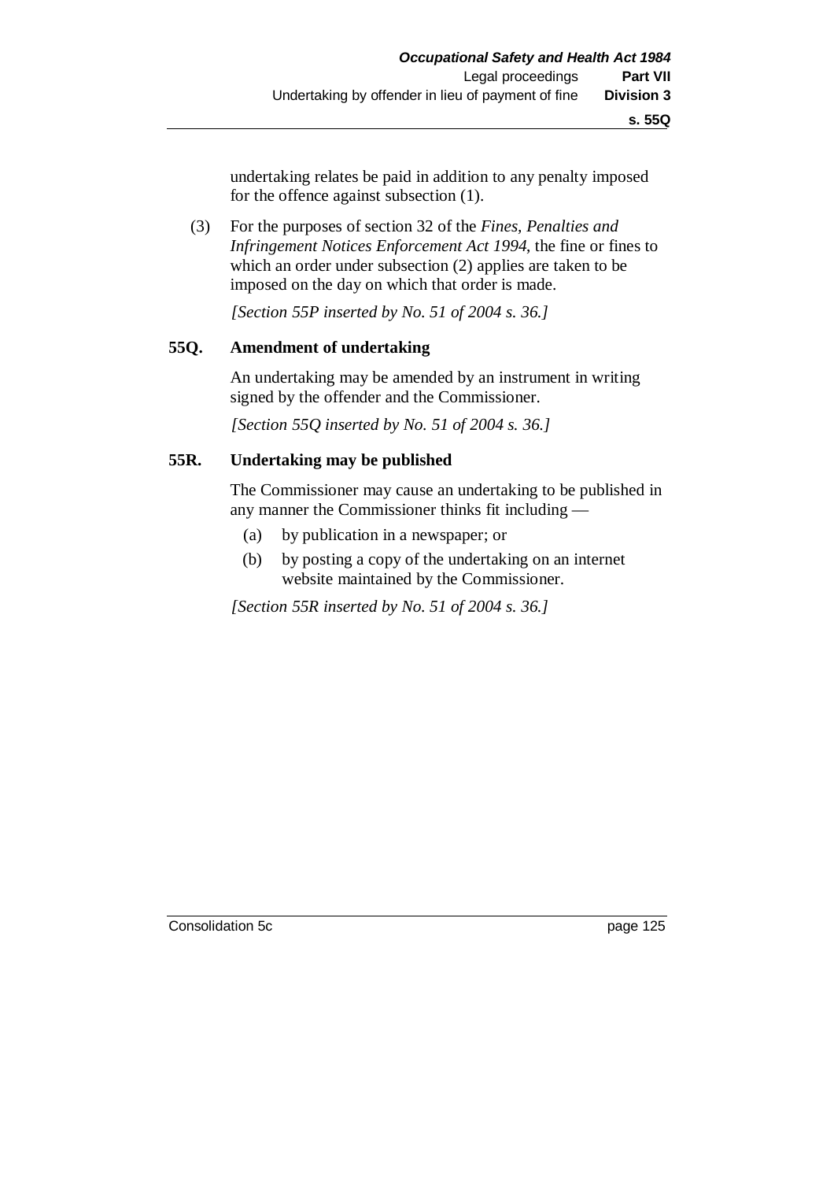undertaking relates be paid in addition to any penalty imposed for the offence against subsection (1).

(3) For the purposes of section 32 of the *Fines, Penalties and Infringement Notices Enforcement Act 1994*, the fine or fines to which an order under subsection (2) applies are taken to be imposed on the day on which that order is made.

*[Section 55P inserted by No. 51 of 2004 s. 36.]*

### 55Q. Amendment of undertaking

An undertaking may be amended by an instrument in writing signed by the offender and the Commissioner.

*[Section 55Q inserted by No. 51 of 2004 s. 36.]*

### 55R. Undertaking may be published

The Commissioner may cause an undertaking to be published in any manner the Commissioner thinks fit including —

(a) by publication in a newspaper; or

(b) by posting a copy of the undertaking on an internet website maintained by the Commissioner.

*[Section 55R inserted by No. 51 of 2004 s. 36.]*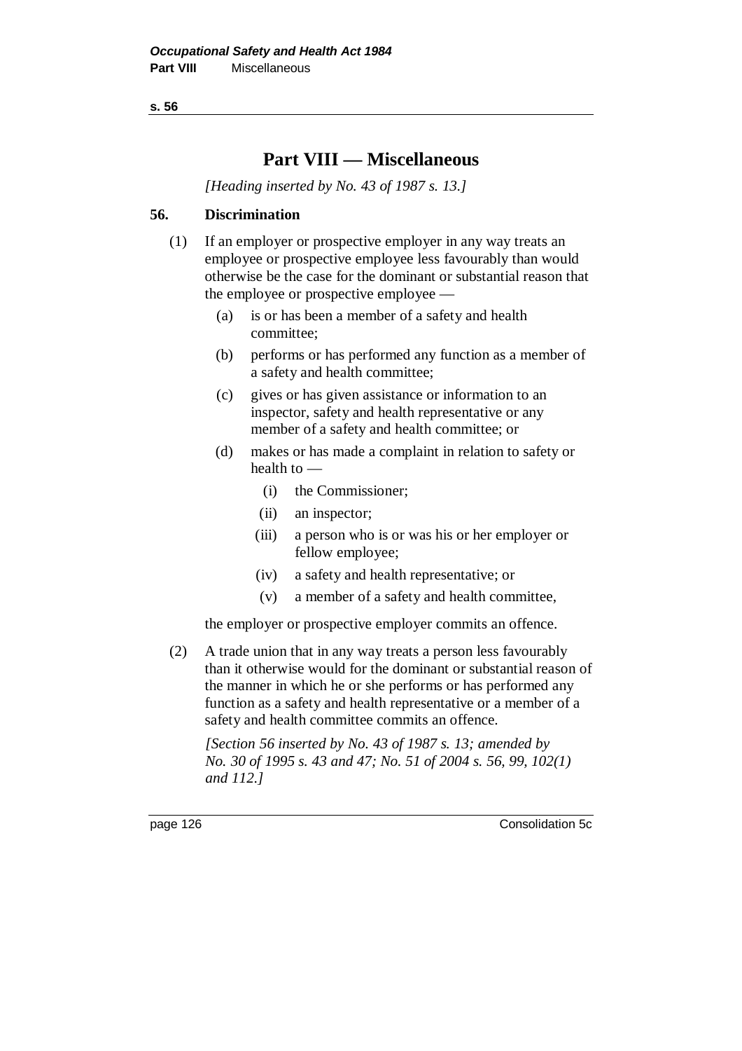# Part VIII — Miscellaneous

*[Heading inserted by No. 43 of 1987 s. 13.]*

## 56. Discrimination

(1) If an employer or prospective employer in any way treats an employee or prospective employee less favourably than would otherwise be the case for the dominant or substantial reason that the employee or prospective employee —

- (a) is or has been a member of a safety and health committee;
- (b) performs or has performed any function as a member of a safety and health committee;
- (c) gives or has given assistance or information to an inspector, safety and health representative or any member of a safety and health committee; or
- (d) makes or has made a complaint in relation to safety or health to —
  - (i) the Commissioner;
  - (ii) an inspector;
  - (iii) a person who is or was his or her employer or fellow employee;
  - (iv) a safety and health representative; or
  - (v) a member of a safety and health committee,

the employer or prospective employer commits an offence.

(2) A trade union that in any way treats a person less favourably than it otherwise would for the dominant or substantial reason of the manner in which he or she performs or has performed any function as a safety and health representative or a member of a safety and health committee commits an offence.

*[Section 56 inserted by No. 43 of 1987 s. 13; amended by No. 30 of 1995 s. 43 and 47; No. 51 of 2004 s. 56, 99, 102(1) and 112.]*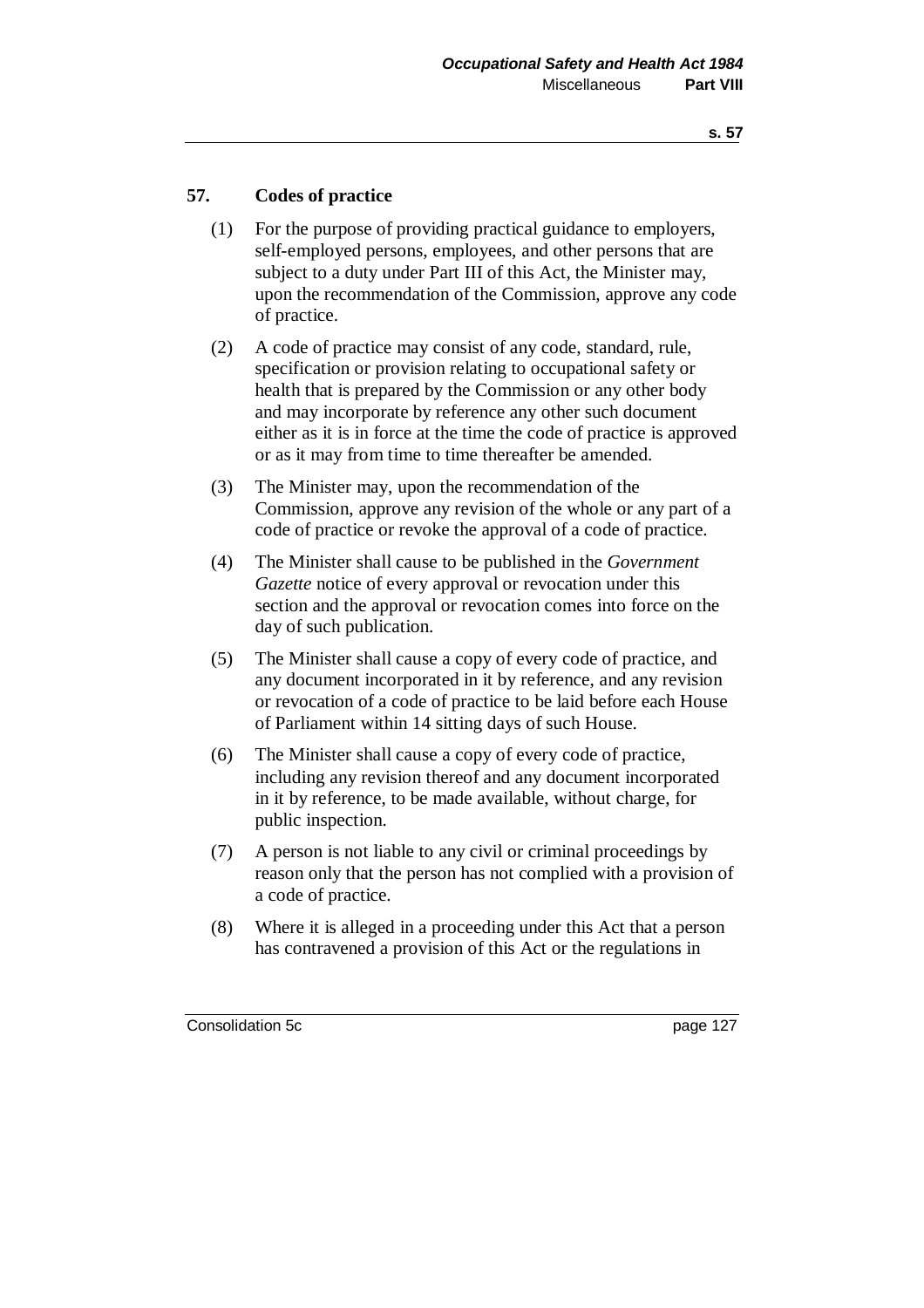## 57. Codes of practice

(1) For the purpose of providing practical guidance to employers, self-employed persons, employees, and other persons that are subject to a duty under Part III of this Act, the Minister may, upon the recommendation of the Commission, approve any code of practice.

(2) A code of practice may consist of any code, standard, rule, specification or provision relating to occupational safety or health that is prepared by the Commission or any other body and may incorporate by reference any other such document either as it is in force at the time the code of practice is approved or as it may from time to time thereafter be amended.

(3) The Minister may, upon the recommendation of the Commission, approve any revision of the whole or any part of a code of practice or revoke the approval of a code of practice.

(4) The Minister shall cause to be published in the *Government Gazette* notice of every approval or revocation under this section and the approval or revocation comes into force on the day of such publication.

(5) The Minister shall cause a copy of every code of practice, and any document incorporated in it by reference, and any revision or revocation of a code of practice to be laid before each House of Parliament within 14 sitting days of such House.

(6) The Minister shall cause a copy of every code of practice, including any revision thereof and any document incorporated in it by reference, to be made available, without charge, for public inspection.

(7) A person is not liable to any civil or criminal proceedings by reason only that the person has not complied with a provision of a code of practice.

(8) Where it is alleged in a proceeding under this Act that a person has contravened a provision of this Act or the regulations in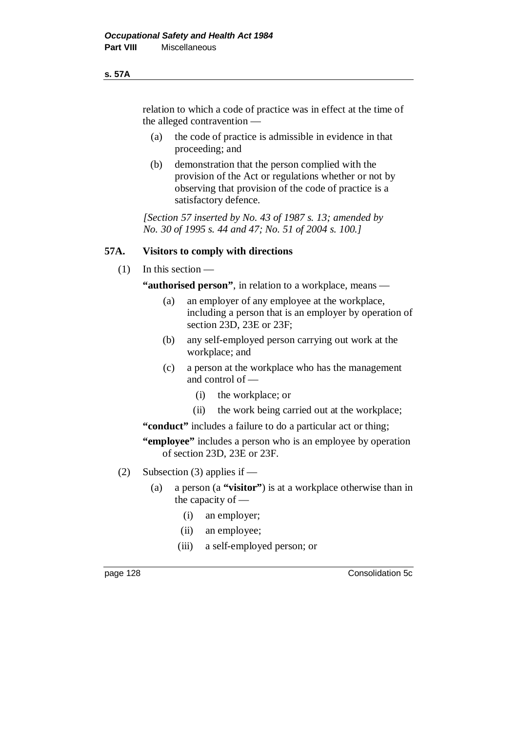relation to which a code of practice was in effect at the time of the alleged contravention —

(a) the code of practice is admissible in evidence in that proceeding; and

(b) demonstration that the person complied with the provision of the Act or regulations whether or not by observing that provision of the code of practice is a satisfactory defence.

*[Section 57 inserted by No. 43 of 1987 s. 13; amended by No. 30 of 1995 s. 44 and 47; No. 51 of 2004 s. 100.]*

### 57A. Visitors to comply with directions

(1) In this section —

**"authorised person"**, in relation to a workplace, means —

(a) an employer of any employee at the workplace, including a person that is an employer by operation of section 23D, 23E or 23F;

(b) any self-employed person carrying out work at the workplace; and

(c) a person at the workplace who has the management and control of —

(i) the workplace; or

(ii) the work being carried out at the workplace;

**"conduct"** includes a failure to do a particular act or thing;

**"employee"** includes a person who is an employee by operation of section 23D, 23E or 23F.

(2) Subsection (3) applies if —

(a) a person (a **"visitor"**) is at a workplace otherwise than in the capacity of —

(i) an employer;

(ii) an employee;

(iii) a self-employed person; or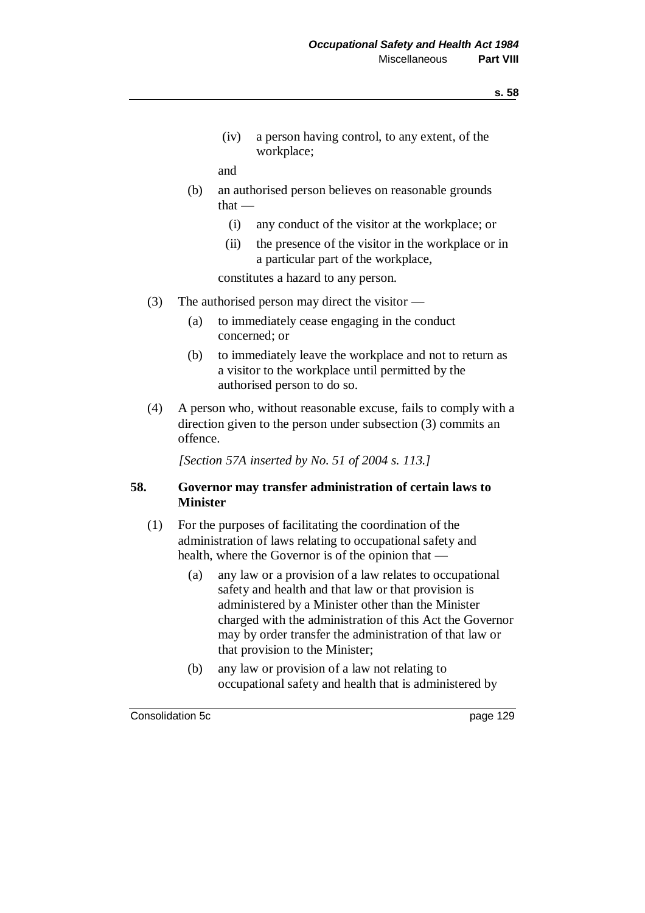(iv) a person having control, to any extent, of the workplace;

and

(b) an authorised person believes on reasonable grounds that —

(i) any conduct of the visitor at the workplace; or

(ii) the presence of the visitor in the workplace or in a particular part of the workplace,

constitutes a hazard to any person.

(3) The authorised person may direct the visitor —

(a) to immediately cease engaging in the conduct concerned; or

(b) to immediately leave the workplace and not to return as a visitor to the workplace until permitted by the authorised person to do so.

(4) A person who, without reasonable excuse, fails to comply with a direction given to the person under subsection (3) commits an offence.

*[Section 57A inserted by No. 51 of 2004 s. 113.]*

### 58. Governor may transfer administration of certain laws to Minister

(1) For the purposes of facilitating the coordination of the administration of laws relating to occupational safety and health, where the Governor is of the opinion that —

(a) any law or a provision of a law relates to occupational safety and health and that law or that provision is administered by a Minister other than the Minister charged with the administration of this Act the Governor may by order transfer the administration of that law or that provision to the Minister;

(b) any law or provision of a law not relating to occupational safety and health that is administered by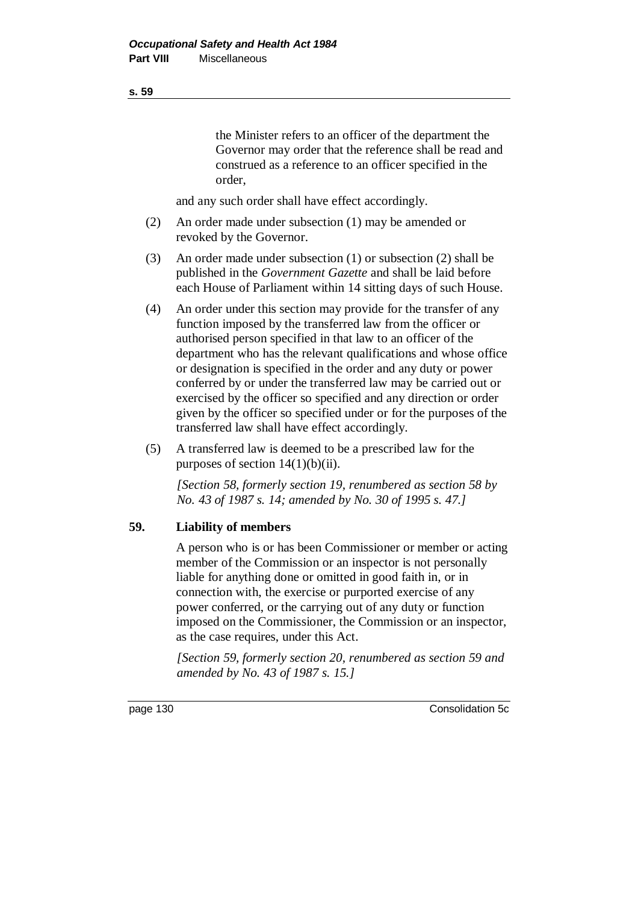the Minister refers to an officer of the department the Governor may order that the reference shall be read and construed as a reference to an officer specified in the order,

and any such order shall have effect accordingly.

(2) An order made under subsection (1) may be amended or revoked by the Governor.

(3) An order made under subsection (1) or subsection (2) shall be published in the *Government Gazette* and shall be laid before each House of Parliament within 14 sitting days of such House.

(4) An order under this section may provide for the transfer of any function imposed by the transferred law from the officer or authorised person specified in that law to an officer of the department who has the relevant qualifications and whose office or designation is specified in the order and any duty or power conferred by or under the transferred law may be carried out or exercised by the officer so specified and any direction or order given by the officer so specified under or for the purposes of the transferred law shall have effect accordingly.

(5) A transferred law is deemed to be a prescribed law for the purposes of section 14(1)(b)(ii).

*[Section 58, formerly section 19, renumbered as section 58 by No. 43 of 1987 s. 14; amended by No. 30 of 1995 s. 47.]*

### 59. Liability of members

A person who is or has been Commissioner or member or acting member of the Commission or an inspector is not personally liable for anything done or omitted in good faith in, or in connection with, the exercise or purported exercise of any power conferred, or the carrying out of any duty or function imposed on the Commissioner, the Commission or an inspector, as the case requires, under this Act.

*[Section 59, formerly section 20, renumbered as section 59 and amended by No. 43 of 1987 s. 15.]*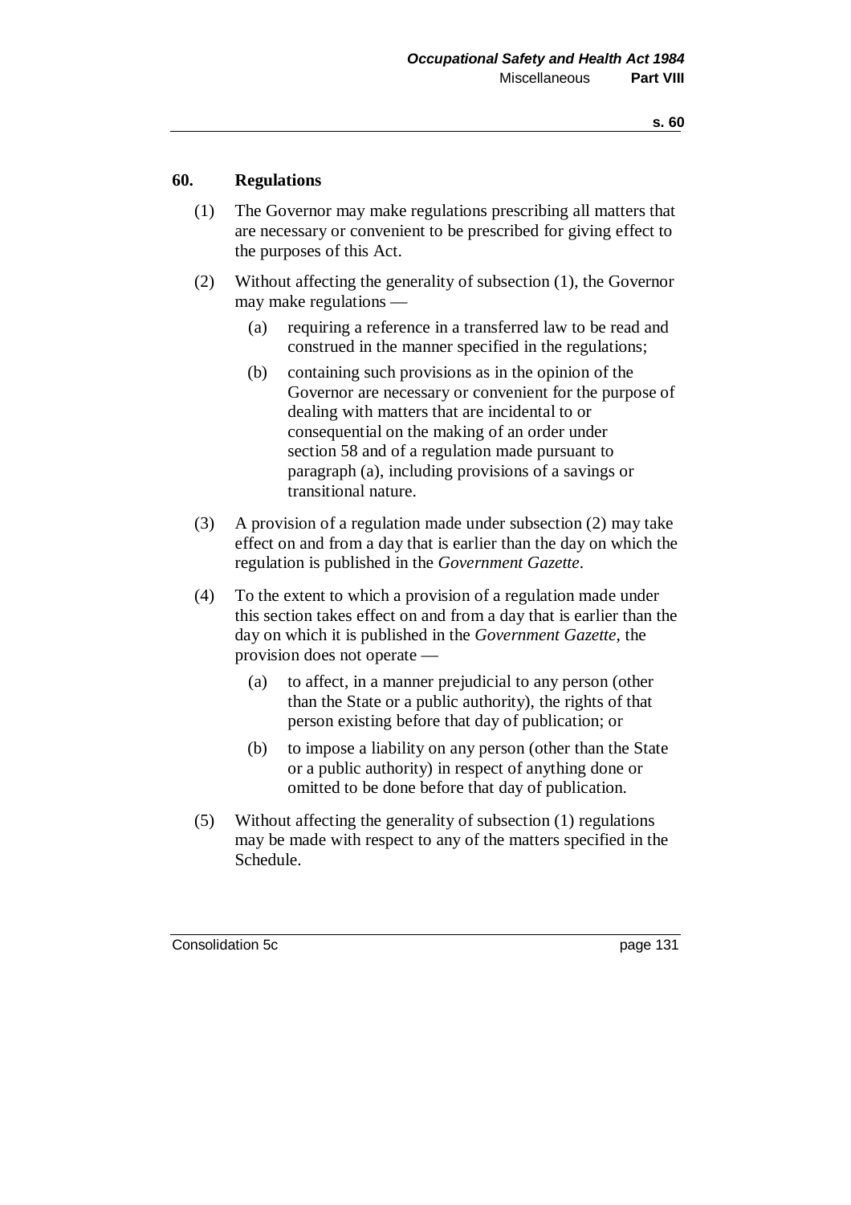## 60. Regulations

(1) The Governor may make regulations prescribing all matters that are necessary or convenient to be prescribed for giving effect to the purposes of this Act.

(2) Without affecting the generality of subsection (1), the Governor may make regulations —

- (a) requiring a reference in a transferred law to be read and construed in the manner specified in the regulations;
- (b) containing such provisions as in the opinion of the Governor are necessary or convenient for the purpose of dealing with matters that are incidental to or consequential on the making of an order under section 58 and of a regulation made pursuant to paragraph (a), including provisions of a savings or transitional nature.

(3) A provision of a regulation made under subsection (2) may take effect on and from a day that is earlier than the day on which the regulation is published in the *Government Gazette*.

(4) To the extent to which a provision of a regulation made under this section takes effect on and from a day that is earlier than the day on which it is published in the *Government Gazette*, the provision does not operate —

- (a) to affect, in a manner prejudicial to any person (other than the State or a public authority), the rights of that person existing before that day of publication; or
- (b) to impose a liability on any person (other than the State or a public authority) in respect of anything done or omitted to be done before that day of publication.

(5) Without affecting the generality of subsection (1) regulations may be made with respect to any of the matters specified in the Schedule.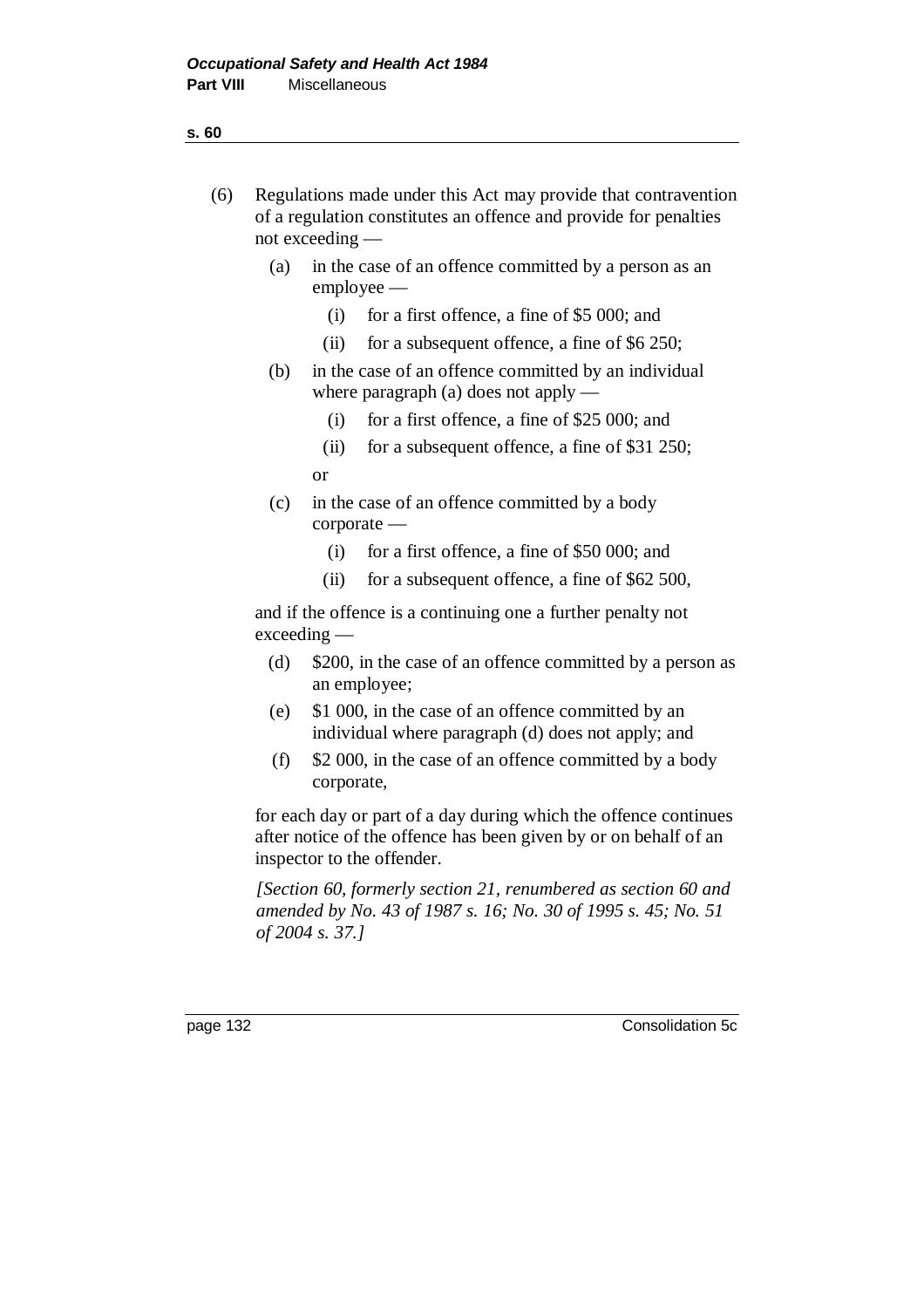(6) Regulations made under this Act may provide that contravention of a regulation constitutes an offence and provide for penalties not exceeding —

(a) in the case of an offence committed by a person as an employee —

(i) for a first offence, a fine of $5 000; and

(ii) for a subsequent offence, a fine of $6 250;

(b) in the case of an offence committed by an individual where paragraph (a) does not apply —

(i) for a first offence, a fine of $25 000; and

(ii) for a subsequent offence, a fine of $31 250;

or

(c) in the case of an offence committed by a body corporate —

(i) for a first offence, a fine of $50 000; and

(ii) for a subsequent offence, a fine of $62 500,

and if the offence is a continuing one a further penalty not exceeding —

(d) $200, in the case of an offence committed by a person as an employee;

(e) $1 000, in the case of an offence committed by an individual where paragraph (d) does not apply; and

(f) $2 000, in the case of an offence committed by a body corporate,

for each day or part of a day during which the offence continues after notice of the offence has been given by or on behalf of an inspector to the offender.

*[Section 60, formerly section 21, renumbered as section 60 and amended by No. 43 of 1987 s. 16; No. 30 of 1995 s. 45; No. 51 of 2004 s. 37.]*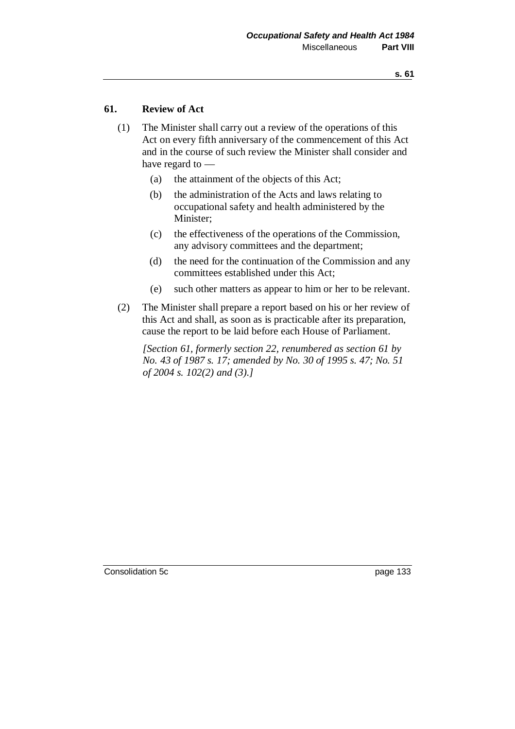## 61. Review of Act

(1) The Minister shall carry out a review of the operations of this Act on every fifth anniversary of the commencement of this Act and in the course of such review the Minister shall consider and have regard to —

(a) the attainment of the objects of this Act;

(b) the administration of the Acts and laws relating to occupational safety and health administered by the Minister;

(c) the effectiveness of the operations of the Commission, any advisory committees and the department;

(d) the need for the continuation of the Commission and any committees established under this Act;

(e) such other matters as appear to him or her to be relevant.

(2) The Minister shall prepare a report based on his or her review of this Act and shall, as soon as is practicable after its preparation, cause the report to be laid before each House of Parliament.

*[Section 61, formerly section 22, renumbered as section 61 by No. 43 of 1987 s. 17; amended by No. 30 of 1995 s. 47; No. 51 of 2004 s. 102(2) and (3).]*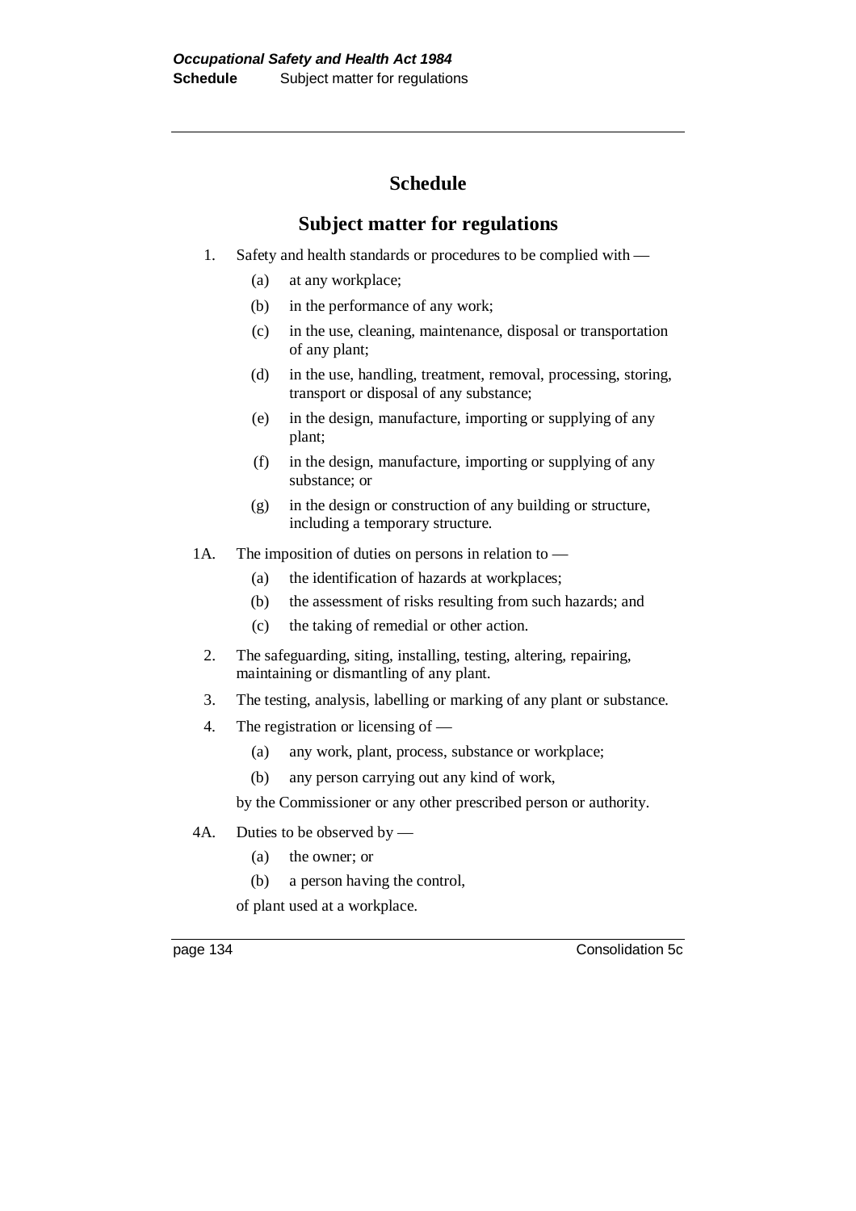# Schedule

## Subject matter for regulations

1. Safety and health standards or procedures to be complied with —
   - (a) at any workplace;
   - (b) in the performance of any work;
   - (c) in the use, cleaning, maintenance, disposal or transportation of any plant;
   - (d) in the use, handling, treatment, removal, processing, storing, transport or disposal of any substance;
   - (e) in the design, manufacture, importing or supplying of any plant;
   - (f) in the design, manufacture, importing or supplying of any substance; or
   - (g) in the design or construction of any building or structure, including a temporary structure.

1A. The imposition of duties on persons in relation to —
   - (a) the identification of hazards at workplaces;
   - (b) the assessment of risks resulting from such hazards; and
   - (c) the taking of remedial or other action.

2. The safeguarding, siting, installing, testing, altering, repairing, maintaining or dismantling of any plant.

3. The testing, analysis, labelling or marking of any plant or substance.

4. The registration or licensing of —
   - (a) any work, plant, process, substance or workplace;
   - (b) any person carrying out any kind of work,

   by the Commissioner or any other prescribed person or authority.

4A. Duties to be observed by —
   - (a) the owner; or
   - (b) a person having the control,

   of plant used at a workplace.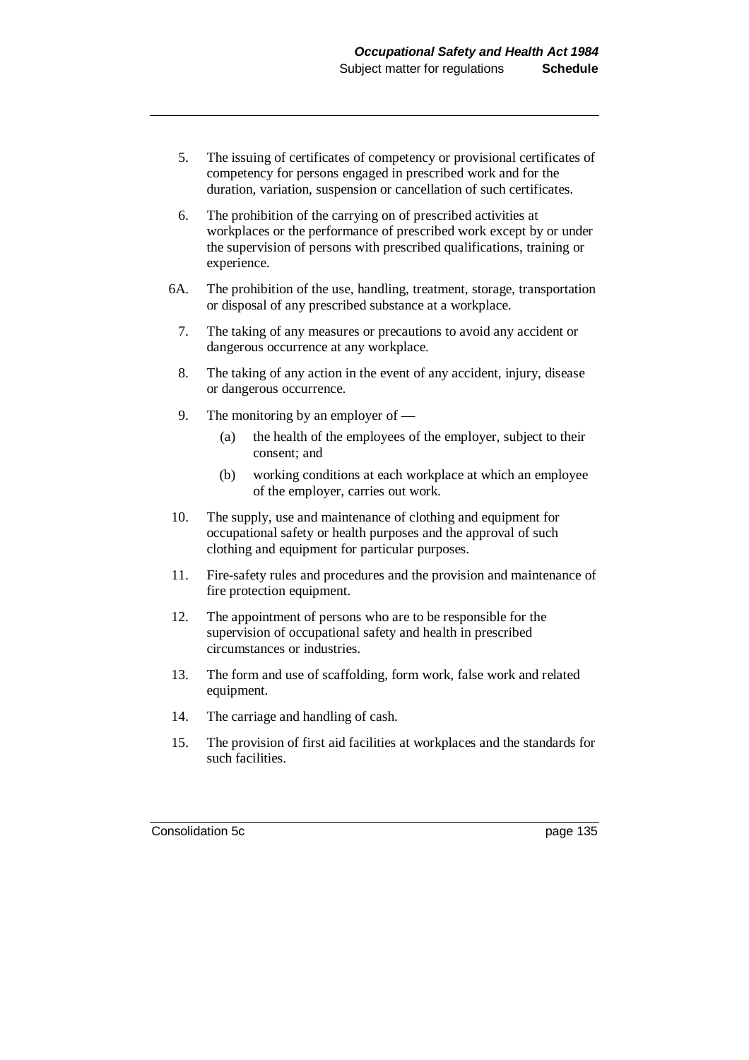5. The issuing of certificates of competency or provisional certificates of competency for persons engaged in prescribed work and for the duration, variation, suspension or cancellation of such certificates.

6. The prohibition of the carrying on of prescribed activities at workplaces or the performance of prescribed work except by or under the supervision of persons with prescribed qualifications, training or experience.

6A. The prohibition of the use, handling, treatment, storage, transportation or disposal of any prescribed substance at a workplace.

7. The taking of any measures or precautions to avoid any accident or dangerous occurrence at any workplace.

8. The taking of any action in the event of any accident, injury, disease or dangerous occurrence.

9. The monitoring by an employer of —

   (a) the health of the employees of the employer, subject to their consent; and

   (b) working conditions at each workplace at which an employee of the employer, carries out work.

10. The supply, use and maintenance of clothing and equipment for occupational safety or health purposes and the approval of such clothing and equipment for particular purposes.

11. Fire-safety rules and procedures and the provision and maintenance of fire protection equipment.

12. The appointment of persons who are to be responsible for the supervision of occupational safety and health in prescribed circumstances or industries.

13. The form and use of scaffolding, form work, false work and related equipment.

14. The carriage and handling of cash.

15. The provision of first aid facilities at workplaces and the standards for such facilities.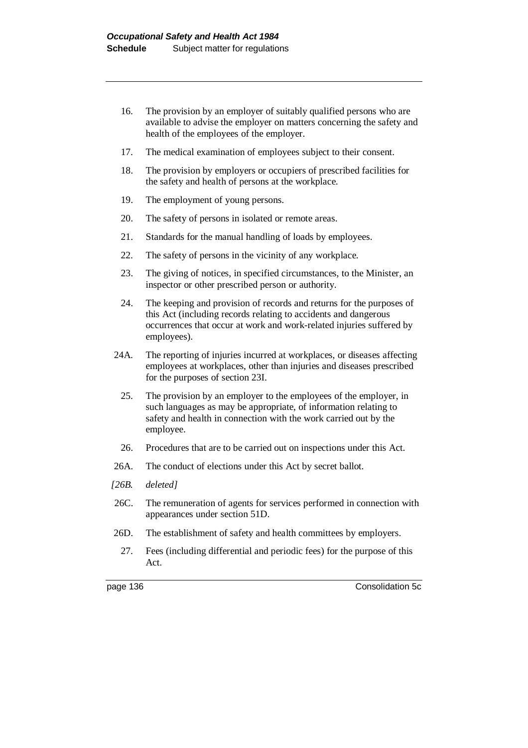16. The provision by an employer of suitably qualified persons who are available to advise the employer on matters concerning the safety and health of the employees of the employer.

17. The medical examination of employees subject to their consent.

18. The provision by employers or occupiers of prescribed facilities for the safety and health of persons at the workplace.

19. The employment of young persons.

20. The safety of persons in isolated or remote areas.

21. Standards for the manual handling of loads by employees.

22. The safety of persons in the vicinity of any workplace.

23. The giving of notices, in specified circumstances, to the Minister, an inspector or other prescribed person or authority.

24. The keeping and provision of records and returns for the purposes of this Act (including records relating to accidents and dangerous occurrences that occur at work and work-related injuries suffered by employees).

24A. The reporting of injuries incurred at workplaces, or diseases affecting employees at workplaces, other than injuries and diseases prescribed for the purposes of section 23I.

25. The provision by an employer to the employees of the employer, in such languages as may be appropriate, of information relating to safety and health in connection with the work carried out by the employee.

26. Procedures that are to be carried out on inspections under this Act.

26A. The conduct of elections under this Act by secret ballot.

*[26B. deleted]*

26C. The remuneration of agents for services performed in connection with appearances under section 51D.

26D. The establishment of safety and health committees by employers.

27. Fees (including differential and periodic fees) for the purpose of this Act.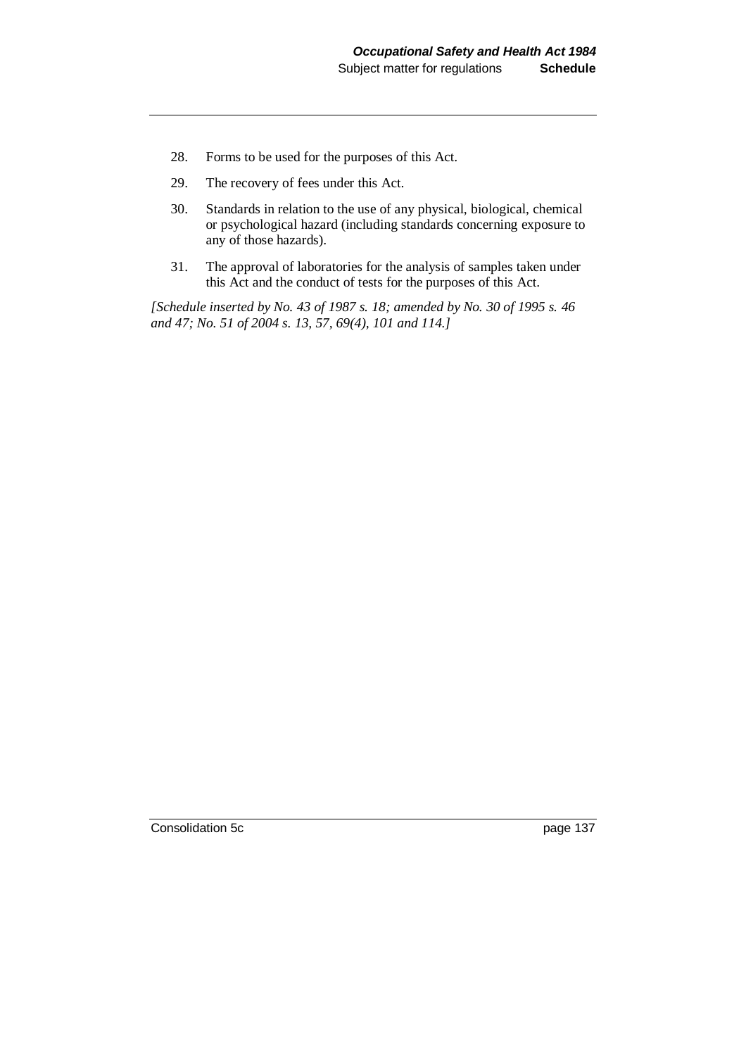28. Forms to be used for the purposes of this Act.

29. The recovery of fees under this Act.

30. Standards in relation to the use of any physical, biological, chemical or psychological hazard (including standards concerning exposure to any of those hazards).

31. The approval of laboratories for the analysis of samples taken under this Act and the conduct of tests for the purposes of this Act.

*[Schedule inserted by No. 43 of 1987 s. 18; amended by No. 30 of 1995 s. 46 and 47; No. 51 of 2004 s. 13, 57, 69(4), 101 and 114.]*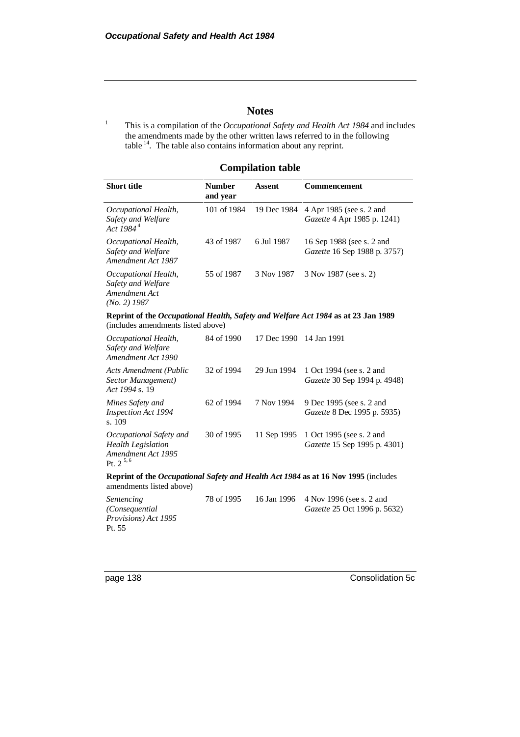## Notes

[1] This is a compilation of the *Occupational Safety and Health Act 1984* and includes the amendments made by the other written laws referred to in the following table [14]. The table also contains information about any reprint.

### Compilation table

| Short title | Number and year | Assent | Commencement |
|---|---|---|---|
| *Occupational Health, Safety and Welfare Act 1984* [4] | 101 of 1984 | 19 Dec 1984 | 4 Apr 1985 (see s. 2 and *Gazette* 4 Apr 1985 p. 1241) |
| *Occupational Health, Safety and Welfare Amendment Act 1987* | 43 of 1987 | 6 Jul 1987 | 16 Sep 1988 (see s. 2 and *Gazette* 16 Sep 1988 p. 3757) |
| *Occupational Health, Safety and Welfare Amendment Act (No. 2) 1987* | 55 of 1987 | 3 Nov 1987 | 3 Nov 1987 (see s. 2) |
| **Reprint of the *Occupational Health, Safety and Welfare Act 1984* as at 23 Jan 1989** (includes amendments listed above) | | | |
| *Occupational Health, Safety and Welfare Amendment Act 1990* | 84 of 1990 | 17 Dec 1990 | 14 Jan 1991 |
| *Acts Amendment (Public Sector Management) Act 1994* s. 19 | 32 of 1994 | 29 Jun 1994 | 1 Oct 1994 (see s. 2 and *Gazette* 30 Sep 1994 p. 4948) |
| *Mines Safety and Inspection Act 1994* s. 109 | 62 of 1994 | 7 Nov 1994 | 9 Dec 1995 (see s. 2 and *Gazette* 8 Dec 1995 p. 5935) |
| *Occupational Safety and Health Legislation Amendment Act 1995* Pt. 2 [5, 6] | 30 of 1995 | 11 Sep 1995 | 1 Oct 1995 (see s. 2 and *Gazette* 15 Sep 1995 p. 4301) |
| **Reprint of the *Occupational Safety and Health Act 1984* as at 16 Nov 1995** (includes amendments listed above) | | | |
| *Sentencing (Consequential Provisions) Act 1995* Pt. 55 | 78 of 1995 | 16 Jan 1996 | 4 Nov 1996 (see s. 2 and *Gazette* 25 Oct 1996 p. 5632) |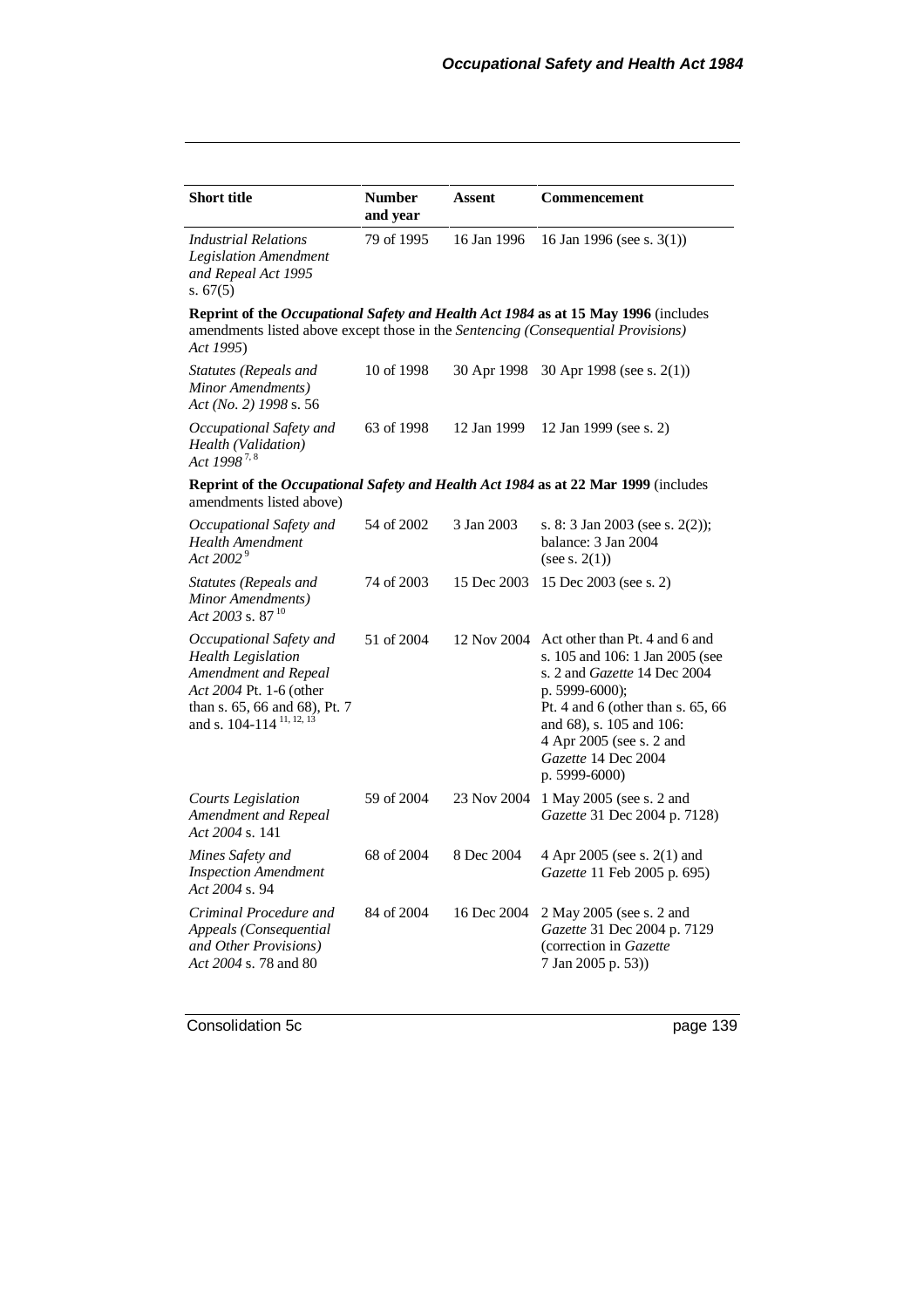| Short title | Number and year | Assent | Commencement |
|---|---|---|---|
| *Industrial Relations Legislation Amendment and Repeal Act 1995* s. 67(5) | 79 of 1995 | 16 Jan 1996 | 16 Jan 1996 (see s. 3(1)) |
| **Reprint of the *Occupational Safety and Health Act 1984* as at 15 May 1996** (includes amendments listed above except those in the *Sentencing (Consequential Provisions) Act 1995*) | | | |
| *Statutes (Repeals and Minor Amendments) Act (No. 2) 1998* s. 56 | 10 of 1998 | 30 Apr 1998 | 30 Apr 1998 (see s. 2(1)) |
| *Occupational Safety and Health (Validation) Act 1998* [7, 8] | 63 of 1998 | 12 Jan 1999 | 12 Jan 1999 (see s. 2) |
| **Reprint of the *Occupational Safety and Health Act 1984* as at 22 Mar 1999** (includes amendments listed above) | | | |
| *Occupational Safety and Health Amendment Act 2002* [9] | 54 of 2002 | 3 Jan 2003 | s. 8: 3 Jan 2003 (see s. 2(2)); balance: 3 Jan 2004 (see s. 2(1)) |
| *Statutes (Repeals and Minor Amendments) Act 2003* s. 87 [10] | 74 of 2003 | 15 Dec 2003 | 15 Dec 2003 (see s. 2) |
| *Occupational Safety and Health Legislation Amendment and Repeal Act 2004* Pt. 1-6 (other than s. 65, 66 and 68), Pt. 7 and s. 104-114 [11, 12, 13] | 51 of 2004 | 12 Nov 2004 | Act other than Pt. 4 and 6 and s. 105 and 106: 1 Jan 2005 (see s. 2 and *Gazette* 14 Dec 2004 p. 5999-6000); Pt. 4 and 6 (other than s. 65, 66 and 68), s. 105 and 106: 4 Apr 2005 (see s. 2 and *Gazette* 14 Dec 2004 p. 5999-6000) |
| *Courts Legislation Amendment and Repeal Act 2004* s. 141 | 59 of 2004 | 23 Nov 2004 | 1 May 2005 (see s. 2 and *Gazette* 31 Dec 2004 p. 7128) |
| *Mines Safety and Inspection Amendment Act 2004* s. 94 | 68 of 2004 | 8 Dec 2004 | 4 Apr 2005 (see s. 2(1) and *Gazette* 11 Feb 2005 p. 695) |
| *Criminal Procedure and Appeals (Consequential and Other Provisions) Act 2004* s. 78 and 80 | 84 of 2004 | 16 Dec 2004 | 2 May 2005 (see s. 2 and *Gazette* 31 Dec 2004 p. 7129 (correction in *Gazette* 7 Jan 2005 p. 53)) |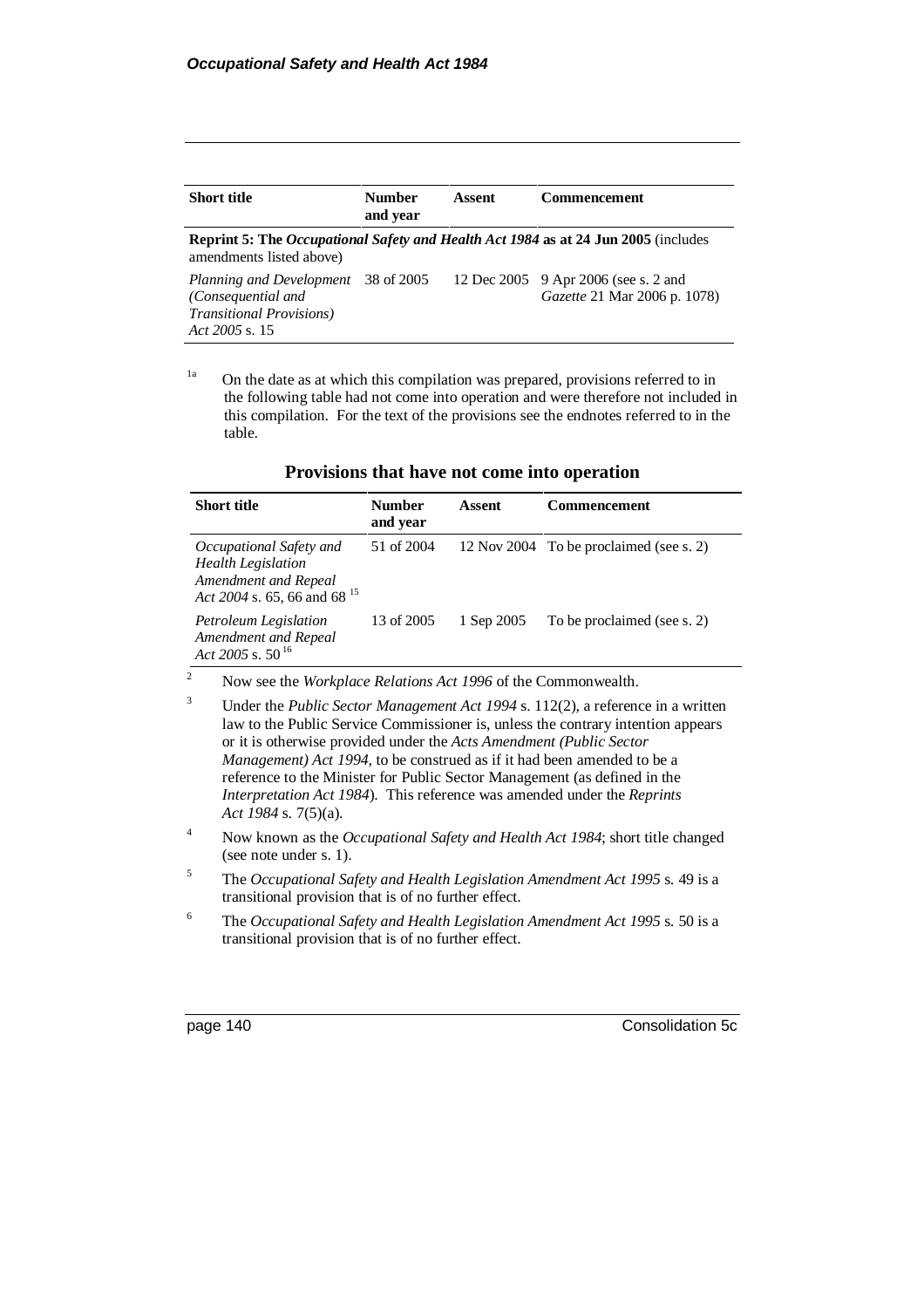| Short title | Number and year | Assent | Commencement |
|---|---|---|---|
| **Reprint 5: The *Occupational Safety and Health Act 1984* as at 24 Jun 2005** (includes amendments listed above) | | | |
| *Planning and Development (Consequential and Transitional Provisions) Act 2005* s. 15 | 38 of 2005 | 12 Dec 2005 | 9 Apr 2006 (see s. 2 and *Gazette* 21 Mar 2006 p. 1078) |

[1a] On the date as at which this compilation was prepared, provisions referred to in the following table had not come into operation and were therefore not included in this compilation. For the text of the provisions see the endnotes referred to in the table.

### Provisions that have not come into operation

| Short title | Number and year | Assent | Commencement |
|---|---|---|---|
| *Occupational Safety and Health Legislation Amendment and Repeal Act 2004* s. 65, 66 and 68 [15] | 51 of 2004 | 12 Nov 2004 | To be proclaimed (see s. 2) |
| *Petroleum Legislation Amendment and Repeal Act 2005* s. 50 [16] | 13 of 2005 | 1 Sep 2005 | To be proclaimed (see s. 2) |

[2] Now see the *Workplace Relations Act 1996* of the Commonwealth.

[3] Under the *Public Sector Management Act 1994* s. 112(2), a reference in a written law to the Public Service Commissioner is, unless the contrary intention appears or it is otherwise provided under the *Acts Amendment (Public Sector Management) Act 1994*, to be construed as if it had been amended to be a reference to the Minister for Public Sector Management (as defined in the *Interpretation Act 1984*). This reference was amended under the *Reprints Act 1984* s. 7(5)(a).

[4] Now known as the *Occupational Safety and Health Act 1984*; short title changed (see note under s. 1).

[5] The *Occupational Safety and Health Legislation Amendment Act 1995* s. 49 is a transitional provision that is of no further effect.

[6] The *Occupational Safety and Health Legislation Amendment Act 1995* s. 50 is a transitional provision that is of no further effect.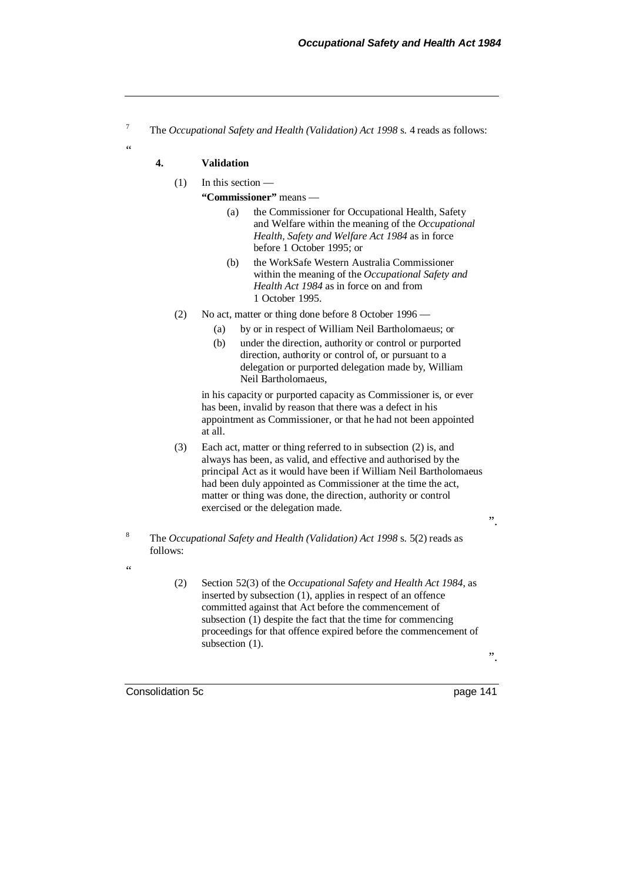[7] The *Occupational Safety and Health (Validation) Act 1998* s. 4 reads as follows:

"

**4. Validation**

(1) In this section —

**"Commissioner"** means —

(a) the Commissioner for Occupational Health, Safety and Welfare within the meaning of the *Occupational Health, Safety and Welfare Act 1984* as in force before 1 October 1995; or

(b) the WorkSafe Western Australia Commissioner within the meaning of the *Occupational Safety and Health Act 1984* as in force on and from 1 October 1995.

(2) No act, matter or thing done before 8 October 1996 —

(a) by or in respect of William Neil Bartholomaeus; or

(b) under the direction, authority or control or purported direction, authority or control of, or pursuant to a delegation or purported delegation made by, William Neil Bartholomaeus,

in his capacity or purported capacity as Commissioner is, or ever has been, invalid by reason that there was a defect in his appointment as Commissioner, or that he had not been appointed at all.

(3) Each act, matter or thing referred to in subsection (2) is, and always has been, as valid, and effective and authorised by the principal Act as it would have been if William Neil Bartholomaeus had been duly appointed as Commissioner at the time the act, matter or thing was done, the direction, authority or control exercised or the delegation made.

".

[8] The *Occupational Safety and Health (Validation) Act 1998* s. 5(2) reads as follows:

"

(2) Section 52(3) of the *Occupational Safety and Health Act 1984*, as inserted by subsection (1), applies in respect of an offence committed against that Act before the commencement of subsection (1) despite the fact that the time for commencing proceedings for that offence expired before the commencement of subsection (1).

".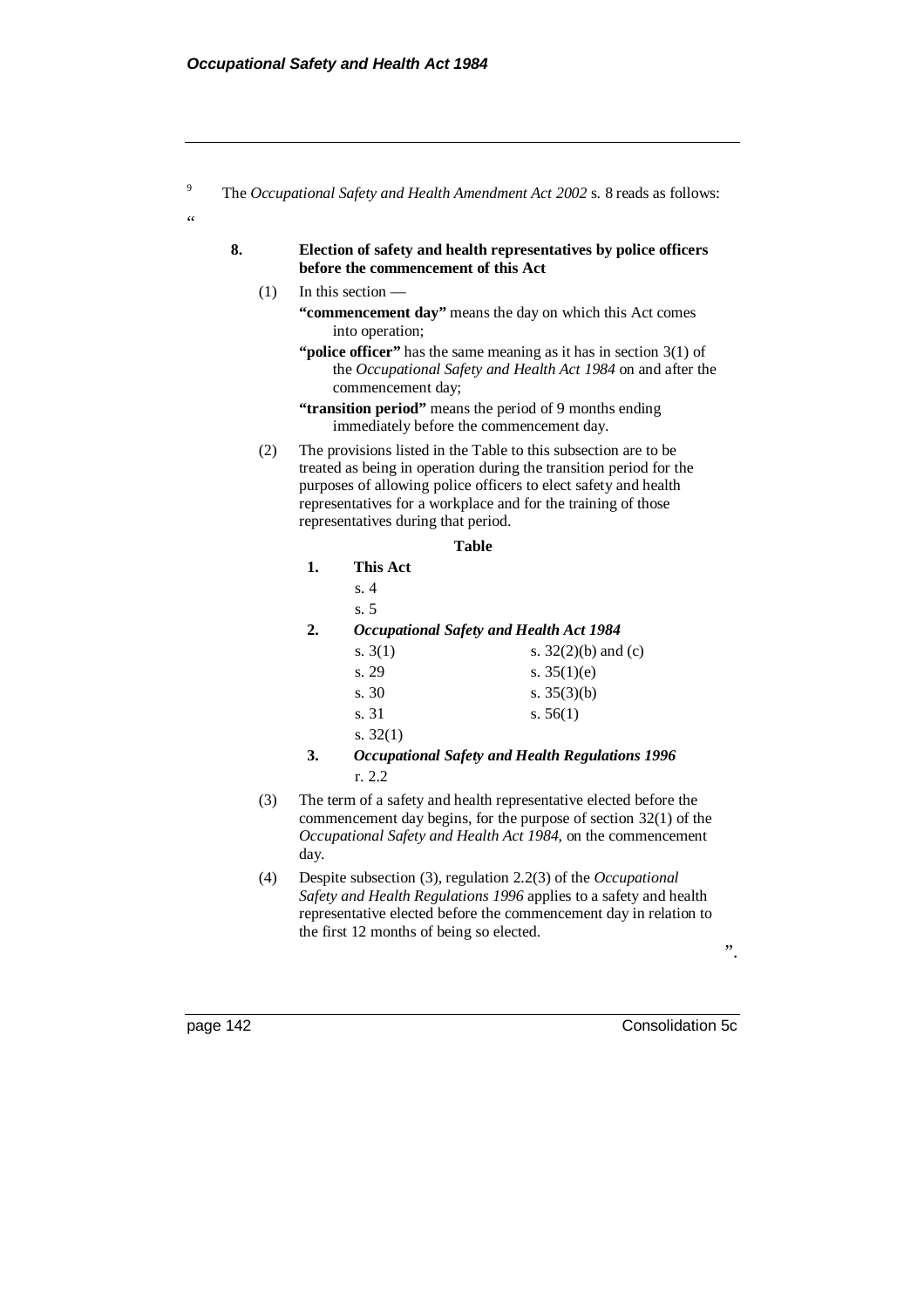[9] The *Occupational Safety and Health Amendment Act 2002* s. 8 reads as follows:

"

**8. Election of safety and health representatives by police officers before the commencement of this Act**

(1) In this section —

**"commencement day"** means the day on which this Act comes into operation;

**"police officer"** has the same meaning as it has in section 3(1) of the *Occupational Safety and Health Act 1984* on and after the commencement day;

**"transition period"** means the period of 9 months ending immediately before the commencement day.

(2) The provisions listed in the Table to this subsection are to be treated as being in operation during the transition period for the purposes of allowing police officers to elect safety and health representatives for a workplace and for the training of those representatives during that period.

**Table**

| | | |
|---|---|---|
| **1.** | **This Act** | |
| | s. 4 | |
| | s. 5 | |
| **2.** | ***Occupational Safety and Health Act 1984*** | |
| | s. 3(1) | s. 32(2)(b) and (c) |
| | s. 29 | s. 35(1)(e) |
| | s. 30 | s. 35(3)(b) |
| | s. 31 | s. 56(1) |
| | s. 32(1) | |
| **3.** | ***Occupational Safety and Health Regulations 1996*** | |
| | r. 2.2 | |

(3) The term of a safety and health representative elected before the commencement day begins, for the purpose of section 32(1) of the *Occupational Safety and Health Act 1984*, on the commencement day.

(4) Despite subsection (3), regulation 2.2(3) of the *Occupational Safety and Health Regulations 1996* applies to a safety and health representative elected before the commencement day in relation to the first 12 months of being so elected.

".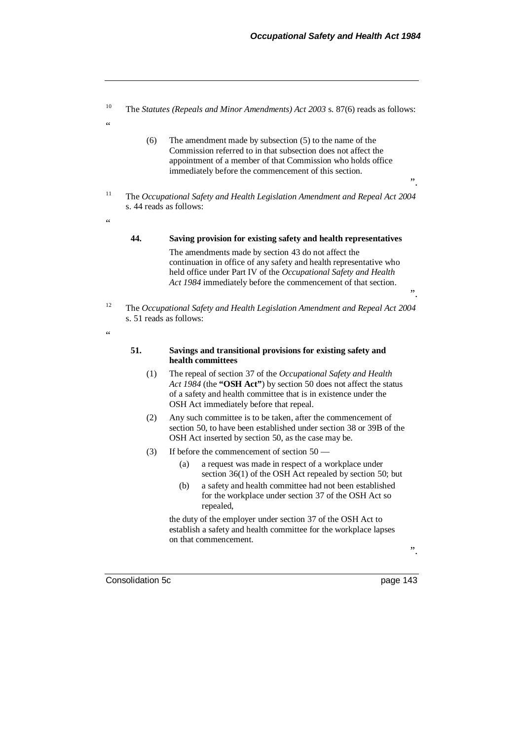[10] The *Statutes (Repeals and Minor Amendments) Act 2003* s. 87(6) reads as follows:

"

(6) The amendment made by subsection (5) to the name of the Commission referred to in that subsection does not affect the appointment of a member of that Commission who holds office immediately before the commencement of this section.

".

[11] The *Occupational Safety and Health Legislation Amendment and Repeal Act 2004* s. 44 reads as follows:

"

**44. Saving provision for existing safety and health representatives**

The amendments made by section 43 do not affect the continuation in office of any safety and health representative who held office under Part IV of the *Occupational Safety and Health Act 1984* immediately before the commencement of that section.

".

[12] The *Occupational Safety and Health Legislation Amendment and Repeal Act 2004* s. 51 reads as follows:

"

**51. Savings and transitional provisions for existing safety and health committees**

(1) The repeal of section 37 of the *Occupational Safety and Health Act 1984* (the **"OSH Act"**) by section 50 does not affect the status of a safety and health committee that is in existence under the OSH Act immediately before that repeal.

(2) Any such committee is to be taken, after the commencement of section 50, to have been established under section 38 or 39B of the OSH Act inserted by section 50, as the case may be.

(3) If before the commencement of section 50 —

(a) a request was made in respect of a workplace under section 36(1) of the OSH Act repealed by section 50; but

(b) a safety and health committee had not been established for the workplace under section 37 of the OSH Act so repealed,

the duty of the employer under section 37 of the OSH Act to establish a safety and health committee for the workplace lapses on that commencement.

".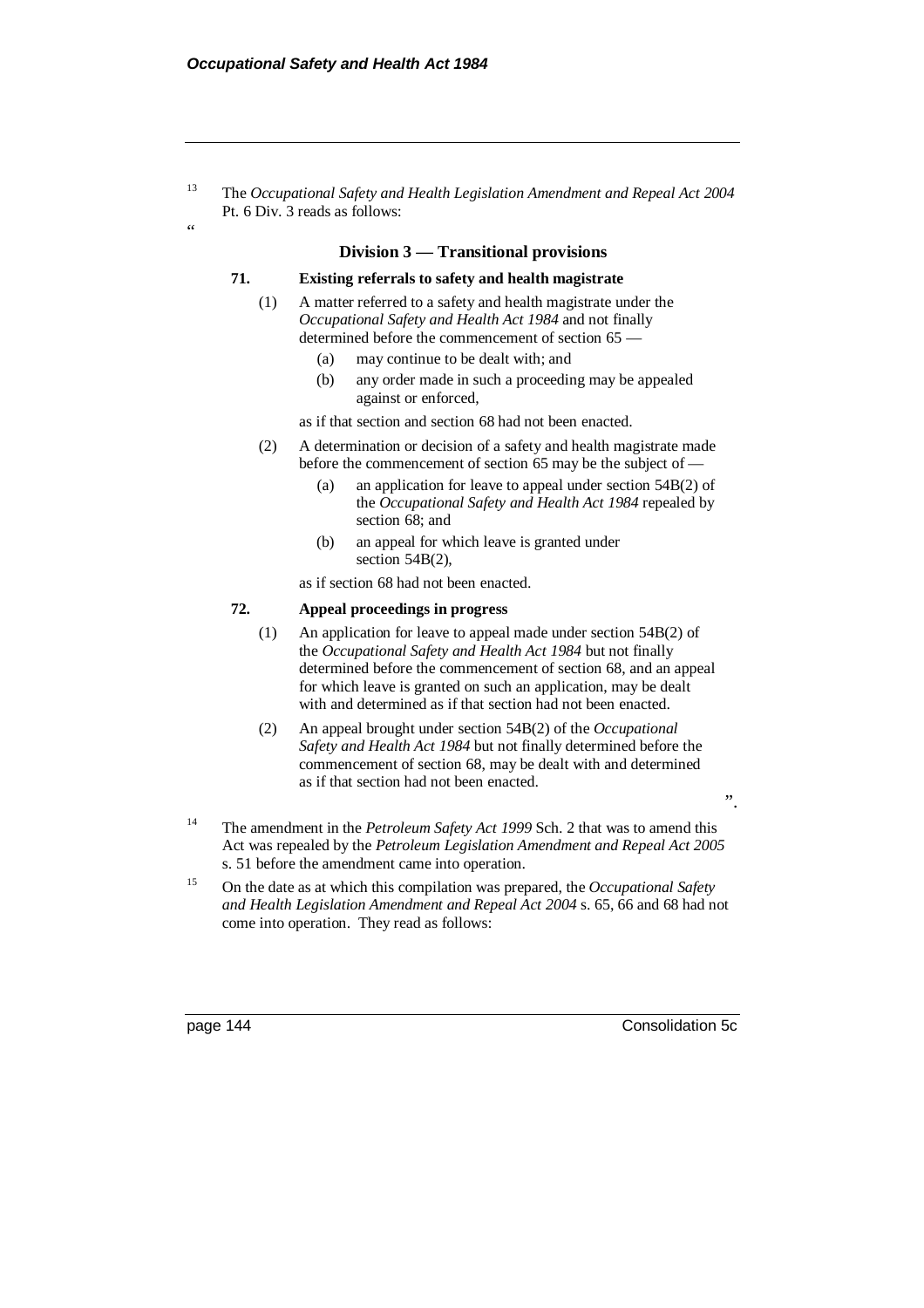[13] The *Occupational Safety and Health Legislation Amendment and Repeal Act 2004* Pt. 6 Div. 3 reads as follows:

"

**Division 3 — Transitional provisions**

**71. Existing referrals to safety and health magistrate**

(1) A matter referred to a safety and health magistrate under the *Occupational Safety and Health Act 1984* and not finally determined before the commencement of section 65 —

(a) may continue to be dealt with; and

(b) any order made in such a proceeding may be appealed against or enforced,

as if that section and section 68 had not been enacted.

(2) A determination or decision of a safety and health magistrate made before the commencement of section 65 may be the subject of —

(a) an application for leave to appeal under section 54B(2) of the *Occupational Safety and Health Act 1984* repealed by section 68; and

(b) an appeal for which leave is granted under section 54B(2),

as if section 68 had not been enacted.

**72. Appeal proceedings in progress**

(1) An application for leave to appeal made under section 54B(2) of the *Occupational Safety and Health Act 1984* but not finally determined before the commencement of section 68, and an appeal for which leave is granted on such an application, may be dealt with and determined as if that section had not been enacted.

(2) An appeal brought under section 54B(2) of the *Occupational Safety and Health Act 1984* but not finally determined before the commencement of section 68, may be dealt with and determined as if that section had not been enacted.

".

[14] The amendment in the *Petroleum Safety Act 1999* Sch. 2 that was to amend this Act was repealed by the *Petroleum Legislation Amendment and Repeal Act 2005* s. 51 before the amendment came into operation.

[15] On the date as at which this compilation was prepared, the *Occupational Safety and Health Legislation Amendment and Repeal Act 2004* s. 65, 66 and 68 had not come into operation. They read as follows: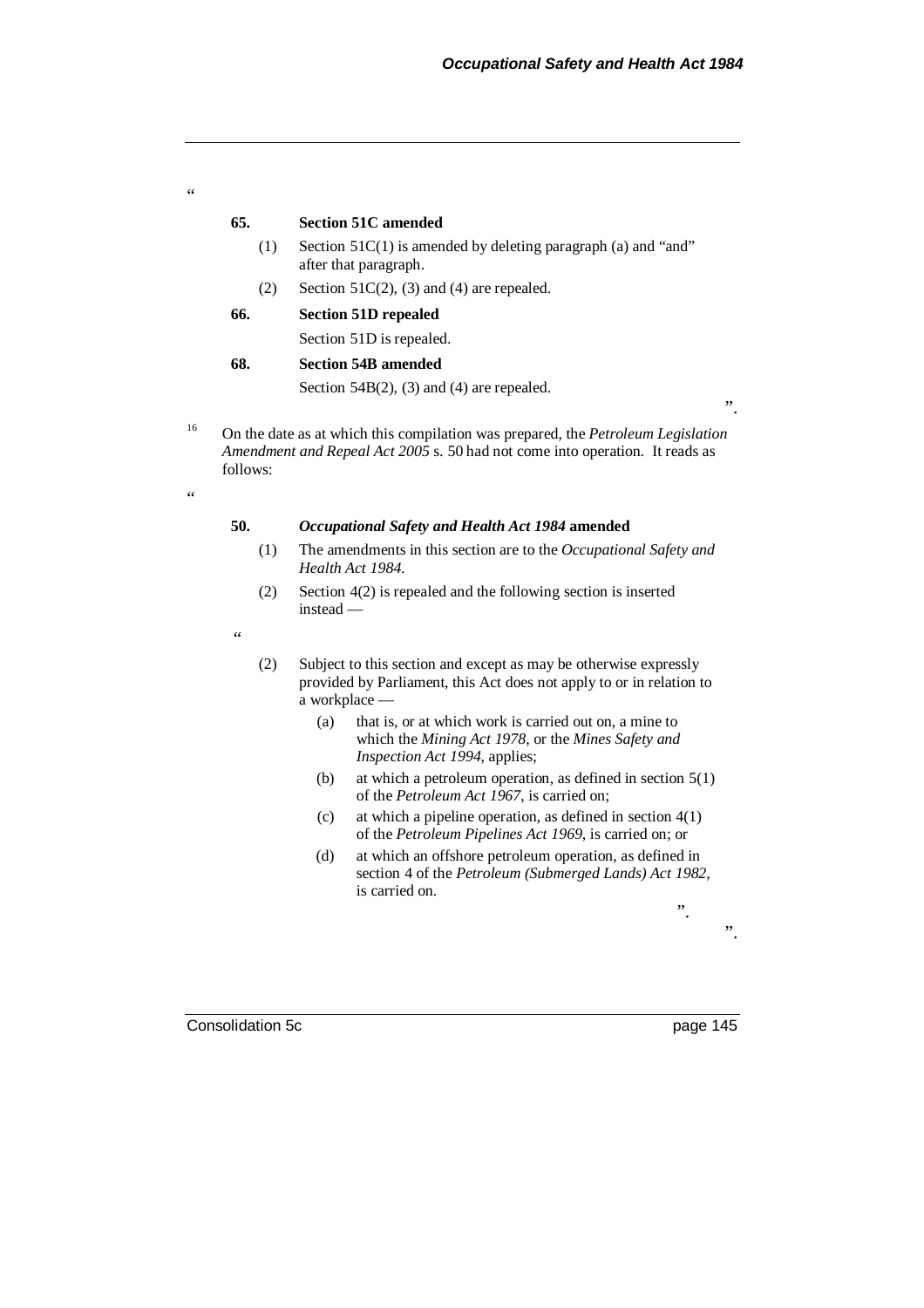"

**65. Section 51C amended**

(1) Section 51C(1) is amended by deleting paragraph (a) and "and" after that paragraph.

(2) Section 51C(2), (3) and (4) are repealed.

**66. Section 51D repealed**

Section 51D is repealed.

**68. Section 54B amended**

Section 54B(2), (3) and (4) are repealed.

".

[16] On the date as at which this compilation was prepared, the *Petroleum Legislation Amendment and Repeal Act 2005* s. 50 had not come into operation. It reads as follows:

"

**50. *Occupational Safety and Health Act 1984* amended**

(1) The amendments in this section are to the *Occupational Safety and Health Act 1984*.

(2) Section 4(2) is repealed and the following section is inserted instead —

"

(2) Subject to this section and except as may be otherwise expressly provided by Parliament, this Act does not apply to or in relation to a workplace —

(a) that is, or at which work is carried out on, a mine to which the *Mining Act 1978*, or the *Mines Safety and Inspection Act 1994*, applies;

(b) at which a petroleum operation, as defined in section 5(1) of the *Petroleum Act 1967*, is carried on;

(c) at which a pipeline operation, as defined in section 4(1) of the *Petroleum Pipelines Act 1969*, is carried on; or

(d) at which an offshore petroleum operation, as defined in section 4 of the *Petroleum (Submerged Lands) Act 1982*, is carried on.

".

".